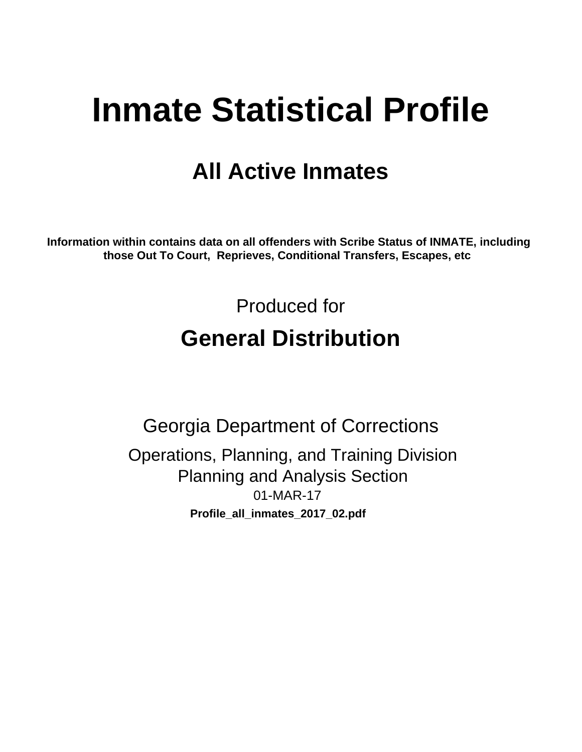# Inmate Statistical Profile

## All Active Inmates

**Information within contains data on all offenders with Scribe Status of INMATE, including those Out To Court, Reprieves, Conditional Transfers, Escapes, etc**

Produced for

## General Distribution

Georgia Department of Corrections

Operations, Planning, and Training Division
Planning and Analysis Section
01-MAR-17

**Profile_all_inmates_2017_02.pdf**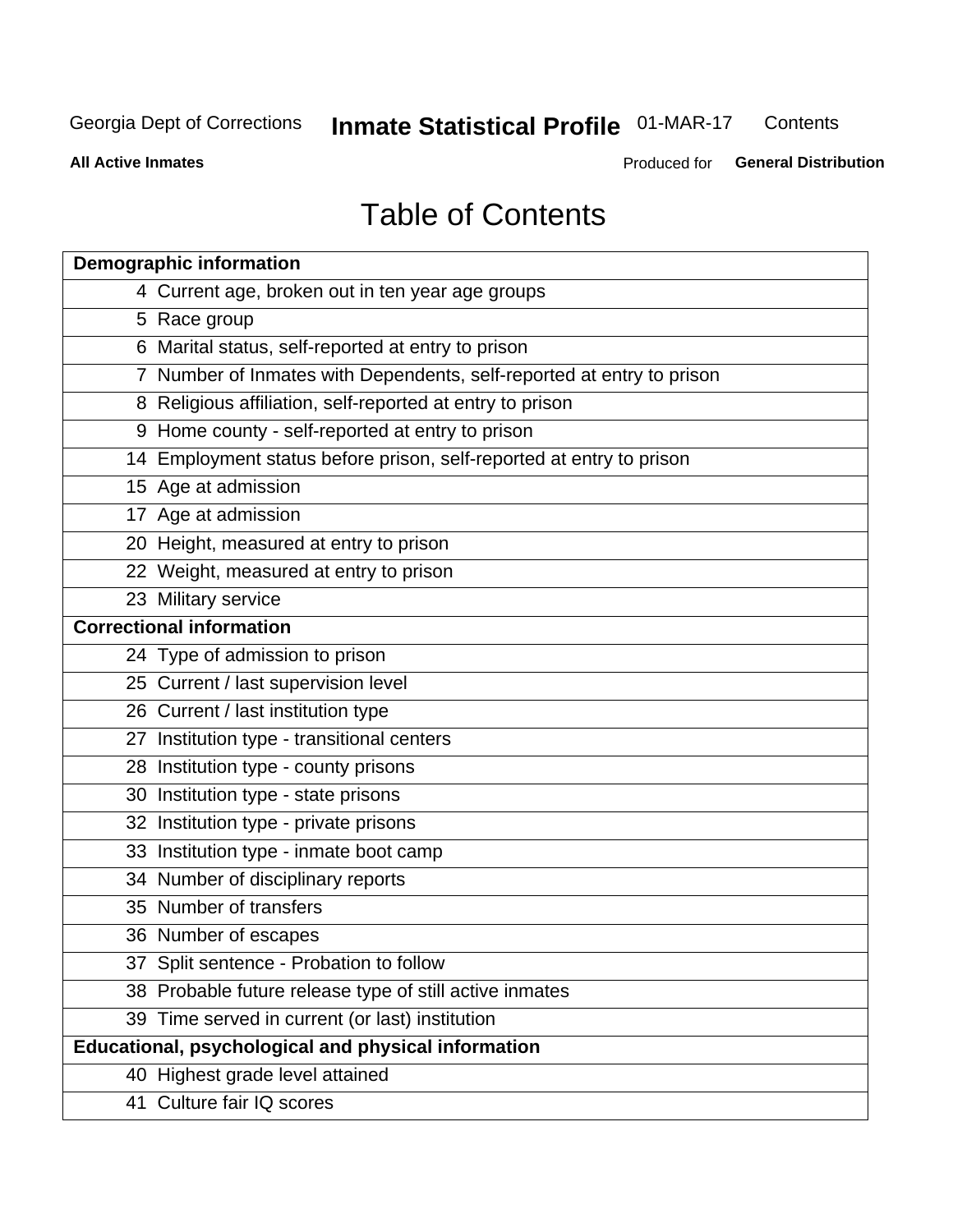Georgia Dept of Corrections **Inmate Statistical Profile** 01-MAR-17 Contents

**All Active Inmates** Produced for **General Distribution**

# Table of Contents

| **Demographic information** | |
|---|---|
| 4 | Current age, broken out in ten year age groups |
| 5 | Race group |
| 6 | Marital status, self-reported at entry to prison |
| 7 | Number of Inmates with Dependents, self-reported at entry to prison |
| 8 | Religious affiliation, self-reported at entry to prison |
| 9 | Home county - self-reported at entry to prison |
| 14 | Employment status before prison, self-reported at entry to prison |
| 15 | Age at admission |
| 17 | Age at admission |
| 20 | Height, measured at entry to prison |
| 22 | Weight, measured at entry to prison |
| 23 | Military service |
| **Correctional information** | |
| 24 | Type of admission to prison |
| 25 | Current / last supervision level |
| 26 | Current / last institution type |
| 27 | Institution type - transitional centers |
| 28 | Institution type - county prisons |
| 30 | Institution type - state prisons |
| 32 | Institution type - private prisons |
| 33 | Institution type - inmate boot camp |
| 34 | Number of disciplinary reports |
| 35 | Number of transfers |
| 36 | Number of escapes |
| 37 | Split sentence - Probation to follow |
| 38 | Probable future release type of still active inmates |
| 39 | Time served in current (or last) institution |
| **Educational, psychological and physical information** | |
| 40 | Highest grade level attained |
| 41 | Culture fair IQ scores |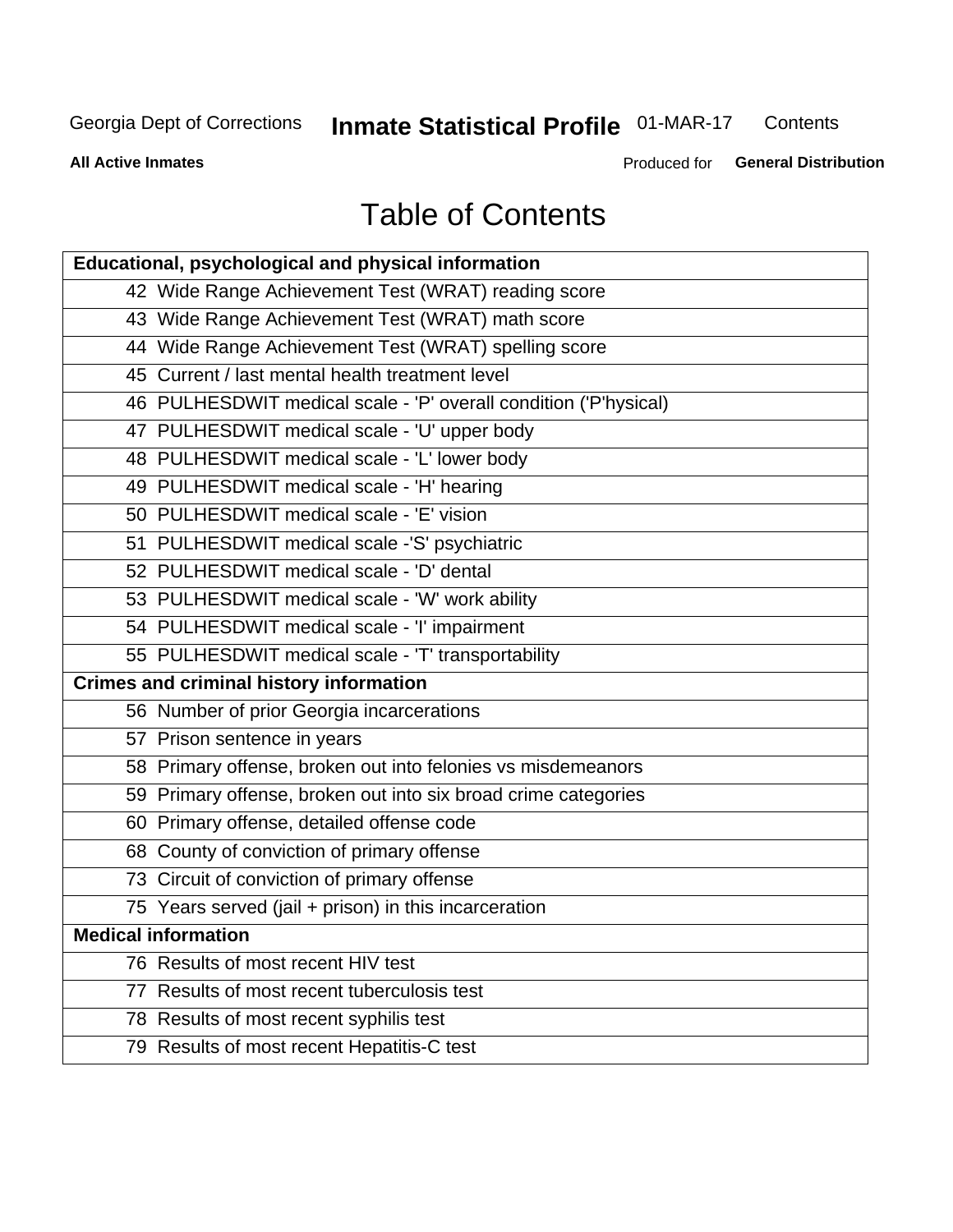# Table of Contents

| Educational, psychological and physical information |
|---|
| 42 Wide Range Achievement Test (WRAT) reading score |
| 43 Wide Range Achievement Test (WRAT) math score |
| 44 Wide Range Achievement Test (WRAT) spelling score |
| 45 Current / last mental health treatment level |
| 46 PULHESDWIT medical scale - 'P' overall condition ('P'hysical) |
| 47 PULHESDWIT medical scale - 'U' upper body |
| 48 PULHESDWIT medical scale - 'L' lower body |
| 49 PULHESDWIT medical scale - 'H' hearing |
| 50 PULHESDWIT medical scale - 'E' vision |
| 51 PULHESDWIT medical scale -'S' psychiatric |
| 52 PULHESDWIT medical scale - 'D' dental |
| 53 PULHESDWIT medical scale - 'W' work ability |
| 54 PULHESDWIT medical scale - 'I' impairment |
| 55 PULHESDWIT medical scale - 'T' transportability |
| **Crimes and criminal history information** |
| 56 Number of prior Georgia incarcerations |
| 57 Prison sentence in years |
| 58 Primary offense, broken out into felonies vs misdemeanors |
| 59 Primary offense, broken out into six broad crime categories |
| 60 Primary offense, detailed offense code |
| 68 County of conviction of primary offense |
| 73 Circuit of conviction of primary offense |
| 75 Years served (jail + prison) in this incarceration |
| **Medical information** |
| 76 Results of most recent HIV test |
| 77 Results of most recent tuberculosis test |
| 78 Results of most recent syphilis test |
| 79 Results of most recent Hepatitis-C test |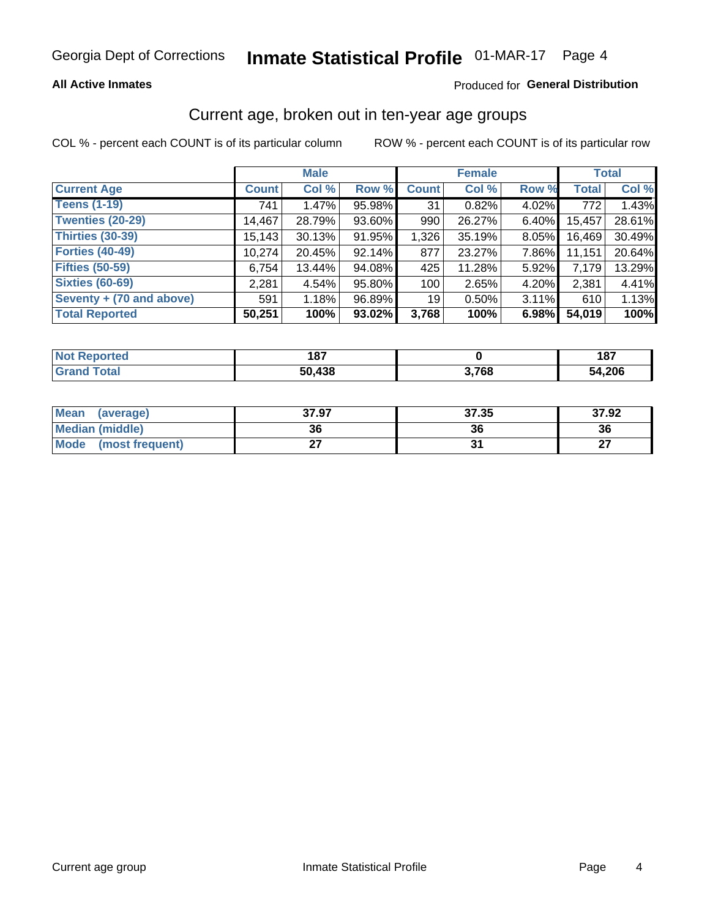# Inmate Statistical Profile

Georgia Dept of Corrections — 01-MAR-17

**All Active Inmates** — Produced for **General Distribution**

## Current age, broken out in ten-year age groups

COL % - percent each COUNT is of its particular column     ROW % - percent each COUNT is of its particular row

| | Male | | | Female | | | Total | |
|---|---|---|---|---|---|---|---|---|
| **Current Age** | **Count** | **Col %** | **Row %** | **Count** | **Col %** | **Row %** | **Total** | **Col %** |
| Teens (1-19) | 741 | 1.47% | 95.98% | 31 | 0.82% | 4.02% | 772 | 1.43% |
| Twenties (20-29) | 14,467 | 28.79% | 93.60% | 990 | 26.27% | 6.40% | 15,457 | 28.61% |
| Thirties (30-39) | 15,143 | 30.13% | 91.95% | 1,326 | 35.19% | 8.05% | 16,469 | 30.49% |
| Forties (40-49) | 10,274 | 20.45% | 92.14% | 877 | 23.27% | 7.86% | 11,151 | 20.64% |
| Fifties (50-59) | 6,754 | 13.44% | 94.08% | 425 | 11.28% | 5.92% | 7,179 | 13.29% |
| Sixties (60-69) | 2,281 | 4.54% | 95.80% | 100 | 2.65% | 4.20% | 2,381 | 4.41% |
| Seventy + (70 and above) | 591 | 1.18% | 96.89% | 19 | 0.50% | 3.11% | 610 | 1.13% |
| **Total Reported** | **50,251** | **100%** | **93.02%** | **3,768** | **100%** | **6.98%** | **54,019** | **100%** |

| | Male | Female | Total |
|---|---|---|---|
| Not Reported | 187 | 0 | 187 |
| Grand Total | 50,438 | 3,768 | 54,206 |

| | Male | Female | Total |
|---|---|---|---|
| Mean (average) | 37.97 | 37.35 | 37.92 |
| Median (middle) | 36 | 36 | 36 |
| Mode (most frequent) | 27 | 31 | 27 |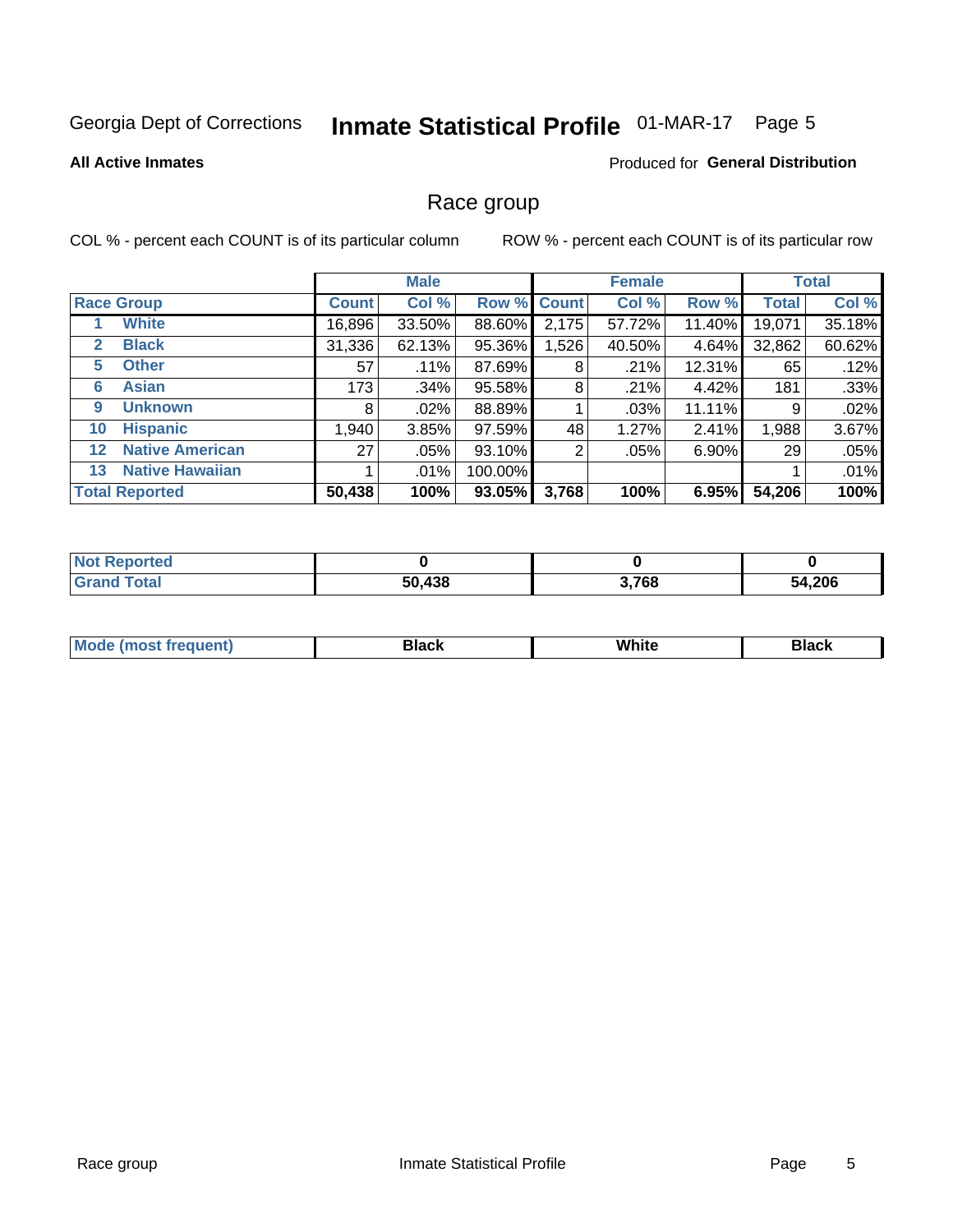Georgia Dept of Corrections **Inmate Statistical Profile** 01-MAR-17 Page 5

**All Active Inmates**

Produced for **General Distribution**

# Race group

COL % - percent each COUNT is of its particular column

ROW % - percent each COUNT is of its particular row

| | | Male | | | Female | | | Total | |
|---|---|---|---|---|---|---|---|---|---|
| Race Group | | Count | Col % | Row % | Count | Col % | Row % | Total | Col % |
| 1 | White | 16,896 | 33.50% | 88.60% | 2,175 | 57.72% | 11.40% | 19,071 | 35.18% |
| 2 | Black | 31,336 | 62.13% | 95.36% | 1,526 | 40.50% | 4.64% | 32,862 | 60.62% |
| 5 | Other | 57 | .11% | 87.69% | 8 | .21% | 12.31% | 65 | .12% |
| 6 | Asian | 173 | .34% | 95.58% | 8 | .21% | 4.42% | 181 | .33% |
| 9 | Unknown | 8 | .02% | 88.89% | 1 | .03% | 11.11% | 9 | .02% |
| 10 | Hispanic | 1,940 | 3.85% | 97.59% | 48 | 1.27% | 2.41% | 1,988 | 3.67% |
| 12 | Native American | 27 | .05% | 93.10% | 2 | .05% | 6.90% | 29 | .05% |
| 13 | Native Hawaiian | 1 | .01% | 100.00% | | | | 1 | .01% |
| **Total Reported** | | **50,438** | **100%** | **93.05%** | **3,768** | **100%** | **6.95%** | **54,206** | **100%** |

| | Male | Female | Total |
|---|---|---|---|
| Not Reported | **0** | **0** | **0** |
| Grand Total | **50,438** | **3,768** | **54,206** |

| | Male | Female | Total |
|---|---|---|---|
| Mode (most frequent) | **Black** | **White** | **Black** |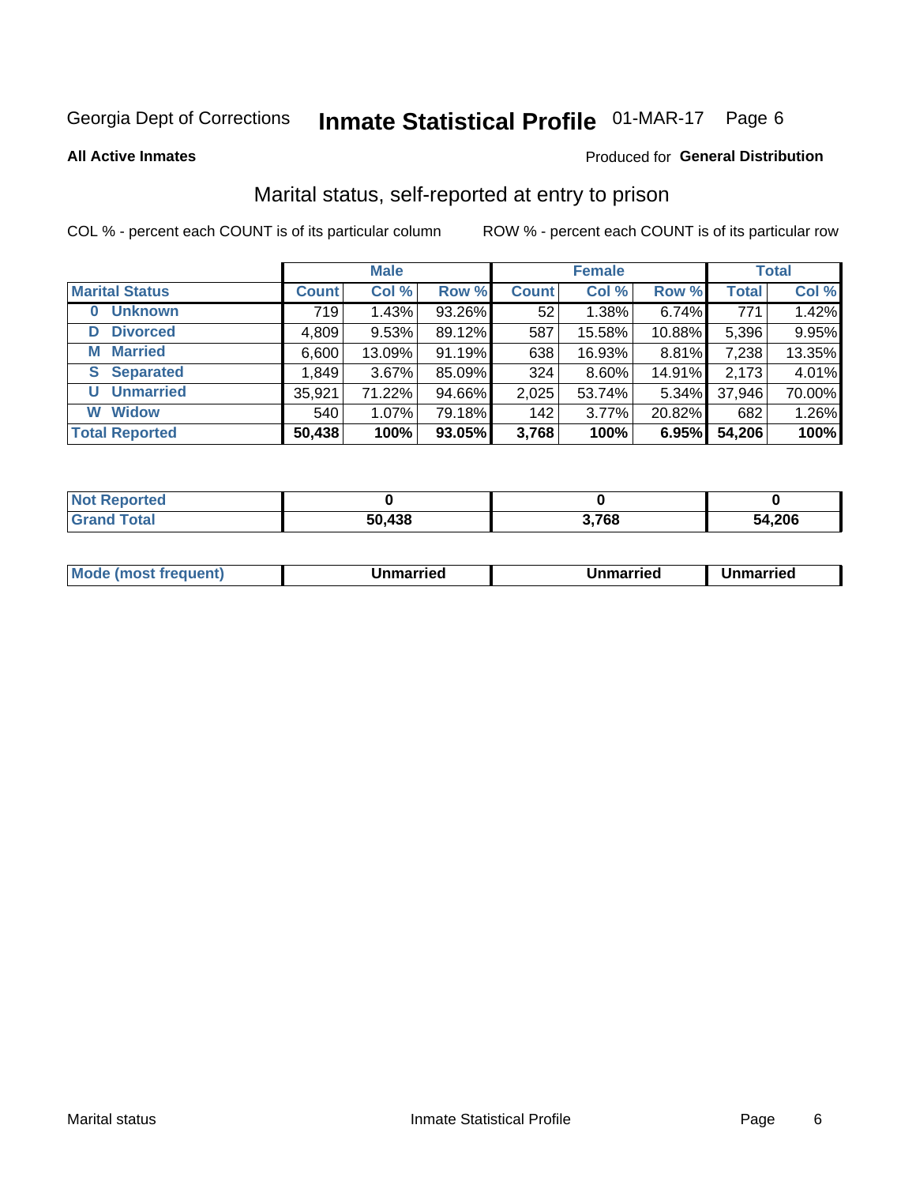Georgia Dept of Corrections **Inmate Statistical Profile** 01-MAR-17 Page 6

**All Active Inmates**

Produced for **General Distribution**

## Marital status, self-reported at entry to prison

COL % - percent each COUNT is of its particular column

ROW % - percent each COUNT is of its particular row

| | Male | | | Female | | | Total | |
|---|---|---|---|---|---|---|---|---|
| **Marital Status** | **Count** | **Col %** | **Row %** | **Count** | **Col %** | **Row %** | **Total** | **Col %** |
| **0 Unknown** | 719 | 1.43% | 93.26% | 52 | 1.38% | 6.74% | 771 | 1.42% |
| **D Divorced** | 4,809 | 9.53% | 89.12% | 587 | 15.58% | 10.88% | 5,396 | 9.95% |
| **M Married** | 6,600 | 13.09% | 91.19% | 638 | 16.93% | 8.81% | 7,238 | 13.35% |
| **S Separated** | 1,849 | 3.67% | 85.09% | 324 | 8.60% | 14.91% | 2,173 | 4.01% |
| **U Unmarried** | 35,921 | 71.22% | 94.66% | 2,025 | 53.74% | 5.34% | 37,946 | 70.00% |
| **W Widow** | 540 | 1.07% | 79.18% | 142 | 3.77% | 20.82% | 682 | 1.26% |
| **Total Reported** | **50,438** | **100%** | **93.05%** | **3,768** | **100%** | **6.95%** | **54,206** | **100%** |

| | Male | Female | Total |
|---|---|---|---|
| **Not Reported** | **0** | **0** | **0** |
| **Grand Total** | **50,438** | **3,768** | **54,206** |

| | Male | Female | Total |
|---|---|---|---|
| **Mode (most frequent)** | **Unmarried** | **Unmarried** | **Unmarried** |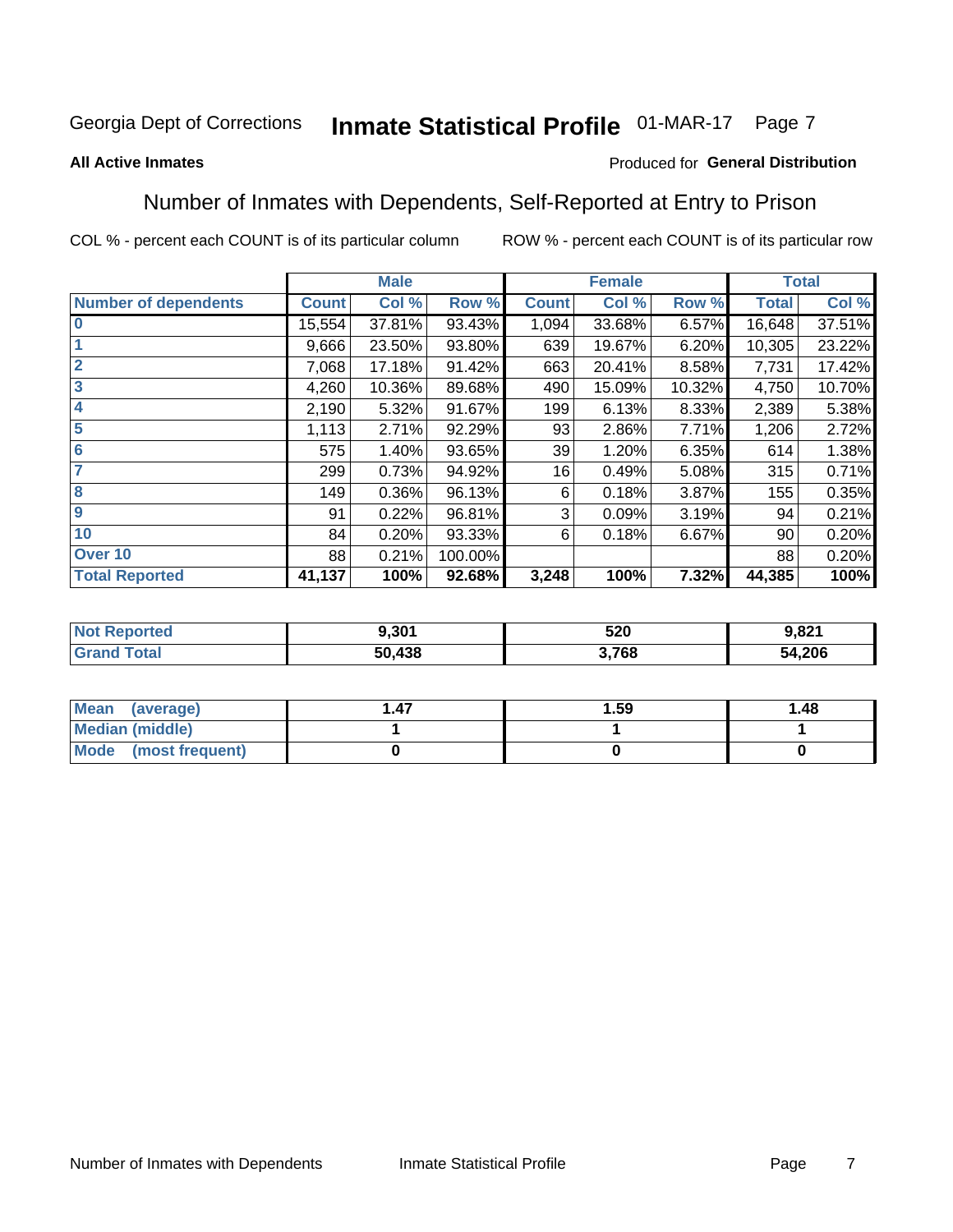Georgia Dept of Corrections **Inmate Statistical Profile** 01-MAR-17

**All Active Inmates**

Produced for **General Distribution**

## Number of Inmates with Dependents, Self-Reported at Entry to Prison

COL % - percent each COUNT is of its particular column

ROW % - percent each COUNT is of its particular row

| | Male | | | Female | | | Total | |
|---|---|---|---|---|---|---|---|---|
| **Number of dependents** | **Count** | **Col %** | **Row %** | **Count** | **Col %** | **Row %** | **Total** | **Col %** |
| **0** | 15,554 | 37.81% | 93.43% | 1,094 | 33.68% | 6.57% | 16,648 | 37.51% |
| **1** | 9,666 | 23.50% | 93.80% | 639 | 19.67% | 6.20% | 10,305 | 23.22% |
| **2** | 7,068 | 17.18% | 91.42% | 663 | 20.41% | 8.58% | 7,731 | 17.42% |
| **3** | 4,260 | 10.36% | 89.68% | 490 | 15.09% | 10.32% | 4,750 | 10.70% |
| **4** | 2,190 | 5.32% | 91.67% | 199 | 6.13% | 8.33% | 2,389 | 5.38% |
| **5** | 1,113 | 2.71% | 92.29% | 93 | 2.86% | 7.71% | 1,206 | 2.72% |
| **6** | 575 | 1.40% | 93.65% | 39 | 1.20% | 6.35% | 614 | 1.38% |
| **7** | 299 | 0.73% | 94.92% | 16 | 0.49% | 5.08% | 315 | 0.71% |
| **8** | 149 | 0.36% | 96.13% | 6 | 0.18% | 3.87% | 155 | 0.35% |
| **9** | 91 | 0.22% | 96.81% | 3 | 0.09% | 3.19% | 94 | 0.21% |
| **10** | 84 | 0.20% | 93.33% | 6 | 0.18% | 6.67% | 90 | 0.20% |
| **Over 10** | 88 | 0.21% | 100.00% | | | | 88 | 0.20% |
| **Total Reported** | **41,137** | **100%** | **92.68%** | **3,248** | **100%** | **7.32%** | **44,385** | **100%** |

| | Male | Female | Total |
|---|---|---|---|
| **Not Reported** | **9,301** | **520** | **9,821** |
| **Grand Total** | **50,438** | **3,768** | **54,206** |

| | Male | Female | Total |
|---|---|---|---|
| **Mean (average)** | **1.47** | **1.59** | **1.48** |
| **Median (middle)** | **1** | **1** | **1** |
| **Mode (most frequent)** | **0** | **0** | **0** |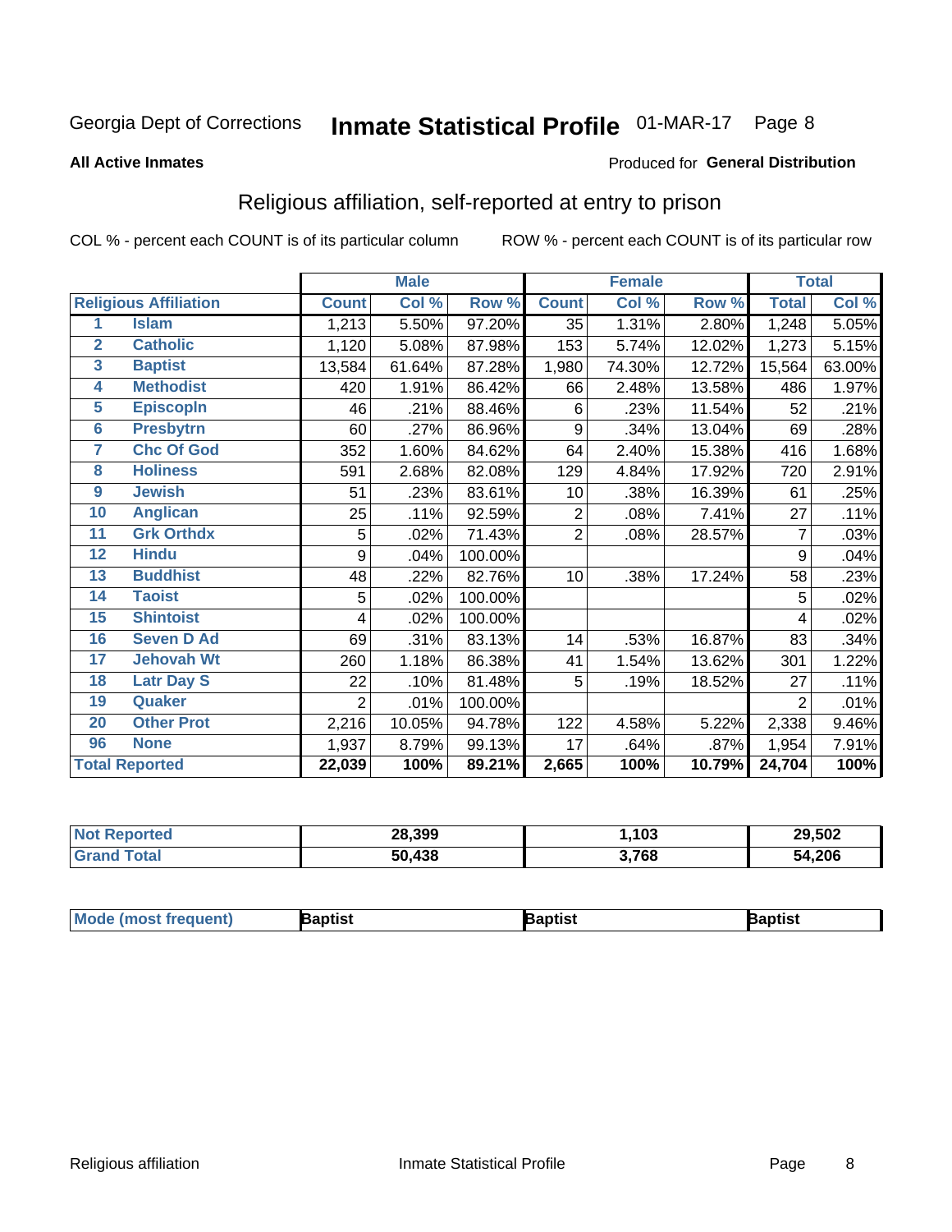Georgia Dept of Corrections **Inmate Statistical Profile** 01-MAR-17

**All Active Inmates**

Produced for **General Distribution**

## Religious affiliation, self-reported at entry to prison

COL % - percent each COUNT is of its particular column ROW % - percent each COUNT is of its particular row

| | | Male | | | Female | | | Total | |
|---|---|---|---|---|---|---|---|---|---|
| **Religious Affiliation** | | **Count** | **Col %** | **Row %** | **Count** | **Col %** | **Row %** | **Total** | **Col %** |
| 1 | Islam | 1,213 | 5.50% | 97.20% | 35 | 1.31% | 2.80% | 1,248 | 5.05% |
| 2 | Catholic | 1,120 | 5.08% | 87.98% | 153 | 5.74% | 12.02% | 1,273 | 5.15% |
| 3 | Baptist | 13,584 | 61.64% | 87.28% | 1,980 | 74.30% | 12.72% | 15,564 | 63.00% |
| 4 | Methodist | 420 | 1.91% | 86.42% | 66 | 2.48% | 13.58% | 486 | 1.97% |
| 5 | Episcopln | 46 | .21% | 88.46% | 6 | .23% | 11.54% | 52 | .21% |
| 6 | Presbytrn | 60 | .27% | 86.96% | 9 | .34% | 13.04% | 69 | .28% |
| 7 | Chc Of God | 352 | 1.60% | 84.62% | 64 | 2.40% | 15.38% | 416 | 1.68% |
| 8 | Holiness | 591 | 2.68% | 82.08% | 129 | 4.84% | 17.92% | 720 | 2.91% |
| 9 | Jewish | 51 | .23% | 83.61% | 10 | .38% | 16.39% | 61 | .25% |
| 10 | Anglican | 25 | .11% | 92.59% | 2 | .08% | 7.41% | 27 | .11% |
| 11 | Grk Orthdx | 5 | .02% | 71.43% | 2 | .08% | 28.57% | 7 | .03% |
| 12 | Hindu | 9 | .04% | 100.00% | | | | 9 | .04% |
| 13 | Buddhist | 48 | .22% | 82.76% | 10 | .38% | 17.24% | 58 | .23% |
| 14 | Taoist | 5 | .02% | 100.00% | | | | 5 | .02% |
| 15 | Shintoist | 4 | .02% | 100.00% | | | | 4 | .02% |
| 16 | Seven D Ad | 69 | .31% | 83.13% | 14 | .53% | 16.87% | 83 | .34% |
| 17 | Jehovah Wt | 260 | 1.18% | 86.38% | 41 | 1.54% | 13.62% | 301 | 1.22% |
| 18 | Latr Day S | 22 | .10% | 81.48% | 5 | .19% | 18.52% | 27 | .11% |
| 19 | Quaker | 2 | .01% | 100.00% | | | | 2 | .01% |
| 20 | Other Prot | 2,216 | 10.05% | 94.78% | 122 | 4.58% | 5.22% | 2,338 | 9.46% |
| 96 | None | 1,937 | 8.79% | 99.13% | 17 | .64% | .87% | 1,954 | 7.91% |
| **Total Reported** | | **22,039** | **100%** | **89.21%** | **2,665** | **100%** | **10.79%** | **24,704** | **100%** |

| | Male | Female | Total |
|---|---|---|---|
| **Not Reported** | **28,399** | **1,103** | **29,502** |
| **Grand Total** | **50,438** | **3,768** | **54,206** |

| | Male | Female | Total |
|---|---|---|---|
| **Mode (most frequent)** | **Baptist** | **Baptist** | **Baptist** |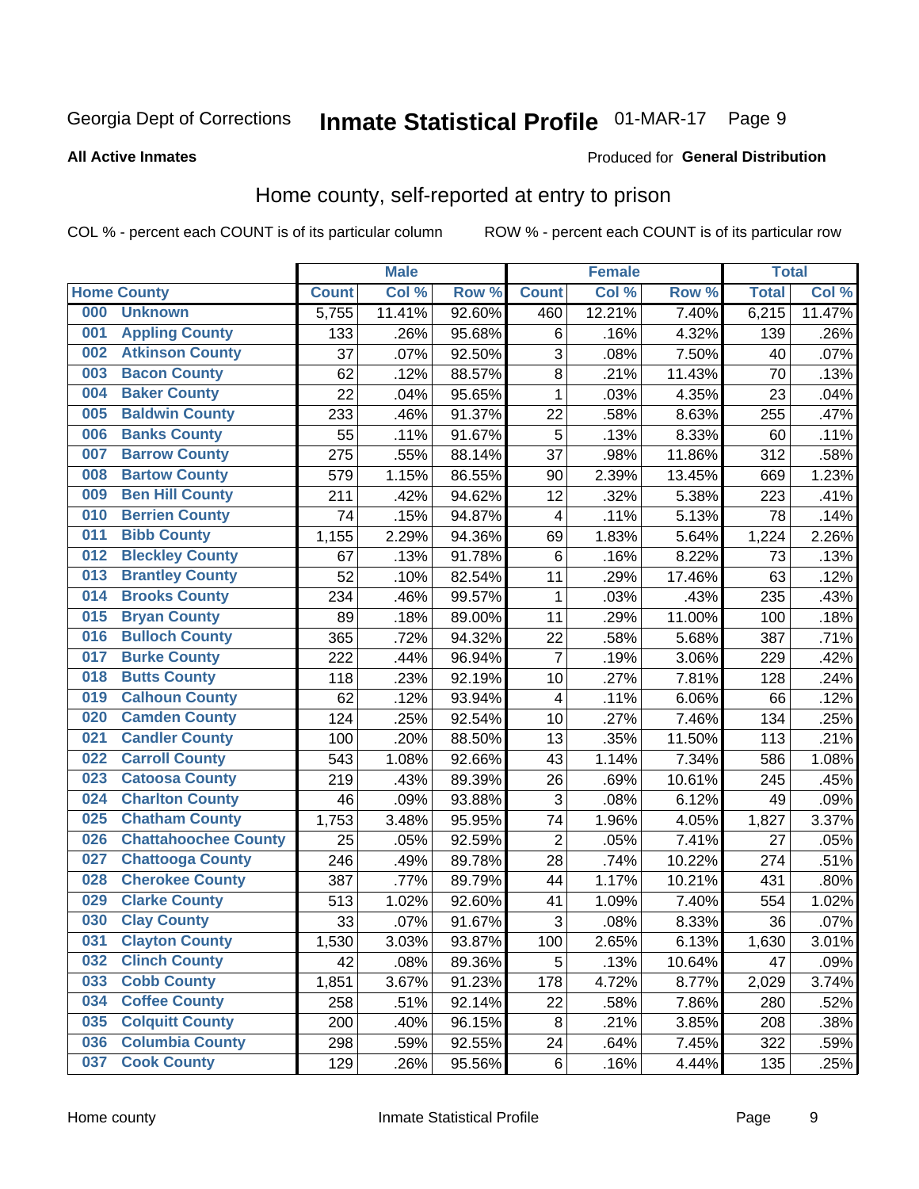Georgia Dept of Corrections **Inmate Statistical Profile** 01-MAR-17

**All Active Inmates**

Produced for **General Distribution**

## Home county, self-reported at entry to prison

COL % - percent each COUNT is of its particular column ROW % - percent each COUNT is of its particular row

| Home County | | Male | | | Female | | | Total | |
|---|---|---|---|---|---|---|---|---|---|
| | | Count | Col % | Row % | Count | Col % | Row % | Total | Col % |
| 000 | Unknown | 5,755 | 11.41% | 92.60% | 460 | 12.21% | 7.40% | 6,215 | 11.47% |
| 001 | Appling County | 133 | .26% | 95.68% | 6 | .16% | 4.32% | 139 | .26% |
| 002 | Atkinson County | 37 | .07% | 92.50% | 3 | .08% | 7.50% | 40 | .07% |
| 003 | Bacon County | 62 | .12% | 88.57% | 8 | .21% | 11.43% | 70 | .13% |
| 004 | Baker County | 22 | .04% | 95.65% | 1 | .03% | 4.35% | 23 | .04% |
| 005 | Baldwin County | 233 | .46% | 91.37% | 22 | .58% | 8.63% | 255 | .47% |
| 006 | Banks County | 55 | .11% | 91.67% | 5 | .13% | 8.33% | 60 | .11% |
| 007 | Barrow County | 275 | .55% | 88.14% | 37 | .98% | 11.86% | 312 | .58% |
| 008 | Bartow County | 579 | 1.15% | 86.55% | 90 | 2.39% | 13.45% | 669 | 1.23% |
| 009 | Ben Hill County | 211 | .42% | 94.62% | 12 | .32% | 5.38% | 223 | .41% |
| 010 | Berrien County | 74 | .15% | 94.87% | 4 | .11% | 5.13% | 78 | .14% |
| 011 | Bibb County | 1,155 | 2.29% | 94.36% | 69 | 1.83% | 5.64% | 1,224 | 2.26% |
| 012 | Bleckley County | 67 | .13% | 91.78% | 6 | .16% | 8.22% | 73 | .13% |
| 013 | Brantley County | 52 | .10% | 82.54% | 11 | .29% | 17.46% | 63 | .12% |
| 014 | Brooks County | 234 | .46% | 99.57% | 1 | .03% | .43% | 235 | .43% |
| 015 | Bryan County | 89 | .18% | 89.00% | 11 | .29% | 11.00% | 100 | .18% |
| 016 | Bulloch County | 365 | .72% | 94.32% | 22 | .58% | 5.68% | 387 | .71% |
| 017 | Burke County | 222 | .44% | 96.94% | 7 | .19% | 3.06% | 229 | .42% |
| 018 | Butts County | 118 | .23% | 92.19% | 10 | .27% | 7.81% | 128 | .24% |
| 019 | Calhoun County | 62 | .12% | 93.94% | 4 | .11% | 6.06% | 66 | .12% |
| 020 | Camden County | 124 | .25% | 92.54% | 10 | .27% | 7.46% | 134 | .25% |
| 021 | Candler County | 100 | .20% | 88.50% | 13 | .35% | 11.50% | 113 | .21% |
| 022 | Carroll County | 543 | 1.08% | 92.66% | 43 | 1.14% | 7.34% | 586 | 1.08% |
| 023 | Catoosa County | 219 | .43% | 89.39% | 26 | .69% | 10.61% | 245 | .45% |
| 024 | Charlton County | 46 | .09% | 93.88% | 3 | .08% | 6.12% | 49 | .09% |
| 025 | Chatham County | 1,753 | 3.48% | 95.95% | 74 | 1.96% | 4.05% | 1,827 | 3.37% |
| 026 | Chattahoochee County | 25 | .05% | 92.59% | 2 | .05% | 7.41% | 27 | .05% |
| 027 | Chattooga County | 246 | .49% | 89.78% | 28 | .74% | 10.22% | 274 | .51% |
| 028 | Cherokee County | 387 | .77% | 89.79% | 44 | 1.17% | 10.21% | 431 | .80% |
| 029 | Clarke County | 513 | 1.02% | 92.60% | 41 | 1.09% | 7.40% | 554 | 1.02% |
| 030 | Clay County | 33 | .07% | 91.67% | 3 | .08% | 8.33% | 36 | .07% |
| 031 | Clayton County | 1,530 | 3.03% | 93.87% | 100 | 2.65% | 6.13% | 1,630 | 3.01% |
| 032 | Clinch County | 42 | .08% | 89.36% | 5 | .13% | 10.64% | 47 | .09% |
| 033 | Cobb County | 1,851 | 3.67% | 91.23% | 178 | 4.72% | 8.77% | 2,029 | 3.74% |
| 034 | Coffee County | 258 | .51% | 92.14% | 22 | .58% | 7.86% | 280 | .52% |
| 035 | Colquitt County | 200 | .40% | 96.15% | 8 | .21% | 3.85% | 208 | .38% |
| 036 | Columbia County | 298 | .59% | 92.55% | 24 | .64% | 7.45% | 322 | .59% |
| 037 | Cook County | 129 | .26% | 95.56% | 6 | .16% | 4.44% | 135 | .25% |

Home county Inmate Statistical Profile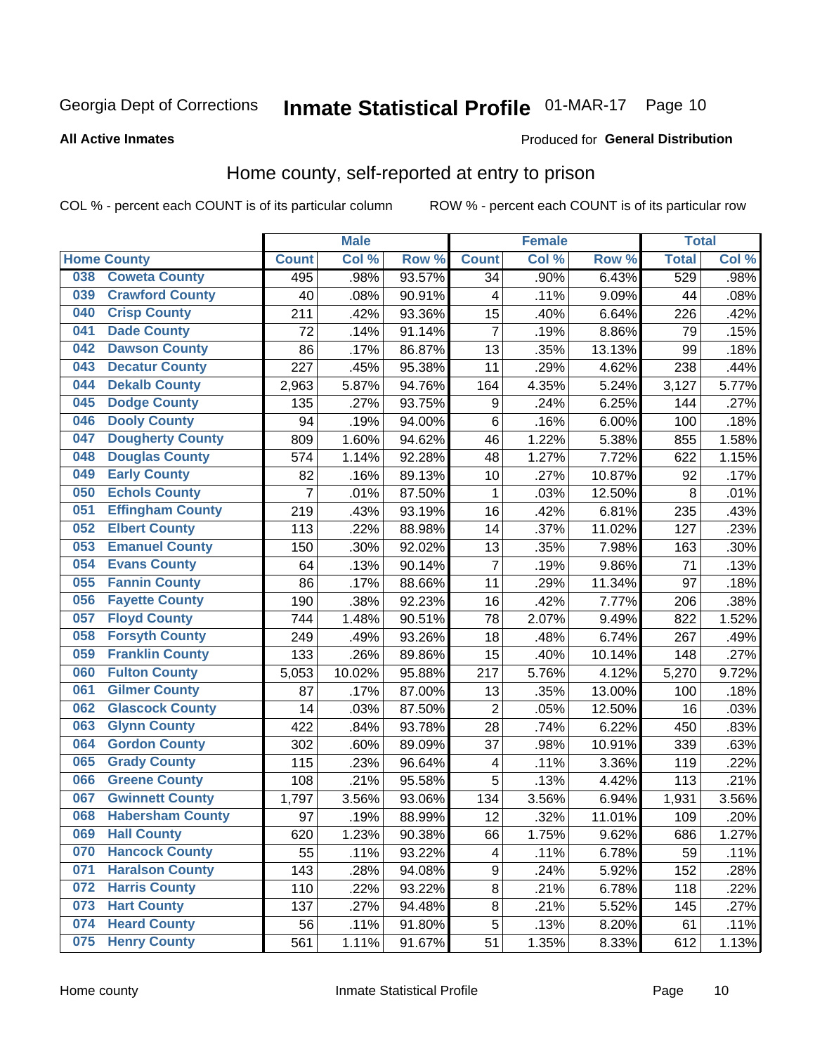Georgia Dept of Corrections **Inmate Statistical Profile** 01-MAR-17

**All Active Inmates**

Produced for **General Distribution**

## Home county, self-reported at entry to prison

COL % - percent each COUNT is of its particular column ROW % - percent each COUNT is of its particular row

| Home County | | Male | | | Female | | | Total | |
|---|---|---|---|---|---|---|---|---|---|
| | | Count | Col % | Row % | Count | Col % | Row % | Total | Col % |
| 038 | Coweta County | 495 | .98% | 93.57% | 34 | .90% | 6.43% | 529 | .98% |
| 039 | Crawford County | 40 | .08% | 90.91% | 4 | .11% | 9.09% | 44 | .08% |
| 040 | Crisp County | 211 | .42% | 93.36% | 15 | .40% | 6.64% | 226 | .42% |
| 041 | Dade County | 72 | .14% | 91.14% | 7 | .19% | 8.86% | 79 | .15% |
| 042 | Dawson County | 86 | .17% | 86.87% | 13 | .35% | 13.13% | 99 | .18% |
| 043 | Decatur County | 227 | .45% | 95.38% | 11 | .29% | 4.62% | 238 | .44% |
| 044 | Dekalb County | 2,963 | 5.87% | 94.76% | 164 | 4.35% | 5.24% | 3,127 | 5.77% |
| 045 | Dodge County | 135 | .27% | 93.75% | 9 | .24% | 6.25% | 144 | .27% |
| 046 | Dooly County | 94 | .19% | 94.00% | 6 | .16% | 6.00% | 100 | .18% |
| 047 | Dougherty County | 809 | 1.60% | 94.62% | 46 | 1.22% | 5.38% | 855 | 1.58% |
| 048 | Douglas County | 574 | 1.14% | 92.28% | 48 | 1.27% | 7.72% | 622 | 1.15% |
| 049 | Early County | 82 | .16% | 89.13% | 10 | .27% | 10.87% | 92 | .17% |
| 050 | Echols County | 7 | .01% | 87.50% | 1 | .03% | 12.50% | 8 | .01% |
| 051 | Effingham County | 219 | .43% | 93.19% | 16 | .42% | 6.81% | 235 | .43% |
| 052 | Elbert County | 113 | .22% | 88.98% | 14 | .37% | 11.02% | 127 | .23% |
| 053 | Emanuel County | 150 | .30% | 92.02% | 13 | .35% | 7.98% | 163 | .30% |
| 054 | Evans County | 64 | .13% | 90.14% | 7 | .19% | 9.86% | 71 | .13% |
| 055 | Fannin County | 86 | .17% | 88.66% | 11 | .29% | 11.34% | 97 | .18% |
| 056 | Fayette County | 190 | .38% | 92.23% | 16 | .42% | 7.77% | 206 | .38% |
| 057 | Floyd County | 744 | 1.48% | 90.51% | 78 | 2.07% | 9.49% | 822 | 1.52% |
| 058 | Forsyth County | 249 | .49% | 93.26% | 18 | .48% | 6.74% | 267 | .49% |
| 059 | Franklin County | 133 | .26% | 89.86% | 15 | .40% | 10.14% | 148 | .27% |
| 060 | Fulton County | 5,053 | 10.02% | 95.88% | 217 | 5.76% | 4.12% | 5,270 | 9.72% |
| 061 | Gilmer County | 87 | .17% | 87.00% | 13 | .35% | 13.00% | 100 | .18% |
| 062 | Glascock County | 14 | .03% | 87.50% | 2 | .05% | 12.50% | 16 | .03% |
| 063 | Glynn County | 422 | .84% | 93.78% | 28 | .74% | 6.22% | 450 | .83% |
| 064 | Gordon County | 302 | .60% | 89.09% | 37 | .98% | 10.91% | 339 | .63% |
| 065 | Grady County | 115 | .23% | 96.64% | 4 | .11% | 3.36% | 119 | .22% |
| 066 | Greene County | 108 | .21% | 95.58% | 5 | .13% | 4.42% | 113 | .21% |
| 067 | Gwinnett County | 1,797 | 3.56% | 93.06% | 134 | 3.56% | 6.94% | 1,931 | 3.56% |
| 068 | Habersham County | 97 | .19% | 88.99% | 12 | .32% | 11.01% | 109 | .20% |
| 069 | Hall County | 620 | 1.23% | 90.38% | 66 | 1.75% | 9.62% | 686 | 1.27% |
| 070 | Hancock County | 55 | .11% | 93.22% | 4 | .11% | 6.78% | 59 | .11% |
| 071 | Haralson County | 143 | .28% | 94.08% | 9 | .24% | 5.92% | 152 | .28% |
| 072 | Harris County | 110 | .22% | 93.22% | 8 | .21% | 6.78% | 118 | .22% |
| 073 | Hart County | 137 | .27% | 94.48% | 8 | .21% | 5.52% | 145 | .27% |
| 074 | Heard County | 56 | .11% | 91.80% | 5 | .13% | 8.20% | 61 | .11% |
| 075 | Henry County | 561 | 1.11% | 91.67% | 51 | 1.35% | 8.33% | 612 | 1.13% |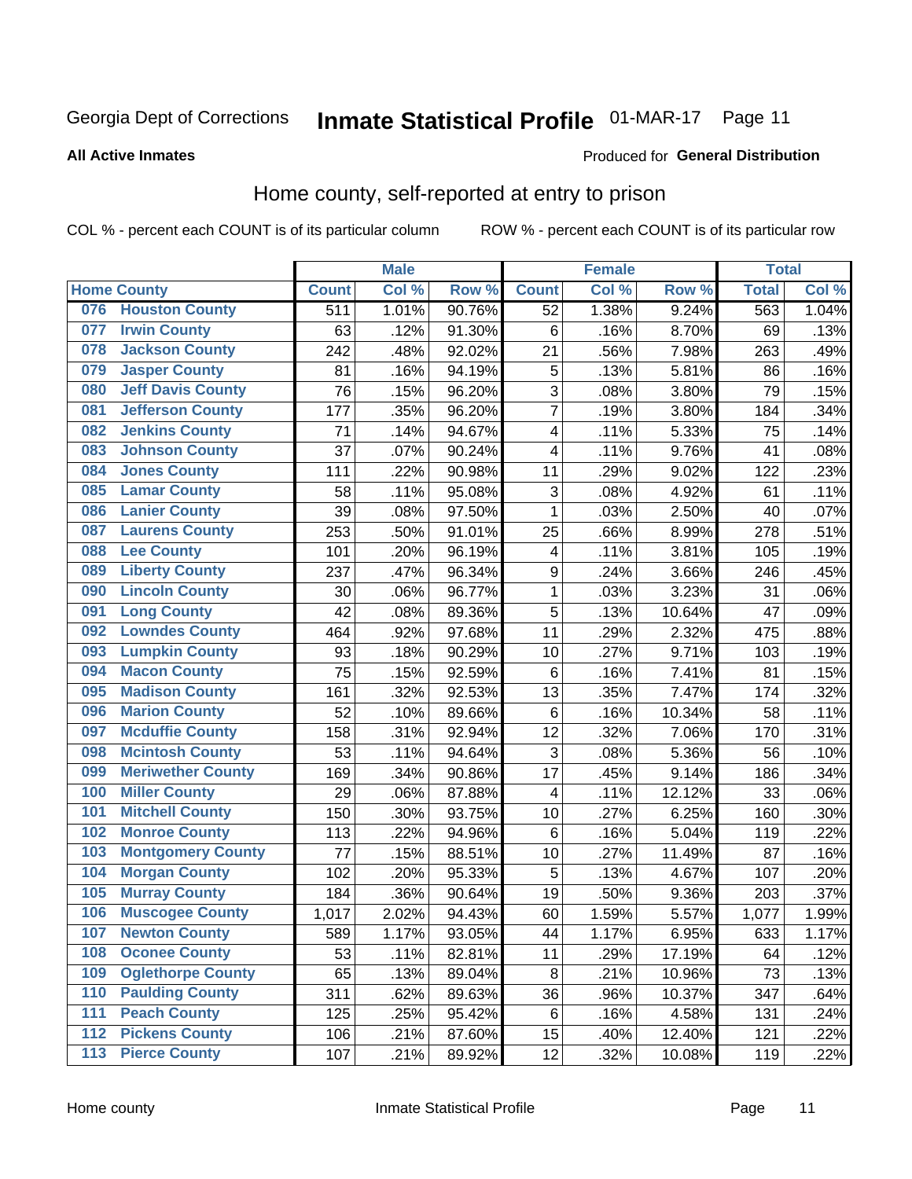Georgia Dept of Corrections **Inmate Statistical Profile** 01-MAR-17 Page 11

**All Active Inmates**

Produced for **General Distribution**

## Home county, self-reported at entry to prison

COL % - percent each COUNT is of its particular column ROW % - percent each COUNT is of its particular row

| Home County | | Male | | | Female | | | Total | |
|---|---|---|---|---|---|---|---|---|---|
| | | Count | Col % | Row % | Count | Col % | Row % | Total | Col % |
| 076 | Houston County | 511 | 1.01% | 90.76% | 52 | 1.38% | 9.24% | 563 | 1.04% |
| 077 | Irwin County | 63 | .12% | 91.30% | 6 | .16% | 8.70% | 69 | .13% |
| 078 | Jackson County | 242 | .48% | 92.02% | 21 | .56% | 7.98% | 263 | .49% |
| 079 | Jasper County | 81 | .16% | 94.19% | 5 | .13% | 5.81% | 86 | .16% |
| 080 | Jeff Davis County | 76 | .15% | 96.20% | 3 | .08% | 3.80% | 79 | .15% |
| 081 | Jefferson County | 177 | .35% | 96.20% | 7 | .19% | 3.80% | 184 | .34% |
| 082 | Jenkins County | 71 | .14% | 94.67% | 4 | .11% | 5.33% | 75 | .14% |
| 083 | Johnson County | 37 | .07% | 90.24% | 4 | .11% | 9.76% | 41 | .08% |
| 084 | Jones County | 111 | .22% | 90.98% | 11 | .29% | 9.02% | 122 | .23% |
| 085 | Lamar County | 58 | .11% | 95.08% | 3 | .08% | 4.92% | 61 | .11% |
| 086 | Lanier County | 39 | .08% | 97.50% | 1 | .03% | 2.50% | 40 | .07% |
| 087 | Laurens County | 253 | .50% | 91.01% | 25 | .66% | 8.99% | 278 | .51% |
| 088 | Lee County | 101 | .20% | 96.19% | 4 | .11% | 3.81% | 105 | .19% |
| 089 | Liberty County | 237 | .47% | 96.34% | 9 | .24% | 3.66% | 246 | .45% |
| 090 | Lincoln County | 30 | .06% | 96.77% | 1 | .03% | 3.23% | 31 | .06% |
| 091 | Long County | 42 | .08% | 89.36% | 5 | .13% | 10.64% | 47 | .09% |
| 092 | Lowndes County | 464 | .92% | 97.68% | 11 | .29% | 2.32% | 475 | .88% |
| 093 | Lumpkin County | 93 | .18% | 90.29% | 10 | .27% | 9.71% | 103 | .19% |
| 094 | Macon County | 75 | .15% | 92.59% | 6 | .16% | 7.41% | 81 | .15% |
| 095 | Madison County | 161 | .32% | 92.53% | 13 | .35% | 7.47% | 174 | .32% |
| 096 | Marion County | 52 | .10% | 89.66% | 6 | .16% | 10.34% | 58 | .11% |
| 097 | Mcduffie County | 158 | .31% | 92.94% | 12 | .32% | 7.06% | 170 | .31% |
| 098 | Mcintosh County | 53 | .11% | 94.64% | 3 | .08% | 5.36% | 56 | .10% |
| 099 | Meriwether County | 169 | .34% | 90.86% | 17 | .45% | 9.14% | 186 | .34% |
| 100 | Miller County | 29 | .06% | 87.88% | 4 | .11% | 12.12% | 33 | .06% |
| 101 | Mitchell County | 150 | .30% | 93.75% | 10 | .27% | 6.25% | 160 | .30% |
| 102 | Monroe County | 113 | .22% | 94.96% | 6 | .16% | 5.04% | 119 | .22% |
| 103 | Montgomery County | 77 | .15% | 88.51% | 10 | .27% | 11.49% | 87 | .16% |
| 104 | Morgan County | 102 | .20% | 95.33% | 5 | .13% | 4.67% | 107 | .20% |
| 105 | Murray County | 184 | .36% | 90.64% | 19 | .50% | 9.36% | 203 | .37% |
| 106 | Muscogee County | 1,017 | 2.02% | 94.43% | 60 | 1.59% | 5.57% | 1,077 | 1.99% |
| 107 | Newton County | 589 | 1.17% | 93.05% | 44 | 1.17% | 6.95% | 633 | 1.17% |
| 108 | Oconee County | 53 | .11% | 82.81% | 11 | .29% | 17.19% | 64 | .12% |
| 109 | Oglethorpe County | 65 | .13% | 89.04% | 8 | .21% | 10.96% | 73 | .13% |
| 110 | Paulding County | 311 | .62% | 89.63% | 36 | .96% | 10.37% | 347 | .64% |
| 111 | Peach County | 125 | .25% | 95.42% | 6 | .16% | 4.58% | 131 | .24% |
| 112 | Pickens County | 106 | .21% | 87.60% | 15 | .40% | 12.40% | 121 | .22% |
| 113 | Pierce County | 107 | .21% | 89.92% | 12 | .32% | 10.08% | 119 | .22% |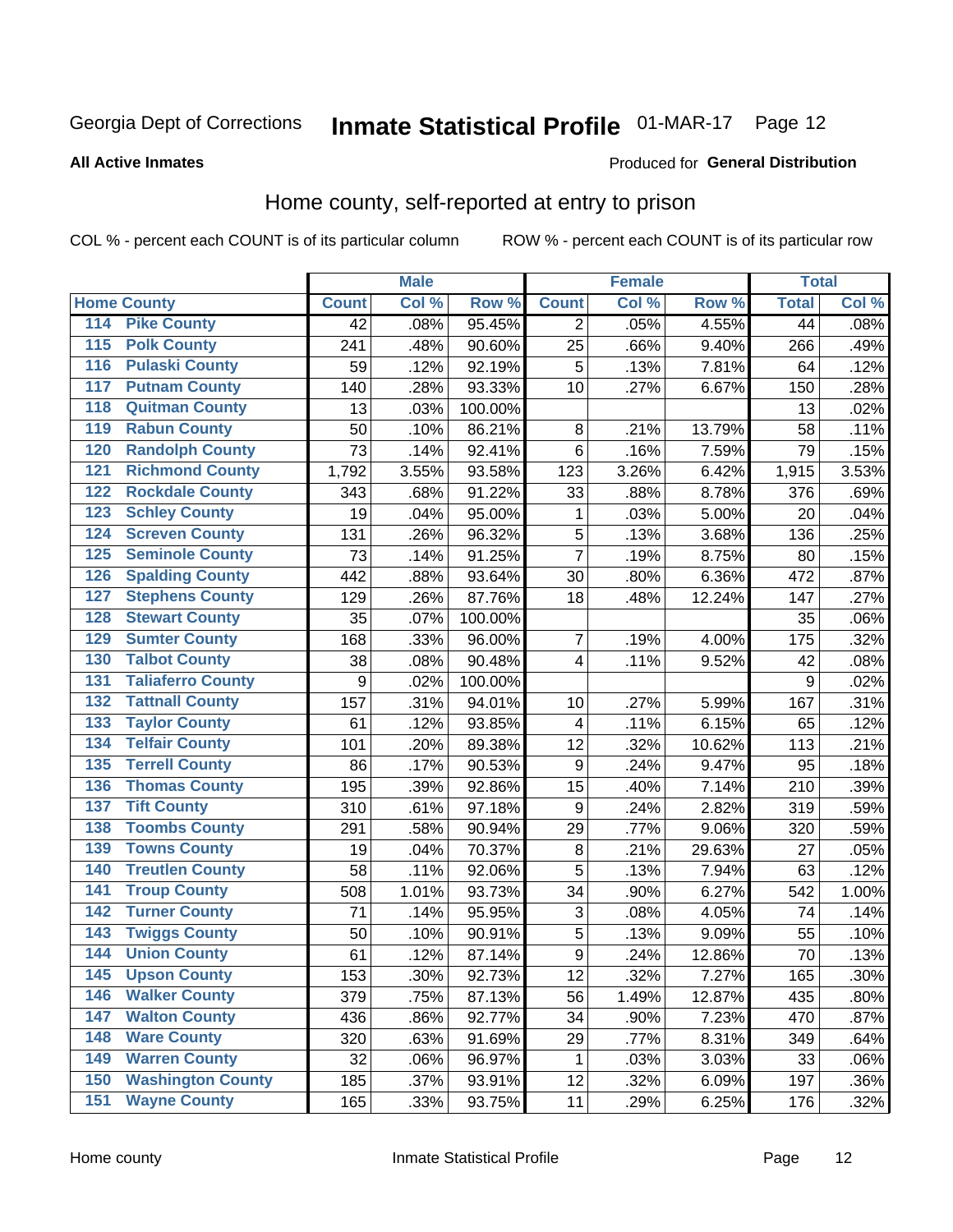Georgia Dept of Corrections **Inmate Statistical Profile** 01-MAR-17

**All Active Inmates**

Produced for **General Distribution**

## Home county, self-reported at entry to prison

COL % - percent each COUNT is of its particular column ROW % - percent each COUNT is of its particular row

| Home County | | Male | | | Female | | | Total | |
|---|---|---|---|---|---|---|---|---|---|
| | | Count | Col % | Row % | Count | Col % | Row % | Total | Col % |
| 114 | Pike County | 42 | .08% | 95.45% | 2 | .05% | 4.55% | 44 | .08% |
| 115 | Polk County | 241 | .48% | 90.60% | 25 | .66% | 9.40% | 266 | .49% |
| 116 | Pulaski County | 59 | .12% | 92.19% | 5 | .13% | 7.81% | 64 | .12% |
| 117 | Putnam County | 140 | .28% | 93.33% | 10 | .27% | 6.67% | 150 | .28% |
| 118 | Quitman County | 13 | .03% | 100.00% | | | | 13 | .02% |
| 119 | Rabun County | 50 | .10% | 86.21% | 8 | .21% | 13.79% | 58 | .11% |
| 120 | Randolph County | 73 | .14% | 92.41% | 6 | .16% | 7.59% | 79 | .15% |
| 121 | Richmond County | 1,792 | 3.55% | 93.58% | 123 | 3.26% | 6.42% | 1,915 | 3.53% |
| 122 | Rockdale County | 343 | .68% | 91.22% | 33 | .88% | 8.78% | 376 | .69% |
| 123 | Schley County | 19 | .04% | 95.00% | 1 | .03% | 5.00% | 20 | .04% |
| 124 | Screven County | 131 | .26% | 96.32% | 5 | .13% | 3.68% | 136 | .25% |
| 125 | Seminole County | 73 | .14% | 91.25% | 7 | .19% | 8.75% | 80 | .15% |
| 126 | Spalding County | 442 | .88% | 93.64% | 30 | .80% | 6.36% | 472 | .87% |
| 127 | Stephens County | 129 | .26% | 87.76% | 18 | .48% | 12.24% | 147 | .27% |
| 128 | Stewart County | 35 | .07% | 100.00% | | | | 35 | .06% |
| 129 | Sumter County | 168 | .33% | 96.00% | 7 | .19% | 4.00% | 175 | .32% |
| 130 | Talbot County | 38 | .08% | 90.48% | 4 | .11% | 9.52% | 42 | .08% |
| 131 | Taliaferro County | 9 | .02% | 100.00% | | | | 9 | .02% |
| 132 | Tattnall County | 157 | .31% | 94.01% | 10 | .27% | 5.99% | 167 | .31% |
| 133 | Taylor County | 61 | .12% | 93.85% | 4 | .11% | 6.15% | 65 | .12% |
| 134 | Telfair County | 101 | .20% | 89.38% | 12 | .32% | 10.62% | 113 | .21% |
| 135 | Terrell County | 86 | .17% | 90.53% | 9 | .24% | 9.47% | 95 | .18% |
| 136 | Thomas County | 195 | .39% | 92.86% | 15 | .40% | 7.14% | 210 | .39% |
| 137 | Tift County | 310 | .61% | 97.18% | 9 | .24% | 2.82% | 319 | .59% |
| 138 | Toombs County | 291 | .58% | 90.94% | 29 | .77% | 9.06% | 320 | .59% |
| 139 | Towns County | 19 | .04% | 70.37% | 8 | .21% | 29.63% | 27 | .05% |
| 140 | Treutlen County | 58 | .11% | 92.06% | 5 | .13% | 7.94% | 63 | .12% |
| 141 | Troup County | 508 | 1.01% | 93.73% | 34 | .90% | 6.27% | 542 | 1.00% |
| 142 | Turner County | 71 | .14% | 95.95% | 3 | .08% | 4.05% | 74 | .14% |
| 143 | Twiggs County | 50 | .10% | 90.91% | 5 | .13% | 9.09% | 55 | .10% |
| 144 | Union County | 61 | .12% | 87.14% | 9 | .24% | 12.86% | 70 | .13% |
| 145 | Upson County | 153 | .30% | 92.73% | 12 | .32% | 7.27% | 165 | .30% |
| 146 | Walker County | 379 | .75% | 87.13% | 56 | 1.49% | 12.87% | 435 | .80% |
| 147 | Walton County | 436 | .86% | 92.77% | 34 | .90% | 7.23% | 470 | .87% |
| 148 | Ware County | 320 | .63% | 91.69% | 29 | .77% | 8.31% | 349 | .64% |
| 149 | Warren County | 32 | .06% | 96.97% | 1 | .03% | 3.03% | 33 | .06% |
| 150 | Washington County | 185 | .37% | 93.91% | 12 | .32% | 6.09% | 197 | .36% |
| 151 | Wayne County | 165 | .33% | 93.75% | 11 | .29% | 6.25% | 176 | .32% |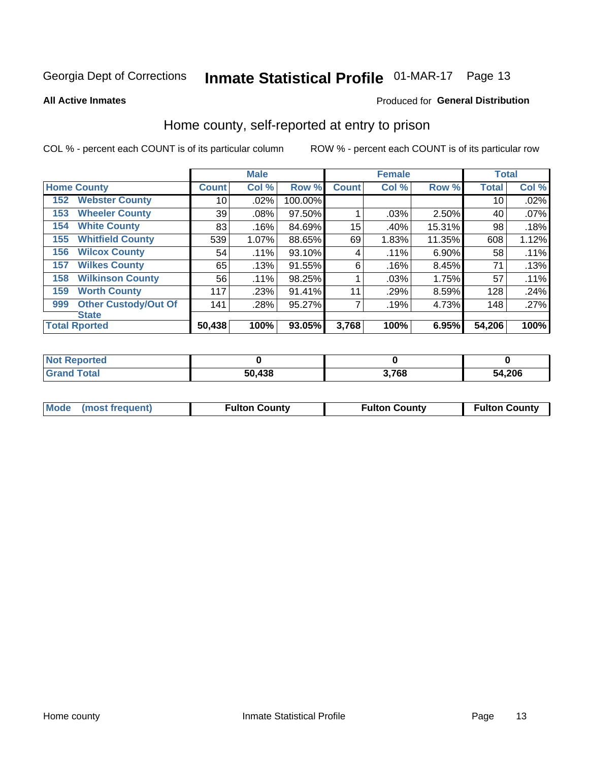Georgia Dept of Corrections **Inmate Statistical Profile** 01-MAR-17

**All Active Inmates**

Produced for **General Distribution**

## Home county, self-reported at entry to prison

COL % - percent each COUNT is of its particular column ROW % - percent each COUNT is of its particular row

| Home County | | Male | | | Female | | | Total | |
|---|---|---|---|---|---|---|---|---|---|
| | | Count | Col % | Row % | Count | Col % | Row % | Total | Col % |
| 152 | Webster County | 10 | .02% | 100.00% | | | | 10 | .02% |
| 153 | Wheeler County | 39 | .08% | 97.50% | 1 | .03% | 2.50% | 40 | .07% |
| 154 | White County | 83 | .16% | 84.69% | 15 | .40% | 15.31% | 98 | .18% |
| 155 | Whitfield County | 539 | 1.07% | 88.65% | 69 | 1.83% | 11.35% | 608 | 1.12% |
| 156 | Wilcox County | 54 | .11% | 93.10% | 4 | .11% | 6.90% | 58 | .11% |
| 157 | Wilkes County | 65 | .13% | 91.55% | 6 | .16% | 8.45% | 71 | .13% |
| 158 | Wilkinson County | 56 | .11% | 98.25% | 1 | .03% | 1.75% | 57 | .11% |
| 159 | Worth County | 117 | .23% | 91.41% | 11 | .29% | 8.59% | 128 | .24% |
| 999 | Other Custody/Out Of State | 141 | .28% | 95.27% | 7 | .19% | 4.73% | 148 | .27% |
| **Total Rported** | | **50,438** | **100%** | **93.05%** | **3,768** | **100%** | **6.95%** | **54,206** | **100%** |

| | Male | Female | Total |
|---|---|---|---|
| Not Reported | 0 | 0 | 0 |
| Grand Total | 50,438 | 3,768 | 54,206 |

| | Male | Female | Total |
|---|---|---|---|
| Mode (most frequent) | Fulton County | Fulton County | Fulton County |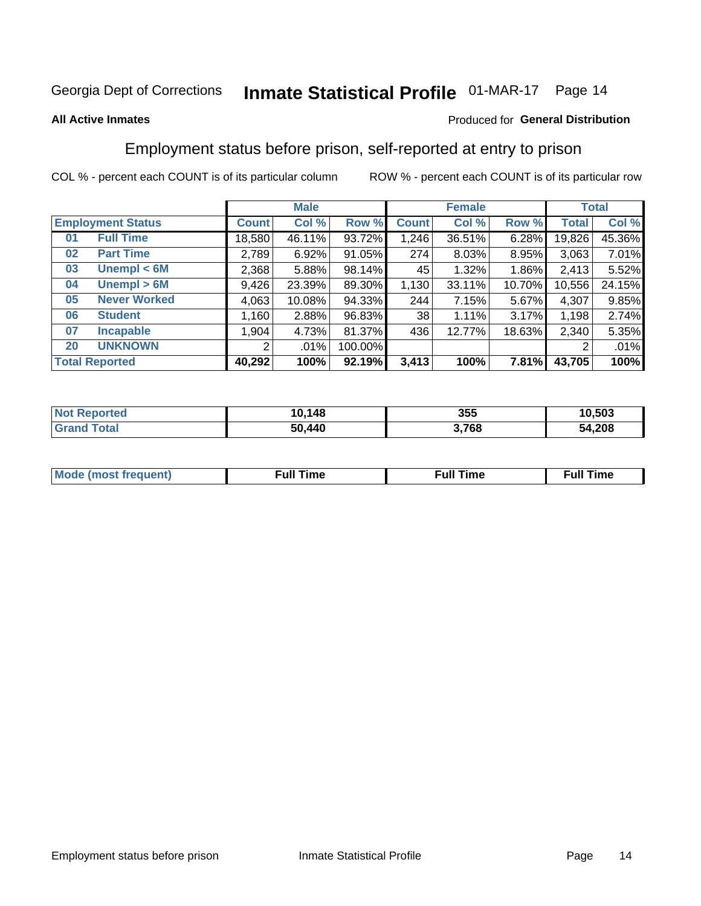Georgia Dept of Corrections **Inmate Statistical Profile** 01-MAR-17

**All Active Inmates**

Produced for **General Distribution**

## Employment status before prison, self-reported at entry to prison

COL % - percent each COUNT is of its particular column ROW % - percent each COUNT is of its particular row

| | | Male | | | Female | | | Total | |
|---|---|---|---|---|---|---|---|---|---|
| **Employment Status** | | **Count** | **Col %** | **Row %** | **Count** | **Col %** | **Row %** | **Total** | **Col %** |
| 01 | Full Time | 18,580 | 46.11% | 93.72% | 1,246 | 36.51% | 6.28% | 19,826 | 45.36% |
| 02 | Part Time | 2,789 | 6.92% | 91.05% | 274 | 8.03% | 8.95% | 3,063 | 7.01% |
| 03 | Unempl < 6M | 2,368 | 5.88% | 98.14% | 45 | 1.32% | 1.86% | 2,413 | 5.52% |
| 04 | Unempl > 6M | 9,426 | 23.39% | 89.30% | 1,130 | 33.11% | 10.70% | 10,556 | 24.15% |
| 05 | Never Worked | 4,063 | 10.08% | 94.33% | 244 | 7.15% | 5.67% | 4,307 | 9.85% |
| 06 | Student | 1,160 | 2.88% | 96.83% | 38 | 1.11% | 3.17% | 1,198 | 2.74% |
| 07 | Incapable | 1,904 | 4.73% | 81.37% | 436 | 12.77% | 18.63% | 2,340 | 5.35% |
| 20 | UNKNOWN | 2 | .01% | 100.00% | | | | 2 | .01% |
| **Total Reported** | | **40,292** | **100%** | **92.19%** | **3,413** | **100%** | **7.81%** | **43,705** | **100%** |

| | Male | Female | Total |
|---|---|---|---|
| Not Reported | 10,148 | 355 | 10,503 |
| Grand Total | 50,440 | 3,768 | 54,208 |

| | Male | Female | Total |
|---|---|---|---|
| Mode (most frequent) | Full Time | Full Time | Full Time |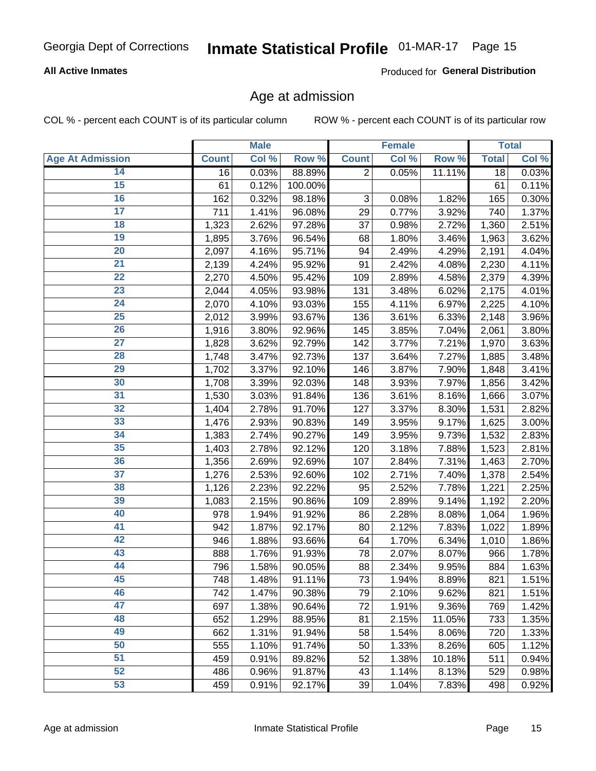Georgia Dept of Corrections **Inmate Statistical Profile** 01-MAR-17

**All Active Inmates**

Produced for **General Distribution**

## Age at admission

COL % - percent each COUNT is of its particular column ROW % - percent each COUNT is of its particular row

| | Male | | | Female | | | Total | |
|---|---|---|---|---|---|---|---|---|
| **Age At Admission** | **Count** | **Col %** | **Row %** | **Count** | **Col %** | **Row %** | **Total** | **Col %** |
| 14 | 16 | 0.03% | 88.89% | 2 | 0.05% | 11.11% | 18 | 0.03% |
| 15 | 61 | 0.12% | 100.00% | | | | 61 | 0.11% |
| 16 | 162 | 0.32% | 98.18% | 3 | 0.08% | 1.82% | 165 | 0.30% |
| 17 | 711 | 1.41% | 96.08% | 29 | 0.77% | 3.92% | 740 | 1.37% |
| 18 | 1,323 | 2.62% | 97.28% | 37 | 0.98% | 2.72% | 1,360 | 2.51% |
| 19 | 1,895 | 3.76% | 96.54% | 68 | 1.80% | 3.46% | 1,963 | 3.62% |
| 20 | 2,097 | 4.16% | 95.71% | 94 | 2.49% | 4.29% | 2,191 | 4.04% |
| 21 | 2,139 | 4.24% | 95.92% | 91 | 2.42% | 4.08% | 2,230 | 4.11% |
| 22 | 2,270 | 4.50% | 95.42% | 109 | 2.89% | 4.58% | 2,379 | 4.39% |
| 23 | 2,044 | 4.05% | 93.98% | 131 | 3.48% | 6.02% | 2,175 | 4.01% |
| 24 | 2,070 | 4.10% | 93.03% | 155 | 4.11% | 6.97% | 2,225 | 4.10% |
| 25 | 2,012 | 3.99% | 93.67% | 136 | 3.61% | 6.33% | 2,148 | 3.96% |
| 26 | 1,916 | 3.80% | 92.96% | 145 | 3.85% | 7.04% | 2,061 | 3.80% |
| 27 | 1,828 | 3.62% | 92.79% | 142 | 3.77% | 7.21% | 1,970 | 3.63% |
| 28 | 1,748 | 3.47% | 92.73% | 137 | 3.64% | 7.27% | 1,885 | 3.48% |
| 29 | 1,702 | 3.37% | 92.10% | 146 | 3.87% | 7.90% | 1,848 | 3.41% |
| 30 | 1,708 | 3.39% | 92.03% | 148 | 3.93% | 7.97% | 1,856 | 3.42% |
| 31 | 1,530 | 3.03% | 91.84% | 136 | 3.61% | 8.16% | 1,666 | 3.07% |
| 32 | 1,404 | 2.78% | 91.70% | 127 | 3.37% | 8.30% | 1,531 | 2.82% |
| 33 | 1,476 | 2.93% | 90.83% | 149 | 3.95% | 9.17% | 1,625 | 3.00% |
| 34 | 1,383 | 2.74% | 90.27% | 149 | 3.95% | 9.73% | 1,532 | 2.83% |
| 35 | 1,403 | 2.78% | 92.12% | 120 | 3.18% | 7.88% | 1,523 | 2.81% |
| 36 | 1,356 | 2.69% | 92.69% | 107 | 2.84% | 7.31% | 1,463 | 2.70% |
| 37 | 1,276 | 2.53% | 92.60% | 102 | 2.71% | 7.40% | 1,378 | 2.54% |
| 38 | 1,126 | 2.23% | 92.22% | 95 | 2.52% | 7.78% | 1,221 | 2.25% |
| 39 | 1,083 | 2.15% | 90.86% | 109 | 2.89% | 9.14% | 1,192 | 2.20% |
| 40 | 978 | 1.94% | 91.92% | 86 | 2.28% | 8.08% | 1,064 | 1.96% |
| 41 | 942 | 1.87% | 92.17% | 80 | 2.12% | 7.83% | 1,022 | 1.89% |
| 42 | 946 | 1.88% | 93.66% | 64 | 1.70% | 6.34% | 1,010 | 1.86% |
| 43 | 888 | 1.76% | 91.93% | 78 | 2.07% | 8.07% | 966 | 1.78% |
| 44 | 796 | 1.58% | 90.05% | 88 | 2.34% | 9.95% | 884 | 1.63% |
| 45 | 748 | 1.48% | 91.11% | 73 | 1.94% | 8.89% | 821 | 1.51% |
| 46 | 742 | 1.47% | 90.38% | 79 | 2.10% | 9.62% | 821 | 1.51% |
| 47 | 697 | 1.38% | 90.64% | 72 | 1.91% | 9.36% | 769 | 1.42% |
| 48 | 652 | 1.29% | 88.95% | 81 | 2.15% | 11.05% | 733 | 1.35% |
| 49 | 662 | 1.31% | 91.94% | 58 | 1.54% | 8.06% | 720 | 1.33% |
| 50 | 555 | 1.10% | 91.74% | 50 | 1.33% | 8.26% | 605 | 1.12% |
| 51 | 459 | 0.91% | 89.82% | 52 | 1.38% | 10.18% | 511 | 0.94% |
| 52 | 486 | 0.96% | 91.87% | 43 | 1.14% | 8.13% | 529 | 0.98% |
| 53 | 459 | 0.91% | 92.17% | 39 | 1.04% | 7.83% | 498 | 0.92% |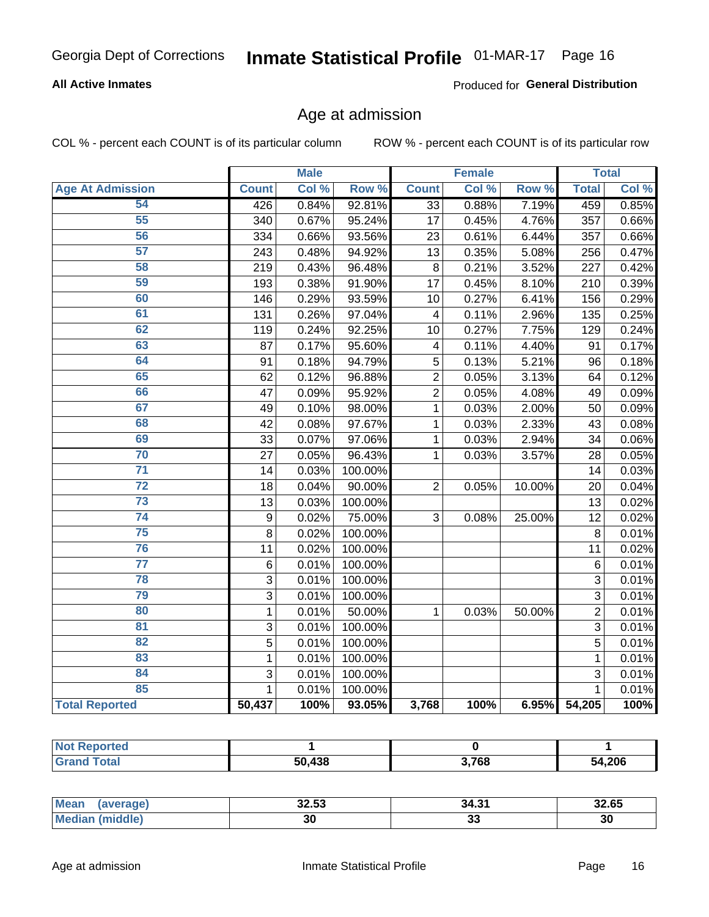Georgia Dept of Corrections **Inmate Statistical Profile** 01-MAR-17

**All Active Inmates**

Produced for **General Distribution**

## Age at admission

COL % - percent each COUNT is of its particular column

ROW % - percent each COUNT is of its particular row

| | Male | | | Female | | | Total | |
|---|---|---|---|---|---|---|---|---|
| **Age At Admission** | **Count** | **Col %** | **Row %** | **Count** | **Col %** | **Row %** | **Total** | **Col %** |
| 54 | 426 | 0.84% | 92.81% | 33 | 0.88% | 7.19% | 459 | 0.85% |
| 55 | 340 | 0.67% | 95.24% | 17 | 0.45% | 4.76% | 357 | 0.66% |
| 56 | 334 | 0.66% | 93.56% | 23 | 0.61% | 6.44% | 357 | 0.66% |
| 57 | 243 | 0.48% | 94.92% | 13 | 0.35% | 5.08% | 256 | 0.47% |
| 58 | 219 | 0.43% | 96.48% | 8 | 0.21% | 3.52% | 227 | 0.42% |
| 59 | 193 | 0.38% | 91.90% | 17 | 0.45% | 8.10% | 210 | 0.39% |
| 60 | 146 | 0.29% | 93.59% | 10 | 0.27% | 6.41% | 156 | 0.29% |
| 61 | 131 | 0.26% | 97.04% | 4 | 0.11% | 2.96% | 135 | 0.25% |
| 62 | 119 | 0.24% | 92.25% | 10 | 0.27% | 7.75% | 129 | 0.24% |
| 63 | 87 | 0.17% | 95.60% | 4 | 0.11% | 4.40% | 91 | 0.17% |
| 64 | 91 | 0.18% | 94.79% | 5 | 0.13% | 5.21% | 96 | 0.18% |
| 65 | 62 | 0.12% | 96.88% | 2 | 0.05% | 3.13% | 64 | 0.12% |
| 66 | 47 | 0.09% | 95.92% | 2 | 0.05% | 4.08% | 49 | 0.09% |
| 67 | 49 | 0.10% | 98.00% | 1 | 0.03% | 2.00% | 50 | 0.09% |
| 68 | 42 | 0.08% | 97.67% | 1 | 0.03% | 2.33% | 43 | 0.08% |
| 69 | 33 | 0.07% | 97.06% | 1 | 0.03% | 2.94% | 34 | 0.06% |
| 70 | 27 | 0.05% | 96.43% | 1 | 0.03% | 3.57% | 28 | 0.05% |
| 71 | 14 | 0.03% | 100.00% | | | | 14 | 0.03% |
| 72 | 18 | 0.04% | 90.00% | 2 | 0.05% | 10.00% | 20 | 0.04% |
| 73 | 13 | 0.03% | 100.00% | | | | 13 | 0.02% |
| 74 | 9 | 0.02% | 75.00% | 3 | 0.08% | 25.00% | 12 | 0.02% |
| 75 | 8 | 0.02% | 100.00% | | | | 8 | 0.01% |
| 76 | 11 | 0.02% | 100.00% | | | | 11 | 0.02% |
| 77 | 6 | 0.01% | 100.00% | | | | 6 | 0.01% |
| 78 | 3 | 0.01% | 100.00% | | | | 3 | 0.01% |
| 79 | 3 | 0.01% | 100.00% | | | | 3 | 0.01% |
| 80 | 1 | 0.01% | 50.00% | 1 | 0.03% | 50.00% | 2 | 0.01% |
| 81 | 3 | 0.01% | 100.00% | | | | 3 | 0.01% |
| 82 | 5 | 0.01% | 100.00% | | | | 5 | 0.01% |
| 83 | 1 | 0.01% | 100.00% | | | | 1 | 0.01% |
| 84 | 3 | 0.01% | 100.00% | | | | 3 | 0.01% |
| 85 | 1 | 0.01% | 100.00% | | | | 1 | 0.01% |
| **Total Reported** | **50,437** | **100%** | **93.05%** | **3,768** | **100%** | **6.95%** | **54,205** | **100%** |

| | Male | Female | Total |
|---|---|---|---|
| **Not Reported** | **1** | **0** | **1** |
| **Grand Total** | **50,438** | **3,768** | **54,206** |

| | Male | Female | Total |
|---|---|---|---|
| **Mean (average)** | **32.53** | **34.31** | **32.65** |
| **Median (middle)** | **30** | **33** | **30** |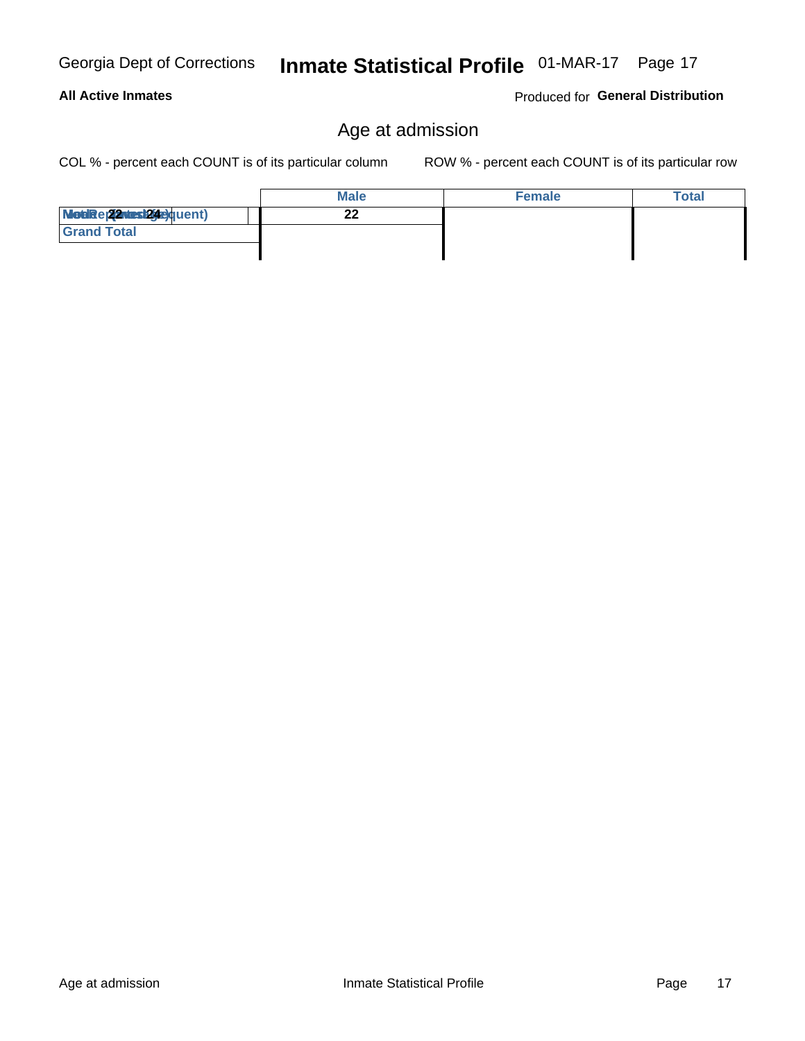## Age at admission

COL % - percent each COUNT is of its particular column

ROW % - percent each COUNT is of its particular row

| | Male | Female | Total |
|---|---|---|---|
| Mode (most frequent) | 22 | | |
| Grand Total | | | |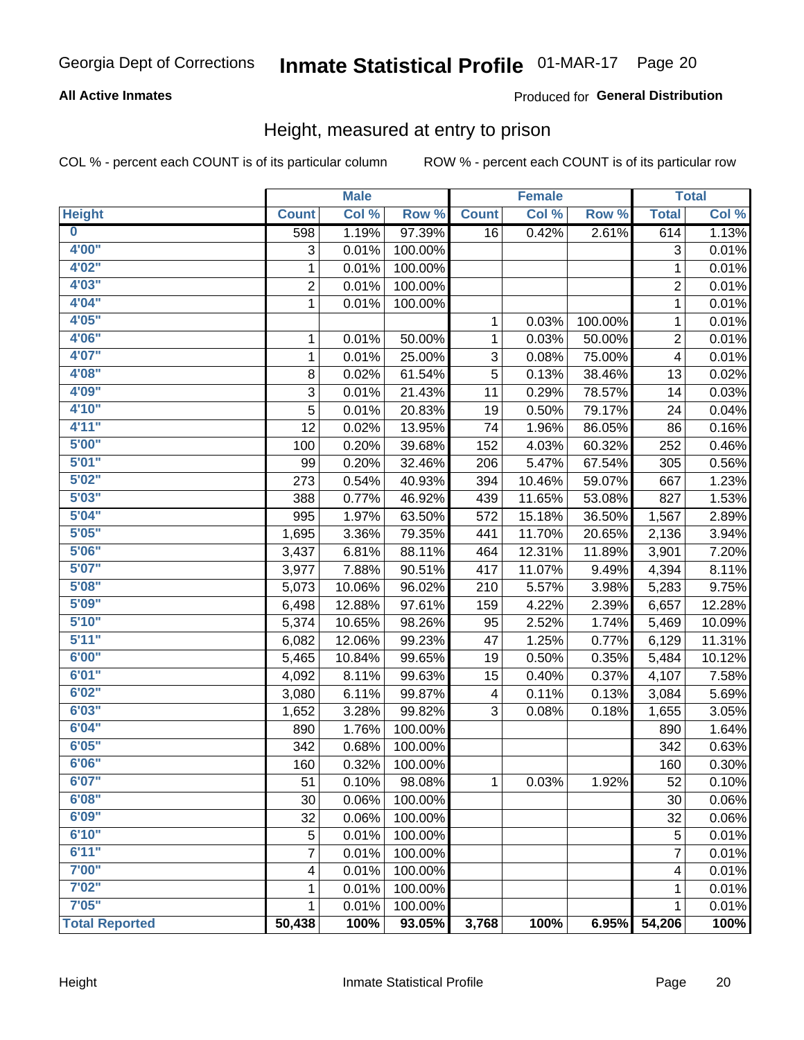Georgia Dept of Corrections **Inmate Statistical Profile** 01-MAR-17 Page 20

**All Active Inmates**

Produced for **General Distribution**

## Height, measured at entry to prison

COL % - percent each COUNT is of its particular column

ROW % - percent each COUNT is of its particular row

| | Male | | | Female | | | Total | |
|---|---|---|---|---|---|---|---|---|
| Height | Count | Col % | Row % | Count | Col % | Row % | Total | Col % |
| 0 | 598 | 1.19% | 97.39% | 16 | 0.42% | 2.61% | 614 | 1.13% |
| 4'00" | 3 | 0.01% | 100.00% | | | | 3 | 0.01% |
| 4'02" | 1 | 0.01% | 100.00% | | | | 1 | 0.01% |
| 4'03" | 2 | 0.01% | 100.00% | | | | 2 | 0.01% |
| 4'04" | 1 | 0.01% | 100.00% | | | | 1 | 0.01% |
| 4'05" | | | | 1 | 0.03% | 100.00% | 1 | 0.01% |
| 4'06" | 1 | 0.01% | 50.00% | 1 | 0.03% | 50.00% | 2 | 0.01% |
| 4'07" | 1 | 0.01% | 25.00% | 3 | 0.08% | 75.00% | 4 | 0.01% |
| 4'08" | 8 | 0.02% | 61.54% | 5 | 0.13% | 38.46% | 13 | 0.02% |
| 4'09" | 3 | 0.01% | 21.43% | 11 | 0.29% | 78.57% | 14 | 0.03% |
| 4'10" | 5 | 0.01% | 20.83% | 19 | 0.50% | 79.17% | 24 | 0.04% |
| 4'11" | 12 | 0.02% | 13.95% | 74 | 1.96% | 86.05% | 86 | 0.16% |
| 5'00" | 100 | 0.20% | 39.68% | 152 | 4.03% | 60.32% | 252 | 0.46% |
| 5'01" | 99 | 0.20% | 32.46% | 206 | 5.47% | 67.54% | 305 | 0.56% |
| 5'02" | 273 | 0.54% | 40.93% | 394 | 10.46% | 59.07% | 667 | 1.23% |
| 5'03" | 388 | 0.77% | 46.92% | 439 | 11.65% | 53.08% | 827 | 1.53% |
| 5'04" | 995 | 1.97% | 63.50% | 572 | 15.18% | 36.50% | 1,567 | 2.89% |
| 5'05" | 1,695 | 3.36% | 79.35% | 441 | 11.70% | 20.65% | 2,136 | 3.94% |
| 5'06" | 3,437 | 6.81% | 88.11% | 464 | 12.31% | 11.89% | 3,901 | 7.20% |
| 5'07" | 3,977 | 7.88% | 90.51% | 417 | 11.07% | 9.49% | 4,394 | 8.11% |
| 5'08" | 5,073 | 10.06% | 96.02% | 210 | 5.57% | 3.98% | 5,283 | 9.75% |
| 5'09" | 6,498 | 12.88% | 97.61% | 159 | 4.22% | 2.39% | 6,657 | 12.28% |
| 5'10" | 5,374 | 10.65% | 98.26% | 95 | 2.52% | 1.74% | 5,469 | 10.09% |
| 5'11" | 6,082 | 12.06% | 99.23% | 47 | 1.25% | 0.77% | 6,129 | 11.31% |
| 6'00" | 5,465 | 10.84% | 99.65% | 19 | 0.50% | 0.35% | 5,484 | 10.12% |
| 6'01" | 4,092 | 8.11% | 99.63% | 15 | 0.40% | 0.37% | 4,107 | 7.58% |
| 6'02" | 3,080 | 6.11% | 99.87% | 4 | 0.11% | 0.13% | 3,084 | 5.69% |
| 6'03" | 1,652 | 3.28% | 99.82% | 3 | 0.08% | 0.18% | 1,655 | 3.05% |
| 6'04" | 890 | 1.76% | 100.00% | | | | 890 | 1.64% |
| 6'05" | 342 | 0.68% | 100.00% | | | | 342 | 0.63% |
| 6'06" | 160 | 0.32% | 100.00% | | | | 160 | 0.30% |
| 6'07" | 51 | 0.10% | 98.08% | 1 | 0.03% | 1.92% | 52 | 0.10% |
| 6'08" | 30 | 0.06% | 100.00% | | | | 30 | 0.06% |
| 6'09" | 32 | 0.06% | 100.00% | | | | 32 | 0.06% |
| 6'10" | 5 | 0.01% | 100.00% | | | | 5 | 0.01% |
| 6'11" | 7 | 0.01% | 100.00% | | | | 7 | 0.01% |
| 7'00" | 4 | 0.01% | 100.00% | | | | 4 | 0.01% |
| 7'02" | 1 | 0.01% | 100.00% | | | | 1 | 0.01% |
| 7'05" | 1 | 0.01% | 100.00% | | | | 1 | 0.01% |
| **Total Reported** | **50,438** | **100%** | **93.05%** | **3,768** | **100%** | **6.95%** | **54,206** | **100%** |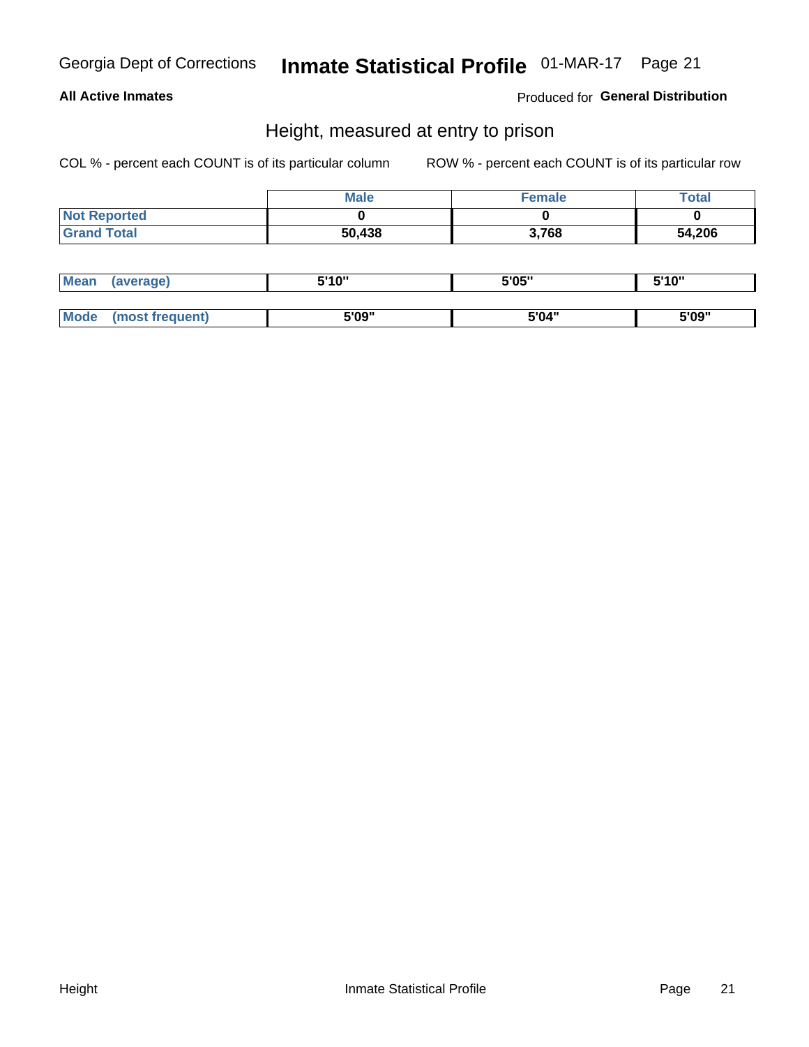Georgia Dept of Corrections **Inmate Statistical Profile** 01-MAR-17

**All Active Inmates**

Produced for **General Distribution**

## Height, measured at entry to prison

COL % - percent each COUNT is of its particular column

ROW % - percent each COUNT is of its particular row

| | Male | Female | Total |
|---|---|---|---|
| **Not Reported** | 0 | 0 | 0 |
| **Grand Total** | 50,438 | 3,768 | 54,206 |

| | Male | Female | Total |
|---|---|---|---|
| **Mean (average)** | 5'10" | 5'05" | 5'10" |
| **Mode (most frequent)** | 5'09" | 5'04" | 5'09" |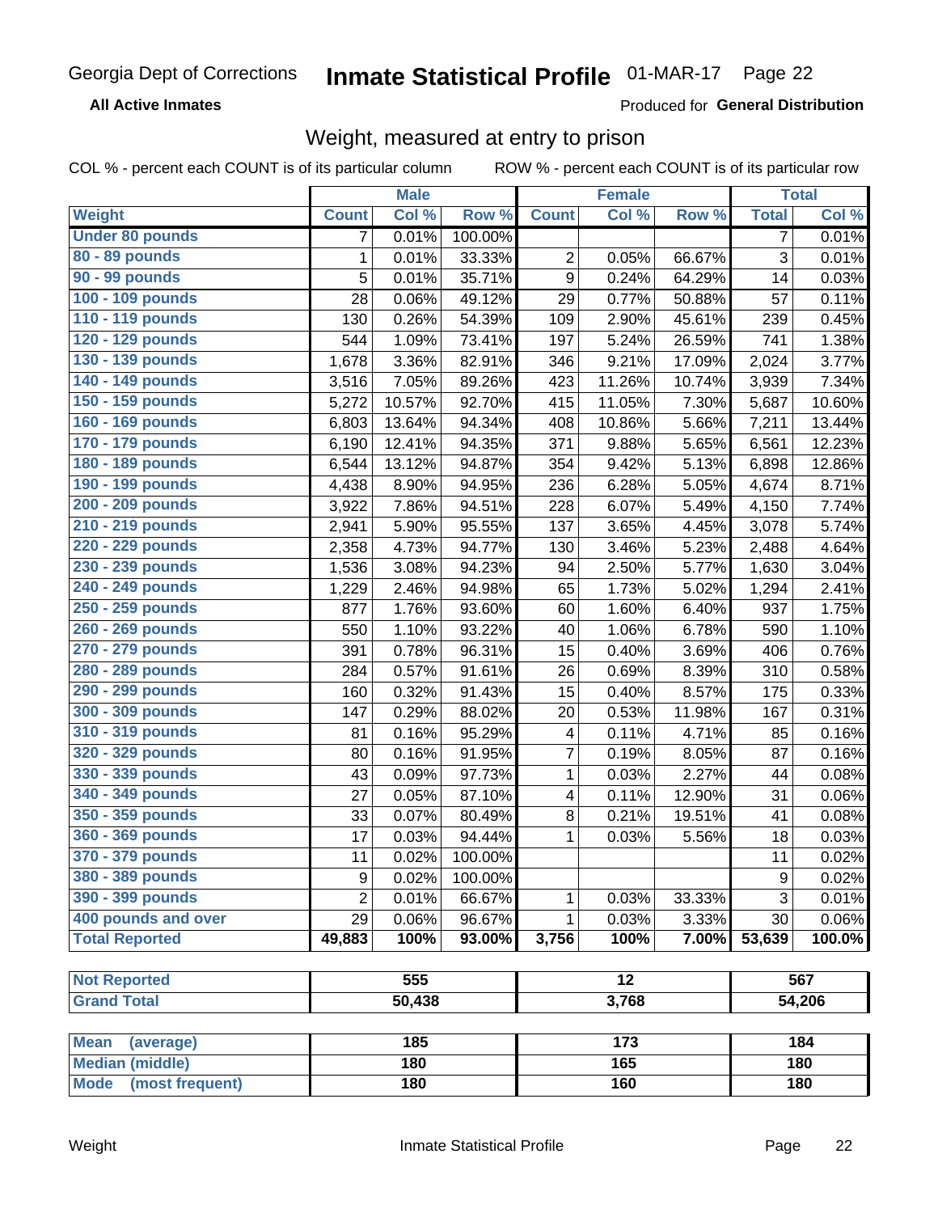Georgia Dept of Corrections **Inmate Statistical Profile** 01-MAR-17 Page 22

**All Active Inmates**

Produced for **General Distribution**

## Weight, measured at entry to prison

COL % - percent each COUNT is of its particular column ROW % - percent each COUNT is of its particular row

| | Male | | | Female | | | Total | |
|---|---|---|---|---|---|---|---|---|
| **Weight** | **Count** | **Col %** | **Row %** | **Count** | **Col %** | **Row %** | **Total** | **Col %** |
| **Under 80 pounds** | 7 | 0.01% | 100.00% | | | | 7 | 0.01% |
| **80 - 89 pounds** | 1 | 0.01% | 33.33% | 2 | 0.05% | 66.67% | 3 | 0.01% |
| **90 - 99 pounds** | 5 | 0.01% | 35.71% | 9 | 0.24% | 64.29% | 14 | 0.03% |
| **100 - 109 pounds** | 28 | 0.06% | 49.12% | 29 | 0.77% | 50.88% | 57 | 0.11% |
| **110 - 119 pounds** | 130 | 0.26% | 54.39% | 109 | 2.90% | 45.61% | 239 | 0.45% |
| **120 - 129 pounds** | 544 | 1.09% | 73.41% | 197 | 5.24% | 26.59% | 741 | 1.38% |
| **130 - 139 pounds** | 1,678 | 3.36% | 82.91% | 346 | 9.21% | 17.09% | 2,024 | 3.77% |
| **140 - 149 pounds** | 3,516 | 7.05% | 89.26% | 423 | 11.26% | 10.74% | 3,939 | 7.34% |
| **150 - 159 pounds** | 5,272 | 10.57% | 92.70% | 415 | 11.05% | 7.30% | 5,687 | 10.60% |
| **160 - 169 pounds** | 6,803 | 13.64% | 94.34% | 408 | 10.86% | 5.66% | 7,211 | 13.44% |
| **170 - 179 pounds** | 6,190 | 12.41% | 94.35% | 371 | 9.88% | 5.65% | 6,561 | 12.23% |
| **180 - 189 pounds** | 6,544 | 13.12% | 94.87% | 354 | 9.42% | 5.13% | 6,898 | 12.86% |
| **190 - 199 pounds** | 4,438 | 8.90% | 94.95% | 236 | 6.28% | 5.05% | 4,674 | 8.71% |
| **200 - 209 pounds** | 3,922 | 7.86% | 94.51% | 228 | 6.07% | 5.49% | 4,150 | 7.74% |
| **210 - 219 pounds** | 2,941 | 5.90% | 95.55% | 137 | 3.65% | 4.45% | 3,078 | 5.74% |
| **220 - 229 pounds** | 2,358 | 4.73% | 94.77% | 130 | 3.46% | 5.23% | 2,488 | 4.64% |
| **230 - 239 pounds** | 1,536 | 3.08% | 94.23% | 94 | 2.50% | 5.77% | 1,630 | 3.04% |
| **240 - 249 pounds** | 1,229 | 2.46% | 94.98% | 65 | 1.73% | 5.02% | 1,294 | 2.41% |
| **250 - 259 pounds** | 877 | 1.76% | 93.60% | 60 | 1.60% | 6.40% | 937 | 1.75% |
| **260 - 269 pounds** | 550 | 1.10% | 93.22% | 40 | 1.06% | 6.78% | 590 | 1.10% |
| **270 - 279 pounds** | 391 | 0.78% | 96.31% | 15 | 0.40% | 3.69% | 406 | 0.76% |
| **280 - 289 pounds** | 284 | 0.57% | 91.61% | 26 | 0.69% | 8.39% | 310 | 0.58% |
| **290 - 299 pounds** | 160 | 0.32% | 91.43% | 15 | 0.40% | 8.57% | 175 | 0.33% |
| **300 - 309 pounds** | 147 | 0.29% | 88.02% | 20 | 0.53% | 11.98% | 167 | 0.31% |
| **310 - 319 pounds** | 81 | 0.16% | 95.29% | 4 | 0.11% | 4.71% | 85 | 0.16% |
| **320 - 329 pounds** | 80 | 0.16% | 91.95% | 7 | 0.19% | 8.05% | 87 | 0.16% |
| **330 - 339 pounds** | 43 | 0.09% | 97.73% | 1 | 0.03% | 2.27% | 44 | 0.08% |
| **340 - 349 pounds** | 27 | 0.05% | 87.10% | 4 | 0.11% | 12.90% | 31 | 0.06% |
| **350 - 359 pounds** | 33 | 0.07% | 80.49% | 8 | 0.21% | 19.51% | 41 | 0.08% |
| **360 - 369 pounds** | 17 | 0.03% | 94.44% | 1 | 0.03% | 5.56% | 18 | 0.03% |
| **370 - 379 pounds** | 11 | 0.02% | 100.00% | | | | 11 | 0.02% |
| **380 - 389 pounds** | 9 | 0.02% | 100.00% | | | | 9 | 0.02% |
| **390 - 399 pounds** | 2 | 0.01% | 66.67% | 1 | 0.03% | 33.33% | 3 | 0.01% |
| **400 pounds and over** | 29 | 0.06% | 96.67% | 1 | 0.03% | 3.33% | 30 | 0.06% |
| **Total Reported** | **49,883** | **100%** | **93.00%** | **3,756** | **100%** | **7.00%** | **53,639** | **100.0%** |

| | Male | Female | Total |
|---|---|---|---|
| **Not Reported** | **555** | **12** | **567** |
| **Grand Total** | **50,438** | **3,768** | **54,206** |

| | Male | Female | Total |
|---|---|---|---|
| **Mean (average)** | **185** | **173** | **184** |
| **Median (middle)** | **180** | **165** | **180** |
| **Mode (most frequent)** | **180** | **160** | **180** |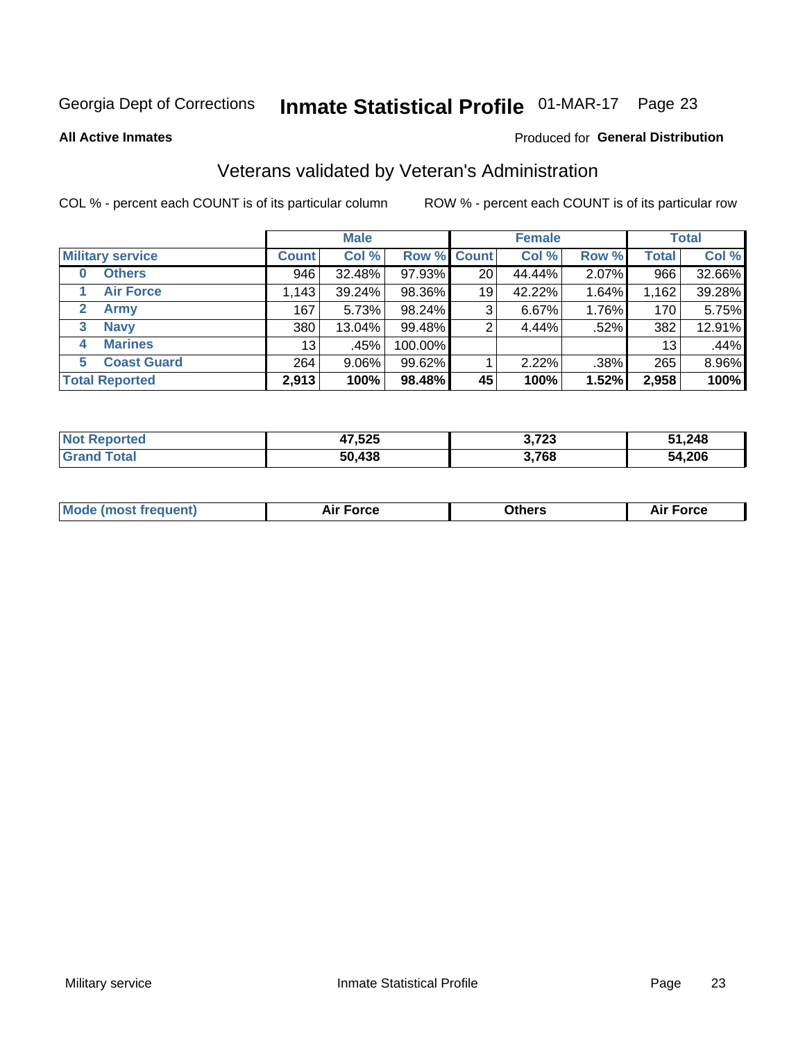Georgia Dept of Corrections **Inmate Statistical Profile** 01-MAR-17 Page 23

**All Active Inmates**

Produced for **General Distribution**

## Veterans validated by Veteran's Administration

COL % - percent each COUNT is of its particular column

ROW % - percent each COUNT is of its particular row

| | | Male | | | Female | | | Total | |
|---|---|---|---|---|---|---|---|---|---|
| **Military service** | | **Count** | **Col %** | **Row %** | **Count** | **Col %** | **Row %** | **Total** | **Col %** |
| 0 | Others | 946 | 32.48% | 97.93% | 20 | 44.44% | 2.07% | 966 | 32.66% |
| 1 | Air Force | 1,143 | 39.24% | 98.36% | 19 | 42.22% | 1.64% | 1,162 | 39.28% |
| 2 | Army | 167 | 5.73% | 98.24% | 3 | 6.67% | 1.76% | 170 | 5.75% |
| 3 | Navy | 380 | 13.04% | 99.48% | 2 | 4.44% | .52% | 382 | 12.91% |
| 4 | Marines | 13 | .45% | 100.00% | | | | 13 | .44% |
| 5 | Coast Guard | 264 | 9.06% | 99.62% | 1 | 2.22% | .38% | 265 | 8.96% |
| **Total Reported** | | **2,913** | **100%** | **98.48%** | **45** | **100%** | **1.52%** | **2,958** | **100%** |

| | Male | Female | Total |
|---|---|---|---|
| Not Reported | 47,525 | 3,723 | 51,248 |
| Grand Total | 50,438 | 3,768 | 54,206 |

| | Male | Female | Total |
|---|---|---|---|
| Mode (most frequent) | Air Force | Others | Air Force |

Military service Inmate Statistical Profile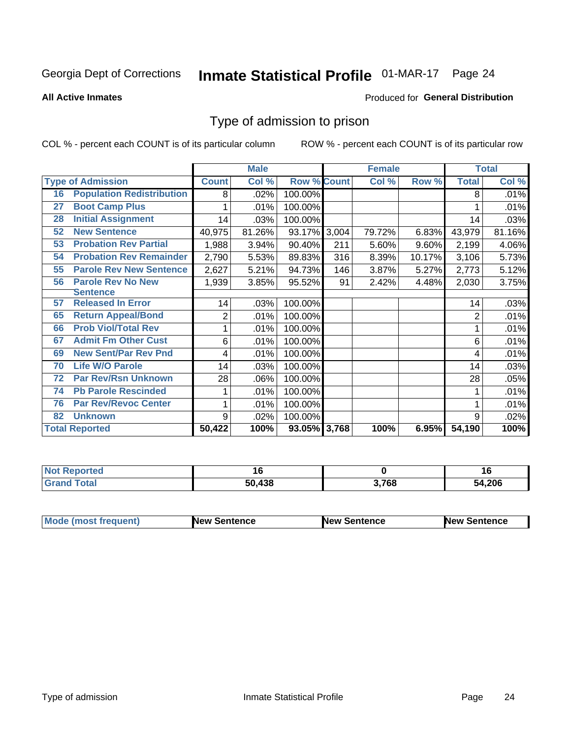Georgia Dept of Corrections **Inmate Statistical Profile** 01-MAR-17

**All Active Inmates**

Produced for **General Distribution**

## Type of admission to prison

COL % - percent each COUNT is of its particular column ROW % - percent each COUNT is of its particular row

| Type of Admission | | Male | | | Female | | | Total | |
|---|---|---|---|---|---|---|---|---|---|
| | | Count | Col % | Row % | Count | Col % | Row % | Total | Col % |
| 16 | Population Redistribution | 8 | .02% | 100.00% | | | | 8 | .01% |
| 27 | Boot Camp Plus | 1 | .01% | 100.00% | | | | 1 | .01% |
| 28 | Initial Assignment | 14 | .03% | 100.00% | | | | 14 | .03% |
| 52 | New Sentence | 40,975 | 81.26% | 93.17% | 3,004 | 79.72% | 6.83% | 43,979 | 81.16% |
| 53 | Probation Rev Partial | 1,988 | 3.94% | 90.40% | 211 | 5.60% | 9.60% | 2,199 | 4.06% |
| 54 | Probation Rev Remainder | 2,790 | 5.53% | 89.83% | 316 | 8.39% | 10.17% | 3,106 | 5.73% |
| 55 | Parole Rev New Sentence | 2,627 | 5.21% | 94.73% | 146 | 3.87% | 5.27% | 2,773 | 5.12% |
| 56 | Parole Rev No New Sentence | 1,939 | 3.85% | 95.52% | 91 | 2.42% | 4.48% | 2,030 | 3.75% |
| 57 | Released In Error | 14 | .03% | 100.00% | | | | 14 | .03% |
| 65 | Return Appeal/Bond | 2 | .01% | 100.00% | | | | 2 | .01% |
| 66 | Prob Viol/Total Rev | 1 | .01% | 100.00% | | | | 1 | .01% |
| 67 | Admit Fm Other Cust | 6 | .01% | 100.00% | | | | 6 | .01% |
| 69 | New Sent/Par Rev Pnd | 4 | .01% | 100.00% | | | | 4 | .01% |
| 70 | Life W/O Parole | 14 | .03% | 100.00% | | | | 14 | .03% |
| 72 | Par Rev/Rsn Unknown | 28 | .06% | 100.00% | | | | 28 | .05% |
| 74 | Pb Parole Rescinded | 1 | .01% | 100.00% | | | | 1 | .01% |
| 76 | Par Rev/Revoc Center | 1 | .01% | 100.00% | | | | 1 | .01% |
| 82 | Unknown | 9 | .02% | 100.00% | | | | 9 | .02% |
| **Total Reported** | | **50,422** | **100%** | **93.05%** | **3,768** | **100%** | **6.95%** | **54,190** | **100%** |

| | Male | Female | Total |
|---|---|---|---|
| Not Reported | 16 | 0 | 16 |
| Grand Total | 50,438 | 3,768 | 54,206 |

| | Male | Female | Total |
|---|---|---|---|
| Mode (most frequent) | New Sentence | New Sentence | New Sentence |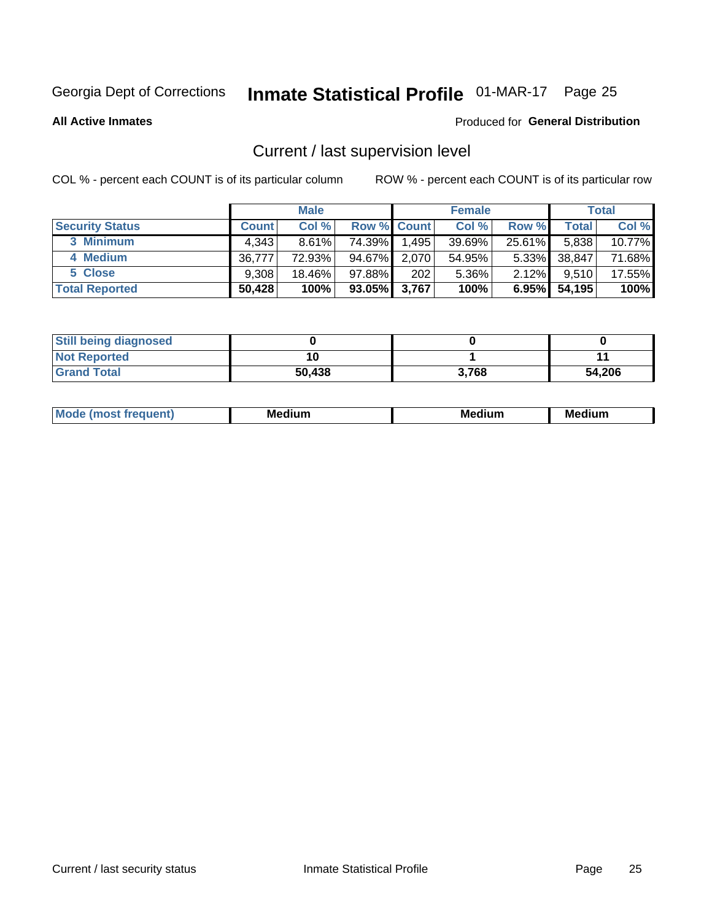Georgia Dept of Corrections **Inmate Statistical Profile** 01-MAR-17

**All Active Inmates**

Produced for **General Distribution**

## Current / last supervision level

COL % - percent each COUNT is of its particular column

ROW % - percent each COUNT is of its particular row

| | Male | | | Female | | | Total | |
|---|---|---|---|---|---|---|---|---|
| **Security Status** | **Count** | **Col %** | **Row %** | **Count** | **Col %** | **Row %** | **Total** | **Col %** |
| 3 Minimum | 4,343 | 8.61% | 74.39% | 1,495 | 39.69% | 25.61% | 5,838 | 10.77% |
| 4 Medium | 36,777 | 72.93% | 94.67% | 2,070 | 54.95% | 5.33% | 38,847 | 71.68% |
| 5 Close | 9,308 | 18.46% | 97.88% | 202 | 5.36% | 2.12% | 9,510 | 17.55% |
| **Total Reported** | **50,428** | **100%** | **93.05%** | **3,767** | **100%** | **6.95%** | **54,195** | **100%** |

| | Male | Female | Total |
|---|---|---|---|
| Still being diagnosed | **0** | **0** | **0** |
| Not Reported | **10** | **1** | **11** |
| Grand Total | **50,438** | **3,768** | **54,206** |

| | Male | Female | Total |
|---|---|---|---|
| Mode (most frequent) | **Medium** | **Medium** | **Medium** |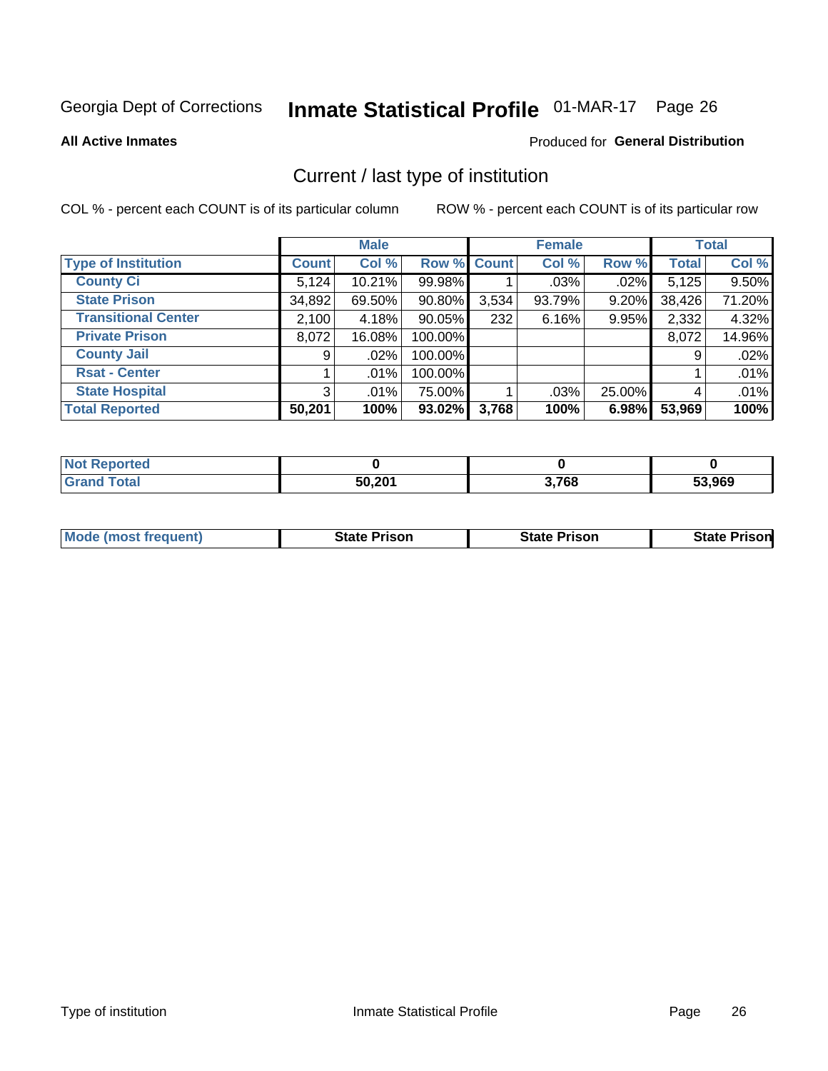Georgia Dept of Corrections **Inmate Statistical Profile** 01-MAR-17

**All Active Inmates**

Produced for **General Distribution**

## Current / last type of institution

COL % - percent each COUNT is of its particular column

ROW % - percent each COUNT is of its particular row

| | Male | | | Female | | | Total | |
|---|---|---|---|---|---|---|---|---|
| **Type of Institution** | **Count** | **Col %** | **Row %** | **Count** | **Col %** | **Row %** | **Total** | **Col %** |
| **County Ci** | 5,124 | 10.21% | 99.98% | 1 | .03% | .02% | 5,125 | 9.50% |
| **State Prison** | 34,892 | 69.50% | 90.80% | 3,534 | 93.79% | 9.20% | 38,426 | 71.20% |
| **Transitional Center** | 2,100 | 4.18% | 90.05% | 232 | 6.16% | 9.95% | 2,332 | 4.32% |
| **Private Prison** | 8,072 | 16.08% | 100.00% | | | | 8,072 | 14.96% |
| **County Jail** | 9 | .02% | 100.00% | | | | 9 | .02% |
| **Rsat - Center** | 1 | .01% | 100.00% | | | | 1 | .01% |
| **State Hospital** | 3 | .01% | 75.00% | 1 | .03% | 25.00% | 4 | .01% |
| **Total Reported** | **50,201** | **100%** | **93.02%** | **3,768** | **100%** | **6.98%** | **53,969** | **100%** |

| | Male | Female | Total |
|---|---|---|---|
| **Not Reported** | **0** | **0** | **0** |
| **Grand Total** | **50,201** | **3,768** | **53,969** |

| | Male | Female | Total |
|---|---|---|---|
| **Mode (most frequent)** | **State Prison** | **State Prison** | **State Prison** |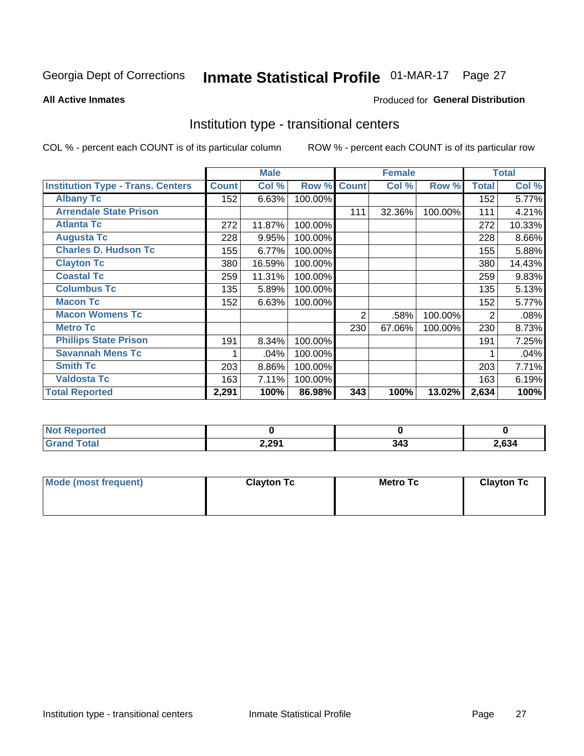Georgia Dept of Corrections **Inmate Statistical Profile** 01-MAR-17

**All Active Inmates**

Produced for **General Distribution**

## Institution type - transitional centers

COL % - percent each COUNT is of its particular column

ROW % - percent each COUNT is of its particular row

| Institution Type - Trans. Centers | Male | | | Female | | | Total | |
|---|---|---|---|---|---|---|---|---|
| | Count | Col % | Row % | Count | Col % | Row % | Total | Col % |
| Albany Tc | 152 | 6.63% | 100.00% | | | | 152 | 5.77% |
| Arrendale State Prison | | | | 111 | 32.36% | 100.00% | 111 | 4.21% |
| Atlanta Tc | 272 | 11.87% | 100.00% | | | | 272 | 10.33% |
| Augusta Tc | 228 | 9.95% | 100.00% | | | | 228 | 8.66% |
| Charles D. Hudson Tc | 155 | 6.77% | 100.00% | | | | 155 | 5.88% |
| Clayton Tc | 380 | 16.59% | 100.00% | | | | 380 | 14.43% |
| Coastal Tc | 259 | 11.31% | 100.00% | | | | 259 | 9.83% |
| Columbus Tc | 135 | 5.89% | 100.00% | | | | 135 | 5.13% |
| Macon Tc | 152 | 6.63% | 100.00% | | | | 152 | 5.77% |
| Macon Womens Tc | | | | 2 | .58% | 100.00% | 2 | .08% |
| Metro Tc | | | | 230 | 67.06% | 100.00% | 230 | 8.73% |
| Phillips State Prison | 191 | 8.34% | 100.00% | | | | 191 | 7.25% |
| Savannah Mens Tc | 1 | .04% | 100.00% | | | | 1 | .04% |
| Smith Tc | 203 | 8.86% | 100.00% | | | | 203 | 7.71% |
| Valdosta Tc | 163 | 7.11% | 100.00% | | | | 163 | 6.19% |
| **Total Reported** | **2,291** | **100%** | **86.98%** | **343** | **100%** | **13.02%** | **2,634** | **100%** |

| | Male | Female | Total |
|---|---|---|---|
| Not Reported | 0 | 0 | 0 |
| Grand Total | 2,291 | 343 | 2,634 |

| | Male | Female | Total |
|---|---|---|---|
| Mode (most frequent) | Clayton Tc | Metro Tc | Clayton Tc |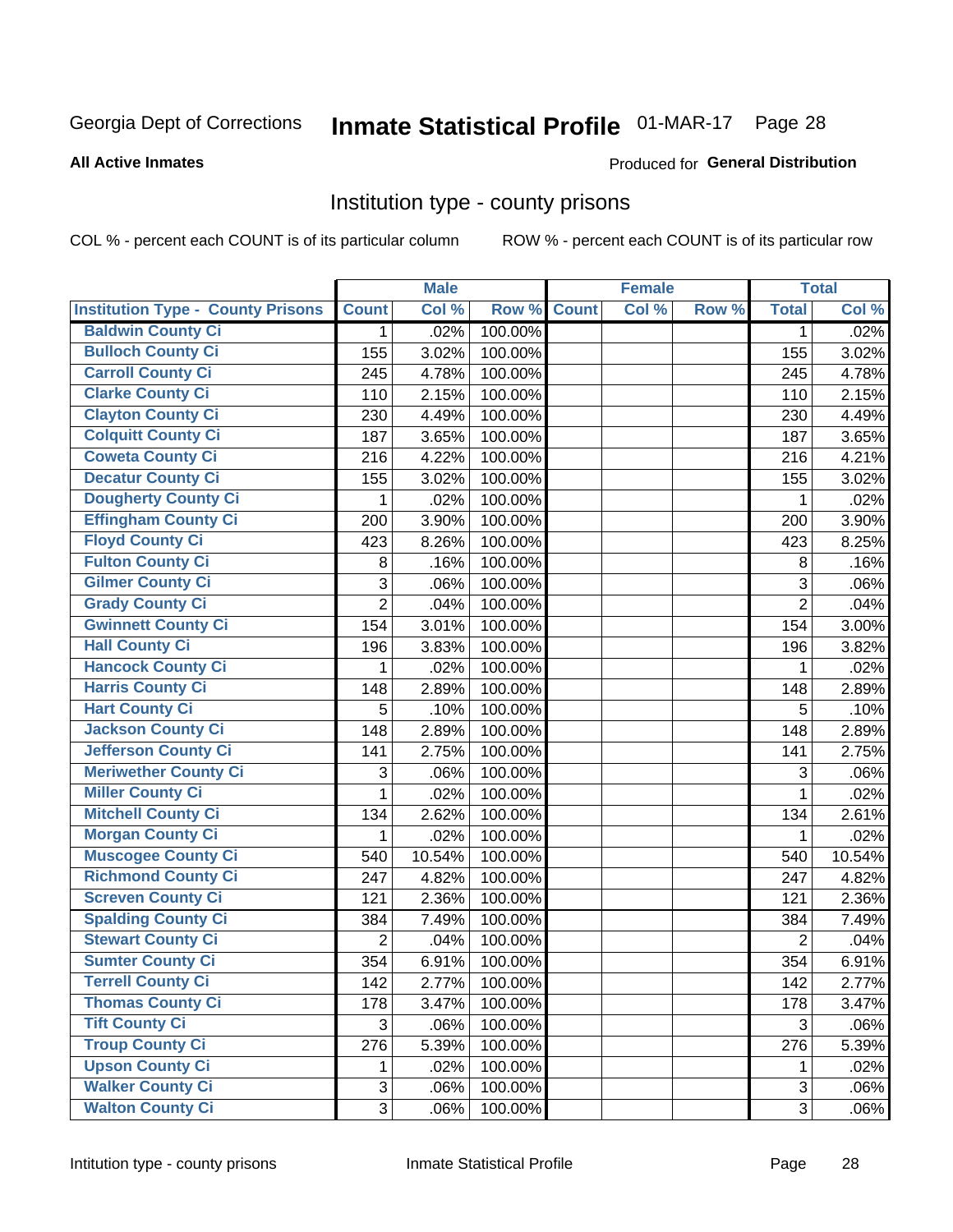Georgia Dept of Corrections **Inmate Statistical Profile** 01-MAR-17

**All Active Inmates**

Produced for **General Distribution**

## Institution type - county prisons

COL % - percent each COUNT is of its particular column

ROW % - percent each COUNT is of its particular row

| | Male | | | Female | | | Total | |
|---|---|---|---|---|---|---|---|---|
| **Institution Type - County Prisons** | **Count** | **Col %** | **Row %** | **Count** | **Col %** | **Row %** | **Total** | **Col %** |
| **Baldwin County Ci** | 1 | .02% | 100.00% | | | | 1 | .02% |
| **Bulloch County Ci** | 155 | 3.02% | 100.00% | | | | 155 | 3.02% |
| **Carroll County Ci** | 245 | 4.78% | 100.00% | | | | 245 | 4.78% |
| **Clarke County Ci** | 110 | 2.15% | 100.00% | | | | 110 | 2.15% |
| **Clayton County Ci** | 230 | 4.49% | 100.00% | | | | 230 | 4.49% |
| **Colquitt County Ci** | 187 | 3.65% | 100.00% | | | | 187 | 3.65% |
| **Coweta County Ci** | 216 | 4.22% | 100.00% | | | | 216 | 4.21% |
| **Decatur County Ci** | 155 | 3.02% | 100.00% | | | | 155 | 3.02% |
| **Dougherty County Ci** | 1 | .02% | 100.00% | | | | 1 | .02% |
| **Effingham County Ci** | 200 | 3.90% | 100.00% | | | | 200 | 3.90% |
| **Floyd County Ci** | 423 | 8.26% | 100.00% | | | | 423 | 8.25% |
| **Fulton County Ci** | 8 | .16% | 100.00% | | | | 8 | .16% |
| **Gilmer County Ci** | 3 | .06% | 100.00% | | | | 3 | .06% |
| **Grady County Ci** | 2 | .04% | 100.00% | | | | 2 | .04% |
| **Gwinnett County Ci** | 154 | 3.01% | 100.00% | | | | 154 | 3.00% |
| **Hall County Ci** | 196 | 3.83% | 100.00% | | | | 196 | 3.82% |
| **Hancock County Ci** | 1 | .02% | 100.00% | | | | 1 | .02% |
| **Harris County Ci** | 148 | 2.89% | 100.00% | | | | 148 | 2.89% |
| **Hart County Ci** | 5 | .10% | 100.00% | | | | 5 | .10% |
| **Jackson County Ci** | 148 | 2.89% | 100.00% | | | | 148 | 2.89% |
| **Jefferson County Ci** | 141 | 2.75% | 100.00% | | | | 141 | 2.75% |
| **Meriwether County Ci** | 3 | .06% | 100.00% | | | | 3 | .06% |
| **Miller County Ci** | 1 | .02% | 100.00% | | | | 1 | .02% |
| **Mitchell County Ci** | 134 | 2.62% | 100.00% | | | | 134 | 2.61% |
| **Morgan County Ci** | 1 | .02% | 100.00% | | | | 1 | .02% |
| **Muscogee County Ci** | 540 | 10.54% | 100.00% | | | | 540 | 10.54% |
| **Richmond County Ci** | 247 | 4.82% | 100.00% | | | | 247 | 4.82% |
| **Screven County Ci** | 121 | 2.36% | 100.00% | | | | 121 | 2.36% |
| **Spalding County Ci** | 384 | 7.49% | 100.00% | | | | 384 | 7.49% |
| **Stewart County Ci** | 2 | .04% | 100.00% | | | | 2 | .04% |
| **Sumter County Ci** | 354 | 6.91% | 100.00% | | | | 354 | 6.91% |
| **Terrell County Ci** | 142 | 2.77% | 100.00% | | | | 142 | 2.77% |
| **Thomas County Ci** | 178 | 3.47% | 100.00% | | | | 178 | 3.47% |
| **Tift County Ci** | 3 | .06% | 100.00% | | | | 3 | .06% |
| **Troup County Ci** | 276 | 5.39% | 100.00% | | | | 276 | 5.39% |
| **Upson County Ci** | 1 | .02% | 100.00% | | | | 1 | .02% |
| **Walker County Ci** | 3 | .06% | 100.00% | | | | 3 | .06% |
| **Walton County Ci** | 3 | .06% | 100.00% | | | | 3 | .06% |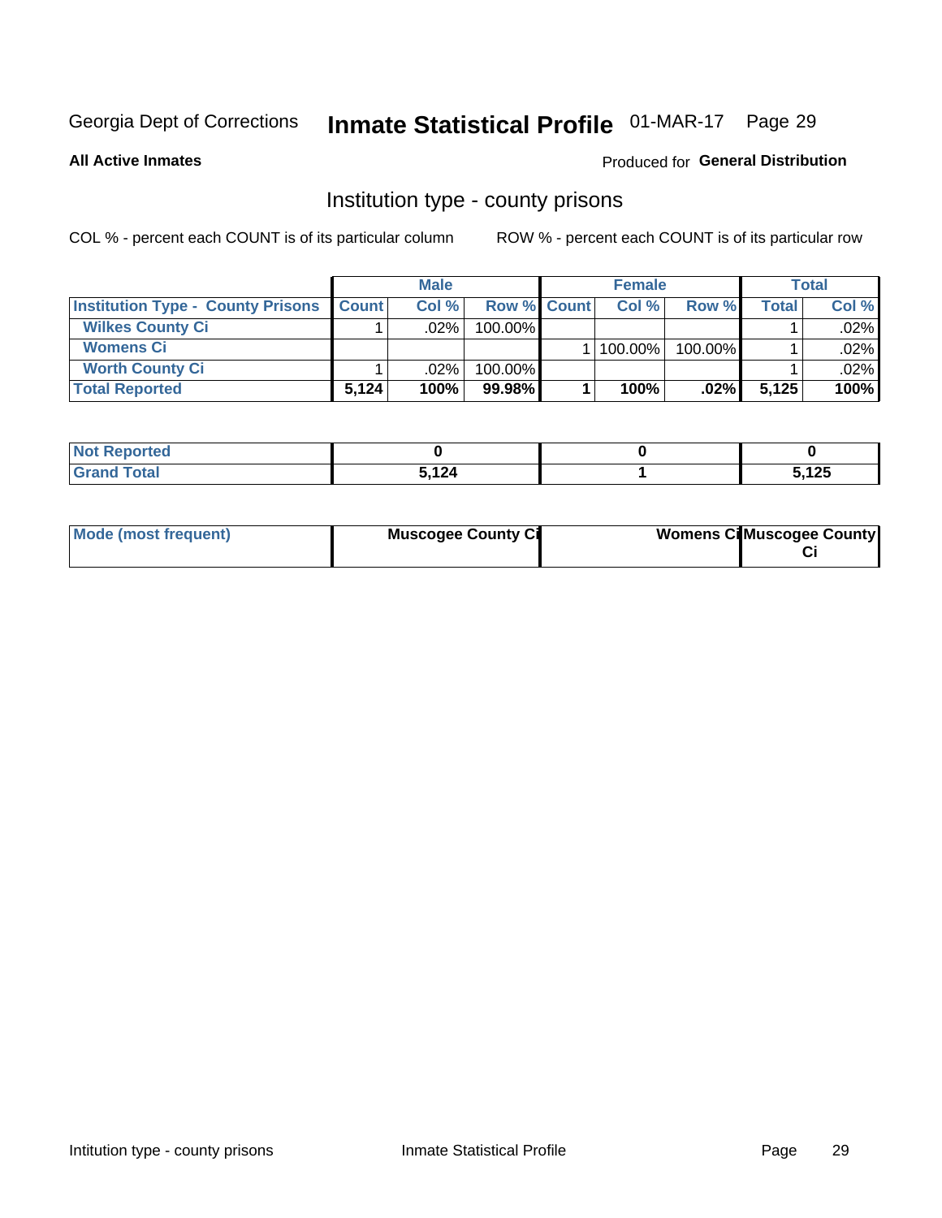Georgia Dept of Corrections **Inmate Statistical Profile** 01-MAR-17

**All Active Inmates** Produced for **General Distribution**

## Institution type - county prisons

COL % - percent each COUNT is of its particular column ROW % - percent each COUNT is of its particular row

| | Male | | | Female | | | Total | |
|---|---|---|---|---|---|---|---|---|
| **Institution Type - County Prisons** | **Count** | **Col %** | **Row %** | **Count** | **Col %** | **Row %** | **Total** | **Col %** |
| **Wilkes County Ci** | 1 | .02% | 100.00% | | | | 1 | .02% |
| **Womens Ci** | | | | 1 | 100.00% | 100.00% | 1 | .02% |
| **Worth County Ci** | 1 | .02% | 100.00% | | | | 1 | .02% |
| **Total Reported** | **5,124** | **100%** | **99.98%** | **1** | **100%** | **.02%** | **5,125** | **100%** |

| | Male | Female | Total |
|---|---|---|---|
| **Not Reported** | **0** | **0** | **0** |
| **Grand Total** | **5,124** | **1** | **5,125** |

| | Male | Female | Total |
|---|---|---|---|
| **Mode (most frequent)** | **Muscogee County Ci** | **Womens Ci** | **Muscogee County Ci** |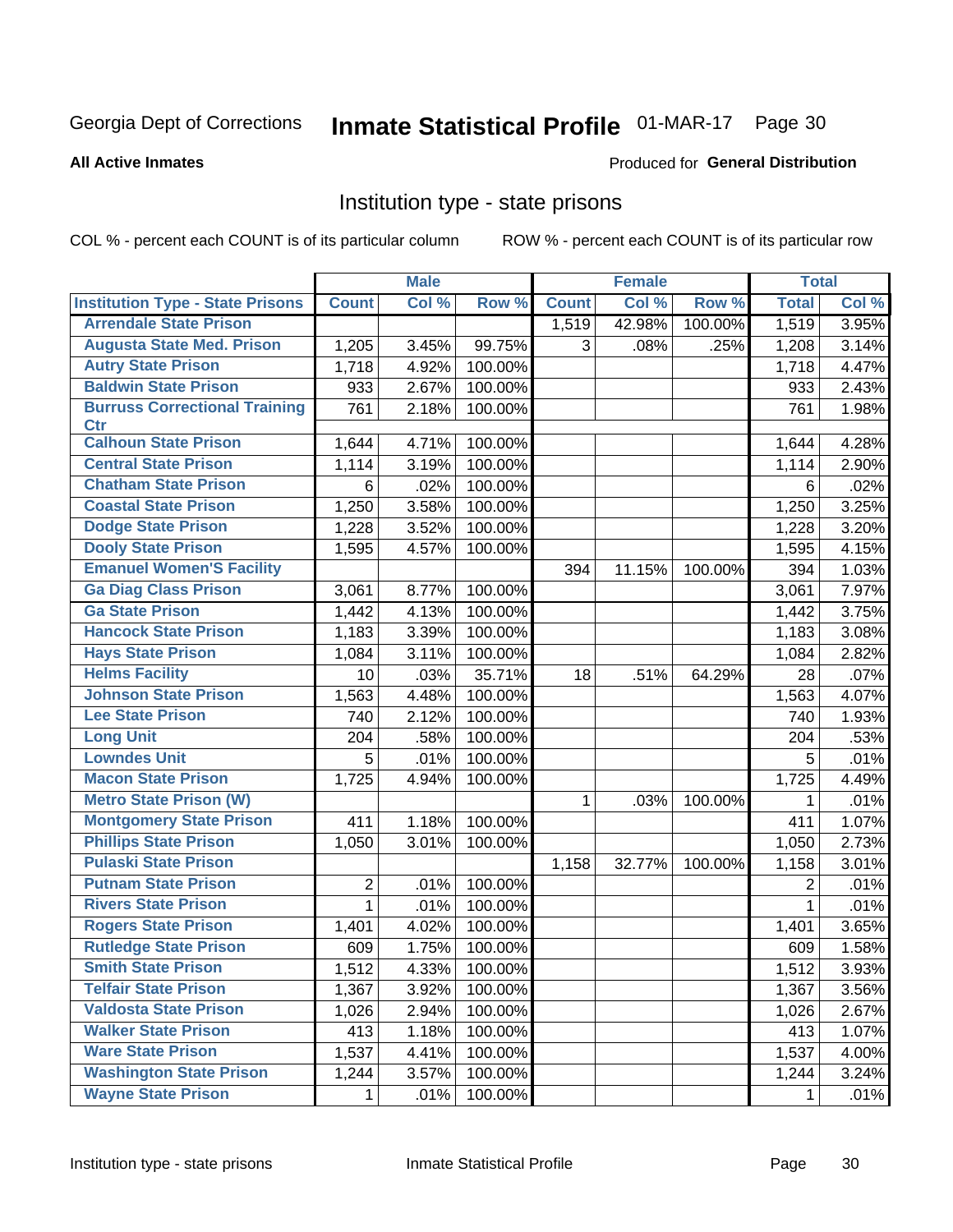Georgia Dept of Corrections **Inmate Statistical Profile** 01-MAR-17

**All Active Inmates**

Produced for **General Distribution**

## Institution type - state prisons

COL % - percent each COUNT is of its particular column    ROW % - percent each COUNT is of its particular row

| | Male | | | Female | | | Total | |
|---|---|---|---|---|---|---|---|---|
| Institution Type - State Prisons | Count | Col % | Row % | Count | Col % | Row % | Total | Col % |
| Arrendale State Prison | | | | 1,519 | 42.98% | 100.00% | 1,519 | 3.95% |
| Augusta State Med. Prison | 1,205 | 3.45% | 99.75% | 3 | .08% | .25% | 1,208 | 3.14% |
| Autry State Prison | 1,718 | 4.92% | 100.00% | | | | 1,718 | 4.47% |
| Baldwin State Prison | 933 | 2.67% | 100.00% | | | | 933 | 2.43% |
| Burruss Correctional Training Ctr | 761 | 2.18% | 100.00% | | | | 761 | 1.98% |
| Calhoun State Prison | 1,644 | 4.71% | 100.00% | | | | 1,644 | 4.28% |
| Central State Prison | 1,114 | 3.19% | 100.00% | | | | 1,114 | 2.90% |
| Chatham State Prison | 6 | .02% | 100.00% | | | | 6 | .02% |
| Coastal State Prison | 1,250 | 3.58% | 100.00% | | | | 1,250 | 3.25% |
| Dodge State Prison | 1,228 | 3.52% | 100.00% | | | | 1,228 | 3.20% |
| Dooly State Prison | 1,595 | 4.57% | 100.00% | | | | 1,595 | 4.15% |
| Emanuel Women'S Facility | | | | 394 | 11.15% | 100.00% | 394 | 1.03% |
| Ga Diag Class Prison | 3,061 | 8.77% | 100.00% | | | | 3,061 | 7.97% |
| Ga State Prison | 1,442 | 4.13% | 100.00% | | | | 1,442 | 3.75% |
| Hancock State Prison | 1,183 | 3.39% | 100.00% | | | | 1,183 | 3.08% |
| Hays State Prison | 1,084 | 3.11% | 100.00% | | | | 1,084 | 2.82% |
| Helms Facility | 10 | .03% | 35.71% | 18 | .51% | 64.29% | 28 | .07% |
| Johnson State Prison | 1,563 | 4.48% | 100.00% | | | | 1,563 | 4.07% |
| Lee State Prison | 740 | 2.12% | 100.00% | | | | 740 | 1.93% |
| Long Unit | 204 | .58% | 100.00% | | | | 204 | .53% |
| Lowndes Unit | 5 | .01% | 100.00% | | | | 5 | .01% |
| Macon State Prison | 1,725 | 4.94% | 100.00% | | | | 1,725 | 4.49% |
| Metro State Prison (W) | | | | 1 | .03% | 100.00% | 1 | .01% |
| Montgomery State Prison | 411 | 1.18% | 100.00% | | | | 411 | 1.07% |
| Phillips State Prison | 1,050 | 3.01% | 100.00% | | | | 1,050 | 2.73% |
| Pulaski State Prison | | | | 1,158 | 32.77% | 100.00% | 1,158 | 3.01% |
| Putnam State Prison | 2 | .01% | 100.00% | | | | 2 | .01% |
| Rivers State Prison | 1 | .01% | 100.00% | | | | 1 | .01% |
| Rogers State Prison | 1,401 | 4.02% | 100.00% | | | | 1,401 | 3.65% |
| Rutledge State Prison | 609 | 1.75% | 100.00% | | | | 609 | 1.58% |
| Smith State Prison | 1,512 | 4.33% | 100.00% | | | | 1,512 | 3.93% |
| Telfair State Prison | 1,367 | 3.92% | 100.00% | | | | 1,367 | 3.56% |
| Valdosta State Prison | 1,026 | 2.94% | 100.00% | | | | 1,026 | 2.67% |
| Walker State Prison | 413 | 1.18% | 100.00% | | | | 413 | 1.07% |
| Ware State Prison | 1,537 | 4.41% | 100.00% | | | | 1,537 | 4.00% |
| Washington State Prison | 1,244 | 3.57% | 100.00% | | | | 1,244 | 3.24% |
| Wayne State Prison | 1 | .01% | 100.00% | | | | 1 | .01% |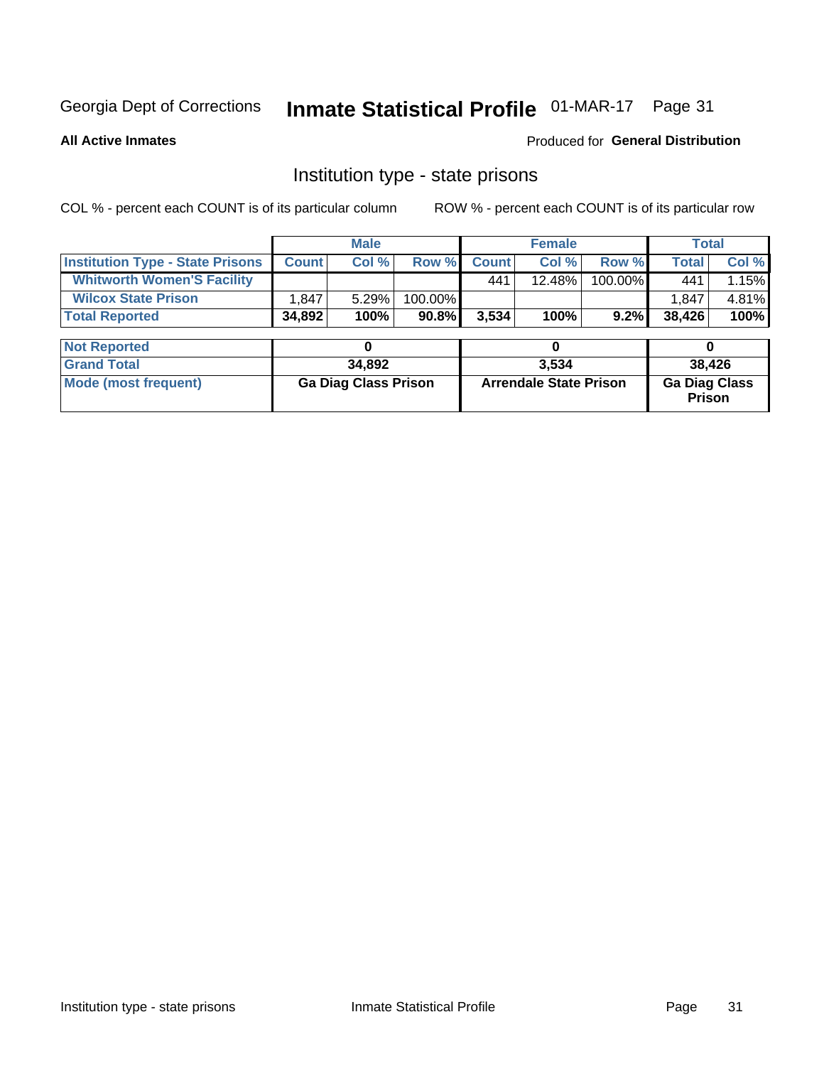Georgia Dept of Corrections **Inmate Statistical Profile** 01-MAR-17

**All Active Inmates**

Produced for **General Distribution**

## Institution type - state prisons

COL % - percent each COUNT is of its particular column ROW % - percent each COUNT is of its particular row

| | Male | | | Female | | | Total | |
|---|---|---|---|---|---|---|---|---|
| **Institution Type - State Prisons** | **Count** | **Col %** | **Row %** | **Count** | **Col %** | **Row %** | **Total** | **Col %** |
| **Whitworth Women'S Facility** | | | | 441 | 12.48% | 100.00% | 441 | 1.15% |
| **Wilcox State Prison** | 1,847 | 5.29% | 100.00% | | | | 1,847 | 4.81% |
| **Total Reported** | **34,892** | **100%** | **90.8%** | **3,534** | **100%** | **9.2%** | **38,426** | **100%** |

| | Male | Female | Total |
|---|---|---|---|
| **Not Reported** | **0** | **0** | **0** |
| **Grand Total** | **34,892** | **3,534** | **38,426** |
| **Mode (most frequent)** | **Ga Diag Class Prison** | **Arrendale State Prison** | **Ga Diag Class Prison** |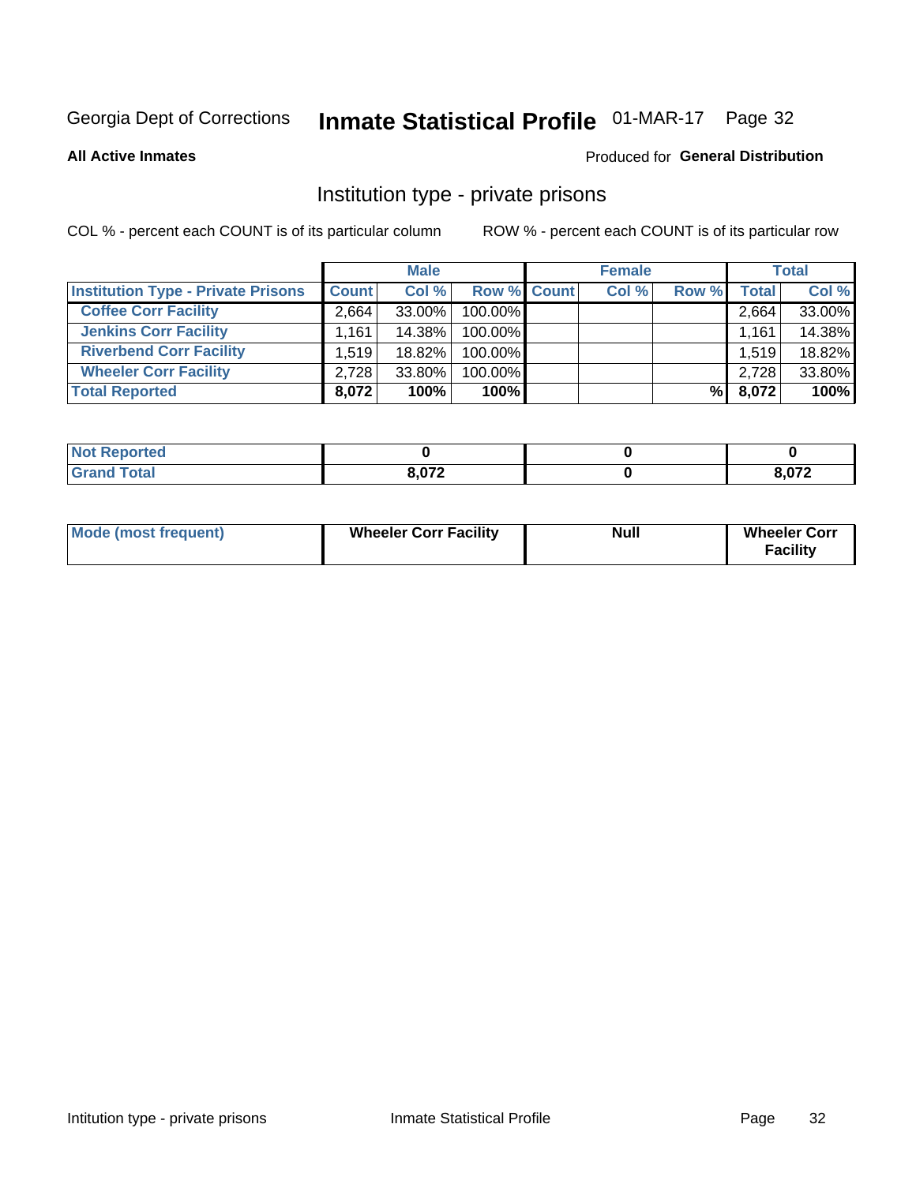Georgia Dept of Corrections **Inmate Statistical Profile** 01-MAR-17

**All Active Inmates**

Produced for **General Distribution**

## Institution type - private prisons

COL % - percent each COUNT is of its particular column

ROW % - percent each COUNT is of its particular row

| | Male | | | Female | | | Total | |
|---|---|---|---|---|---|---|---|---|
| **Institution Type - Private Prisons** | **Count** | **Col %** | **Row %** | **Count** | **Col %** | **Row %** | **Total** | **Col %** |
| **Coffee Corr Facility** | 2,664 | 33.00% | 100.00% | | | | 2,664 | 33.00% |
| **Jenkins Corr Facility** | 1,161 | 14.38% | 100.00% | | | | 1,161 | 14.38% |
| **Riverbend Corr Facility** | 1,519 | 18.82% | 100.00% | | | | 1,519 | 18.82% |
| **Wheeler Corr Facility** | 2,728 | 33.80% | 100.00% | | | | 2,728 | 33.80% |
| **Total Reported** | **8,072** | **100%** | **100%** | | | **%** | **8,072** | **100%** |

| | Male | Female | Total |
|---|---|---|---|
| **Not Reported** | **0** | **0** | **0** |
| **Grand Total** | **8,072** | **0** | **8,072** |

| | Male | Female | Total |
|---|---|---|---|
| **Mode (most frequent)** | **Wheeler Corr Facility** | **Null** | **Wheeler Corr Facility** |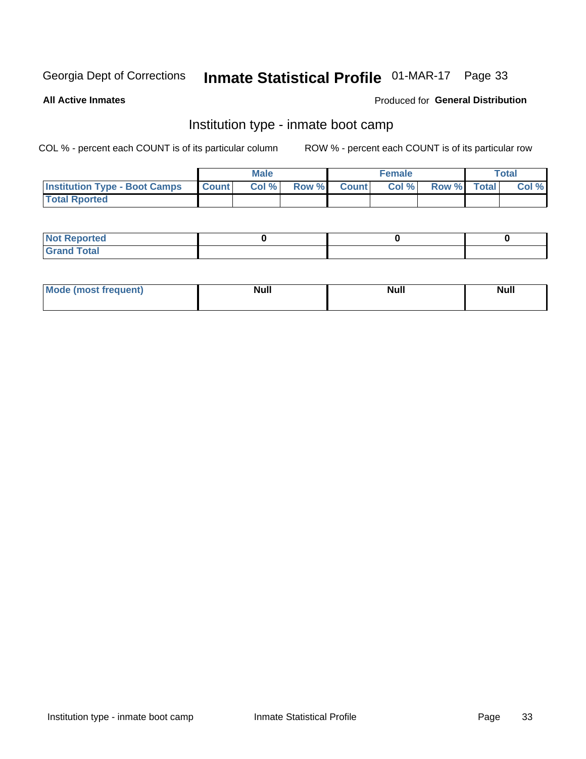Georgia Dept of Corrections **Inmate Statistical Profile** 01-MAR-17

**All Active Inmates**

Produced for **General Distribution**

## Institution type - inmate boot camp

COL % - percent each COUNT is of its particular column

ROW % - percent each COUNT is of its particular row

| | Male | | | Female | | | Total | |
|---|---|---|---|---|---|---|---|---|
| **Institution Type - Boot Camps** | **Count** | **Col %** | **Row %** | **Count** | **Col %** | **Row %** | **Total** | **Col %** |
| **Total Rported** | | | | | | | | |

| | Male | Female | Total |
|---|---|---|---|
| **Not Reported** | 0 | 0 | 0 |
| **Grand Total** | | | |

| | Male | Female | Total |
|---|---|---|---|
| **Mode (most frequent)** | Null | Null | Null |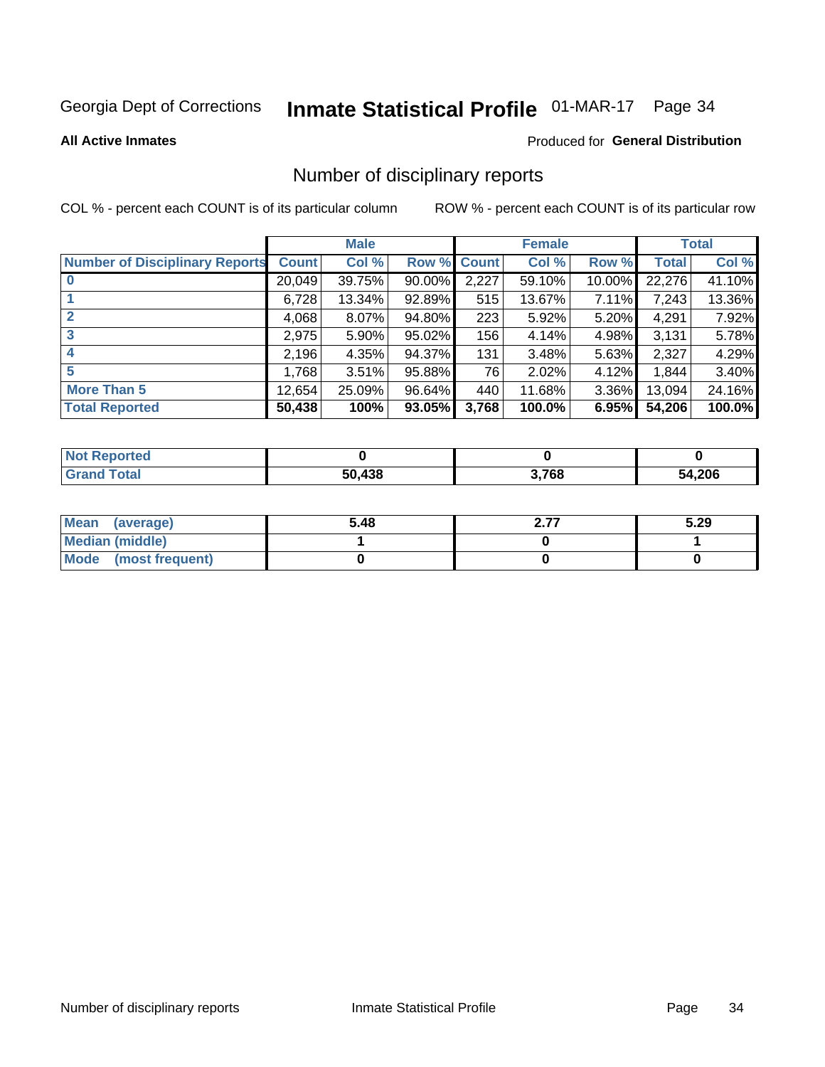Georgia Dept of Corrections **Inmate Statistical Profile** 01-MAR-17

**All Active Inmates**

Produced for **General Distribution**

## Number of disciplinary reports

COL % - percent each COUNT is of its particular column ROW % - percent each COUNT is of its particular row

| | Male | | | Female | | | Total | |
|---|---|---|---|---|---|---|---|---|
| Number of Disciplinary Reports | Count | Col % | Row % | Count | Col % | Row % | Total | Col % |
| 0 | 20,049 | 39.75% | 90.00% | 2,227 | 59.10% | 10.00% | 22,276 | 41.10% |
| 1 | 6,728 | 13.34% | 92.89% | 515 | 13.67% | 7.11% | 7,243 | 13.36% |
| 2 | 4,068 | 8.07% | 94.80% | 223 | 5.92% | 5.20% | 4,291 | 7.92% |
| 3 | 2,975 | 5.90% | 95.02% | 156 | 4.14% | 4.98% | 3,131 | 5.78% |
| 4 | 2,196 | 4.35% | 94.37% | 131 | 3.48% | 5.63% | 2,327 | 4.29% |
| 5 | 1,768 | 3.51% | 95.88% | 76 | 2.02% | 4.12% | 1,844 | 3.40% |
| More Than 5 | 12,654 | 25.09% | 96.64% | 440 | 11.68% | 3.36% | 13,094 | 24.16% |
| **Total Reported** | **50,438** | **100%** | **93.05%** | **3,768** | **100.0%** | **6.95%** | **54,206** | **100.0%** |

| | Male | Female | Total |
|---|---|---|---|
| Not Reported | 0 | 0 | 0 |
| Grand Total | 50,438 | 3,768 | 54,206 |

| | Male | Female | Total |
|---|---|---|---|
| Mean (average) | 5.48 | 2.77 | 5.29 |
| Median (middle) | 1 | 0 | 1 |
| Mode (most frequent) | 0 | 0 | 0 |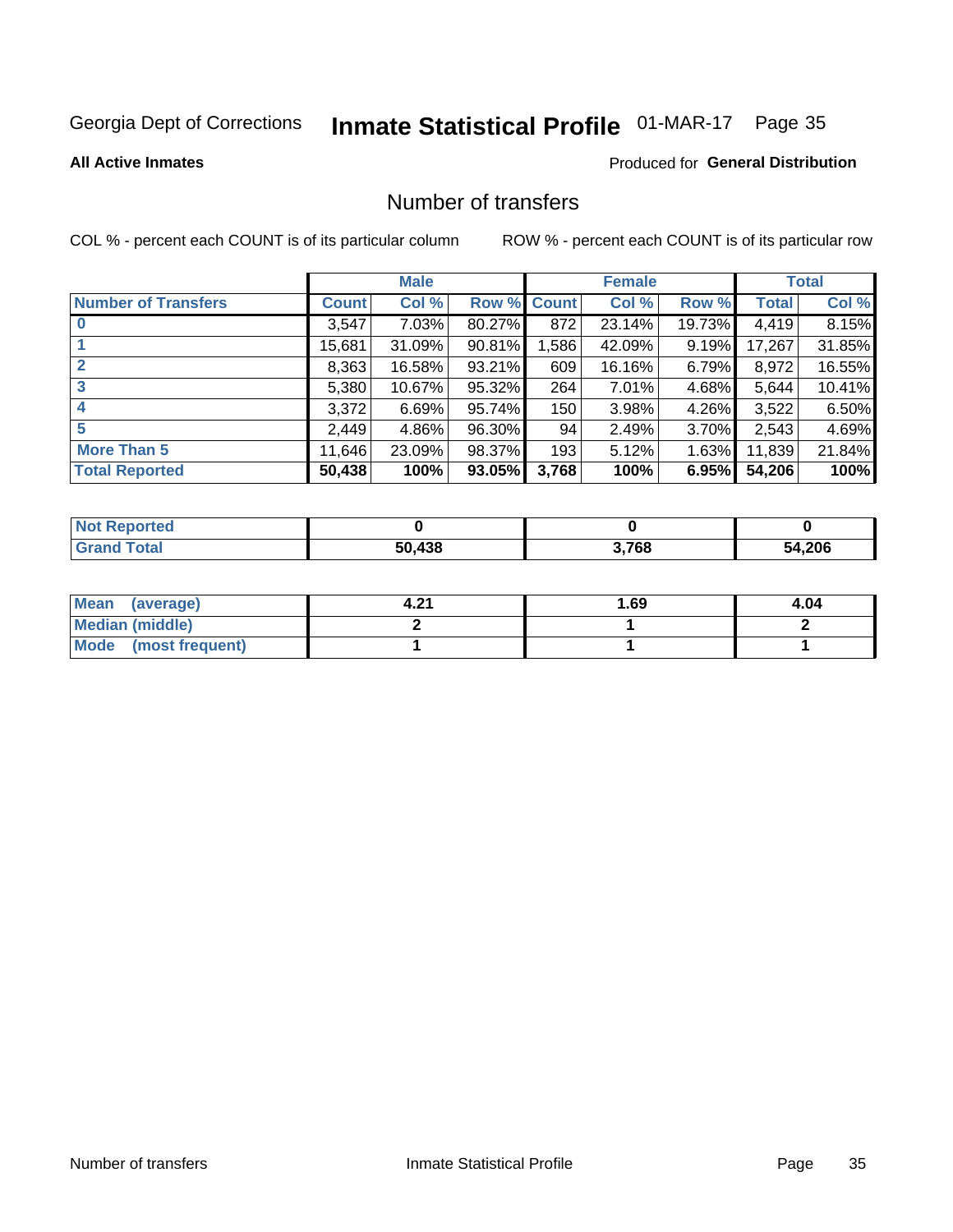Georgia Dept of Corrections **Inmate Statistical Profile** 01-MAR-17

**All Active Inmates**

Produced for **General Distribution**

# Number of transfers

COL % - percent each COUNT is of its particular column

ROW % - percent each COUNT is of its particular row

| | Male | | | Female | | | Total | |
|---|---|---|---|---|---|---|---|---|
| **Number of Transfers** | **Count** | **Col %** | **Row %** | **Count** | **Col %** | **Row %** | **Total** | **Col %** |
| **0** | 3,547 | 7.03% | 80.27% | 872 | 23.14% | 19.73% | 4,419 | 8.15% |
| **1** | 15,681 | 31.09% | 90.81% | 1,586 | 42.09% | 9.19% | 17,267 | 31.85% |
| **2** | 8,363 | 16.58% | 93.21% | 609 | 16.16% | 6.79% | 8,972 | 16.55% |
| **3** | 5,380 | 10.67% | 95.32% | 264 | 7.01% | 4.68% | 5,644 | 10.41% |
| **4** | 3,372 | 6.69% | 95.74% | 150 | 3.98% | 4.26% | 3,522 | 6.50% |
| **5** | 2,449 | 4.86% | 96.30% | 94 | 2.49% | 3.70% | 2,543 | 4.69% |
| **More Than 5** | 11,646 | 23.09% | 98.37% | 193 | 5.12% | 1.63% | 11,839 | 21.84% |
| **Total Reported** | **50,438** | **100%** | **93.05%** | **3,768** | **100%** | **6.95%** | **54,206** | **100%** |

| | Male | Female | Total |
|---|---|---|---|
| **Not Reported** | **0** | **0** | **0** |
| **Grand Total** | **50,438** | **3,768** | **54,206** |

| | Male | Female | Total |
|---|---|---|---|
| **Mean (average)** | **4.21** | **1.69** | **4.04** |
| **Median (middle)** | **2** | **1** | **2** |
| **Mode (most frequent)** | **1** | **1** | **1** |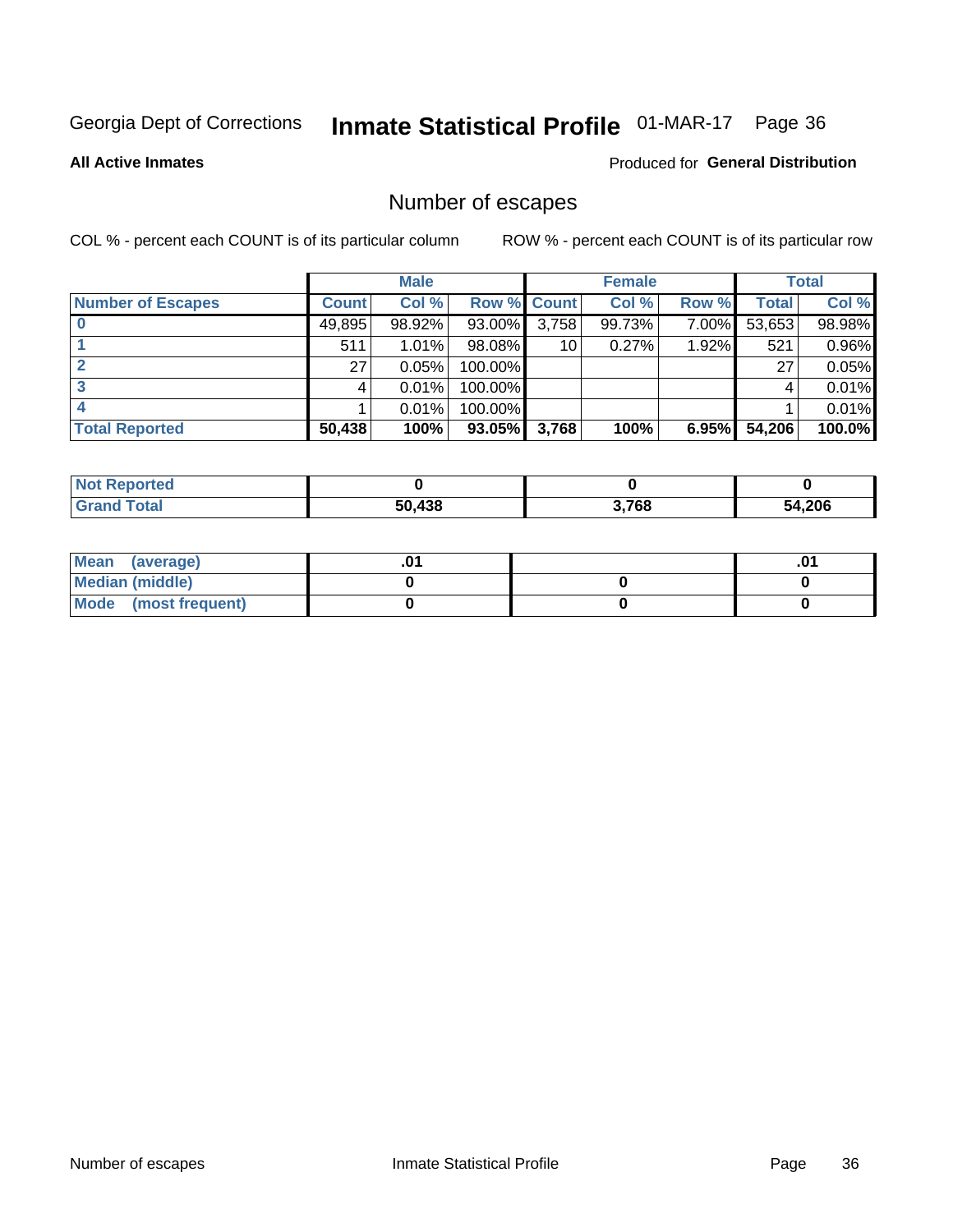Georgia Dept of Corrections **Inmate Statistical Profile** 01-MAR-17

**All Active Inmates**

Produced for **General Distribution**

## Number of escapes

COL % - percent each COUNT is of its particular column

ROW % - percent each COUNT is of its particular row

| | Male | | | Female | | | Total | |
|---|---|---|---|---|---|---|---|---|
| **Number of Escapes** | **Count** | **Col %** | **Row %** | **Count** | **Col %** | **Row %** | **Total** | **Col %** |
| **0** | 49,895 | 98.92% | 93.00% | 3,758 | 99.73% | 7.00% | 53,653 | 98.98% |
| **1** | 511 | 1.01% | 98.08% | 10 | 0.27% | 1.92% | 521 | 0.96% |
| **2** | 27 | 0.05% | 100.00% | | | | 27 | 0.05% |
| **3** | 4 | 0.01% | 100.00% | | | | 4 | 0.01% |
| **4** | 1 | 0.01% | 100.00% | | | | 1 | 0.01% |
| **Total Reported** | **50,438** | **100%** | **93.05%** | **3,768** | **100%** | **6.95%** | **54,206** | **100.0%** |

| | Male | Female | Total |
|---|---|---|---|
| **Not Reported** | **0** | **0** | **0** |
| **Grand Total** | **50,438** | **3,768** | **54,206** |

| | Male | Female | Total |
|---|---|---|---|
| **Mean (average)** | **.01** | | **.01** |
| **Median (middle)** | **0** | **0** | **0** |
| **Mode (most frequent)** | **0** | **0** | **0** |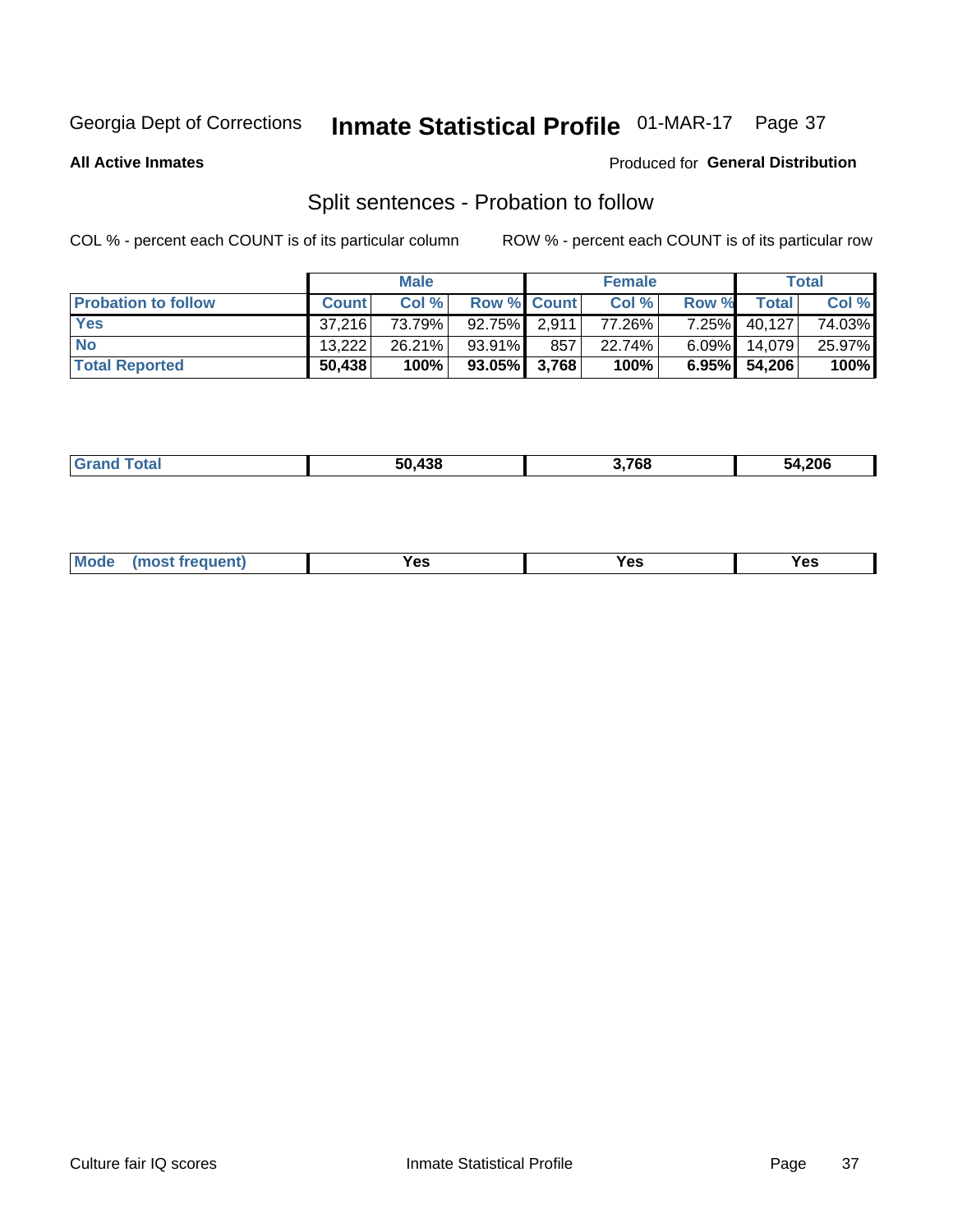Georgia Dept of Corrections **Inmate Statistical Profile** 01-MAR-17

**All Active Inmates**

Produced for **General Distribution**

## Split sentences - Probation to follow

COL % - percent each COUNT is of its particular column

ROW % - percent each COUNT is of its particular row

| | Male | | | Female | | | Total | |
|---|---|---|---|---|---|---|---|---|
| **Probation to follow** | **Count** | **Col %** | **Row %** | **Count** | **Col %** | **Row %** | **Total** | **Col %** |
| **Yes** | 37,216 | 73.79% | 92.75% | 2,911 | 77.26% | 7.25% | 40,127 | 74.03% |
| **No** | 13,222 | 26.21% | 93.91% | 857 | 22.74% | 6.09% | 14,079 | 25.97% |
| **Total Reported** | **50,438** | **100%** | **93.05%** | **3,768** | **100%** | **6.95%** | **54,206** | **100%** |

| | | | |
|---|---|---|---|
| **Grand Total** | **50,438** | **3,768** | **54,206** |

| | | | |
|---|---|---|---|
| **Mode (most frequent)** | **Yes** | **Yes** | **Yes** |

Culture fair IQ scores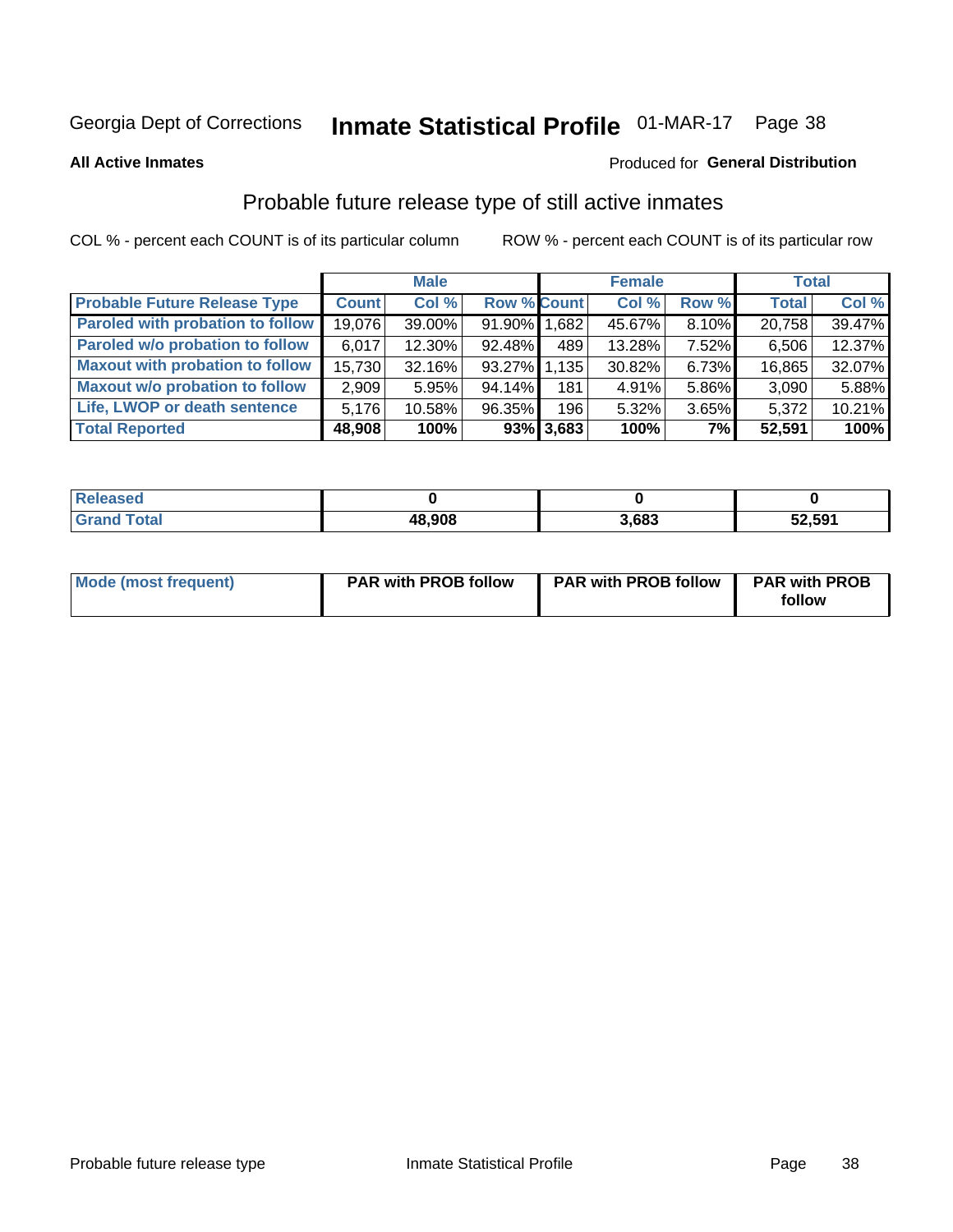Georgia Dept of Corrections **Inmate Statistical Profile** 01-MAR-17

**All Active Inmates**

Produced for **General Distribution**

## Probable future release type of still active inmates

COL % - percent each COUNT is of its particular column

ROW % - percent each COUNT is of its particular row

| | Male | | | Female | | | Total | |
|---|---|---|---|---|---|---|---|---|
| **Probable Future Release Type** | **Count** | **Col %** | **Row %** | **Count** | **Col %** | **Row %** | **Total** | **Col %** |
| **Paroled with probation to follow** | 19,076 | 39.00% | 91.90% | 1,682 | 45.67% | 8.10% | 20,758 | 39.47% |
| **Paroled w/o probation to follow** | 6,017 | 12.30% | 92.48% | 489 | 13.28% | 7.52% | 6,506 | 12.37% |
| **Maxout with probation to follow** | 15,730 | 32.16% | 93.27% | 1,135 | 30.82% | 6.73% | 16,865 | 32.07% |
| **Maxout w/o probation to follow** | 2,909 | 5.95% | 94.14% | 181 | 4.91% | 5.86% | 3,090 | 5.88% |
| **Life, LWOP or death sentence** | 5,176 | 10.58% | 96.35% | 196 | 5.32% | 3.65% | 5,372 | 10.21% |
| **Total Reported** | **48,908** | **100%** | **93%** | **3,683** | **100%** | **7%** | **52,591** | **100%** |

| | Male | Female | Total |
|---|---|---|---|
| **Released** | **0** | **0** | **0** |
| **Grand Total** | **48,908** | **3,683** | **52,591** |

| | Male | Female | Total |
|---|---|---|---|
| **Mode (most frequent)** | **PAR with PROB follow** | **PAR with PROB follow** | **PAR with PROB follow** |

Probable future release type Inmate Statistical Profile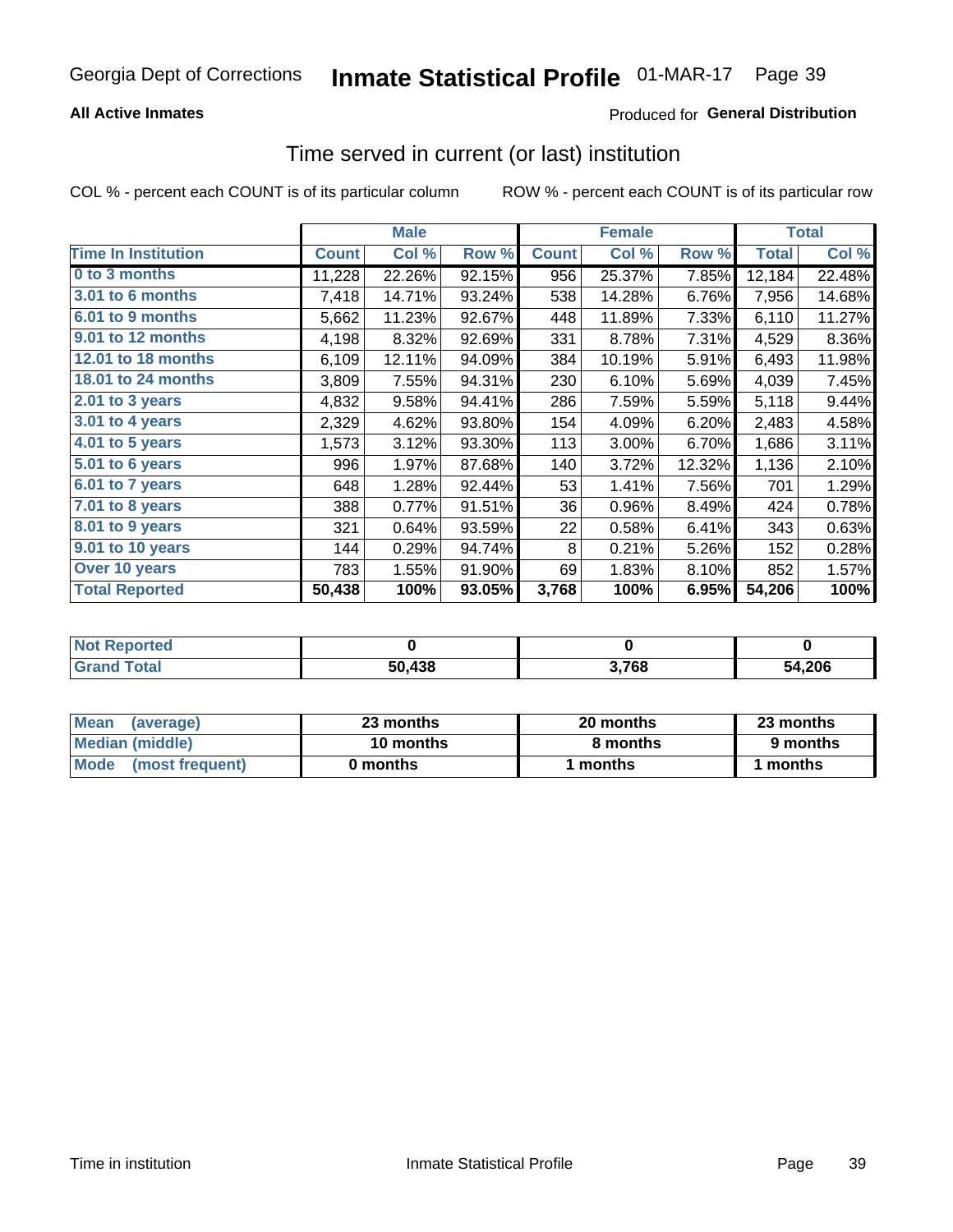Georgia Dept of Corrections **Inmate Statistical Profile** 01-MAR-17

**All Active Inmates**

Produced for **General Distribution**

## Time served in current (or last) institution

COL % - percent each COUNT is of its particular column

ROW % - percent each COUNT is of its particular row

| | Male | | | Female | | | Total | |
|---|---|---|---|---|---|---|---|---|
| **Time In Institution** | **Count** | **Col %** | **Row %** | **Count** | **Col %** | **Row %** | **Total** | **Col %** |
| 0 to 3 months | 11,228 | 22.26% | 92.15% | 956 | 25.37% | 7.85% | 12,184 | 22.48% |
| 3.01 to 6 months | 7,418 | 14.71% | 93.24% | 538 | 14.28% | 6.76% | 7,956 | 14.68% |
| 6.01 to 9 months | 5,662 | 11.23% | 92.67% | 448 | 11.89% | 7.33% | 6,110 | 11.27% |
| 9.01 to 12 months | 4,198 | 8.32% | 92.69% | 331 | 8.78% | 7.31% | 4,529 | 8.36% |
| 12.01 to 18 months | 6,109 | 12.11% | 94.09% | 384 | 10.19% | 5.91% | 6,493 | 11.98% |
| 18.01 to 24 months | 3,809 | 7.55% | 94.31% | 230 | 6.10% | 5.69% | 4,039 | 7.45% |
| 2.01 to 3 years | 4,832 | 9.58% | 94.41% | 286 | 7.59% | 5.59% | 5,118 | 9.44% |
| 3.01 to 4 years | 2,329 | 4.62% | 93.80% | 154 | 4.09% | 6.20% | 2,483 | 4.58% |
| 4.01 to 5 years | 1,573 | 3.12% | 93.30% | 113 | 3.00% | 6.70% | 1,686 | 3.11% |
| 5.01 to 6 years | 996 | 1.97% | 87.68% | 140 | 3.72% | 12.32% | 1,136 | 2.10% |
| 6.01 to 7 years | 648 | 1.28% | 92.44% | 53 | 1.41% | 7.56% | 701 | 1.29% |
| 7.01 to 8 years | 388 | 0.77% | 91.51% | 36 | 0.96% | 8.49% | 424 | 0.78% |
| 8.01 to 9 years | 321 | 0.64% | 93.59% | 22 | 0.58% | 6.41% | 343 | 0.63% |
| 9.01 to 10 years | 144 | 0.29% | 94.74% | 8 | 0.21% | 5.26% | 152 | 0.28% |
| Over 10 years | 783 | 1.55% | 91.90% | 69 | 1.83% | 8.10% | 852 | 1.57% |
| **Total Reported** | **50,438** | **100%** | **93.05%** | **3,768** | **100%** | **6.95%** | **54,206** | **100%** |

| | Male | Female | Total |
|---|---|---|---|
| Not Reported | 0 | 0 | 0 |
| Grand Total | 50,438 | 3,768 | 54,206 |

| | Male | Female | Total |
|---|---|---|---|
| Mean (average) | 23 months | 20 months | 23 months |
| Median (middle) | 10 months | 8 months | 9 months |
| Mode (most frequent) | 0 months | 1 months | 1 months |

Time in institution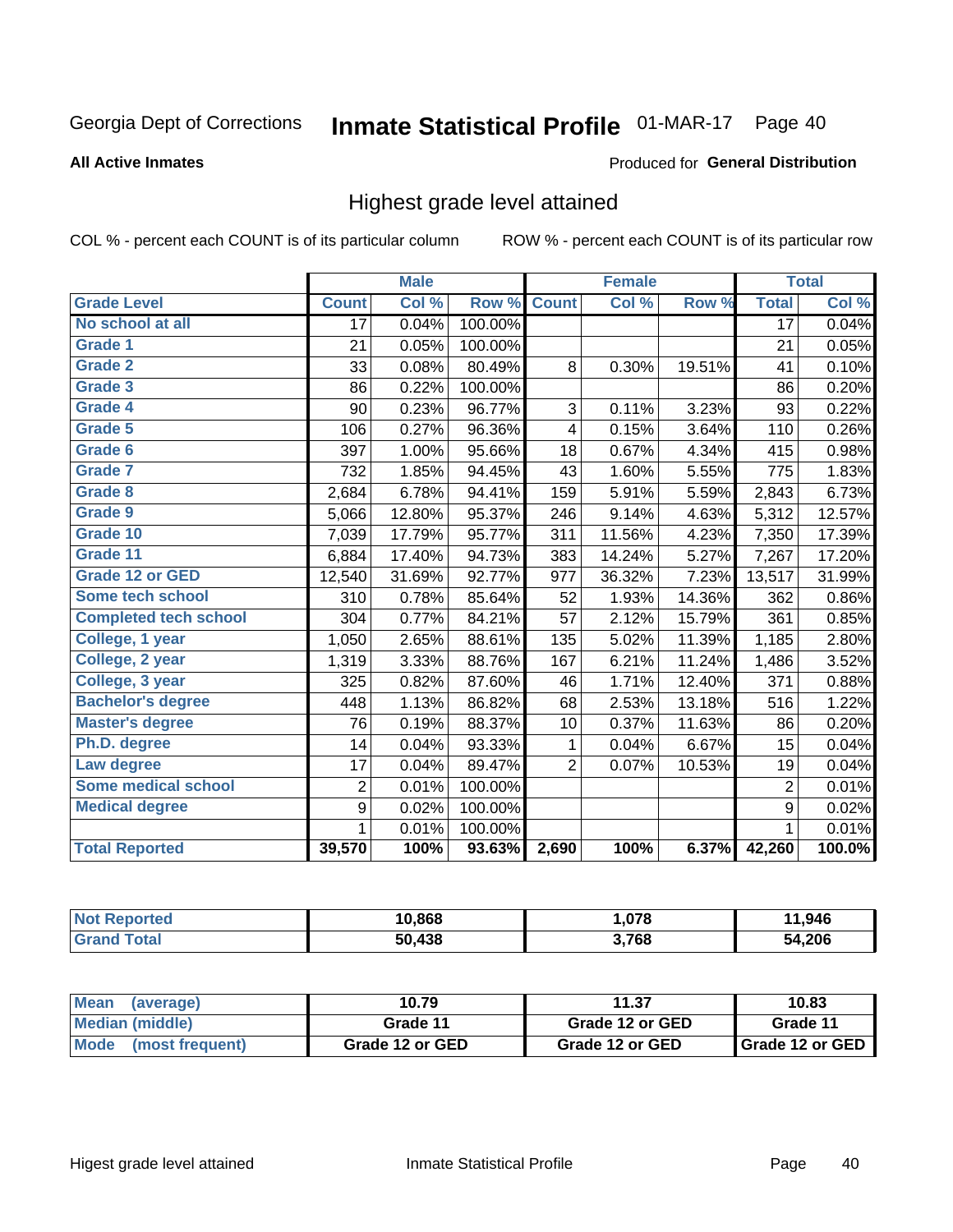Georgia Dept of Corrections **Inmate Statistical Profile** 01-MAR-17 Page 40

**All Active Inmates**

Produced for **General Distribution**

## Highest grade level attained

COL % - percent each COUNT is of its particular column ROW % - percent each COUNT is of its particular row

| | Male | | | Female | | | Total | |
|---|---|---|---|---|---|---|---|---|
| **Grade Level** | **Count** | **Col %** | **Row %** | **Count** | **Col %** | **Row %** | **Total** | **Col %** |
| **No school at all** | 17 | 0.04% | 100.00% | | | | 17 | 0.04% |
| **Grade 1** | 21 | 0.05% | 100.00% | | | | 21 | 0.05% |
| **Grade 2** | 33 | 0.08% | 80.49% | 8 | 0.30% | 19.51% | 41 | 0.10% |
| **Grade 3** | 86 | 0.22% | 100.00% | | | | 86 | 0.20% |
| **Grade 4** | 90 | 0.23% | 96.77% | 3 | 0.11% | 3.23% | 93 | 0.22% |
| **Grade 5** | 106 | 0.27% | 96.36% | 4 | 0.15% | 3.64% | 110 | 0.26% |
| **Grade 6** | 397 | 1.00% | 95.66% | 18 | 0.67% | 4.34% | 415 | 0.98% |
| **Grade 7** | 732 | 1.85% | 94.45% | 43 | 1.60% | 5.55% | 775 | 1.83% |
| **Grade 8** | 2,684 | 6.78% | 94.41% | 159 | 5.91% | 5.59% | 2,843 | 6.73% |
| **Grade 9** | 5,066 | 12.80% | 95.37% | 246 | 9.14% | 4.63% | 5,312 | 12.57% |
| **Grade 10** | 7,039 | 17.79% | 95.77% | 311 | 11.56% | 4.23% | 7,350 | 17.39% |
| **Grade 11** | 6,884 | 17.40% | 94.73% | 383 | 14.24% | 5.27% | 7,267 | 17.20% |
| **Grade 12 or GED** | 12,540 | 31.69% | 92.77% | 977 | 36.32% | 7.23% | 13,517 | 31.99% |
| **Some tech school** | 310 | 0.78% | 85.64% | 52 | 1.93% | 14.36% | 362 | 0.86% |
| **Completed tech school** | 304 | 0.77% | 84.21% | 57 | 2.12% | 15.79% | 361 | 0.85% |
| **College, 1 year** | 1,050 | 2.65% | 88.61% | 135 | 5.02% | 11.39% | 1,185 | 2.80% |
| **College, 2 year** | 1,319 | 3.33% | 88.76% | 167 | 6.21% | 11.24% | 1,486 | 3.52% |
| **College, 3 year** | 325 | 0.82% | 87.60% | 46 | 1.71% | 12.40% | 371 | 0.88% |
| **Bachelor's degree** | 448 | 1.13% | 86.82% | 68 | 2.53% | 13.18% | 516 | 1.22% |
| **Master's degree** | 76 | 0.19% | 88.37% | 10 | 0.37% | 11.63% | 86 | 0.20% |
| **Ph.D. degree** | 14 | 0.04% | 93.33% | 1 | 0.04% | 6.67% | 15 | 0.04% |
| **Law degree** | 17 | 0.04% | 89.47% | 2 | 0.07% | 10.53% | 19 | 0.04% |
| **Some medical school** | 2 | 0.01% | 100.00% | | | | 2 | 0.01% |
| **Medical degree** | 9 | 0.02% | 100.00% | | | | 9 | 0.02% |
| | 1 | 0.01% | 100.00% | | | | 1 | 0.01% |
| **Total Reported** | **39,570** | **100%** | **93.63%** | **2,690** | **100%** | **6.37%** | **42,260** | **100.0%** |

| | Male | Female | Total |
|---|---|---|---|
| **Not Reported** | **10,868** | **1,078** | **11,946** |
| **Grand Total** | **50,438** | **3,768** | **54,206** |

| | Male | Female | Total |
|---|---|---|---|
| **Mean (average)** | **10.79** | **11.37** | **10.83** |
| **Median (middle)** | **Grade 11** | **Grade 12 or GED** | **Grade 11** |
| **Mode (most frequent)** | **Grade 12 or GED** | **Grade 12 or GED** | **Grade 12 or GED** |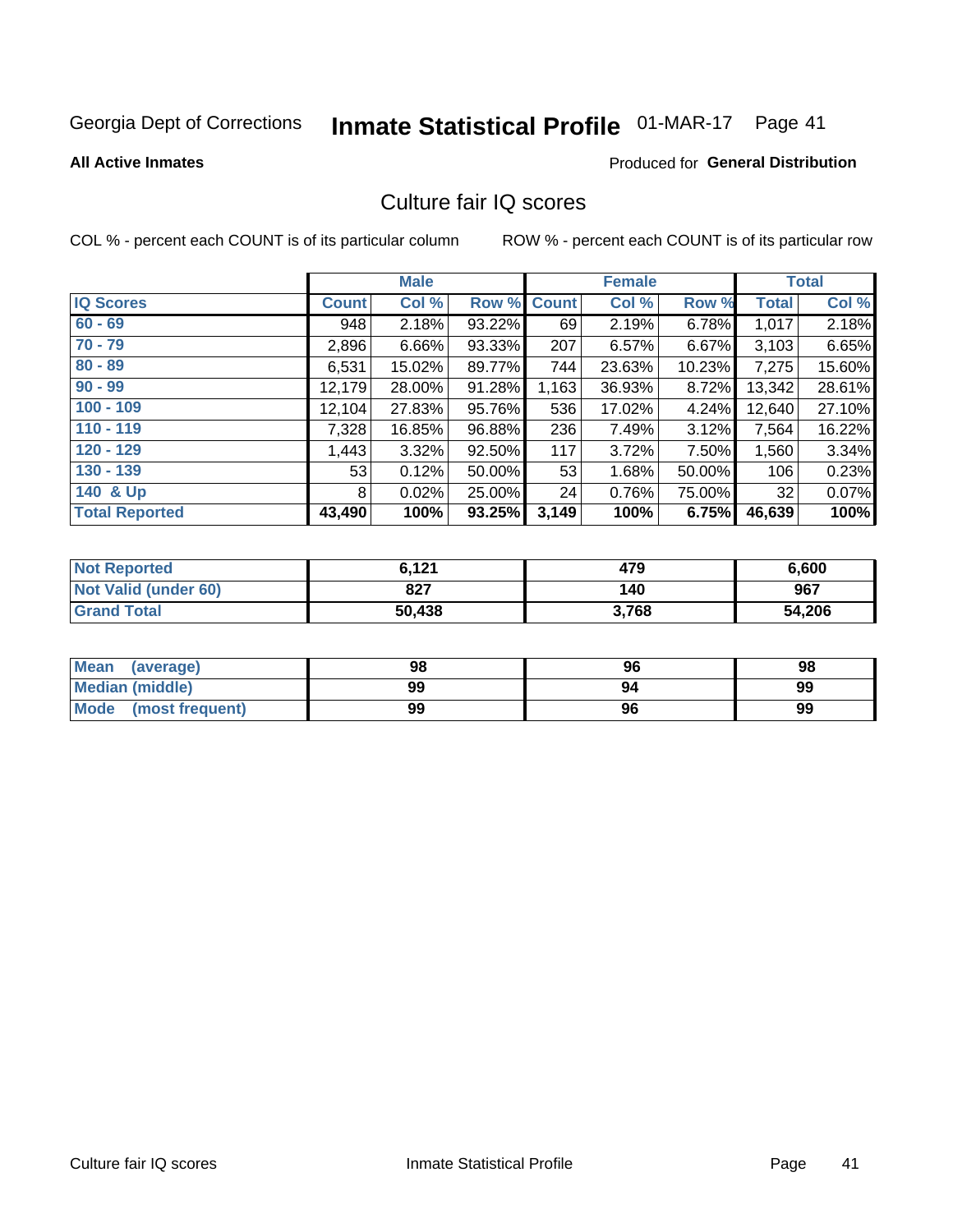Georgia Dept of Corrections **Inmate Statistical Profile** 01-MAR-17 Page 41

**All Active Inmates**

Produced for **General Distribution**

## Culture fair IQ scores

COL % - percent each COUNT is of its particular column

ROW % - percent each COUNT is of its particular row

| | Male | | | Female | | | Total | |
|---|---|---|---|---|---|---|---|---|
| **IQ Scores** | **Count** | **Col %** | **Row %** | **Count** | **Col %** | **Row %** | **Total** | **Col %** |
| **60 - 69** | 948 | 2.18% | 93.22% | 69 | 2.19% | 6.78% | 1,017 | 2.18% |
| **70 - 79** | 2,896 | 6.66% | 93.33% | 207 | 6.57% | 6.67% | 3,103 | 6.65% |
| **80 - 89** | 6,531 | 15.02% | 89.77% | 744 | 23.63% | 10.23% | 7,275 | 15.60% |
| **90 - 99** | 12,179 | 28.00% | 91.28% | 1,163 | 36.93% | 8.72% | 13,342 | 28.61% |
| **100 - 109** | 12,104 | 27.83% | 95.76% | 536 | 17.02% | 4.24% | 12,640 | 27.10% |
| **110 - 119** | 7,328 | 16.85% | 96.88% | 236 | 7.49% | 3.12% | 7,564 | 16.22% |
| **120 - 129** | 1,443 | 3.32% | 92.50% | 117 | 3.72% | 7.50% | 1,560 | 3.34% |
| **130 - 139** | 53 | 0.12% | 50.00% | 53 | 1.68% | 50.00% | 106 | 0.23% |
| **140 & Up** | 8 | 0.02% | 25.00% | 24 | 0.76% | 75.00% | 32 | 0.07% |
| **Total Reported** | **43,490** | **100%** | **93.25%** | **3,149** | **100%** | **6.75%** | **46,639** | **100%** |

| | Male | Female | Total |
|---|---|---|---|
| **Not Reported** | **6,121** | **479** | **6,600** |
| **Not Valid (under 60)** | **827** | **140** | **967** |
| **Grand Total** | **50,438** | **3,768** | **54,206** |

| | Male | Female | Total |
|---|---|---|---|
| **Mean (average)** | **98** | **96** | **98** |
| **Median (middle)** | **99** | **94** | **99** |
| **Mode (most frequent)** | **99** | **96** | **99** |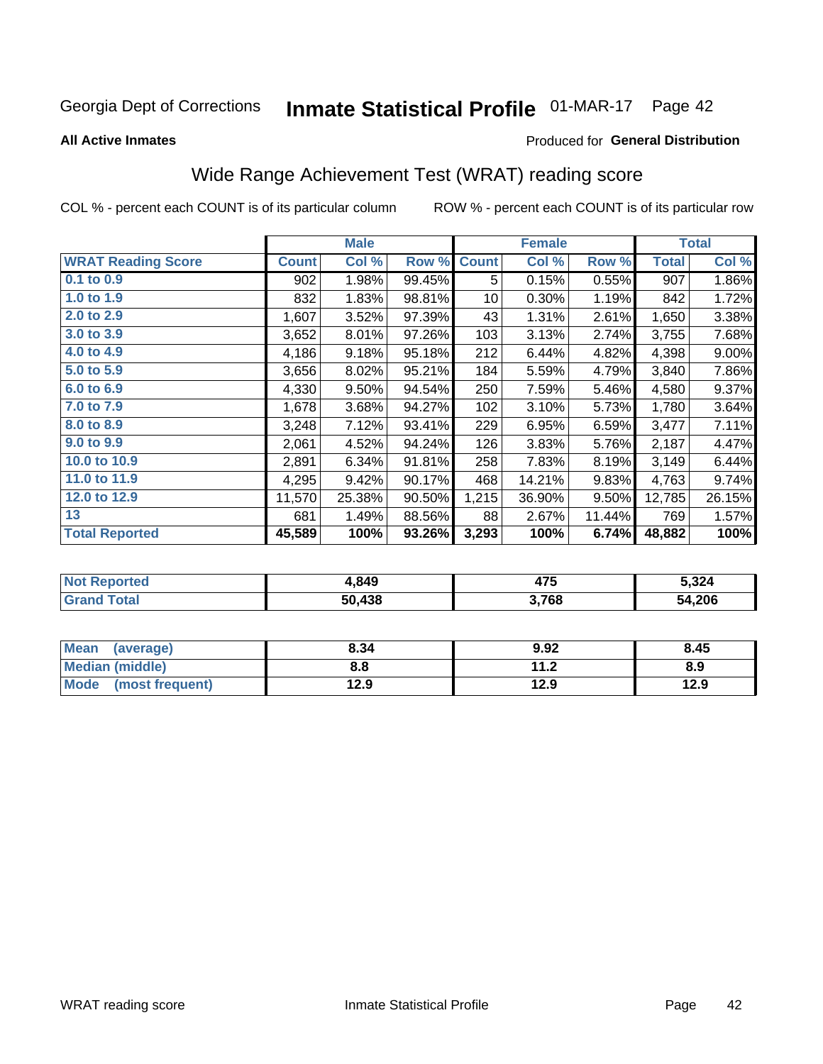Georgia Dept of Corrections **Inmate Statistical Profile** 01-MAR-17 Page 42

**All Active Inmates**

Produced for **General Distribution**

## Wide Range Achievement Test (WRAT) reading score

COL % - percent each COUNT is of its particular column ROW % - percent each COUNT is of its particular row

| | Male | | | Female | | | Total | |
|---|---|---|---|---|---|---|---|---|
| **WRAT Reading Score** | **Count** | **Col %** | **Row %** | **Count** | **Col %** | **Row %** | **Total** | **Col %** |
| 0.1 to 0.9 | 902 | 1.98% | 99.45% | 5 | 0.15% | 0.55% | 907 | 1.86% |
| 1.0 to 1.9 | 832 | 1.83% | 98.81% | 10 | 0.30% | 1.19% | 842 | 1.72% |
| 2.0 to 2.9 | 1,607 | 3.52% | 97.39% | 43 | 1.31% | 2.61% | 1,650 | 3.38% |
| 3.0 to 3.9 | 3,652 | 8.01% | 97.26% | 103 | 3.13% | 2.74% | 3,755 | 7.68% |
| 4.0 to 4.9 | 4,186 | 9.18% | 95.18% | 212 | 6.44% | 4.82% | 4,398 | 9.00% |
| 5.0 to 5.9 | 3,656 | 8.02% | 95.21% | 184 | 5.59% | 4.79% | 3,840 | 7.86% |
| 6.0 to 6.9 | 4,330 | 9.50% | 94.54% | 250 | 7.59% | 5.46% | 4,580 | 9.37% |
| 7.0 to 7.9 | 1,678 | 3.68% | 94.27% | 102 | 3.10% | 5.73% | 1,780 | 3.64% |
| 8.0 to 8.9 | 3,248 | 7.12% | 93.41% | 229 | 6.95% | 6.59% | 3,477 | 7.11% |
| 9.0 to 9.9 | 2,061 | 4.52% | 94.24% | 126 | 3.83% | 5.76% | 2,187 | 4.47% |
| 10.0 to 10.9 | 2,891 | 6.34% | 91.81% | 258 | 7.83% | 8.19% | 3,149 | 6.44% |
| 11.0 to 11.9 | 4,295 | 9.42% | 90.17% | 468 | 14.21% | 9.83% | 4,763 | 9.74% |
| 12.0 to 12.9 | 11,570 | 25.38% | 90.50% | 1,215 | 36.90% | 9.50% | 12,785 | 26.15% |
| 13 | 681 | 1.49% | 88.56% | 88 | 2.67% | 11.44% | 769 | 1.57% |
| **Total Reported** | **45,589** | **100%** | **93.26%** | **3,293** | **100%** | **6.74%** | **48,882** | **100%** |

| | Male | Female | Total |
|---|---|---|---|
| Not Reported | 4,849 | 475 | 5,324 |
| Grand Total | 50,438 | 3,768 | 54,206 |

| | Male | Female | Total |
|---|---|---|---|
| Mean (average) | 8.34 | 9.92 | 8.45 |
| Median (middle) | 8.8 | 11.2 | 8.9 |
| Mode (most frequent) | 12.9 | 12.9 | 12.9 |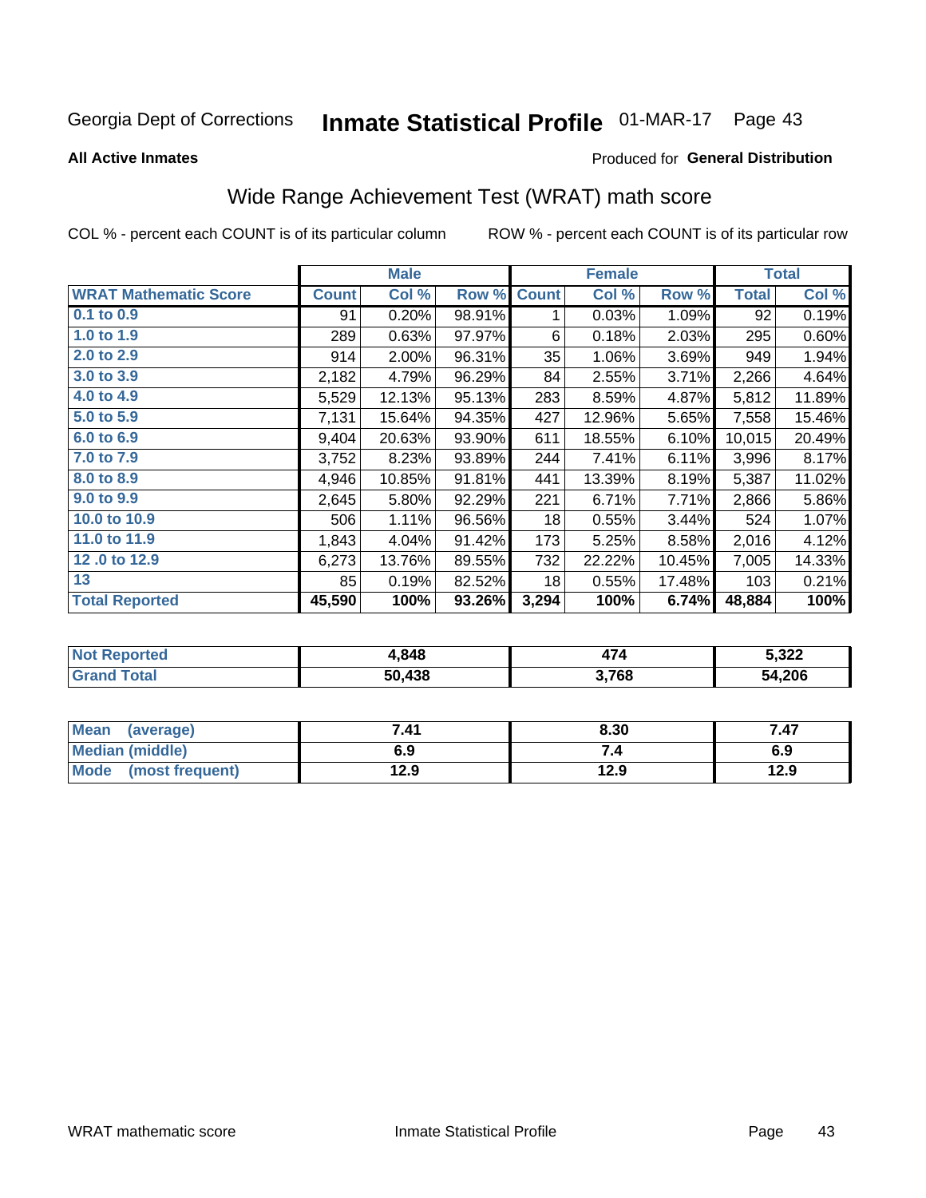Georgia Dept of Corrections **Inmate Statistical Profile** 01-MAR-17

**All Active Inmates**

Produced for **General Distribution**

## Wide Range Achievement Test (WRAT) math score

COL % - percent each COUNT is of its particular column ROW % - percent each COUNT is of its particular row

| | Male | | | Female | | | Total | |
|---|---|---|---|---|---|---|---|---|
| **WRAT Mathematic Score** | **Count** | **Col %** | **Row %** | **Count** | **Col %** | **Row %** | **Total** | **Col %** |
| **0.1 to 0.9** | 91 | 0.20% | 98.91% | 1 | 0.03% | 1.09% | 92 | 0.19% |
| **1.0 to 1.9** | 289 | 0.63% | 97.97% | 6 | 0.18% | 2.03% | 295 | 0.60% |
| **2.0 to 2.9** | 914 | 2.00% | 96.31% | 35 | 1.06% | 3.69% | 949 | 1.94% |
| **3.0 to 3.9** | 2,182 | 4.79% | 96.29% | 84 | 2.55% | 3.71% | 2,266 | 4.64% |
| **4.0 to 4.9** | 5,529 | 12.13% | 95.13% | 283 | 8.59% | 4.87% | 5,812 | 11.89% |
| **5.0 to 5.9** | 7,131 | 15.64% | 94.35% | 427 | 12.96% | 5.65% | 7,558 | 15.46% |
| **6.0 to 6.9** | 9,404 | 20.63% | 93.90% | 611 | 18.55% | 6.10% | 10,015 | 20.49% |
| **7.0 to 7.9** | 3,752 | 8.23% | 93.89% | 244 | 7.41% | 6.11% | 3,996 | 8.17% |
| **8.0 to 8.9** | 4,946 | 10.85% | 91.81% | 441 | 13.39% | 8.19% | 5,387 | 11.02% |
| **9.0 to 9.9** | 2,645 | 5.80% | 92.29% | 221 | 6.71% | 7.71% | 2,866 | 5.86% |
| **10.0 to 10.9** | 506 | 1.11% | 96.56% | 18 | 0.55% | 3.44% | 524 | 1.07% |
| **11.0 to 11.9** | 1,843 | 4.04% | 91.42% | 173 | 5.25% | 8.58% | 2,016 | 4.12% |
| **12 .0 to 12.9** | 6,273 | 13.76% | 89.55% | 732 | 22.22% | 10.45% | 7,005 | 14.33% |
| **13** | 85 | 0.19% | 82.52% | 18 | 0.55% | 17.48% | 103 | 0.21% |
| **Total Reported** | **45,590** | **100%** | **93.26%** | **3,294** | **100%** | **6.74%** | **48,884** | **100%** |

| | Male | Female | Total |
|---|---|---|---|
| **Not Reported** | **4,848** | **474** | **5,322** |
| **Grand Total** | **50,438** | **3,768** | **54,206** |

| | Male | Female | Total |
|---|---|---|---|
| **Mean (average)** | **7.41** | **8.30** | **7.47** |
| **Median (middle)** | **6.9** | **7.4** | **6.9** |
| **Mode (most frequent)** | **12.9** | **12.9** | **12.9** |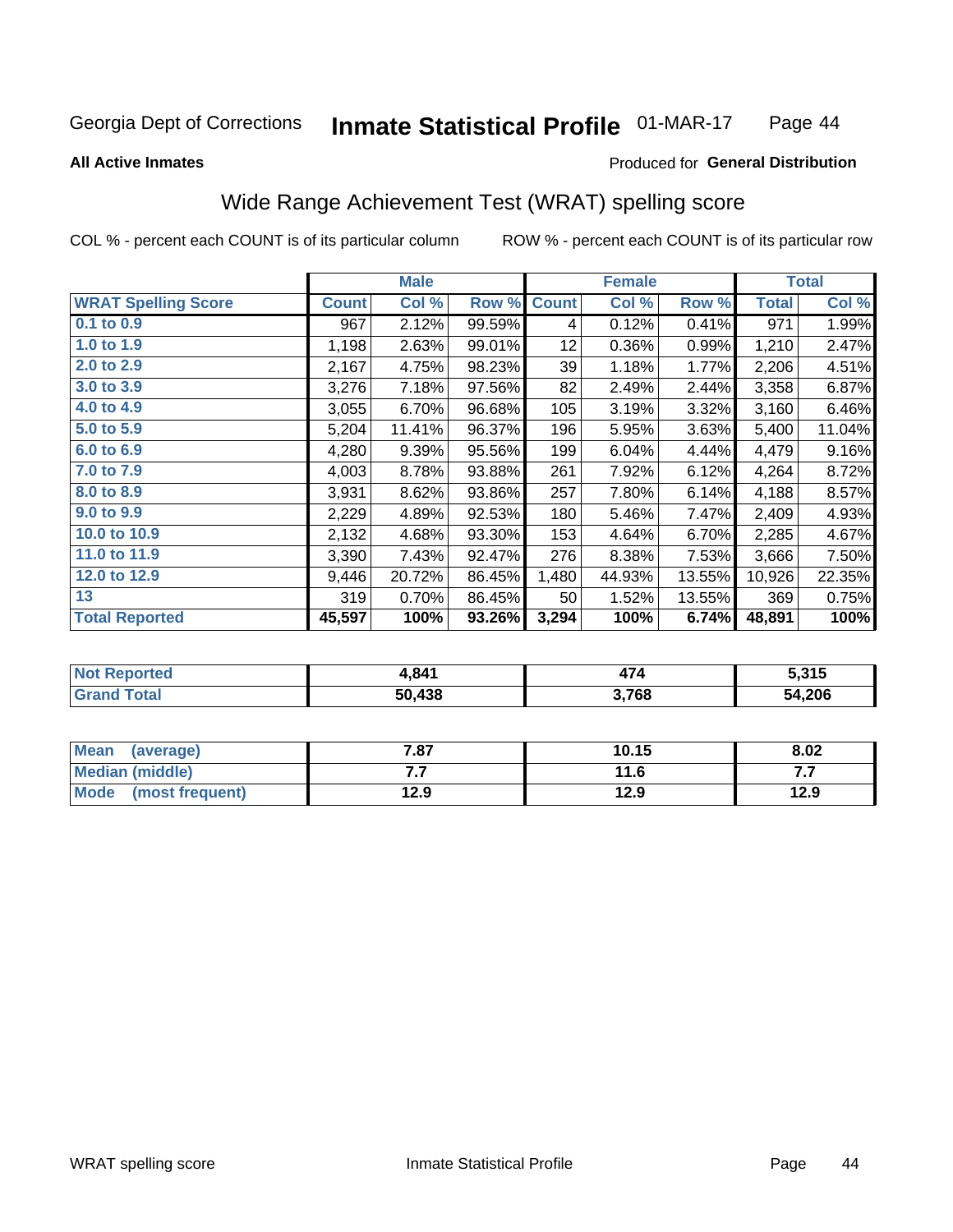Georgia Dept of Corrections **Inmate Statistical Profile** 01-MAR-17

**All Active Inmates**

Produced for **General Distribution**

## Wide Range Achievement Test (WRAT) spelling score

COL % - percent each COUNT is of its particular column ROW % - percent each COUNT is of its particular row

| | Male | | | Female | | | Total | |
|---|---|---|---|---|---|---|---|---|
| **WRAT Spelling Score** | **Count** | **Col %** | **Row %** | **Count** | **Col %** | **Row %** | **Total** | **Col %** |
| 0.1 to 0.9 | 967 | 2.12% | 99.59% | 4 | 0.12% | 0.41% | 971 | 1.99% |
| 1.0 to 1.9 | 1,198 | 2.63% | 99.01% | 12 | 0.36% | 0.99% | 1,210 | 2.47% |
| 2.0 to 2.9 | 2,167 | 4.75% | 98.23% | 39 | 1.18% | 1.77% | 2,206 | 4.51% |
| 3.0 to 3.9 | 3,276 | 7.18% | 97.56% | 82 | 2.49% | 2.44% | 3,358 | 6.87% |
| 4.0 to 4.9 | 3,055 | 6.70% | 96.68% | 105 | 3.19% | 3.32% | 3,160 | 6.46% |
| 5.0 to 5.9 | 5,204 | 11.41% | 96.37% | 196 | 5.95% | 3.63% | 5,400 | 11.04% |
| 6.0 to 6.9 | 4,280 | 9.39% | 95.56% | 199 | 6.04% | 4.44% | 4,479 | 9.16% |
| 7.0 to 7.9 | 4,003 | 8.78% | 93.88% | 261 | 7.92% | 6.12% | 4,264 | 8.72% |
| 8.0 to 8.9 | 3,931 | 8.62% | 93.86% | 257 | 7.80% | 6.14% | 4,188 | 8.57% |
| 9.0 to 9.9 | 2,229 | 4.89% | 92.53% | 180 | 5.46% | 7.47% | 2,409 | 4.93% |
| 10.0 to 10.9 | 2,132 | 4.68% | 93.30% | 153 | 4.64% | 6.70% | 2,285 | 4.67% |
| 11.0 to 11.9 | 3,390 | 7.43% | 92.47% | 276 | 8.38% | 7.53% | 3,666 | 7.50% |
| 12.0 to 12.9 | 9,446 | 20.72% | 86.45% | 1,480 | 44.93% | 13.55% | 10,926 | 22.35% |
| 13 | 319 | 0.70% | 86.45% | 50 | 1.52% | 13.55% | 369 | 0.75% |
| **Total Reported** | **45,597** | **100%** | **93.26%** | **3,294** | **100%** | **6.74%** | **48,891** | **100%** |

| | Male | Female | Total |
|---|---|---|---|
| Not Reported | 4,841 | 474 | 5,315 |
| Grand Total | 50,438 | 3,768 | 54,206 |

| | Male | Female | Total |
|---|---|---|---|
| Mean (average) | 7.87 | 10.15 | 8.02 |
| Median (middle) | 7.7 | 11.6 | 7.7 |
| Mode (most frequent) | 12.9 | 12.9 | 12.9 |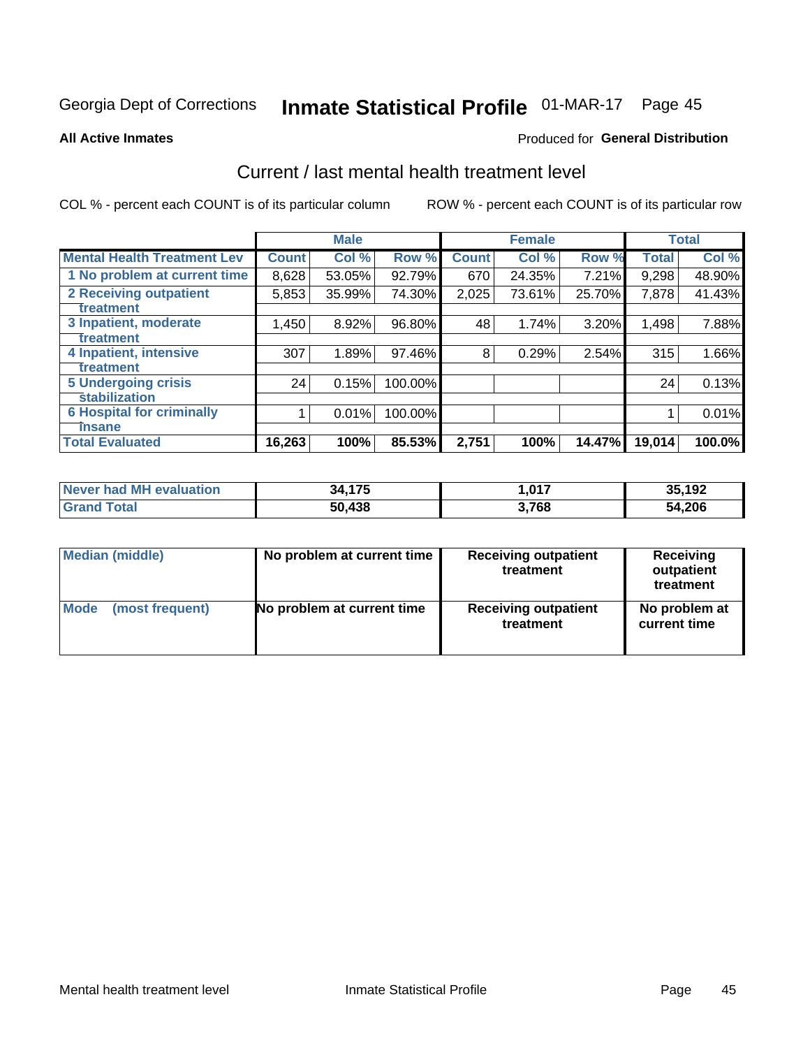Georgia Dept of Corrections **Inmate Statistical Profile** 01-MAR-17 Page 45

**All Active Inmates**

Produced for **General Distribution**

## Current / last mental health treatment level

COL % - percent each COUNT is of its particular column

ROW % - percent each COUNT is of its particular row

| | Male | | | Female | | | Total | |
|---|---|---|---|---|---|---|---|---|
| **Mental Health Treatment Lev** | **Count** | **Col %** | **Row %** | **Count** | **Col %** | **Row %** | **Total** | **Col %** |
| 1 No problem at current time | 8,628 | 53.05% | 92.79% | 670 | 24.35% | 7.21% | 9,298 | 48.90% |
| 2 Receiving outpatient treatment | 5,853 | 35.99% | 74.30% | 2,025 | 73.61% | 25.70% | 7,878 | 41.43% |
| 3 Inpatient, moderate treatment | 1,450 | 8.92% | 96.80% | 48 | 1.74% | 3.20% | 1,498 | 7.88% |
| 4 Inpatient, intensive treatment | 307 | 1.89% | 97.46% | 8 | 0.29% | 2.54% | 315 | 1.66% |
| 5 Undergoing crisis stabilization | 24 | 0.15% | 100.00% | | | | 24 | 0.13% |
| 6 Hospital for criminally insane | 1 | 0.01% | 100.00% | | | | 1 | 0.01% |
| **Total Evaluated** | **16,263** | **100%** | **85.53%** | **2,751** | **100%** | **14.47%** | **19,014** | **100.0%** |

| | Male | Female | Total |
|---|---|---|---|
| **Never had MH evaluation** | **34,175** | **1,017** | **35,192** |
| **Grand Total** | **50,438** | **3,768** | **54,206** |

| | Male | Female | Total |
|---|---|---|---|
| **Median (middle)** | **No problem at current time** | **Receiving outpatient treatment** | **Receiving outpatient treatment** |
| **Mode (most frequent)** | **No problem at current time** | **Receiving outpatient treatment** | **No problem at current time** |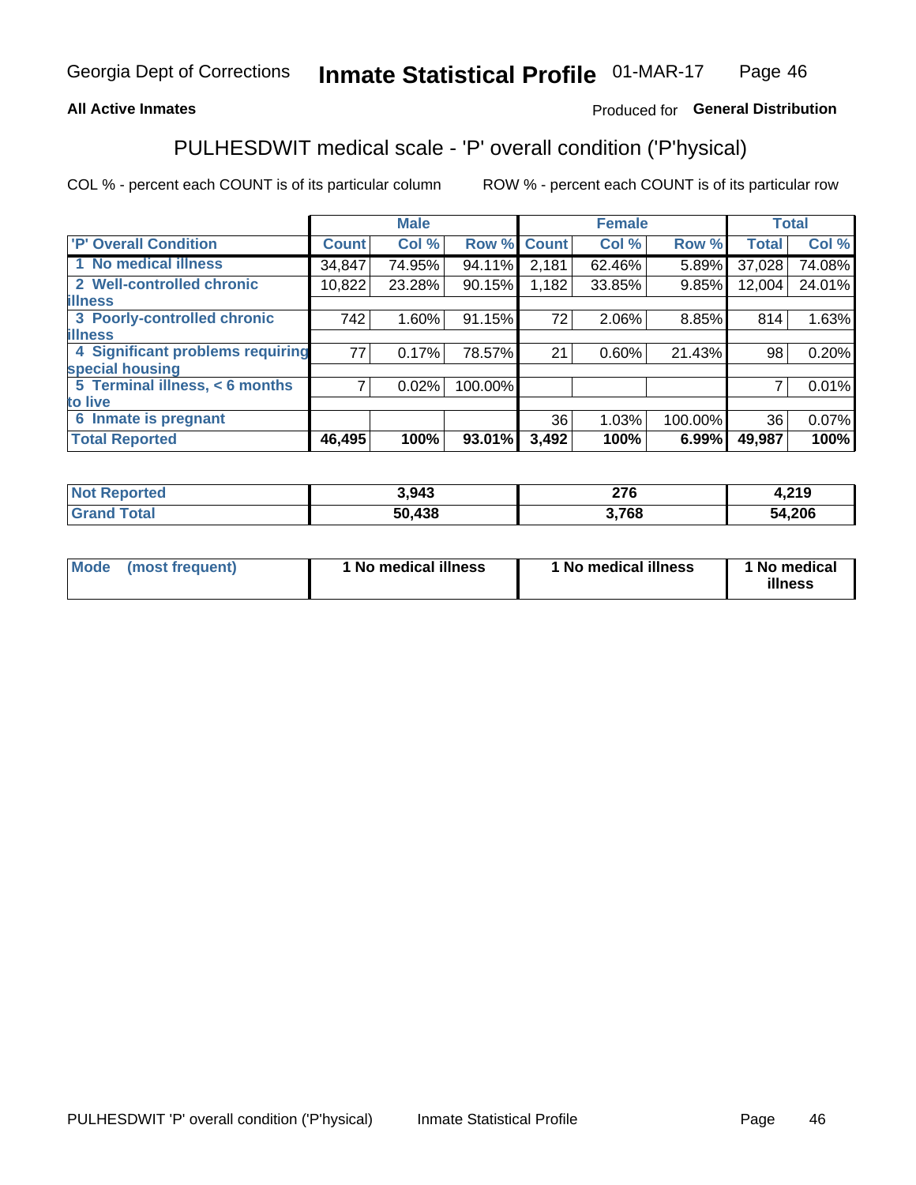Georgia Dept of Corrections **Inmate Statistical Profile** 01-MAR-17

**All Active Inmates**

Produced for **General Distribution**

## PULHESDWIT medical scale - 'P' overall condition ('P'hysical)

COL % - percent each COUNT is of its particular column

ROW % - percent each COUNT is of its particular row

| | Male | | | Female | | | Total | |
|---|---|---|---|---|---|---|---|---|
| 'P' Overall Condition | Count | Col % | Row % | Count | Col % | Row % | Total | Col % |
| 1 No medical illness | 34,847 | 74.95% | 94.11% | 2,181 | 62.46% | 5.89% | 37,028 | 74.08% |
| 2 Well-controlled chronic illness | 10,822 | 23.28% | 90.15% | 1,182 | 33.85% | 9.85% | 12,004 | 24.01% |
| 3 Poorly-controlled chronic illness | 742 | 1.60% | 91.15% | 72 | 2.06% | 8.85% | 814 | 1.63% |
| 4 Significant problems requiring special housing | 77 | 0.17% | 78.57% | 21 | 0.60% | 21.43% | 98 | 0.20% |
| 5 Terminal illness, < 6 months to live | 7 | 0.02% | 100.00% | | | | 7 | 0.01% |
| 6 Inmate is pregnant | | | | 36 | 1.03% | 100.00% | 36 | 0.07% |
| **Total Reported** | **46,495** | **100%** | **93.01%** | **3,492** | **100%** | **6.99%** | **49,987** | **100%** |

| | Male | Female | Total |
|---|---|---|---|
| Not Reported | 3,943 | 276 | 4,219 |
| Grand Total | 50,438 | 3,768 | 54,206 |

| | Male | Female | Total |
|---|---|---|---|
| Mode (most frequent) | 1 No medical illness | 1 No medical illness | 1 No medical illness |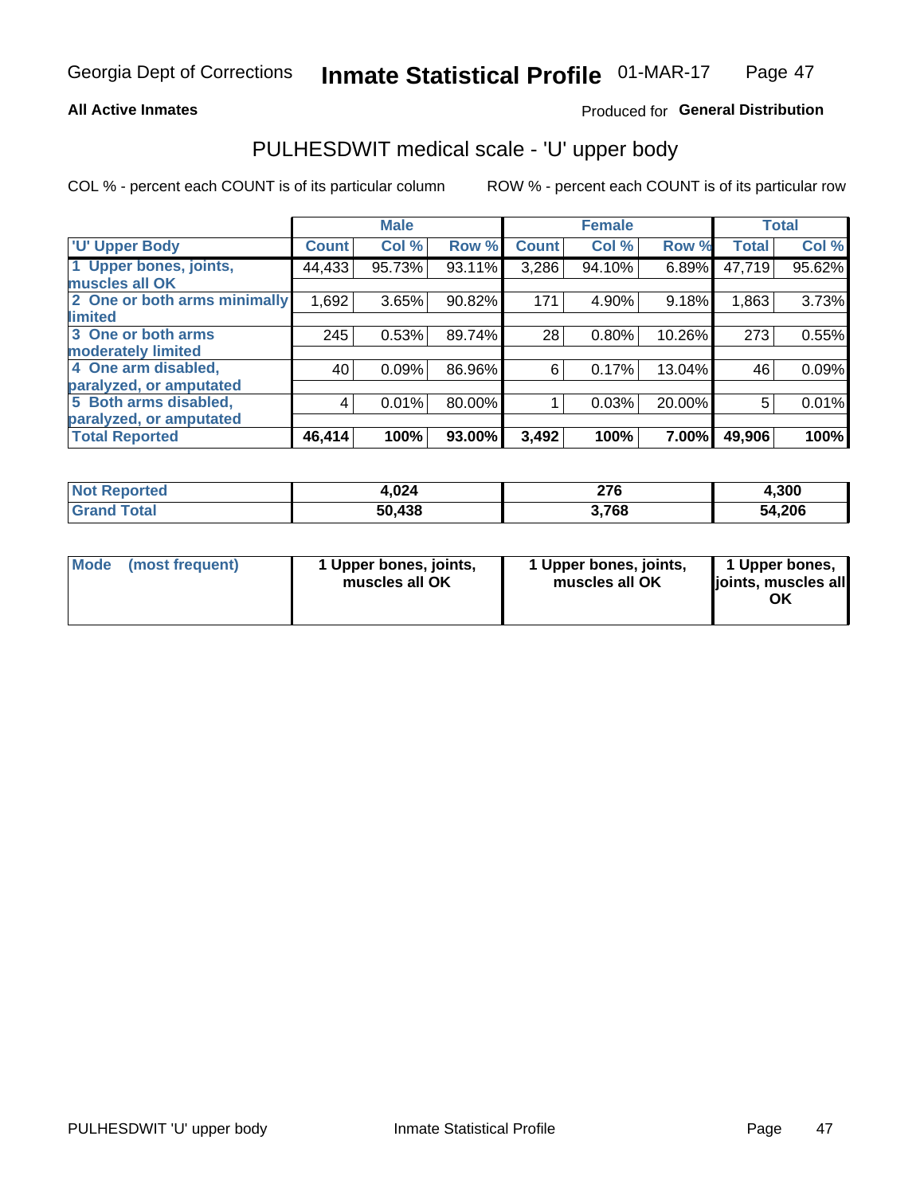**All Active Inmates**

Produced for **General Distribution**

## PULHESDWIT medical scale - 'U' upper body

COL % - percent each COUNT is of its particular column

ROW % - percent each COUNT is of its particular row

| | Male | | | Female | | | Total | |
|---|---|---|---|---|---|---|---|---|
| 'U' Upper Body | Count | Col % | Row % | Count | Col % | Row % | Total | Col % |
| 1 Upper bones, joints, muscles all OK | 44,433 | 95.73% | 93.11% | 3,286 | 94.10% | 6.89% | 47,719 | 95.62% |
| 2 One or both arms minimally limited | 1,692 | 3.65% | 90.82% | 171 | 4.90% | 9.18% | 1,863 | 3.73% |
| 3 One or both arms moderately limited | 245 | 0.53% | 89.74% | 28 | 0.80% | 10.26% | 273 | 0.55% |
| 4 One arm disabled, paralyzed, or amputated | 40 | 0.09% | 86.96% | 6 | 0.17% | 13.04% | 46 | 0.09% |
| 5 Both arms disabled, paralyzed, or amputated | 4 | 0.01% | 80.00% | 1 | 0.03% | 20.00% | 5 | 0.01% |
| **Total Reported** | **46,414** | **100%** | **93.00%** | **3,492** | **100%** | **7.00%** | **49,906** | **100%** |

| | Male | Female | Total |
|---|---|---|---|
| Not Reported | 4,024 | 276 | 4,300 |
| Grand Total | 50,438 | 3,768 | 54,206 |

| | Male | Female | Total |
|---|---|---|---|
| Mode (most frequent) | 1 Upper bones, joints, muscles all OK | 1 Upper bones, joints, muscles all OK | 1 Upper bones, joints, muscles all OK |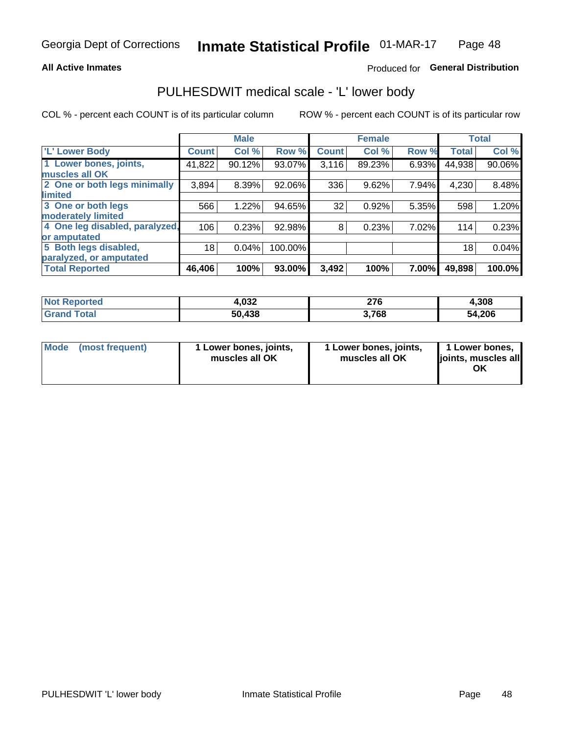Georgia Dept of Corrections **Inmate Statistical Profile** 01-MAR-17

**All Active Inmates**

Produced for **General Distribution**

## PULHESDWIT medical scale - 'L' lower body

COL % - percent each COUNT is of its particular column

ROW % - percent each COUNT is of its particular row

| | Male | | | Female | | | Total | |
|---|---|---|---|---|---|---|---|---|
| 'L' Lower Body | Count | Col % | Row % | Count | Col % | Row % | Total | Col % |
| 1 Lower bones, joints, muscles all OK | 41,822 | 90.12% | 93.07% | 3,116 | 89.23% | 6.93% | 44,938 | 90.06% |
| 2 One or both legs minimally limited | 3,894 | 8.39% | 92.06% | 336 | 9.62% | 7.94% | 4,230 | 8.48% |
| 3 One or both legs moderately limited | 566 | 1.22% | 94.65% | 32 | 0.92% | 5.35% | 598 | 1.20% |
| 4 One leg disabled, paralyzed, or amputated | 106 | 0.23% | 92.98% | 8 | 0.23% | 7.02% | 114 | 0.23% |
| 5 Both legs disabled, paralyzed, or amputated | 18 | 0.04% | 100.00% | | | | 18 | 0.04% |
| **Total Reported** | **46,406** | **100%** | **93.00%** | **3,492** | **100%** | **7.00%** | **49,898** | **100.0%** |

| | Male | Female | Total |
|---|---|---|---|
| Not Reported | 4,032 | 276 | 4,308 |
| Grand Total | 50,438 | 3,768 | 54,206 |

| | Male | Female | Total |
|---|---|---|---|
| Mode (most frequent) | 1 Lower bones, joints, muscles all OK | 1 Lower bones, joints, muscles all OK | 1 Lower bones, joints, muscles all OK |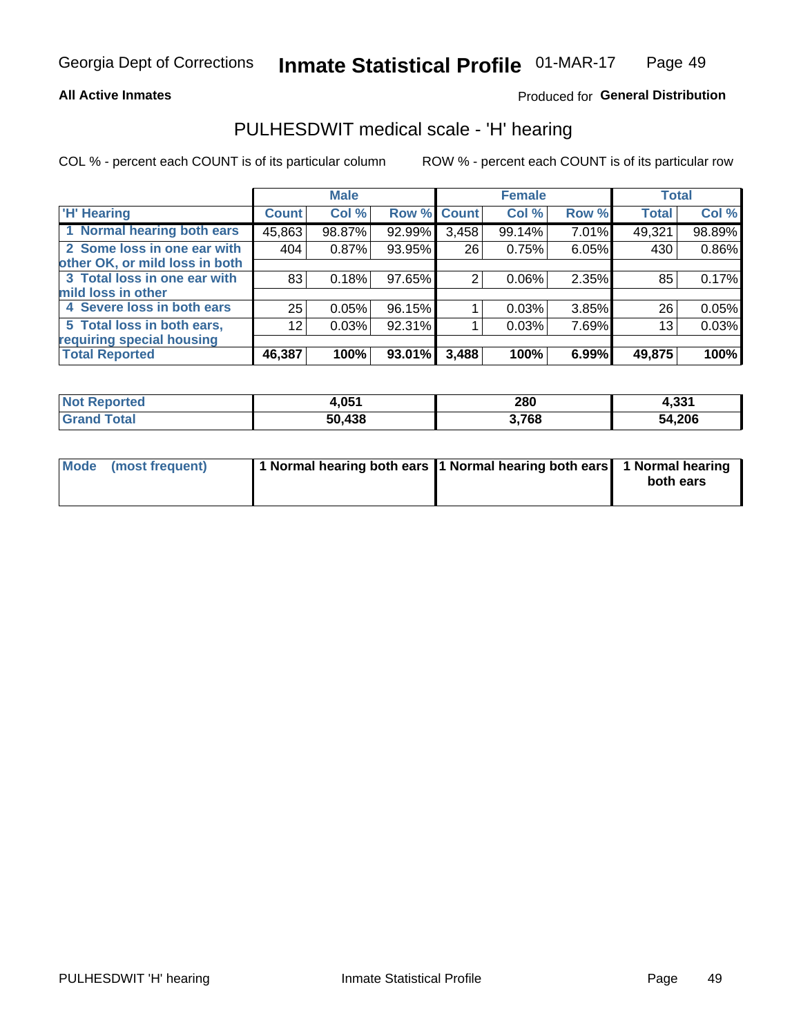**All Active Inmates**

Produced for **General Distribution**

## PULHESDWIT medical scale - 'H' hearing

COL % - percent each COUNT is of its particular column

ROW % - percent each COUNT is of its particular row

| | Male | | | Female | | | Total | |
|---|---|---|---|---|---|---|---|---|
| 'H' Hearing | Count | Col % | Row % | Count | Col % | Row % | Total | Col % |
| 1 Normal hearing both ears | 45,863 | 98.87% | 92.99% | 3,458 | 99.14% | 7.01% | 49,321 | 98.89% |
| 2 Some loss in one ear with other OK, or mild loss in both | 404 | 0.87% | 93.95% | 26 | 0.75% | 6.05% | 430 | 0.86% |
| 3 Total loss in one ear with mild loss in other | 83 | 0.18% | 97.65% | 2 | 0.06% | 2.35% | 85 | 0.17% |
| 4 Severe loss in both ears | 25 | 0.05% | 96.15% | 1 | 0.03% | 3.85% | 26 | 0.05% |
| 5 Total loss in both ears, requiring special housing | 12 | 0.03% | 92.31% | 1 | 0.03% | 7.69% | 13 | 0.03% |
| **Total Reported** | **46,387** | **100%** | **93.01%** | **3,488** | **100%** | **6.99%** | **49,875** | **100%** |

| | Male | Female | Total |
|---|---|---|---|
| Not Reported | 4,051 | 280 | 4,331 |
| Grand Total | 50,438 | 3,768 | 54,206 |

| | Male | Female | Total |
|---|---|---|---|
| Mode (most frequent) | 1 Normal hearing both ears | 1 Normal hearing both ears | 1 Normal hearing both ears |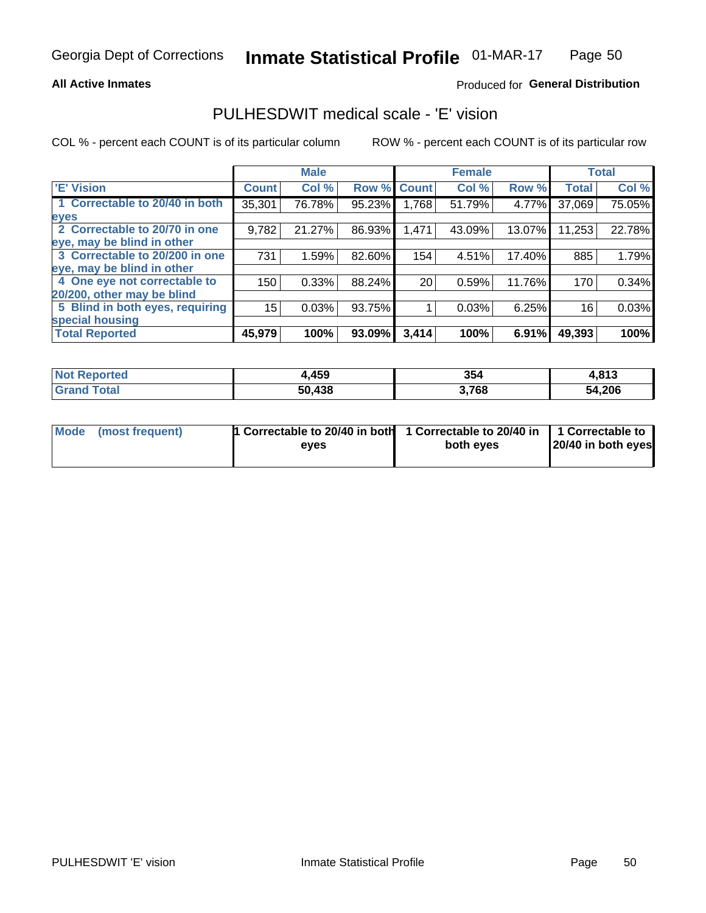Georgia Dept of Corrections **Inmate Statistical Profile** 01-MAR-17

**All Active Inmates**

Produced for **General Distribution**

## PULHESDWIT medical scale - 'E' vision

COL % - percent each COUNT is of its particular column

ROW % - percent each COUNT is of its particular row

| | Male | | | Female | | | Total | |
|---|---|---|---|---|---|---|---|---|
| 'E' Vision | Count | Col % | Row % | Count | Col % | Row % | Total | Col % |
| 1 Correctable to 20/40 in both eyes | 35,301 | 76.78% | 95.23% | 1,768 | 51.79% | 4.77% | 37,069 | 75.05% |
| 2 Correctable to 20/70 in one eye, may be blind in other | 9,782 | 21.27% | 86.93% | 1,471 | 43.09% | 13.07% | 11,253 | 22.78% |
| 3 Correctable to 20/200 in one eye, may be blind in other | 731 | 1.59% | 82.60% | 154 | 4.51% | 17.40% | 885 | 1.79% |
| 4 One eye not correctable to 20/200, other may be blind | 150 | 0.33% | 88.24% | 20 | 0.59% | 11.76% | 170 | 0.34% |
| 5 Blind in both eyes, requiring special housing | 15 | 0.03% | 93.75% | 1 | 0.03% | 6.25% | 16 | 0.03% |
| **Total Reported** | **45,979** | **100%** | **93.09%** | **3,414** | **100%** | **6.91%** | **49,393** | **100%** |

| | Male | Female | Total |
|---|---|---|---|
| Not Reported | 4,459 | 354 | 4,813 |
| Grand Total | 50,438 | 3,768 | 54,206 |

| | Male | Female | Total |
|---|---|---|---|
| Mode (most frequent) | 1 Correctable to 20/40 in both eyes | 1 Correctable to 20/40 in both eyes | 1 Correctable to 20/40 in both eyes |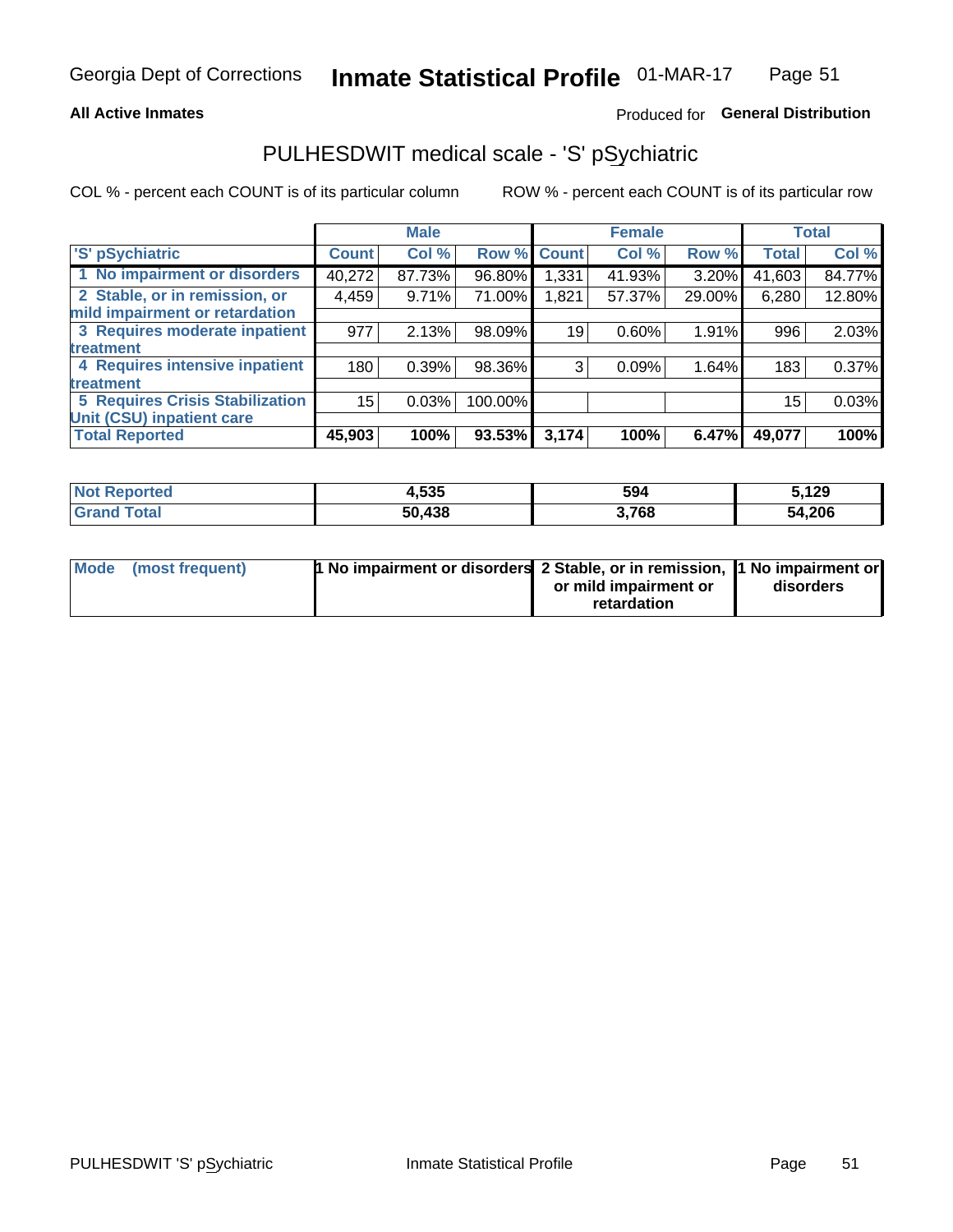Georgia Dept of Corrections **Inmate Statistical Profile** 01-MAR-17

**All Active Inmates**

Produced for **General Distribution**

## PULHESDWIT medical scale - 'S' pSychiatric

COL % - percent each COUNT is of its particular column

ROW % - percent each COUNT is of its particular row

| 'S' pSychiatric | Male | | | Female | | | Total | |
|---|---|---|---|---|---|---|---|---|
| | Count | Col % | Row % | Count | Col % | Row % | Total | Col % |
| 1 No impairment or disorders | 40,272 | 87.73% | 96.80% | 1,331 | 41.93% | 3.20% | 41,603 | 84.77% |
| 2 Stable, or in remission, or mild impairment or retardation | 4,459 | 9.71% | 71.00% | 1,821 | 57.37% | 29.00% | 6,280 | 12.80% |
| 3 Requires moderate inpatient treatment | 977 | 2.13% | 98.09% | 19 | 0.60% | 1.91% | 996 | 2.03% |
| 4 Requires intensive inpatient treatment | 180 | 0.39% | 98.36% | 3 | 0.09% | 1.64% | 183 | 0.37% |
| 5 Requires Crisis Stabilization Unit (CSU) inpatient care | 15 | 0.03% | 100.00% | | | | 15 | 0.03% |
| **Total Reported** | **45,903** | **100%** | **93.53%** | **3,174** | **100%** | **6.47%** | **49,077** | **100%** |

| | Male | Female | Total |
|---|---|---|---|
| Not Reported | 4,535 | 594 | 5,129 |
| Grand Total | 50,438 | 3,768 | 54,206 |

| Mode (most frequent) | Male | Female | Total |
|---|---|---|---|
| | 1 No impairment or disorders | 2 Stable, or in remission, or mild impairment or retardation | 1 No impairment or disorders |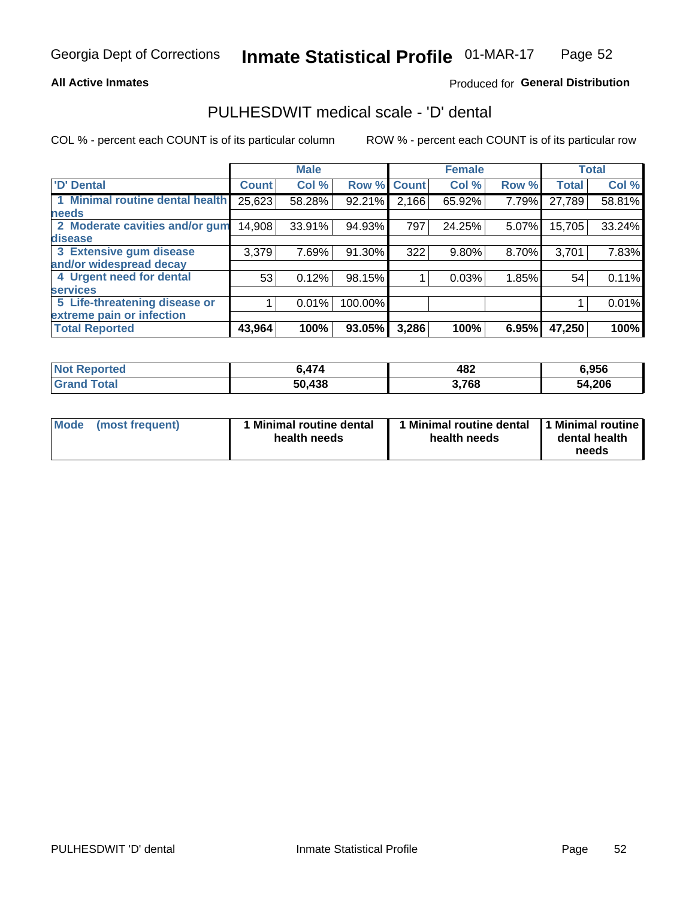Georgia Dept of Corrections **Inmate Statistical Profile** 01-MAR-17

**All Active Inmates**

Produced for **General Distribution**

## PULHESDWIT medical scale - 'D' dental

COL % - percent each COUNT is of its particular column

ROW % - percent each COUNT is of its particular row

| 'D' Dental | Male | | | Female | | | Total | |
|---|---|---|---|---|---|---|---|---|
| | Count | Col % | Row % | Count | Col % | Row % | Total | Col % |
| 1 Minimal routine dental health needs | 25,623 | 58.28% | 92.21% | 2,166 | 65.92% | 7.79% | 27,789 | 58.81% |
| 2 Moderate cavities and/or gum disease | 14,908 | 33.91% | 94.93% | 797 | 24.25% | 5.07% | 15,705 | 33.24% |
| 3 Extensive gum disease and/or widespread decay | 3,379 | 7.69% | 91.30% | 322 | 9.80% | 8.70% | 3,701 | 7.83% |
| 4 Urgent need for dental services | 53 | 0.12% | 98.15% | 1 | 0.03% | 1.85% | 54 | 0.11% |
| 5 Life-threatening disease or extreme pain or infection | 1 | 0.01% | 100.00% | | | | 1 | 0.01% |
| **Total Reported** | **43,964** | **100%** | **93.05%** | **3,286** | **100%** | **6.95%** | **47,250** | **100%** |

| | Male | Female | Total |
|---|---|---|---|
| **Not Reported** | **6,474** | **482** | **6,956** |
| **Grand Total** | **50,438** | **3,768** | **54,206** |

| | Male | Female | Total |
|---|---|---|---|
| **Mode (most frequent)** | **1 Minimal routine dental health needs** | **1 Minimal routine dental health needs** | **1 Minimal routine dental health needs** |

PULHESDWIT 'D' dental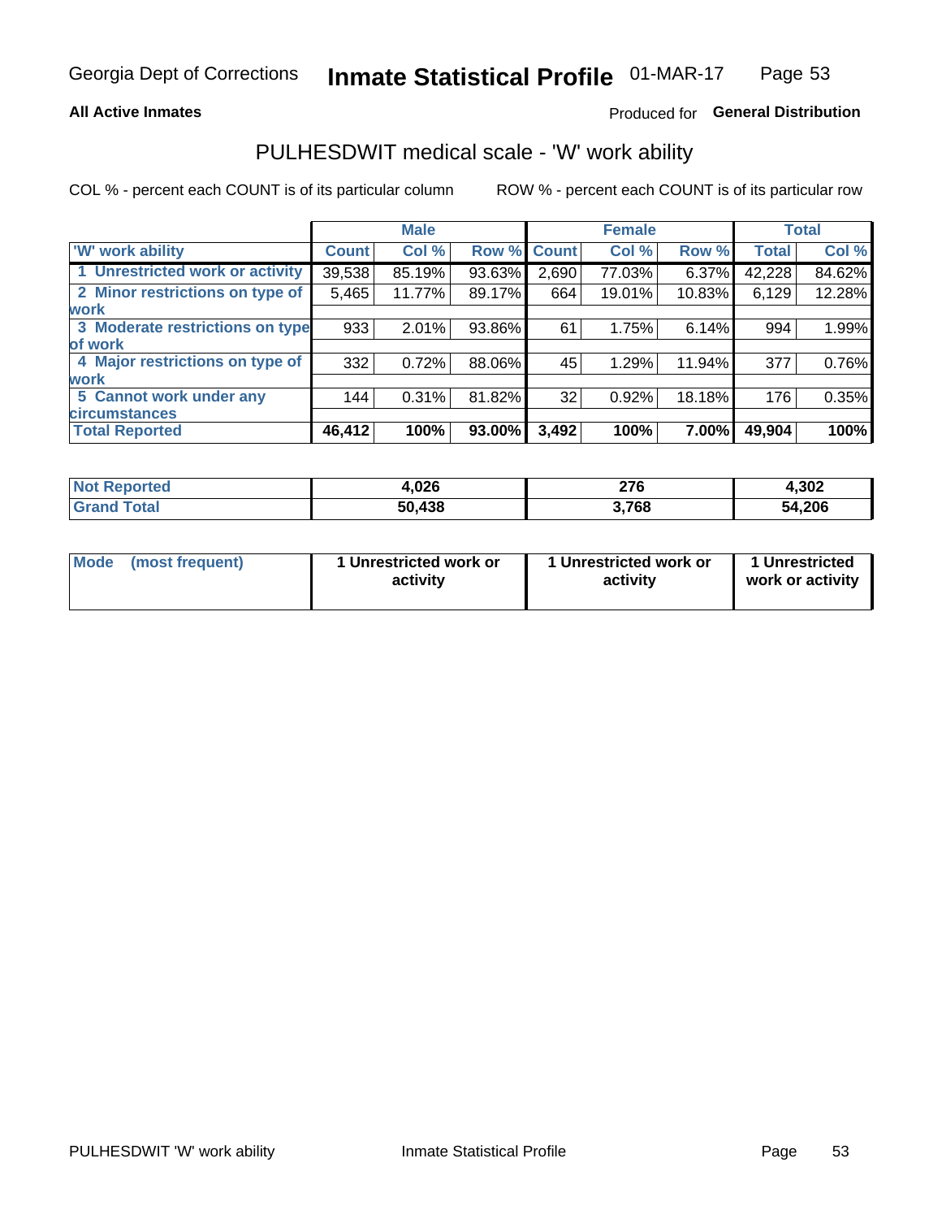# Inmate Statistical Profile

Georgia Dept of Corrections — 01-MAR-17

**All Active Inmates**

Produced for **General Distribution**

## PULHESDWIT medical scale - 'W' work ability

COL % - percent each COUNT is of its particular column

ROW % - percent each COUNT is of its particular row

| | Male | | | Female | | | Total | |
|---|---|---|---|---|---|---|---|---|
| 'W' work ability | Count | Col % | Row % | Count | Col % | Row % | Total | Col % |
| 1 Unrestricted work or activity | 39,538 | 85.19% | 93.63% | 2,690 | 77.03% | 6.37% | 42,228 | 84.62% |
| 2 Minor restrictions on type of work | 5,465 | 11.77% | 89.17% | 664 | 19.01% | 10.83% | 6,129 | 12.28% |
| 3 Moderate restrictions on type of work | 933 | 2.01% | 93.86% | 61 | 1.75% | 6.14% | 994 | 1.99% |
| 4 Major restrictions on type of work | 332 | 0.72% | 88.06% | 45 | 1.29% | 11.94% | 377 | 0.76% |
| 5 Cannot work under any circumstances | 144 | 0.31% | 81.82% | 32 | 0.92% | 18.18% | 176 | 0.35% |
| **Total Reported** | **46,412** | **100%** | **93.00%** | **3,492** | **100%** | **7.00%** | **49,904** | **100%** |

| | Male | Female | Total |
|---|---|---|---|
| Not Reported | 4,026 | 276 | 4,302 |
| Grand Total | 50,438 | 3,768 | 54,206 |

| | Male | Female | Total |
|---|---|---|---|
| Mode (most frequent) | 1 Unrestricted work or activity | 1 Unrestricted work or activity | 1 Unrestricted work or activity |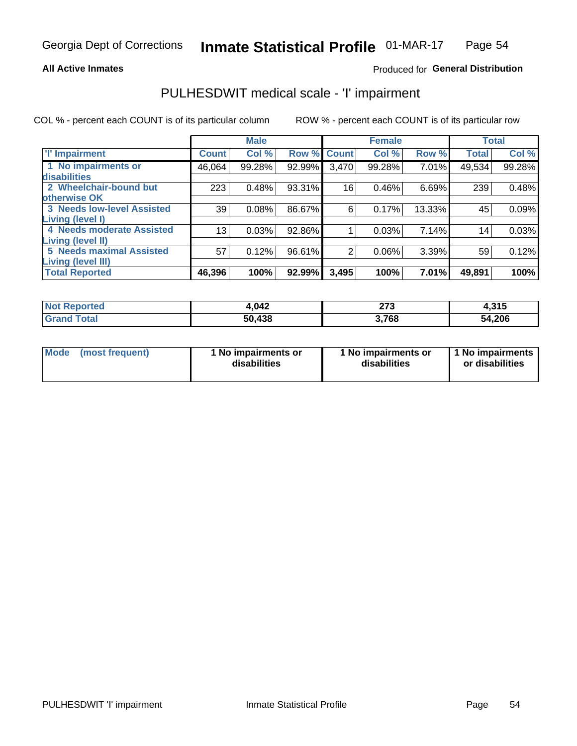Georgia Dept of Corrections **Inmate Statistical Profile** 01-MAR-17

**All Active Inmates**

Produced for **General Distribution**

## PULHESDWIT medical scale - 'I' impairment

COL % - percent each COUNT is of its particular column        ROW % - percent each COUNT is of its particular row

| | Male | | | Female | | | Total | |
|---|---|---|---|---|---|---|---|---|
| **'I' Impairment** | **Count** | **Col %** | **Row %** | **Count** | **Col %** | **Row %** | **Total** | **Col %** |
| **1 No impairments or disabilities** | 46,064 | 99.28% | 92.99% | 3,470 | 99.28% | 7.01% | 49,534 | 99.28% |
| **2 Wheelchair-bound but otherwise OK** | 223 | 0.48% | 93.31% | 16 | 0.46% | 6.69% | 239 | 0.48% |
| **3 Needs low-level Assisted Living (level I)** | 39 | 0.08% | 86.67% | 6 | 0.17% | 13.33% | 45 | 0.09% |
| **4 Needs moderate Assisted Living (level II)** | 13 | 0.03% | 92.86% | 1 | 0.03% | 7.14% | 14 | 0.03% |
| **5 Needs maximal Assisted Living (level III)** | 57 | 0.12% | 96.61% | 2 | 0.06% | 3.39% | 59 | 0.12% |
| **Total Reported** | **46,396** | **100%** | **92.99%** | **3,495** | **100%** | **7.01%** | **49,891** | **100%** |

| | Male | Female | Total |
|---|---|---|---|
| **Not Reported** | **4,042** | **273** | **4,315** |
| **Grand Total** | **50,438** | **3,768** | **54,206** |

| | Male | Female | Total |
|---|---|---|---|
| **Mode (most frequent)** | **1 No impairments or disabilities** | **1 No impairments or disabilities** | **1 No impairments or disabilities** |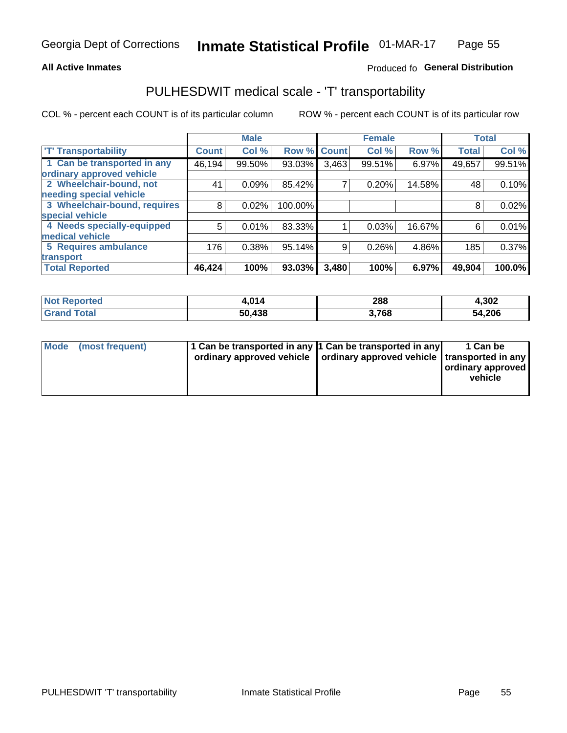Georgia Dept of Corrections **Inmate Statistical Profile** 01-MAR-17

**All Active Inmates**

Produced fo **General Distribution**

## PULHESDWIT medical scale - 'T' transportability

COL % - percent each COUNT is of its particular column ROW % - percent each COUNT is of its particular row

| | Male | | | Female | | | Total | |
|---|---|---|---|---|---|---|---|---|
| 'T' Transportability | Count | Col % | Row % | Count | Col % | Row % | Total | Col % |
| 1 Can be transported in any ordinary approved vehicle | 46,194 | 99.50% | 93.03% | 3,463 | 99.51% | 6.97% | 49,657 | 99.51% |
| 2 Wheelchair-bound, not needing special vehicle | 41 | 0.09% | 85.42% | 7 | 0.20% | 14.58% | 48 | 0.10% |
| 3 Wheelchair-bound, requires special vehicle | 8 | 0.02% | 100.00% | | | | 8 | 0.02% |
| 4 Needs specially-equipped medical vehicle | 5 | 0.01% | 83.33% | 1 | 0.03% | 16.67% | 6 | 0.01% |
| 5 Requires ambulance transport | 176 | 0.38% | 95.14% | 9 | 0.26% | 4.86% | 185 | 0.37% |
| **Total Reported** | **46,424** | **100%** | **93.03%** | **3,480** | **100%** | **6.97%** | **49,904** | **100.0%** |

| | Male | Female | Total |
|---|---|---|---|
| **Not Reported** | **4,014** | **288** | **4,302** |
| **Grand Total** | **50,438** | **3,768** | **54,206** |

| | Male | Female | Total |
|---|---|---|---|
| **Mode (most frequent)** | **1 Can be transported in any ordinary approved vehicle** | **1 Can be transported in any ordinary approved vehicle** | **1 Can be transported in any ordinary approved vehicle** |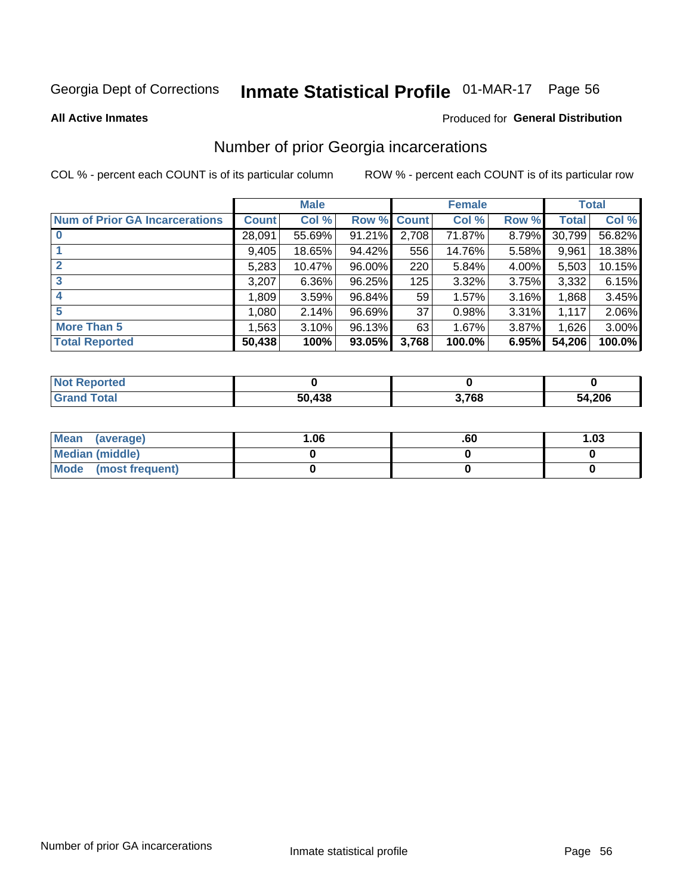Georgia Dept of Corrections **Inmate Statistical Profile** 01-MAR-17

**All Active Inmates**

Produced for **General Distribution**

## Number of prior Georgia incarcerations

COL % - percent each COUNT is of its particular column ROW % - percent each COUNT is of its particular row

| | Male | | | Female | | | Total | |
|---|---|---|---|---|---|---|---|---|
| **Num of Prior GA Incarcerations** | **Count** | **Col %** | **Row %** | **Count** | **Col %** | **Row %** | **Total** | **Col %** |
| **0** | 28,091 | 55.69% | 91.21% | 2,708 | 71.87% | 8.79% | 30,799 | 56.82% |
| **1** | 9,405 | 18.65% | 94.42% | 556 | 14.76% | 5.58% | 9,961 | 18.38% |
| **2** | 5,283 | 10.47% | 96.00% | 220 | 5.84% | 4.00% | 5,503 | 10.15% |
| **3** | 3,207 | 6.36% | 96.25% | 125 | 3.32% | 3.75% | 3,332 | 6.15% |
| **4** | 1,809 | 3.59% | 96.84% | 59 | 1.57% | 3.16% | 1,868 | 3.45% |
| **5** | 1,080 | 2.14% | 96.69% | 37 | 0.98% | 3.31% | 1,117 | 2.06% |
| **More Than 5** | 1,563 | 3.10% | 96.13% | 63 | 1.67% | 3.87% | 1,626 | 3.00% |
| **Total Reported** | **50,438** | **100%** | **93.05%** | **3,768** | **100.0%** | **6.95%** | **54,206** | **100.0%** |

| | Male | Female | Total |
|---|---|---|---|
| **Not Reported** | **0** | **0** | **0** |
| **Grand Total** | **50,438** | **3,768** | **54,206** |

| | Male | Female | Total |
|---|---|---|---|
| **Mean (average)** | **1.06** | **.60** | **1.03** |
| **Median (middle)** | **0** | **0** | **0** |
| **Mode (most frequent)** | **0** | **0** | **0** |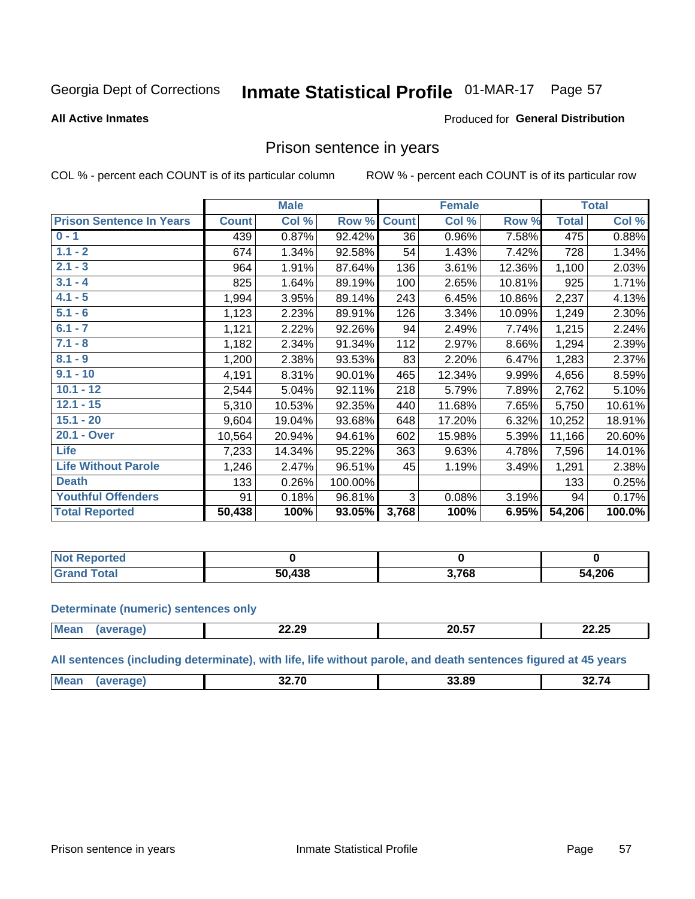Georgia Dept of Corrections **Inmate Statistical Profile** 01-MAR-17 Page 57

**All Active Inmates** Produced for **General Distribution**

## Prison sentence in years

COL % - percent each COUNT is of its particular column ROW % - percent each COUNT is of its particular row

| Prison Sentence In Years | Male | | | Female | | | Total | |
|---|---|---|---|---|---|---|---|---|
| | Count | Col % | Row % | Count | Col % | Row % | Total | Col % |
| 0 - 1 | 439 | 0.87% | 92.42% | 36 | 0.96% | 7.58% | 475 | 0.88% |
| 1.1 - 2 | 674 | 1.34% | 92.58% | 54 | 1.43% | 7.42% | 728 | 1.34% |
| 2.1 - 3 | 964 | 1.91% | 87.64% | 136 | 3.61% | 12.36% | 1,100 | 2.03% |
| 3.1 - 4 | 825 | 1.64% | 89.19% | 100 | 2.65% | 10.81% | 925 | 1.71% |
| 4.1 - 5 | 1,994 | 3.95% | 89.14% | 243 | 6.45% | 10.86% | 2,237 | 4.13% |
| 5.1 - 6 | 1,123 | 2.23% | 89.91% | 126 | 3.34% | 10.09% | 1,249 | 2.30% |
| 6.1 - 7 | 1,121 | 2.22% | 92.26% | 94 | 2.49% | 7.74% | 1,215 | 2.24% |
| 7.1 - 8 | 1,182 | 2.34% | 91.34% | 112 | 2.97% | 8.66% | 1,294 | 2.39% |
| 8.1 - 9 | 1,200 | 2.38% | 93.53% | 83 | 2.20% | 6.47% | 1,283 | 2.37% |
| 9.1 - 10 | 4,191 | 8.31% | 90.01% | 465 | 12.34% | 9.99% | 4,656 | 8.59% |
| 10.1 - 12 | 2,544 | 5.04% | 92.11% | 218 | 5.79% | 7.89% | 2,762 | 5.10% |
| 12.1 - 15 | 5,310 | 10.53% | 92.35% | 440 | 11.68% | 7.65% | 5,750 | 10.61% |
| 15.1 - 20 | 9,604 | 19.04% | 93.68% | 648 | 17.20% | 6.32% | 10,252 | 18.91% |
| 20.1 - Over | 10,564 | 20.94% | 94.61% | 602 | 15.98% | 5.39% | 11,166 | 20.60% |
| Life | 7,233 | 14.34% | 95.22% | 363 | 9.63% | 4.78% | 7,596 | 14.01% |
| Life Without Parole | 1,246 | 2.47% | 96.51% | 45 | 1.19% | 3.49% | 1,291 | 2.38% |
| Death | 133 | 0.26% | 100.00% | | | | 133 | 0.25% |
| Youthful Offenders | 91 | 0.18% | 96.81% | 3 | 0.08% | 3.19% | 94 | 0.17% |
| **Total Reported** | **50,438** | **100%** | **93.05%** | **3,768** | **100%** | **6.95%** | **54,206** | **100.0%** |

| | Male | Female | Total |
|---|---|---|---|
| Not Reported | 0 | 0 | 0 |
| Grand Total | 50,438 | 3,768 | 54,206 |

**Determinate (numeric) sentences only**

| | Male | Female | Total |
|---|---|---|---|
| Mean (average) | 22.29 | 20.57 | 22.25 |

**All sentences (including determinate), with life, life without parole, and death sentences figured at 45 years**

| | Male | Female | Total |
|---|---|---|---|
| Mean (average) | 32.70 | 33.89 | 32.74 |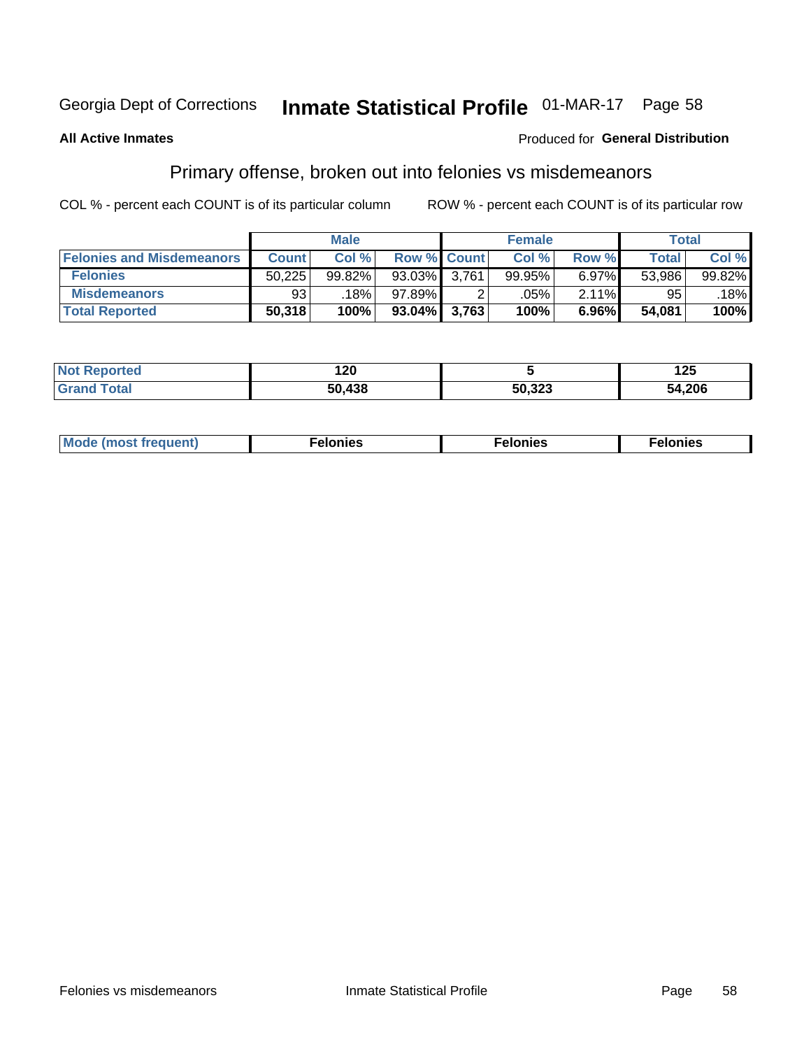Georgia Dept of Corrections **Inmate Statistical Profile** 01-MAR-17

**All Active Inmates**

Produced for **General Distribution**

## Primary offense, broken out into felonies vs misdemeanors

COL % - percent each COUNT is of its particular column    ROW % - percent each COUNT is of its particular row

| | Male | | | Female | | | Total | |
|---|---|---|---|---|---|---|---|---|
| **Felonies and Misdemeanors** | **Count** | **Col %** | **Row %** | **Count** | **Col %** | **Row %** | **Total** | **Col %** |
| **Felonies** | 50,225 | 99.82% | 93.03% | 3,761 | 99.95% | 6.97% | 53,986 | 99.82% |
| **Misdemeanors** | 93 | .18% | 97.89% | 2 | .05% | 2.11% | 95 | .18% |
| **Total Reported** | **50,318** | **100%** | **93.04%** | **3,763** | **100%** | **6.96%** | **54,081** | **100%** |

| | Male | Female | Total |
|---|---|---|---|
| **Not Reported** | **120** | **5** | **125** |
| **Grand Total** | **50,438** | **50,323** | **54,206** |

| | Male | Female | Total |
|---|---|---|---|
| **Mode (most frequent)** | **Felonies** | **Felonies** | **Felonies** |

Felonies vs misdemeanors    Inmate Statistical Profile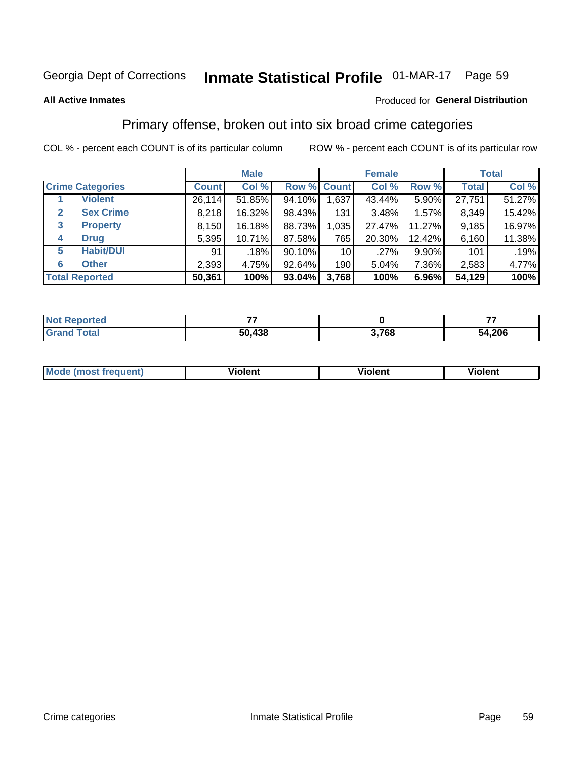Georgia Dept of Corrections **Inmate Statistical Profile** 01-MAR-17

**All Active Inmates**

Produced for **General Distribution**

## Primary offense, broken out into six broad crime categories

COL % - percent each COUNT is of its particular column

ROW % - percent each COUNT is of its particular row

| | | Male | | | Female | | | Total | |
|---|---|---|---|---|---|---|---|---|---|
| **Crime Categories** | | **Count** | **Col %** | **Row %** | **Count** | **Col %** | **Row %** | **Total** | **Col %** |
| 1 | **Violent** | 26,114 | 51.85% | 94.10% | 1,637 | 43.44% | 5.90% | 27,751 | 51.27% |
| 2 | **Sex Crime** | 8,218 | 16.32% | 98.43% | 131 | 3.48% | 1.57% | 8,349 | 15.42% |
| 3 | **Property** | 8,150 | 16.18% | 88.73% | 1,035 | 27.47% | 11.27% | 9,185 | 16.97% |
| 4 | **Drug** | 5,395 | 10.71% | 87.58% | 765 | 20.30% | 12.42% | 6,160 | 11.38% |
| 5 | **Habit/DUI** | 91 | .18% | 90.10% | 10 | .27% | 9.90% | 101 | .19% |
| 6 | **Other** | 2,393 | 4.75% | 92.64% | 190 | 5.04% | 7.36% | 2,583 | 4.77% |
| **Total Reported** | | **50,361** | **100%** | **93.04%** | **3,768** | **100%** | **6.96%** | **54,129** | **100%** |

| | Male | Female | Total |
|---|---|---|---|
| **Not Reported** | **77** | **0** | **77** |
| **Grand Total** | **50,438** | **3,768** | **54,206** |

| | Male | Female | Total |
|---|---|---|---|
| **Mode (most frequent)** | **Violent** | **Violent** | **Violent** |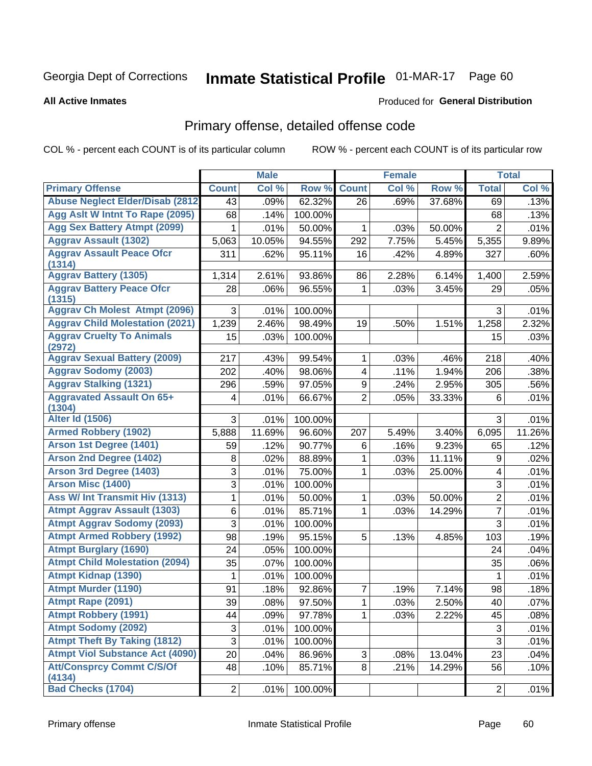Georgia Dept of Corrections **Inmate Statistical Profile** 01-MAR-17

**All Active Inmates**

Produced for **General Distribution**

## Primary offense, detailed offense code

COL % - percent each COUNT is of its particular column    ROW % - percent each COUNT is of its particular row

| | Male | | | Female | | | Total | |
|---|---|---|---|---|---|---|---|---|
| **Primary Offense** | **Count** | **Col %** | **Row %** | **Count** | **Col %** | **Row %** | **Total** | **Col %** |
| Abuse Neglect Elder/Disab (2812 | 43 | .09% | 62.32% | 26 | .69% | 37.68% | 69 | .13% |
| Agg Aslt W Intnt To Rape (2095) | 68 | .14% | 100.00% | | | | 68 | .13% |
| Agg Sex Battery Atmpt (2099) | 1 | .01% | 50.00% | 1 | .03% | 50.00% | 2 | .01% |
| Aggrav Assault (1302) | 5,063 | 10.05% | 94.55% | 292 | 7.75% | 5.45% | 5,355 | 9.89% |
| Aggrav Assault Peace Ofcr (1314) | 311 | .62% | 95.11% | 16 | .42% | 4.89% | 327 | .60% |
| Aggrav Battery (1305) | 1,314 | 2.61% | 93.86% | 86 | 2.28% | 6.14% | 1,400 | 2.59% |
| Aggrav Battery Peace Ofcr (1315) | 28 | .06% | 96.55% | 1 | .03% | 3.45% | 29 | .05% |
| Aggrav Ch Molest Atmpt (2096) | 3 | .01% | 100.00% | | | | 3 | .01% |
| Aggrav Child Molestation (2021) | 1,239 | 2.46% | 98.49% | 19 | .50% | 1.51% | 1,258 | 2.32% |
| Aggrav Cruelty To Animals (2972) | 15 | .03% | 100.00% | | | | 15 | .03% |
| Aggrav Sexual Battery (2009) | 217 | .43% | 99.54% | 1 | .03% | .46% | 218 | .40% |
| Aggrav Sodomy (2003) | 202 | .40% | 98.06% | 4 | .11% | 1.94% | 206 | .38% |
| Aggrav Stalking (1321) | 296 | .59% | 97.05% | 9 | .24% | 2.95% | 305 | .56% |
| Aggravated Assault On 65+ (1304) | 4 | .01% | 66.67% | 2 | .05% | 33.33% | 6 | .01% |
| Alter Id (1506) | 3 | .01% | 100.00% | | | | 3 | .01% |
| Armed Robbery (1902) | 5,888 | 11.69% | 96.60% | 207 | 5.49% | 3.40% | 6,095 | 11.26% |
| Arson 1st Degree (1401) | 59 | .12% | 90.77% | 6 | .16% | 9.23% | 65 | .12% |
| Arson 2nd Degree (1402) | 8 | .02% | 88.89% | 1 | .03% | 11.11% | 9 | .02% |
| Arson 3rd Degree (1403) | 3 | .01% | 75.00% | 1 | .03% | 25.00% | 4 | .01% |
| Arson Misc (1400) | 3 | .01% | 100.00% | | | | 3 | .01% |
| Ass W/ Int Transmit Hiv (1313) | 1 | .01% | 50.00% | 1 | .03% | 50.00% | 2 | .01% |
| Atmpt Aggrav Assault (1303) | 6 | .01% | 85.71% | 1 | .03% | 14.29% | 7 | .01% |
| Atmpt Aggrav Sodomy (2093) | 3 | .01% | 100.00% | | | | 3 | .01% |
| Atmpt Armed Robbery (1992) | 98 | .19% | 95.15% | 5 | .13% | 4.85% | 103 | .19% |
| Atmpt Burglary (1690) | 24 | .05% | 100.00% | | | | 24 | .04% |
| Atmpt Child Molestation (2094) | 35 | .07% | 100.00% | | | | 35 | .06% |
| Atmpt Kidnap (1390) | 1 | .01% | 100.00% | | | | 1 | .01% |
| Atmpt Murder (1190) | 91 | .18% | 92.86% | 7 | .19% | 7.14% | 98 | .18% |
| Atmpt Rape (2091) | 39 | .08% | 97.50% | 1 | .03% | 2.50% | 40 | .07% |
| Atmpt Robbery (1991) | 44 | .09% | 97.78% | 1 | .03% | 2.22% | 45 | .08% |
| Atmpt Sodomy (2092) | 3 | .01% | 100.00% | | | | 3 | .01% |
| Atmpt Theft By Taking (1812) | 3 | .01% | 100.00% | | | | 3 | .01% |
| Atmpt Viol Substance Act (4090) | 20 | .04% | 86.96% | 3 | .08% | 13.04% | 23 | .04% |
| Att/Consprcy Commt C/S/Of (4134) | 48 | .10% | 85.71% | 8 | .21% | 14.29% | 56 | .10% |
| Bad Checks (1704) | 2 | .01% | 100.00% | | | | 2 | .01% |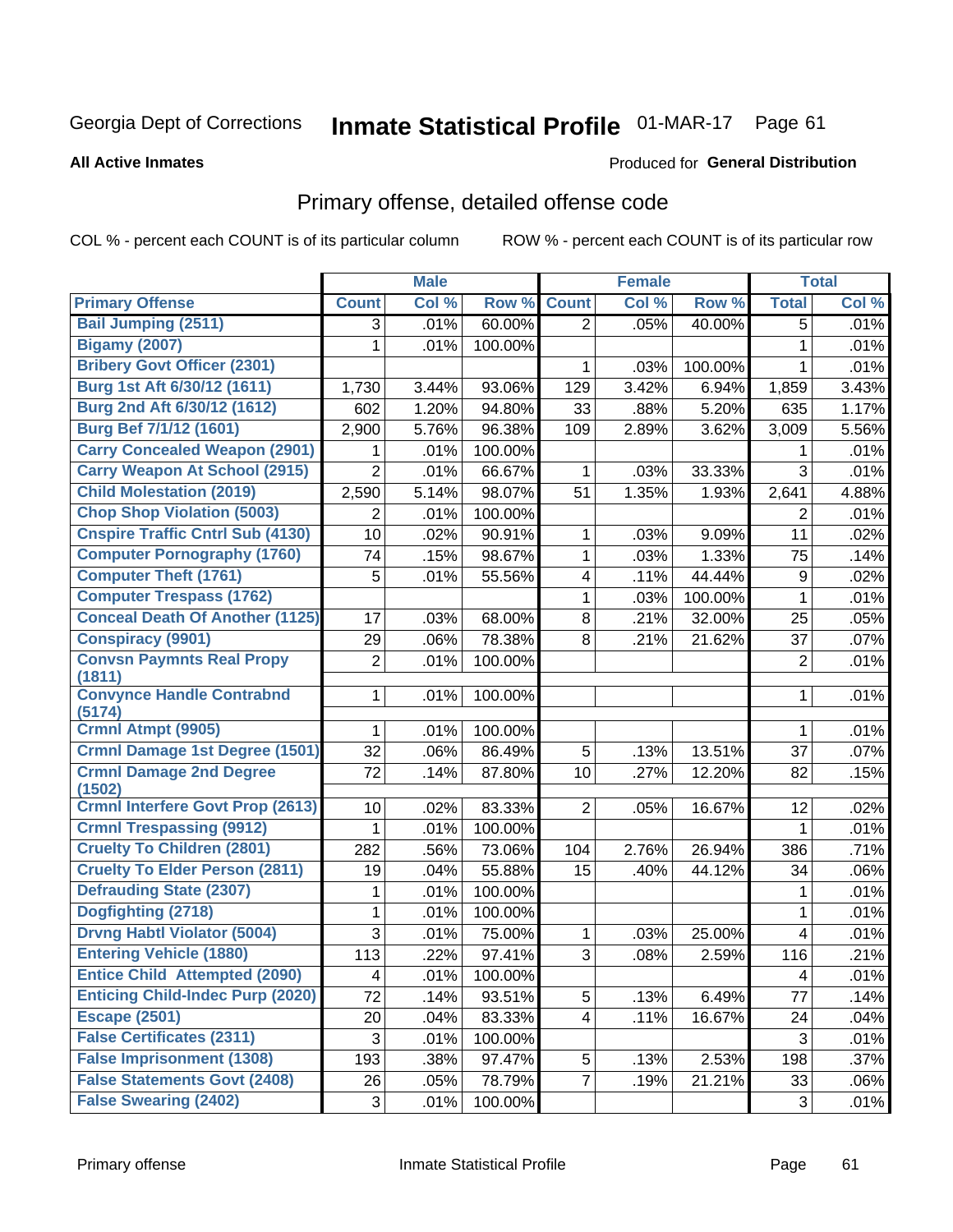Georgia Dept of Corrections **Inmate Statistical Profile** 01-MAR-17

**All Active Inmates**

Produced for **General Distribution**

## Primary offense, detailed offense code

COL % - percent each COUNT is of its particular column

ROW % - percent each COUNT is of its particular row

| | Male | | | Female | | | Total | |
|---|---|---|---|---|---|---|---|---|
| Primary Offense | Count | Col % | Row % | Count | Col % | Row % | Total | Col % |
| Bail Jumping (2511) | 3 | .01% | 60.00% | 2 | .05% | 40.00% | 5 | .01% |
| Bigamy (2007) | 1 | .01% | 100.00% | | | | 1 | .01% |
| Bribery Govt Officer (2301) | | | | 1 | .03% | 100.00% | 1 | .01% |
| Burg 1st Aft 6/30/12 (1611) | 1,730 | 3.44% | 93.06% | 129 | 3.42% | 6.94% | 1,859 | 3.43% |
| Burg 2nd Aft 6/30/12 (1612) | 602 | 1.20% | 94.80% | 33 | .88% | 5.20% | 635 | 1.17% |
| Burg Bef 7/1/12 (1601) | 2,900 | 5.76% | 96.38% | 109 | 2.89% | 3.62% | 3,009 | 5.56% |
| Carry Concealed Weapon (2901) | 1 | .01% | 100.00% | | | | 1 | .01% |
| Carry Weapon At School (2915) | 2 | .01% | 66.67% | 1 | .03% | 33.33% | 3 | .01% |
| Child Molestation (2019) | 2,590 | 5.14% | 98.07% | 51 | 1.35% | 1.93% | 2,641 | 4.88% |
| Chop Shop Violation (5003) | 2 | .01% | 100.00% | | | | 2 | .01% |
| Cnspire Traffic Cntrl Sub (4130) | 10 | .02% | 90.91% | 1 | .03% | 9.09% | 11 | .02% |
| Computer Pornography (1760) | 74 | .15% | 98.67% | 1 | .03% | 1.33% | 75 | .14% |
| Computer Theft (1761) | 5 | .01% | 55.56% | 4 | .11% | 44.44% | 9 | .02% |
| Computer Trespass (1762) | | | | 1 | .03% | 100.00% | 1 | .01% |
| Conceal Death Of Another (1125) | 17 | .03% | 68.00% | 8 | .21% | 32.00% | 25 | .05% |
| Conspiracy (9901) | 29 | .06% | 78.38% | 8 | .21% | 21.62% | 37 | .07% |
| Convsn Paymnts Real Propy (1811) | 2 | .01% | 100.00% | | | | 2 | .01% |
| Convync Handle Contrabnd (5174) | 1 | .01% | 100.00% | | | | 1 | .01% |
| Crmnl Atmpt (9905) | 1 | .01% | 100.00% | | | | 1 | .01% |
| Crmnl Damage 1st Degree (1501) | 32 | .06% | 86.49% | 5 | .13% | 13.51% | 37 | .07% |
| Crmnl Damage 2nd Degree (1502) | 72 | .14% | 87.80% | 10 | .27% | 12.20% | 82 | .15% |
| Crmnl Interfere Govt Prop (2613) | 10 | .02% | 83.33% | 2 | .05% | 16.67% | 12 | .02% |
| Crmnl Trespassing (9912) | 1 | .01% | 100.00% | | | | 1 | .01% |
| Cruelty To Children (2801) | 282 | .56% | 73.06% | 104 | 2.76% | 26.94% | 386 | .71% |
| Cruelty To Elder Person (2811) | 19 | .04% | 55.88% | 15 | .40% | 44.12% | 34 | .06% |
| Defrauding State (2307) | 1 | .01% | 100.00% | | | | 1 | .01% |
| Dogfighting (2718) | 1 | .01% | 100.00% | | | | 1 | .01% |
| Drvng Habtl Violator (5004) | 3 | .01% | 75.00% | 1 | .03% | 25.00% | 4 | .01% |
| Entering Vehicle (1880) | 113 | .22% | 97.41% | 3 | .08% | 2.59% | 116 | .21% |
| Entice Child Attempted (2090) | 4 | .01% | 100.00% | | | | 4 | .01% |
| Enticing Child-Indec Purp (2020) | 72 | .14% | 93.51% | 5 | .13% | 6.49% | 77 | .14% |
| Escape (2501) | 20 | .04% | 83.33% | 4 | .11% | 16.67% | 24 | .04% |
| False Certificates (2311) | 3 | .01% | 100.00% | | | | 3 | .01% |
| False Imprisonment (1308) | 193 | .38% | 97.47% | 5 | .13% | 2.53% | 198 | .37% |
| False Statements Govt (2408) | 26 | .05% | 78.79% | 7 | .19% | 21.21% | 33 | .06% |
| False Swearing (2402) | 3 | .01% | 100.00% | | | | 3 | .01% |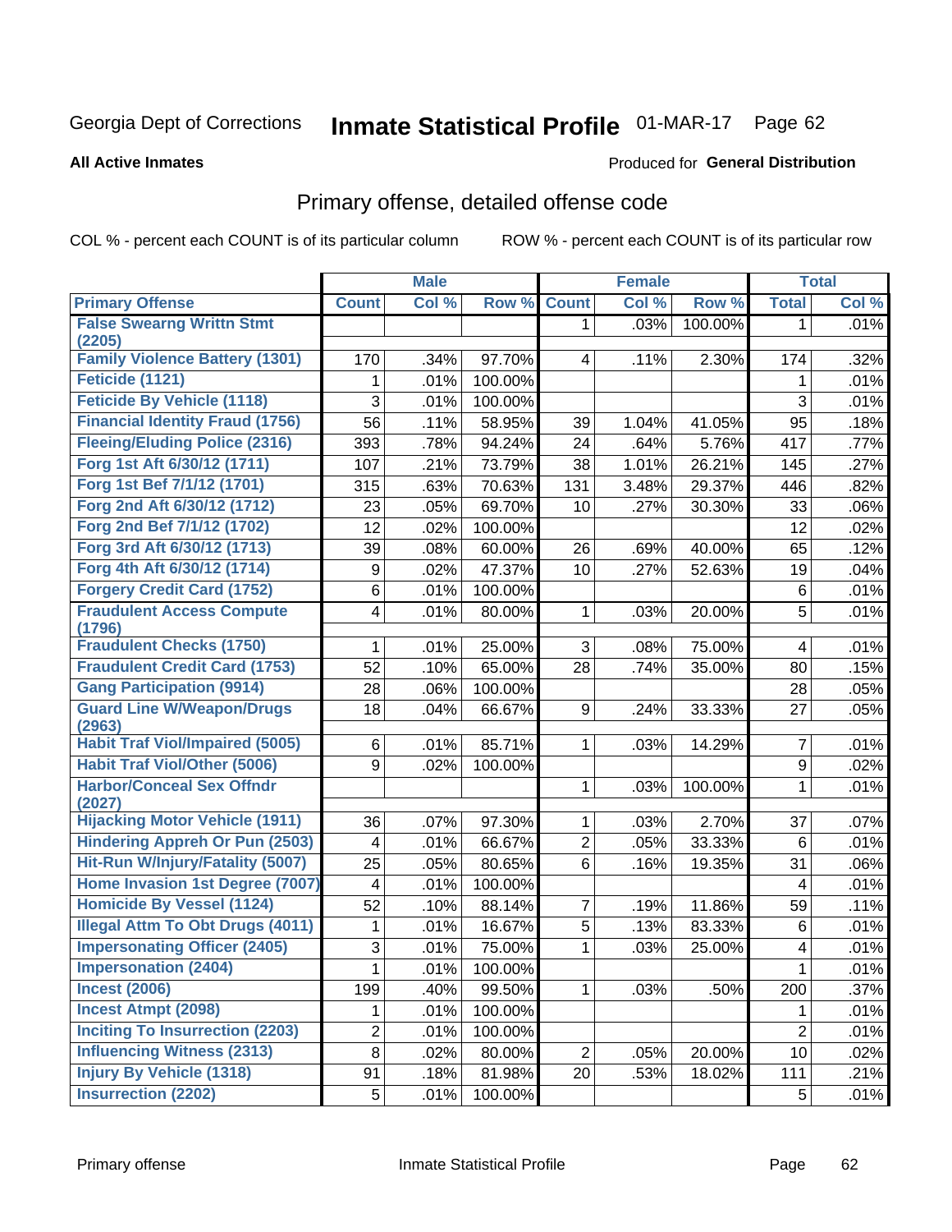Georgia Dept of Corrections

# Inmate Statistical Profile 01-MAR-17

**All Active Inmates**

Produced for **General Distribution**

## Primary offense, detailed offense code

COL % - percent each COUNT is of its particular column

ROW % - percent each COUNT is of its particular row

| | Male | | | Female | | | Total | |
|---|---|---|---|---|---|---|---|---|
| **Primary Offense** | **Count** | **Col %** | **Row %** | **Count** | **Col %** | **Row %** | **Total** | **Col %** |
| **False Swearng Writtn Stmt (2205)** | | | | 1 | .03% | 100.00% | 1 | .01% |
| **Family Violence Battery (1301)** | 170 | .34% | 97.70% | 4 | .11% | 2.30% | 174 | .32% |
| **Feticide (1121)** | 1 | .01% | 100.00% | | | | 1 | .01% |
| **Feticide By Vehicle (1118)** | 3 | .01% | 100.00% | | | | 3 | .01% |
| **Financial Identity Fraud (1756)** | 56 | .11% | 58.95% | 39 | 1.04% | 41.05% | 95 | .18% |
| **Fleeing/Eluding Police (2316)** | 393 | .78% | 94.24% | 24 | .64% | 5.76% | 417 | .77% |
| **Forg 1st Aft 6/30/12 (1711)** | 107 | .21% | 73.79% | 38 | 1.01% | 26.21% | 145 | .27% |
| **Forg 1st Bef 7/1/12 (1701)** | 315 | .63% | 70.63% | 131 | 3.48% | 29.37% | 446 | .82% |
| **Forg 2nd Aft 6/30/12 (1712)** | 23 | .05% | 69.70% | 10 | .27% | 30.30% | 33 | .06% |
| **Forg 2nd Bef 7/1/12 (1702)** | 12 | .02% | 100.00% | | | | 12 | .02% |
| **Forg 3rd Aft 6/30/12 (1713)** | 39 | .08% | 60.00% | 26 | .69% | 40.00% | 65 | .12% |
| **Forg 4th Aft 6/30/12 (1714)** | 9 | .02% | 47.37% | 10 | .27% | 52.63% | 19 | .04% |
| **Forgery Credit Card (1752)** | 6 | .01% | 100.00% | | | | 6 | .01% |
| **Fraudulent Access Compute (1796)** | 4 | .01% | 80.00% | 1 | .03% | 20.00% | 5 | .01% |
| **Fraudulent Checks (1750)** | 1 | .01% | 25.00% | 3 | .08% | 75.00% | 4 | .01% |
| **Fraudulent Credit Card (1753)** | 52 | .10% | 65.00% | 28 | .74% | 35.00% | 80 | .15% |
| **Gang Participation (9914)** | 28 | .06% | 100.00% | | | | 28 | .05% |
| **Guard Line W/Weapon/Drugs (2963)** | 18 | .04% | 66.67% | 9 | .24% | 33.33% | 27 | .05% |
| **Habit Traf Viol/Impaired (5005)** | 6 | .01% | 85.71% | 1 | .03% | 14.29% | 7 | .01% |
| **Habit Traf Viol/Other (5006)** | 9 | .02% | 100.00% | | | | 9 | .02% |
| **Harbor/Conceal Sex Offndr (2027)** | | | | 1 | .03% | 100.00% | 1 | .01% |
| **Hijacking Motor Vehicle (1911)** | 36 | .07% | 97.30% | 1 | .03% | 2.70% | 37 | .07% |
| **Hindering Appreh Or Pun (2503)** | 4 | .01% | 66.67% | 2 | .05% | 33.33% | 6 | .01% |
| **Hit-Run W/Injury/Fatality (5007)** | 25 | .05% | 80.65% | 6 | .16% | 19.35% | 31 | .06% |
| **Home Invasion 1st Degree (7007)** | 4 | .01% | 100.00% | | | | 4 | .01% |
| **Homicide By Vessel (1124)** | 52 | .10% | 88.14% | 7 | .19% | 11.86% | 59 | .11% |
| **Illegal Attm To Obt Drugs (4011)** | 1 | .01% | 16.67% | 5 | .13% | 83.33% | 6 | .01% |
| **Impersonating Officer (2405)** | 3 | .01% | 75.00% | 1 | .03% | 25.00% | 4 | .01% |
| **Impersonation (2404)** | 1 | .01% | 100.00% | | | | 1 | .01% |
| **Incest (2006)** | 199 | .40% | 99.50% | 1 | .03% | .50% | 200 | .37% |
| **Incest Atmpt (2098)** | 1 | .01% | 100.00% | | | | 1 | .01% |
| **Inciting To Insurrection (2203)** | 2 | .01% | 100.00% | | | | 2 | .01% |
| **Influencing Witness (2313)** | 8 | .02% | 80.00% | 2 | .05% | 20.00% | 10 | .02% |
| **Injury By Vehicle (1318)** | 91 | .18% | 81.98% | 20 | .53% | 18.02% | 111 | .21% |
| **Insurrection (2202)** | 5 | .01% | 100.00% | | | | 5 | .01% |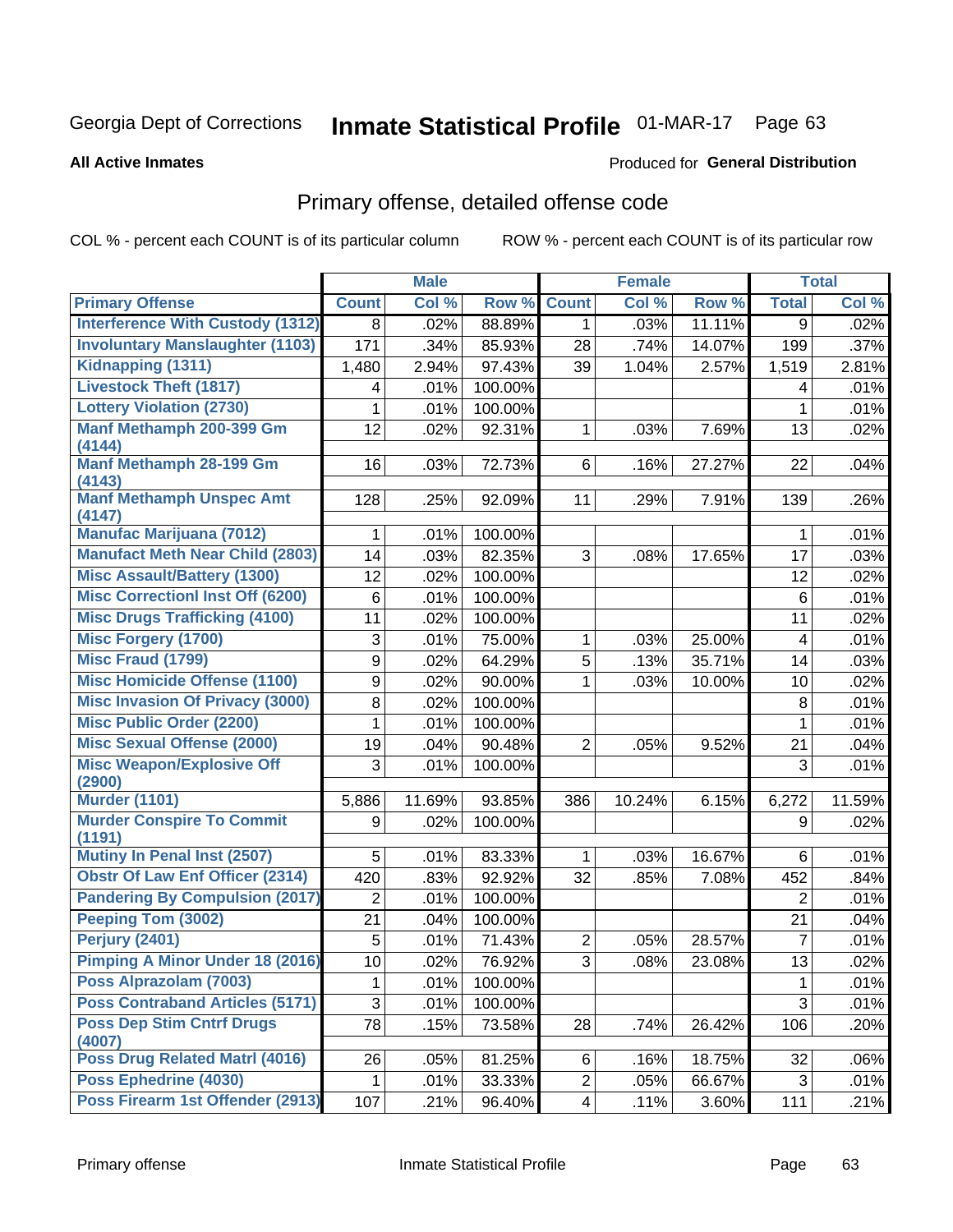Georgia Dept of Corrections **Inmate Statistical Profile** 01-MAR-17

**All Active Inmates**

Produced for **General Distribution**

## Primary offense, detailed offense code

COL % - percent each COUNT is of its particular column ROW % - percent each COUNT is of its particular row

| | Male | | | Female | | | Total | |
|---|---|---|---|---|---|---|---|---|
| **Primary Offense** | **Count** | **Col %** | **Row %** | **Count** | **Col %** | **Row %** | **Total** | **Col %** |
| Interference With Custody (1312) | 8 | .02% | 88.89% | 1 | .03% | 11.11% | 9 | .02% |
| Involuntary Manslaughter (1103) | 171 | .34% | 85.93% | 28 | .74% | 14.07% | 199 | .37% |
| Kidnapping (1311) | 1,480 | 2.94% | 97.43% | 39 | 1.04% | 2.57% | 1,519 | 2.81% |
| Livestock Theft (1817) | 4 | .01% | 100.00% | | | | 4 | .01% |
| Lottery Violation (2730) | 1 | .01% | 100.00% | | | | 1 | .01% |
| Manf Methamph 200-399 Gm (4144) | 12 | .02% | 92.31% | 1 | .03% | 7.69% | 13 | .02% |
| Manf Methamph 28-199 Gm (4143) | 16 | .03% | 72.73% | 6 | .16% | 27.27% | 22 | .04% |
| Manf Methamph Unspec Amt (4147) | 128 | .25% | 92.09% | 11 | .29% | 7.91% | 139 | .26% |
| Manufac Marijuana (7012) | 1 | .01% | 100.00% | | | | 1 | .01% |
| Manufact Meth Near Child (2803) | 14 | .03% | 82.35% | 3 | .08% | 17.65% | 17 | .03% |
| Misc Assault/Battery (1300) | 12 | .02% | 100.00% | | | | 12 | .02% |
| Misc Correctionl Inst Off (6200) | 6 | .01% | 100.00% | | | | 6 | .01% |
| Misc Drugs Trafficking (4100) | 11 | .02% | 100.00% | | | | 11 | .02% |
| Misc Forgery (1700) | 3 | .01% | 75.00% | 1 | .03% | 25.00% | 4 | .01% |
| Misc Fraud (1799) | 9 | .02% | 64.29% | 5 | .13% | 35.71% | 14 | .03% |
| Misc Homicide Offense (1100) | 9 | .02% | 90.00% | 1 | .03% | 10.00% | 10 | .02% |
| Misc Invasion Of Privacy (3000) | 8 | .02% | 100.00% | | | | 8 | .01% |
| Misc Public Order (2200) | 1 | .01% | 100.00% | | | | 1 | .01% |
| Misc Sexual Offense (2000) | 19 | .04% | 90.48% | 2 | .05% | 9.52% | 21 | .04% |
| Misc Weapon/Explosive Off (2900) | 3 | .01% | 100.00% | | | | 3 | .01% |
| Murder (1101) | 5,886 | 11.69% | 93.85% | 386 | 10.24% | 6.15% | 6,272 | 11.59% |
| Murder Conspire To Commit (1191) | 9 | .02% | 100.00% | | | | 9 | .02% |
| Mutiny In Penal Inst (2507) | 5 | .01% | 83.33% | 1 | .03% | 16.67% | 6 | .01% |
| Obstr Of Law Enf Officer (2314) | 420 | .83% | 92.92% | 32 | .85% | 7.08% | 452 | .84% |
| Pandering By Compulsion (2017) | 2 | .01% | 100.00% | | | | 2 | .01% |
| Peeping Tom (3002) | 21 | .04% | 100.00% | | | | 21 | .04% |
| Perjury (2401) | 5 | .01% | 71.43% | 2 | .05% | 28.57% | 7 | .01% |
| Pimping A Minor Under 18 (2016) | 10 | .02% | 76.92% | 3 | .08% | 23.08% | 13 | .02% |
| Poss Alprazolam (7003) | 1 | .01% | 100.00% | | | | 1 | .01% |
| Poss Contraband Articles (5171) | 3 | .01% | 100.00% | | | | 3 | .01% |
| Poss Dep Stim Cntrf Drugs (4007) | 78 | .15% | 73.58% | 28 | .74% | 26.42% | 106 | .20% |
| Poss Drug Related Matrl (4016) | 26 | .05% | 81.25% | 6 | .16% | 18.75% | 32 | .06% |
| Poss Ephedrine (4030) | 1 | .01% | 33.33% | 2 | .05% | 66.67% | 3 | .01% |
| Poss Firearm 1st Offender (2913) | 107 | .21% | 96.40% | 4 | .11% | 3.60% | 111 | .21% |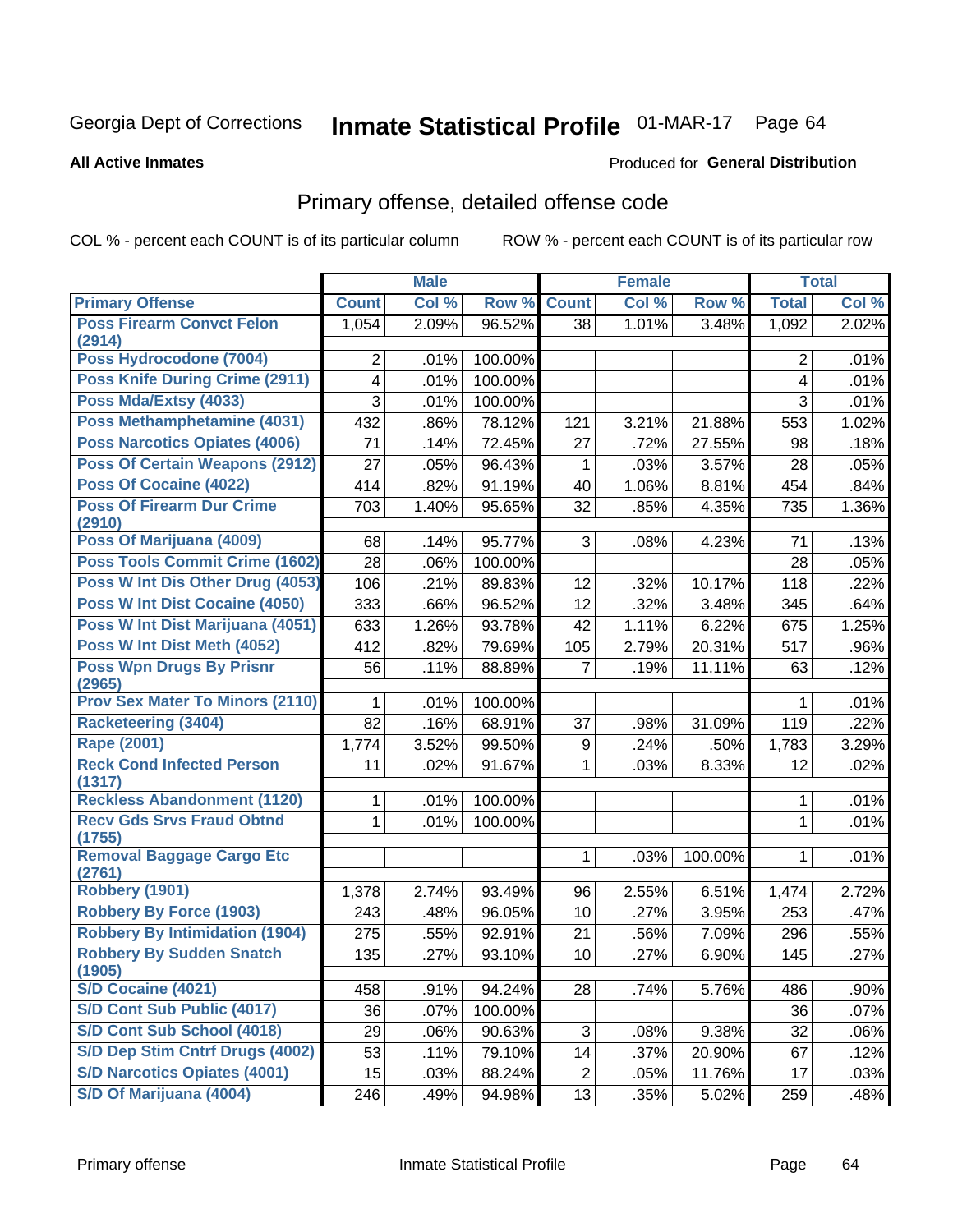Georgia Dept of Corrections **Inmate Statistical Profile** 01-MAR-17 Page 64

**All Active Inmates**

Produced for **General Distribution**

## Primary offense, detailed offense code

COL % - percent each COUNT is of its particular column    ROW % - percent each COUNT is of its particular row

| | Male | | | Female | | | Total | |
|---|---|---|---|---|---|---|---|---|
| **Primary Offense** | **Count** | **Col %** | **Row %** | **Count** | **Col %** | **Row %** | **Total** | **Col %** |
| **Poss Firearm Convct Felon (2914)** | 1,054 | 2.09% | 96.52% | 38 | 1.01% | 3.48% | 1,092 | 2.02% |
| **Poss Hydrocodone (7004)** | 2 | .01% | 100.00% | | | | 2 | .01% |
| **Poss Knife During Crime (2911)** | 4 | .01% | 100.00% | | | | 4 | .01% |
| **Poss Mda/Extsy (4033)** | 3 | .01% | 100.00% | | | | 3 | .01% |
| **Poss Methamphetamine (4031)** | 432 | .86% | 78.12% | 121 | 3.21% | 21.88% | 553 | 1.02% |
| **Poss Narcotics Opiates (4006)** | 71 | .14% | 72.45% | 27 | .72% | 27.55% | 98 | .18% |
| **Poss Of Certain Weapons (2912)** | 27 | .05% | 96.43% | 1 | .03% | 3.57% | 28 | .05% |
| **Poss Of Cocaine (4022)** | 414 | .82% | 91.19% | 40 | 1.06% | 8.81% | 454 | .84% |
| **Poss Of Firearm Dur Crime (2910)** | 703 | 1.40% | 95.65% | 32 | .85% | 4.35% | 735 | 1.36% |
| **Poss Of Marijuana (4009)** | 68 | .14% | 95.77% | 3 | .08% | 4.23% | 71 | .13% |
| **Poss Tools Commit Crime (1602)** | 28 | .06% | 100.00% | | | | 28 | .05% |
| **Poss W Int Dis Other Drug (4053)** | 106 | .21% | 89.83% | 12 | .32% | 10.17% | 118 | .22% |
| **Poss W Int Dist Cocaine (4050)** | 333 | .66% | 96.52% | 12 | .32% | 3.48% | 345 | .64% |
| **Poss W Int Dist Marijuana (4051)** | 633 | 1.26% | 93.78% | 42 | 1.11% | 6.22% | 675 | 1.25% |
| **Poss W Int Dist Meth (4052)** | 412 | .82% | 79.69% | 105 | 2.79% | 20.31% | 517 | .96% |
| **Poss Wpn Drugs By Prisnr (2965)** | 56 | .11% | 88.89% | 7 | .19% | 11.11% | 63 | .12% |
| **Prov Sex Mater To Minors (2110)** | 1 | .01% | 100.00% | | | | 1 | .01% |
| **Racketeering (3404)** | 82 | .16% | 68.91% | 37 | .98% | 31.09% | 119 | .22% |
| **Rape (2001)** | 1,774 | 3.52% | 99.50% | 9 | .24% | .50% | 1,783 | 3.29% |
| **Reck Cond Infected Person (1317)** | 11 | .02% | 91.67% | 1 | .03% | 8.33% | 12 | .02% |
| **Reckless Abandonment (1120)** | 1 | .01% | 100.00% | | | | 1 | .01% |
| **Recv Gds Srvs Fraud Obtnd (1755)** | 1 | .01% | 100.00% | | | | 1 | .01% |
| **Removal Baggage Cargo Etc (2761)** | | | | 1 | .03% | 100.00% | 1 | .01% |
| **Robbery (1901)** | 1,378 | 2.74% | 93.49% | 96 | 2.55% | 6.51% | 1,474 | 2.72% |
| **Robbery By Force (1903)** | 243 | .48% | 96.05% | 10 | .27% | 3.95% | 253 | .47% |
| **Robbery By Intimidation (1904)** | 275 | .55% | 92.91% | 21 | .56% | 7.09% | 296 | .55% |
| **Robbery By Sudden Snatch (1905)** | 135 | .27% | 93.10% | 10 | .27% | 6.90% | 145 | .27% |
| **S/D Cocaine (4021)** | 458 | .91% | 94.24% | 28 | .74% | 5.76% | 486 | .90% |
| **S/D Cont Sub Public (4017)** | 36 | .07% | 100.00% | | | | 36 | .07% |
| **S/D Cont Sub School (4018)** | 29 | .06% | 90.63% | 3 | .08% | 9.38% | 32 | .06% |
| **S/D Dep Stim Cntrf Drugs (4002)** | 53 | .11% | 79.10% | 14 | .37% | 20.90% | 67 | .12% |
| **S/D Narcotics Opiates (4001)** | 15 | .03% | 88.24% | 2 | .05% | 11.76% | 17 | .03% |
| **S/D Of Marijuana (4004)** | 246 | .49% | 94.98% | 13 | .35% | 5.02% | 259 | .48% |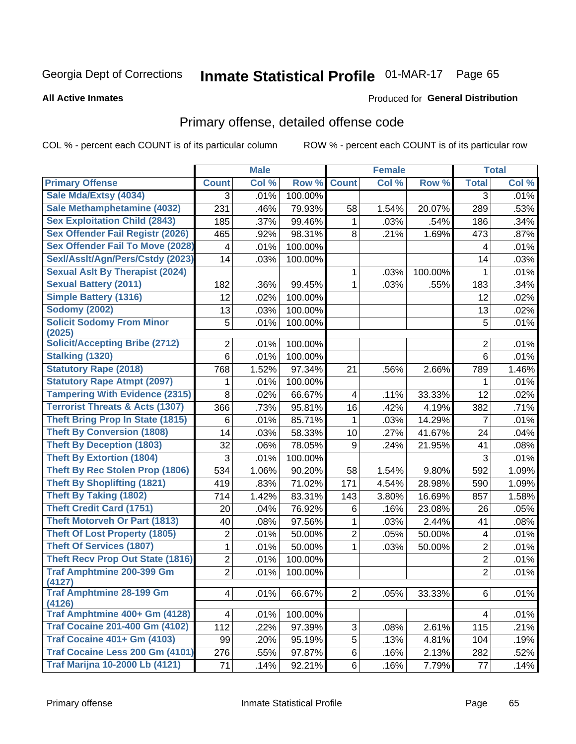Georgia Dept of Corrections **Inmate Statistical Profile** 01-MAR-17

**All Active Inmates**

Produced for **General Distribution**

## Primary offense, detailed offense code

COL % - percent each COUNT is of its particular column ROW % - percent each COUNT is of its particular row

| | Male | | | Female | | | Total | |
|---|---|---|---|---|---|---|---|---|
| **Primary Offense** | **Count** | **Col %** | **Row %** | **Count** | **Col %** | **Row %** | **Total** | **Col %** |
| Sale Mda/Extsy (4034) | 3 | .01% | 100.00% | | | | 3 | .01% |
| Sale Methamphetamine (4032) | 231 | .46% | 79.93% | 58 | 1.54% | 20.07% | 289 | .53% |
| Sex Exploitation Child (2843) | 185 | .37% | 99.46% | 1 | .03% | .54% | 186 | .34% |
| Sex Offender Fail Registr (2026) | 465 | .92% | 98.31% | 8 | .21% | 1.69% | 473 | .87% |
| Sex Offender Fail To Move (2028) | 4 | .01% | 100.00% | | | | 4 | .01% |
| Sexl/Asslt/Agn/Pers/Cstdy (2023) | 14 | .03% | 100.00% | | | | 14 | .03% |
| Sexual Aslt By Therapist (2024) | | | | 1 | .03% | 100.00% | 1 | .01% |
| Sexual Battery (2011) | 182 | .36% | 99.45% | 1 | .03% | .55% | 183 | .34% |
| Simple Battery (1316) | 12 | .02% | 100.00% | | | | 12 | .02% |
| Sodomy (2002) | 13 | .03% | 100.00% | | | | 13 | .02% |
| Solicit Sodomy From Minor (2025) | 5 | .01% | 100.00% | | | | 5 | .01% |
| Solicit/Accepting Bribe (2712) | 2 | .01% | 100.00% | | | | 2 | .01% |
| Stalking (1320) | 6 | .01% | 100.00% | | | | 6 | .01% |
| Statutory Rape (2018) | 768 | 1.52% | 97.34% | 21 | .56% | 2.66% | 789 | 1.46% |
| Statutory Rape Atmpt (2097) | 1 | .01% | 100.00% | | | | 1 | .01% |
| Tampering With Evidence (2315) | 8 | .02% | 66.67% | 4 | .11% | 33.33% | 12 | .02% |
| Terrorist Threats & Acts (1307) | 366 | .73% | 95.81% | 16 | .42% | 4.19% | 382 | .71% |
| Theft Bring Prop In State (1815) | 6 | .01% | 85.71% | 1 | .03% | 14.29% | 7 | .01% |
| Theft By Conversion (1808) | 14 | .03% | 58.33% | 10 | .27% | 41.67% | 24 | .04% |
| Theft By Deception (1803) | 32 | .06% | 78.05% | 9 | .24% | 21.95% | 41 | .08% |
| Theft By Extortion (1804) | 3 | .01% | 100.00% | | | | 3 | .01% |
| Theft By Rec Stolen Prop (1806) | 534 | 1.06% | 90.20% | 58 | 1.54% | 9.80% | 592 | 1.09% |
| Theft By Shoplifting (1821) | 419 | .83% | 71.02% | 171 | 4.54% | 28.98% | 590 | 1.09% |
| Theft By Taking (1802) | 714 | 1.42% | 83.31% | 143 | 3.80% | 16.69% | 857 | 1.58% |
| Theft Credit Card (1751) | 20 | .04% | 76.92% | 6 | .16% | 23.08% | 26 | .05% |
| Theft Motorveh Or Part (1813) | 40 | .08% | 97.56% | 1 | .03% | 2.44% | 41 | .08% |
| Theft Of Lost Property (1805) | 2 | .01% | 50.00% | 2 | .05% | 50.00% | 4 | .01% |
| Theft Of Services (1807) | 1 | .01% | 50.00% | 1 | .03% | 50.00% | 2 | .01% |
| Theft Recv Prop Out State (1816) | 2 | .01% | 100.00% | | | | 2 | .01% |
| Traf Amphtmine 200-399 Gm (4127) | 2 | .01% | 100.00% | | | | 2 | .01% |
| Traf Amphtmine 28-199 Gm (4126) | 4 | .01% | 66.67% | 2 | .05% | 33.33% | 6 | .01% |
| Traf Amphtmine 400+ Gm (4128) | 4 | .01% | 100.00% | | | | 4 | .01% |
| Traf Cocaine 201-400 Gm (4102) | 112 | .22% | 97.39% | 3 | .08% | 2.61% | 115 | .21% |
| Traf Cocaine 401+ Gm (4103) | 99 | .20% | 95.19% | 5 | .13% | 4.81% | 104 | .19% |
| Traf Cocaine Less 200 Gm (4101) | 276 | .55% | 97.87% | 6 | .16% | 2.13% | 282 | .52% |
| Traf Marijna 10-2000 Lb (4121) | 71 | .14% | 92.21% | 6 | .16% | 7.79% | 77 | .14% |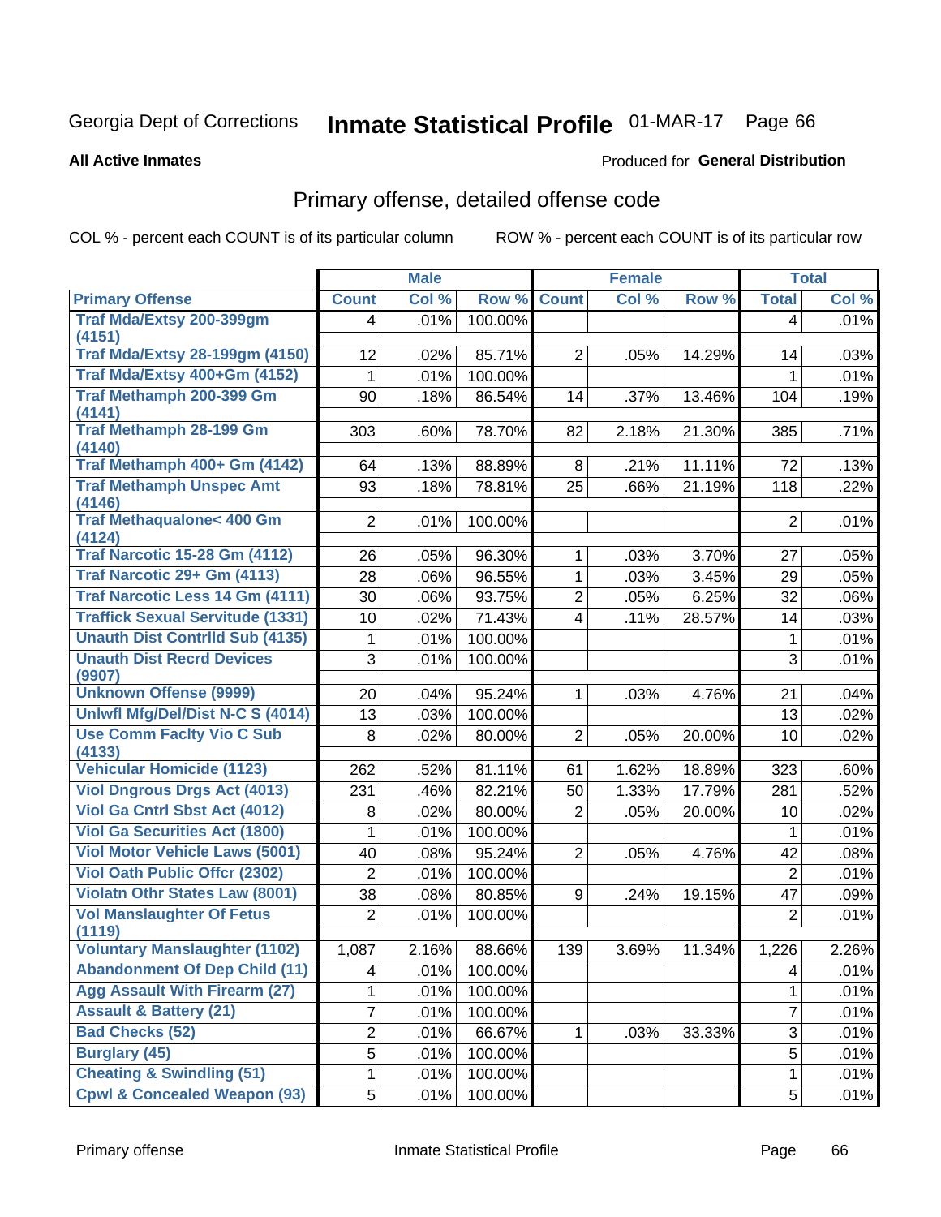Georgia Dept of Corrections **Inmate Statistical Profile** 01-MAR-17 Page 66

**All Active Inmates**

Produced for **General Distribution**

## Primary offense, detailed offense code

COL % - percent each COUNT is of its particular column

ROW % - percent each COUNT is of its particular row

| | Male | | | Female | | | Total | |
|---|---|---|---|---|---|---|---|---|
| **Primary Offense** | **Count** | **Col %** | **Row %** | **Count** | **Col %** | **Row %** | **Total** | **Col %** |
| **Traf Mda/Extsy 200-399gm (4151)** | 4 | .01% | 100.00% | | | | 4 | .01% |
| **Traf Mda/Extsy 28-199gm (4150)** | 12 | .02% | 85.71% | 2 | .05% | 14.29% | 14 | .03% |
| **Traf Mda/Extsy 400+Gm (4152)** | 1 | .01% | 100.00% | | | | 1 | .01% |
| **Traf Methamph 200-399 Gm (4141)** | 90 | .18% | 86.54% | 14 | .37% | 13.46% | 104 | .19% |
| **Traf Methamph 28-199 Gm (4140)** | 303 | .60% | 78.70% | 82 | 2.18% | 21.30% | 385 | .71% |
| **Traf Methamph 400+ Gm (4142)** | 64 | .13% | 88.89% | 8 | .21% | 11.11% | 72 | .13% |
| **Traf Methamph Unspec Amt (4146)** | 93 | .18% | 78.81% | 25 | .66% | 21.19% | 118 | .22% |
| **Traf Methaqualone< 400 Gm (4124)** | 2 | .01% | 100.00% | | | | 2 | .01% |
| **Traf Narcotic 15-28 Gm (4112)** | 26 | .05% | 96.30% | 1 | .03% | 3.70% | 27 | .05% |
| **Traf Narcotic 29+ Gm (4113)** | 28 | .06% | 96.55% | 1 | .03% | 3.45% | 29 | .05% |
| **Traf Narcotic Less 14 Gm (4111)** | 30 | .06% | 93.75% | 2 | .05% | 6.25% | 32 | .06% |
| **Traffick Sexual Servitude (1331)** | 10 | .02% | 71.43% | 4 | .11% | 28.57% | 14 | .03% |
| **Unauth Dist Contrlld Sub (4135)** | 1 | .01% | 100.00% | | | | 1 | .01% |
| **Unauth Dist Recrd Devices (9907)** | 3 | .01% | 100.00% | | | | 3 | .01% |
| **Unknown Offense (9999)** | 20 | .04% | 95.24% | 1 | .03% | 4.76% | 21 | .04% |
| **Unlwfl Mfg/Del/Dist N-C S (4014)** | 13 | .03% | 100.00% | | | | 13 | .02% |
| **Use Comm Faclty Vio C Sub (4133)** | 8 | .02% | 80.00% | 2 | .05% | 20.00% | 10 | .02% |
| **Vehicular Homicide (1123)** | 262 | .52% | 81.11% | 61 | 1.62% | 18.89% | 323 | .60% |
| **Viol Dngrous Drgs Act (4013)** | 231 | .46% | 82.21% | 50 | 1.33% | 17.79% | 281 | .52% |
| **Viol Ga Cntrl Sbst Act (4012)** | 8 | .02% | 80.00% | 2 | .05% | 20.00% | 10 | .02% |
| **Viol Ga Securities Act (1800)** | 1 | .01% | 100.00% | | | | 1 | .01% |
| **Viol Motor Vehicle Laws (5001)** | 40 | .08% | 95.24% | 2 | .05% | 4.76% | 42 | .08% |
| **Viol Oath Public Offcr (2302)** | 2 | .01% | 100.00% | | | | 2 | .01% |
| **Violatn Othr States Law (8001)** | 38 | .08% | 80.85% | 9 | .24% | 19.15% | 47 | .09% |
| **Vol Manslaughter Of Fetus (1119)** | 2 | .01% | 100.00% | | | | 2 | .01% |
| **Voluntary Manslaughter (1102)** | 1,087 | 2.16% | 88.66% | 139 | 3.69% | 11.34% | 1,226 | 2.26% |
| **Abandonment Of Dep Child (11)** | 4 | .01% | 100.00% | | | | 4 | .01% |
| **Agg Assault With Firearm (27)** | 1 | .01% | 100.00% | | | | 1 | .01% |
| **Assault & Battery (21)** | 7 | .01% | 100.00% | | | | 7 | .01% |
| **Bad Checks (52)** | 2 | .01% | 66.67% | 1 | .03% | 33.33% | 3 | .01% |
| **Burglary (45)** | 5 | .01% | 100.00% | | | | 5 | .01% |
| **Cheating & Swindling (51)** | 1 | .01% | 100.00% | | | | 1 | .01% |
| **Cpwl & Concealed Weapon (93)** | 5 | .01% | 100.00% | | | | 5 | .01% |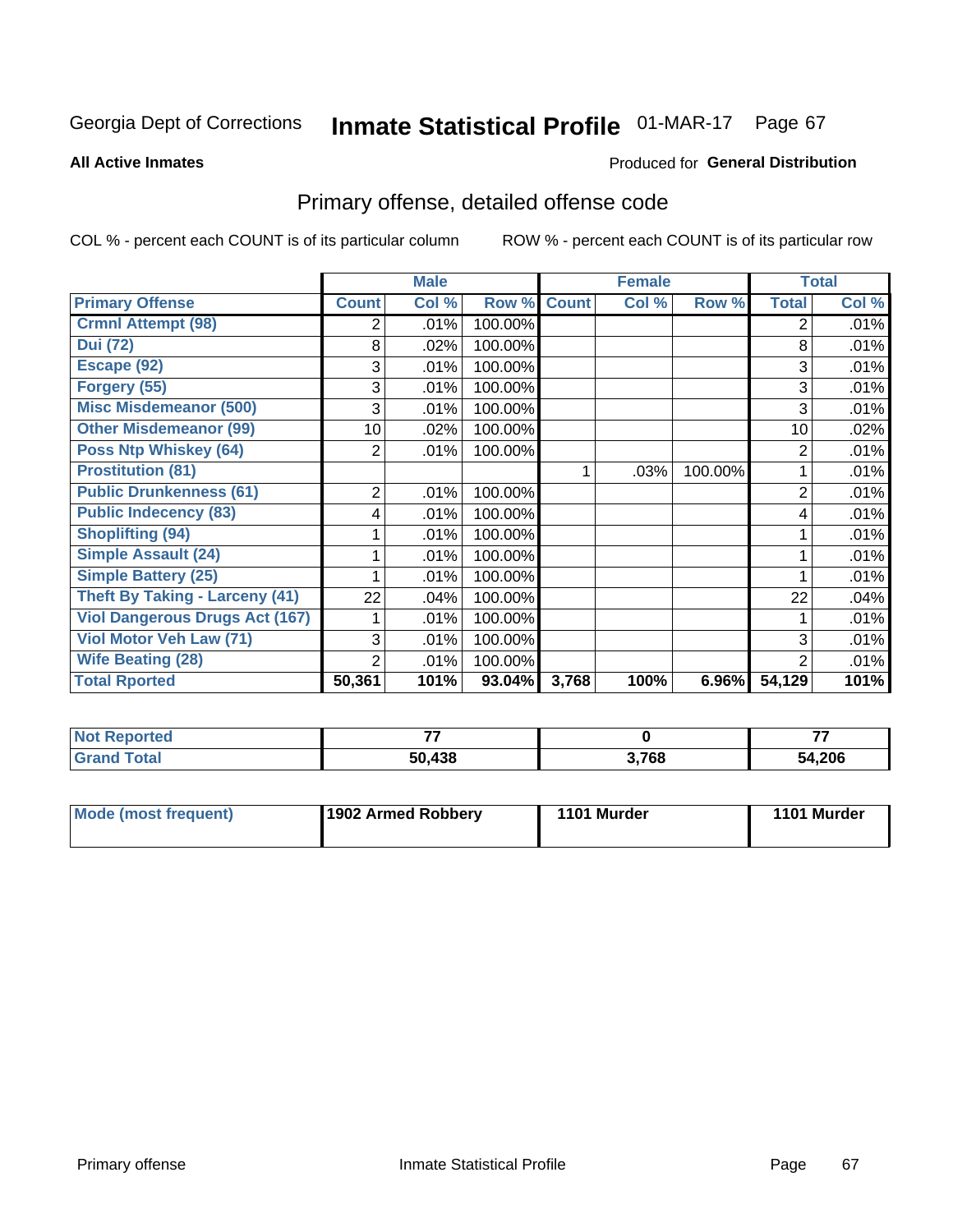Georgia Dept of Corrections **Inmate Statistical Profile** 01-MAR-17

**All Active Inmates**

Produced for **General Distribution**

## Primary offense, detailed offense code

COL % - percent each COUNT is of its particular column

ROW % - percent each COUNT is of its particular row

| | Male | | | Female | | | Total | |
|---|---|---|---|---|---|---|---|---|
| **Primary Offense** | **Count** | **Col %** | **Row %** | **Count** | **Col %** | **Row %** | **Total** | **Col %** |
| **Crmnl Attempt (98)** | 2 | .01% | 100.00% | | | | 2 | .01% |
| **Dui (72)** | 8 | .02% | 100.00% | | | | 8 | .01% |
| **Escape (92)** | 3 | .01% | 100.00% | | | | 3 | .01% |
| **Forgery (55)** | 3 | .01% | 100.00% | | | | 3 | .01% |
| **Misc Misdemeanor (500)** | 3 | .01% | 100.00% | | | | 3 | .01% |
| **Other Misdemeanor (99)** | 10 | .02% | 100.00% | | | | 10 | .02% |
| **Poss Ntp Whiskey (64)** | 2 | .01% | 100.00% | | | | 2 | .01% |
| **Prostitution (81)** | | | | 1 | .03% | 100.00% | 1 | .01% |
| **Public Drunkenness (61)** | 2 | .01% | 100.00% | | | | 2 | .01% |
| **Public Indecency (83)** | 4 | .01% | 100.00% | | | | 4 | .01% |
| **Shoplifting (94)** | 1 | .01% | 100.00% | | | | 1 | .01% |
| **Simple Assault (24)** | 1 | .01% | 100.00% | | | | 1 | .01% |
| **Simple Battery (25)** | 1 | .01% | 100.00% | | | | 1 | .01% |
| **Theft By Taking - Larceny (41)** | 22 | .04% | 100.00% | | | | 22 | .04% |
| **Viol Dangerous Drugs Act (167)** | 1 | .01% | 100.00% | | | | 1 | .01% |
| **Viol Motor Veh Law (71)** | 3 | .01% | 100.00% | | | | 3 | .01% |
| **Wife Beating (28)** | 2 | .01% | 100.00% | | | | 2 | .01% |
| **Total Rported** | **50,361** | **101%** | **93.04%** | **3,768** | **100%** | **6.96%** | **54,129** | **101%** |

| | Male | Female | Total |
|---|---|---|---|
| **Not Reported** | **77** | **0** | **77** |
| **Grand Total** | **50,438** | **3,768** | **54,206** |

| | Male | Female | Total |
|---|---|---|---|
| **Mode (most frequent)** | **1902 Armed Robbery** | **1101 Murder** | **1101 Murder** |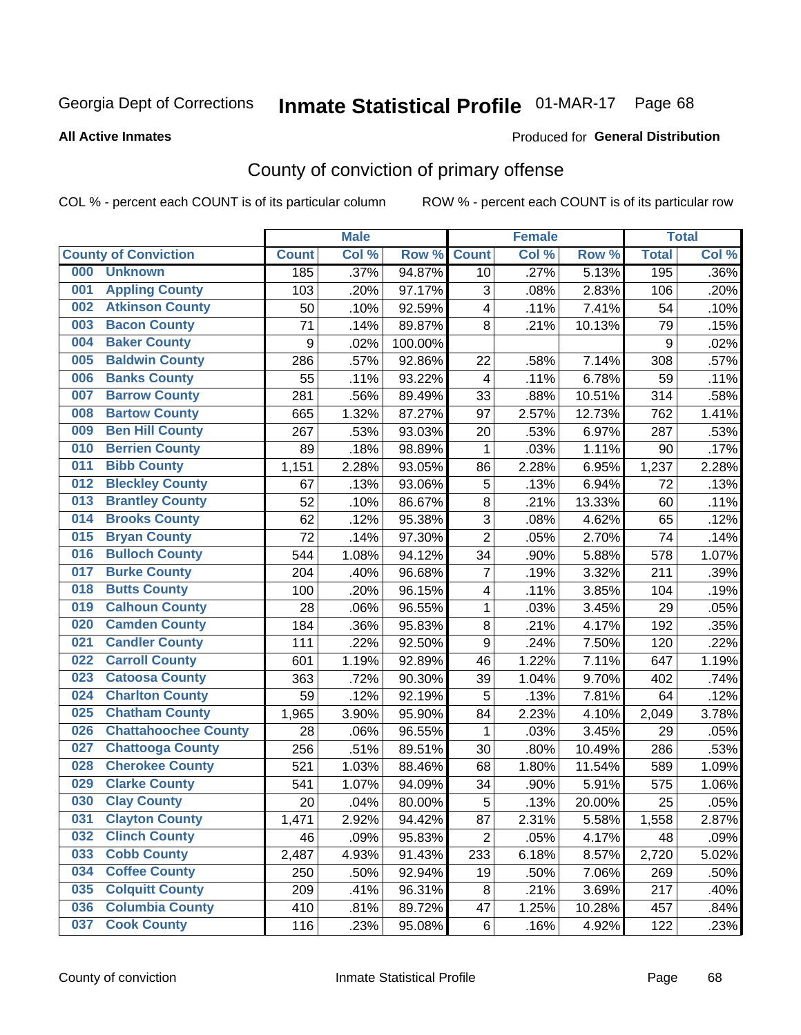Georgia Dept of Corrections **Inmate Statistical Profile** 01-MAR-17

**All Active Inmates**

Produced for **General Distribution**

## County of conviction of primary offense

COL % - percent each COUNT is of its particular column ROW % - percent each COUNT is of its particular row

| | Male | | | Female | | | Total | |
|---|---|---|---|---|---|---|---|---|
| **County of Conviction** | **Count** | **Col %** | **Row %** | **Count** | **Col %** | **Row %** | **Total** | **Col %** |
| 000 Unknown | 185 | .37% | 94.87% | 10 | .27% | 5.13% | 195 | .36% |
| 001 Appling County | 103 | .20% | 97.17% | 3 | .08% | 2.83% | 106 | .20% |
| 002 Atkinson County | 50 | .10% | 92.59% | 4 | .11% | 7.41% | 54 | .10% |
| 003 Bacon County | 71 | .14% | 89.87% | 8 | .21% | 10.13% | 79 | .15% |
| 004 Baker County | 9 | .02% | 100.00% | | | | 9 | .02% |
| 005 Baldwin County | 286 | .57% | 92.86% | 22 | .58% | 7.14% | 308 | .57% |
| 006 Banks County | 55 | .11% | 93.22% | 4 | .11% | 6.78% | 59 | .11% |
| 007 Barrow County | 281 | .56% | 89.49% | 33 | .88% | 10.51% | 314 | .58% |
| 008 Bartow County | 665 | 1.32% | 87.27% | 97 | 2.57% | 12.73% | 762 | 1.41% |
| 009 Ben Hill County | 267 | .53% | 93.03% | 20 | .53% | 6.97% | 287 | .53% |
| 010 Berrien County | 89 | .18% | 98.89% | 1 | .03% | 1.11% | 90 | .17% |
| 011 Bibb County | 1,151 | 2.28% | 93.05% | 86 | 2.28% | 6.95% | 1,237 | 2.28% |
| 012 Bleckley County | 67 | .13% | 93.06% | 5 | .13% | 6.94% | 72 | .13% |
| 013 Brantley County | 52 | .10% | 86.67% | 8 | .21% | 13.33% | 60 | .11% |
| 014 Brooks County | 62 | .12% | 95.38% | 3 | .08% | 4.62% | 65 | .12% |
| 015 Bryan County | 72 | .14% | 97.30% | 2 | .05% | 2.70% | 74 | .14% |
| 016 Bulloch County | 544 | 1.08% | 94.12% | 34 | .90% | 5.88% | 578 | 1.07% |
| 017 Burke County | 204 | .40% | 96.68% | 7 | .19% | 3.32% | 211 | .39% |
| 018 Butts County | 100 | .20% | 96.15% | 4 | .11% | 3.85% | 104 | .19% |
| 019 Calhoun County | 28 | .06% | 96.55% | 1 | .03% | 3.45% | 29 | .05% |
| 020 Camden County | 184 | .36% | 95.83% | 8 | .21% | 4.17% | 192 | .35% |
| 021 Candler County | 111 | .22% | 92.50% | 9 | .24% | 7.50% | 120 | .22% |
| 022 Carroll County | 601 | 1.19% | 92.89% | 46 | 1.22% | 7.11% | 647 | 1.19% |
| 023 Catoosa County | 363 | .72% | 90.30% | 39 | 1.04% | 9.70% | 402 | .74% |
| 024 Charlton County | 59 | .12% | 92.19% | 5 | .13% | 7.81% | 64 | .12% |
| 025 Chatham County | 1,965 | 3.90% | 95.90% | 84 | 2.23% | 4.10% | 2,049 | 3.78% |
| 026 Chattahoochee County | 28 | .06% | 96.55% | 1 | .03% | 3.45% | 29 | .05% |
| 027 Chattooga County | 256 | .51% | 89.51% | 30 | .80% | 10.49% | 286 | .53% |
| 028 Cherokee County | 521 | 1.03% | 88.46% | 68 | 1.80% | 11.54% | 589 | 1.09% |
| 029 Clarke County | 541 | 1.07% | 94.09% | 34 | .90% | 5.91% | 575 | 1.06% |
| 030 Clay County | 20 | .04% | 80.00% | 5 | .13% | 20.00% | 25 | .05% |
| 031 Clayton County | 1,471 | 2.92% | 94.42% | 87 | 2.31% | 5.58% | 1,558 | 2.87% |
| 032 Clinch County | 46 | .09% | 95.83% | 2 | .05% | 4.17% | 48 | .09% |
| 033 Cobb County | 2,487 | 4.93% | 91.43% | 233 | 6.18% | 8.57% | 2,720 | 5.02% |
| 034 Coffee County | 250 | .50% | 92.94% | 19 | .50% | 7.06% | 269 | .50% |
| 035 Colquitt County | 209 | .41% | 96.31% | 8 | .21% | 3.69% | 217 | .40% |
| 036 Columbia County | 410 | .81% | 89.72% | 47 | 1.25% | 10.28% | 457 | .84% |
| 037 Cook County | 116 | .23% | 95.08% | 6 | .16% | 4.92% | 122 | .23% |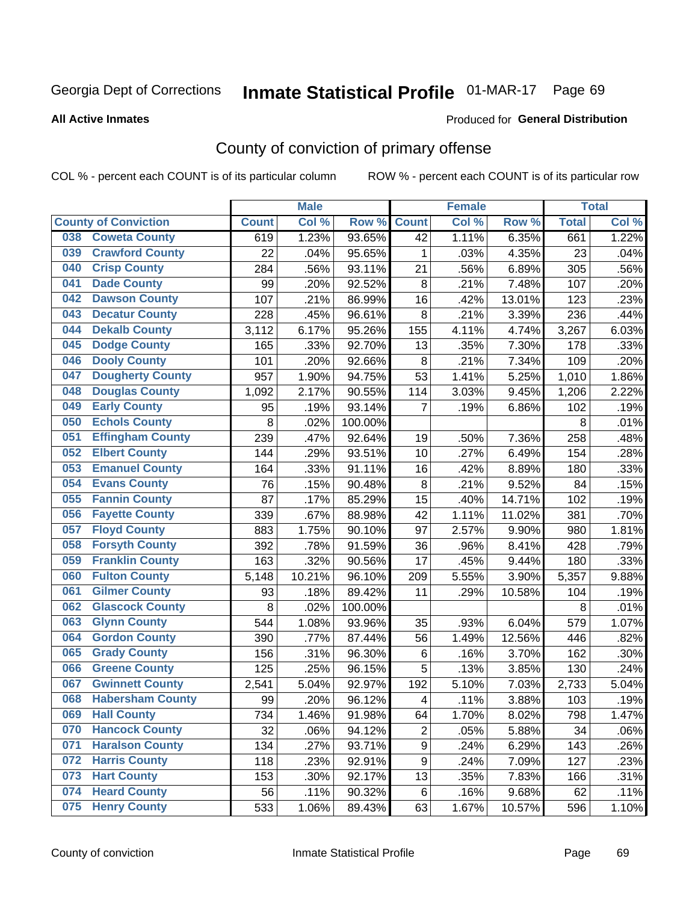Georgia Dept of Corrections **Inmate Statistical Profile** 01-MAR-17 Page 69

**All Active Inmates**

Produced for **General Distribution**

## County of conviction of primary offense

COL % - percent each COUNT is of its particular column ROW % - percent each COUNT is of its particular row

| County of Conviction | Male | | | Female | | | Total | |
|---|---|---|---|---|---|---|---|---|
| | Count | Col % | Row % | Count | Col % | Row % | Total | Col % |
| 038 Coweta County | 619 | 1.23% | 93.65% | 42 | 1.11% | 6.35% | 661 | 1.22% |
| 039 Crawford County | 22 | .04% | 95.65% | 1 | .03% | 4.35% | 23 | .04% |
| 040 Crisp County | 284 | .56% | 93.11% | 21 | .56% | 6.89% | 305 | .56% |
| 041 Dade County | 99 | .20% | 92.52% | 8 | .21% | 7.48% | 107 | .20% |
| 042 Dawson County | 107 | .21% | 86.99% | 16 | .42% | 13.01% | 123 | .23% |
| 043 Decatur County | 228 | .45% | 96.61% | 8 | .21% | 3.39% | 236 | .44% |
| 044 Dekalb County | 3,112 | 6.17% | 95.26% | 155 | 4.11% | 4.74% | 3,267 | 6.03% |
| 045 Dodge County | 165 | .33% | 92.70% | 13 | .35% | 7.30% | 178 | .33% |
| 046 Dooly County | 101 | .20% | 92.66% | 8 | .21% | 7.34% | 109 | .20% |
| 047 Dougherty County | 957 | 1.90% | 94.75% | 53 | 1.41% | 5.25% | 1,010 | 1.86% |
| 048 Douglas County | 1,092 | 2.17% | 90.55% | 114 | 3.03% | 9.45% | 1,206 | 2.22% |
| 049 Early County | 95 | .19% | 93.14% | 7 | .19% | 6.86% | 102 | .19% |
| 050 Echols County | 8 | .02% | 100.00% | | | | 8 | .01% |
| 051 Effingham County | 239 | .47% | 92.64% | 19 | .50% | 7.36% | 258 | .48% |
| 052 Elbert County | 144 | .29% | 93.51% | 10 | .27% | 6.49% | 154 | .28% |
| 053 Emanuel County | 164 | .33% | 91.11% | 16 | .42% | 8.89% | 180 | .33% |
| 054 Evans County | 76 | .15% | 90.48% | 8 | .21% | 9.52% | 84 | .15% |
| 055 Fannin County | 87 | .17% | 85.29% | 15 | .40% | 14.71% | 102 | .19% |
| 056 Fayette County | 339 | .67% | 88.98% | 42 | 1.11% | 11.02% | 381 | .70% |
| 057 Floyd County | 883 | 1.75% | 90.10% | 97 | 2.57% | 9.90% | 980 | 1.81% |
| 058 Forsyth County | 392 | .78% | 91.59% | 36 | .96% | 8.41% | 428 | .79% |
| 059 Franklin County | 163 | .32% | 90.56% | 17 | .45% | 9.44% | 180 | .33% |
| 060 Fulton County | 5,148 | 10.21% | 96.10% | 209 | 5.55% | 3.90% | 5,357 | 9.88% |
| 061 Gilmer County | 93 | .18% | 89.42% | 11 | .29% | 10.58% | 104 | .19% |
| 062 Glascock County | 8 | .02% | 100.00% | | | | 8 | .01% |
| 063 Glynn County | 544 | 1.08% | 93.96% | 35 | .93% | 6.04% | 579 | 1.07% |
| 064 Gordon County | 390 | .77% | 87.44% | 56 | 1.49% | 12.56% | 446 | .82% |
| 065 Grady County | 156 | .31% | 96.30% | 6 | .16% | 3.70% | 162 | .30% |
| 066 Greene County | 125 | .25% | 96.15% | 5 | .13% | 3.85% | 130 | .24% |
| 067 Gwinnett County | 2,541 | 5.04% | 92.97% | 192 | 5.10% | 7.03% | 2,733 | 5.04% |
| 068 Habersham County | 99 | .20% | 96.12% | 4 | .11% | 3.88% | 103 | .19% |
| 069 Hall County | 734 | 1.46% | 91.98% | 64 | 1.70% | 8.02% | 798 | 1.47% |
| 070 Hancock County | 32 | .06% | 94.12% | 2 | .05% | 5.88% | 34 | .06% |
| 071 Haralson County | 134 | .27% | 93.71% | 9 | .24% | 6.29% | 143 | .26% |
| 072 Harris County | 118 | .23% | 92.91% | 9 | .24% | 7.09% | 127 | .23% |
| 073 Hart County | 153 | .30% | 92.17% | 13 | .35% | 7.83% | 166 | .31% |
| 074 Heard County | 56 | .11% | 90.32% | 6 | .16% | 9.68% | 62 | .11% |
| 075 Henry County | 533 | 1.06% | 89.43% | 63 | 1.67% | 10.57% | 596 | 1.10% |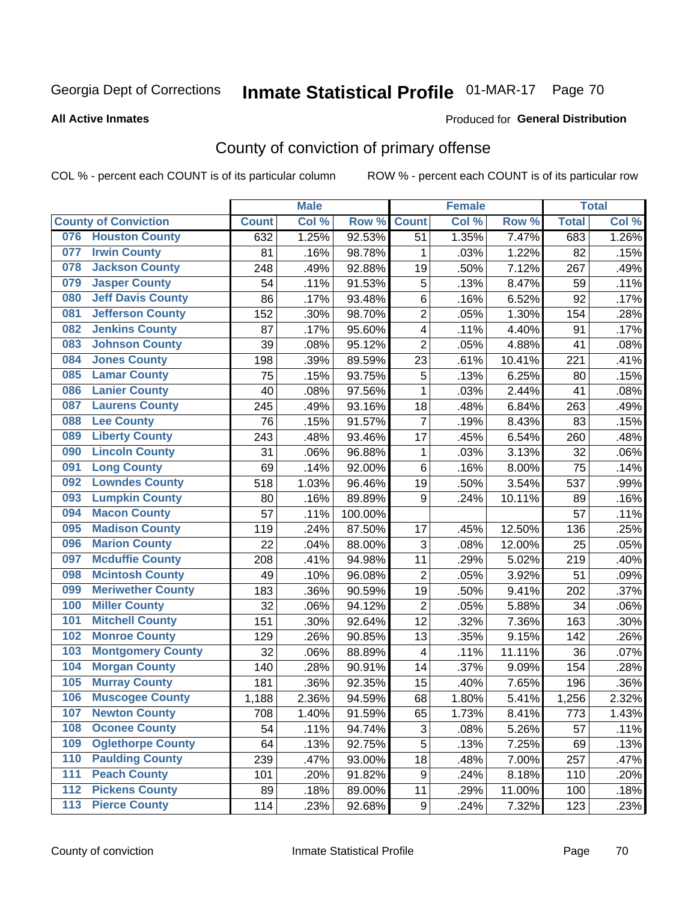Georgia Dept of Corrections **Inmate Statistical Profile** 01-MAR-17 Page 70

**All Active Inmates**

Produced for **General Distribution**

## County of conviction of primary offense

COL % - percent each COUNT is of its particular column ROW % - percent each COUNT is of its particular row

| County of Conviction | Male | | | Female | | | Total | |
|---|---|---|---|---|---|---|---|---|
| | Count | Col % | Row % | Count | Col % | Row % | Total | Col % |
| 076 Houston County | 632 | 1.25% | 92.53% | 51 | 1.35% | 7.47% | 683 | 1.26% |
| 077 Irwin County | 81 | .16% | 98.78% | 1 | .03% | 1.22% | 82 | .15% |
| 078 Jackson County | 248 | .49% | 92.88% | 19 | .50% | 7.12% | 267 | .49% |
| 079 Jasper County | 54 | .11% | 91.53% | 5 | .13% | 8.47% | 59 | .11% |
| 080 Jeff Davis County | 86 | .17% | 93.48% | 6 | .16% | 6.52% | 92 | .17% |
| 081 Jefferson County | 152 | .30% | 98.70% | 2 | .05% | 1.30% | 154 | .28% |
| 082 Jenkins County | 87 | .17% | 95.60% | 4 | .11% | 4.40% | 91 | .17% |
| 083 Johnson County | 39 | .08% | 95.12% | 2 | .05% | 4.88% | 41 | .08% |
| 084 Jones County | 198 | .39% | 89.59% | 23 | .61% | 10.41% | 221 | .41% |
| 085 Lamar County | 75 | .15% | 93.75% | 5 | .13% | 6.25% | 80 | .15% |
| 086 Lanier County | 40 | .08% | 97.56% | 1 | .03% | 2.44% | 41 | .08% |
| 087 Laurens County | 245 | .49% | 93.16% | 18 | .48% | 6.84% | 263 | .49% |
| 088 Lee County | 76 | .15% | 91.57% | 7 | .19% | 8.43% | 83 | .15% |
| 089 Liberty County | 243 | .48% | 93.46% | 17 | .45% | 6.54% | 260 | .48% |
| 090 Lincoln County | 31 | .06% | 96.88% | 1 | .03% | 3.13% | 32 | .06% |
| 091 Long County | 69 | .14% | 92.00% | 6 | .16% | 8.00% | 75 | .14% |
| 092 Lowndes County | 518 | 1.03% | 96.46% | 19 | .50% | 3.54% | 537 | .99% |
| 093 Lumpkin County | 80 | .16% | 89.89% | 9 | .24% | 10.11% | 89 | .16% |
| 094 Macon County | 57 | .11% | 100.00% | | | | 57 | .11% |
| 095 Madison County | 119 | .24% | 87.50% | 17 | .45% | 12.50% | 136 | .25% |
| 096 Marion County | 22 | .04% | 88.00% | 3 | .08% | 12.00% | 25 | .05% |
| 097 Mcduffie County | 208 | .41% | 94.98% | 11 | .29% | 5.02% | 219 | .40% |
| 098 Mcintosh County | 49 | .10% | 96.08% | 2 | .05% | 3.92% | 51 | .09% |
| 099 Meriwether County | 183 | .36% | 90.59% | 19 | .50% | 9.41% | 202 | .37% |
| 100 Miller County | 32 | .06% | 94.12% | 2 | .05% | 5.88% | 34 | .06% |
| 101 Mitchell County | 151 | .30% | 92.64% | 12 | .32% | 7.36% | 163 | .30% |
| 102 Monroe County | 129 | .26% | 90.85% | 13 | .35% | 9.15% | 142 | .26% |
| 103 Montgomery County | 32 | .06% | 88.89% | 4 | .11% | 11.11% | 36 | .07% |
| 104 Morgan County | 140 | .28% | 90.91% | 14 | .37% | 9.09% | 154 | .28% |
| 105 Murray County | 181 | .36% | 92.35% | 15 | .40% | 7.65% | 196 | .36% |
| 106 Muscogee County | 1,188 | 2.36% | 94.59% | 68 | 1.80% | 5.41% | 1,256 | 2.32% |
| 107 Newton County | 708 | 1.40% | 91.59% | 65 | 1.73% | 8.41% | 773 | 1.43% |
| 108 Oconee County | 54 | .11% | 94.74% | 3 | .08% | 5.26% | 57 | .11% |
| 109 Oglethorpe County | 64 | .13% | 92.75% | 5 | .13% | 7.25% | 69 | .13% |
| 110 Paulding County | 239 | .47% | 93.00% | 18 | .48% | 7.00% | 257 | .47% |
| 111 Peach County | 101 | .20% | 91.82% | 9 | .24% | 8.18% | 110 | .20% |
| 112 Pickens County | 89 | .18% | 89.00% | 11 | .29% | 11.00% | 100 | .18% |
| 113 Pierce County | 114 | .23% | 92.68% | 9 | .24% | 7.32% | 123 | .23% |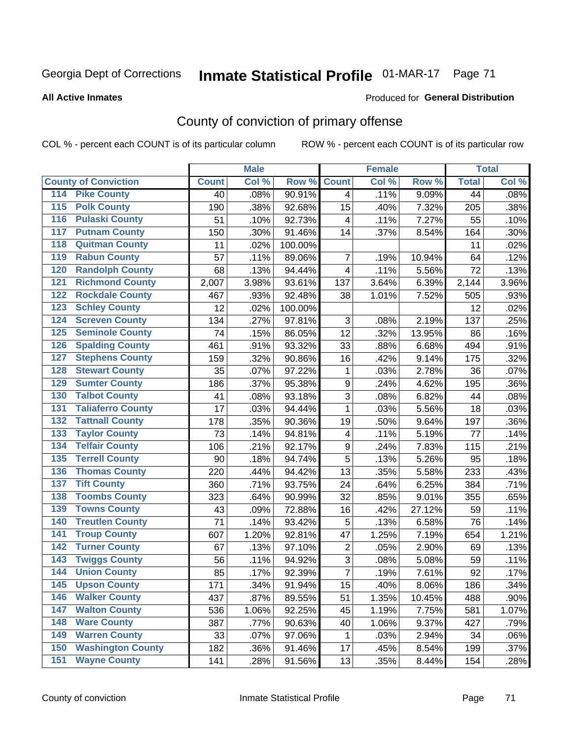Georgia Dept of Corrections **Inmate Statistical Profile** 01-MAR-17

**All Active Inmates**

Produced for **General Distribution**

## County of conviction of primary offense

COL % - percent each COUNT is of its particular column ROW % - percent each COUNT is of its particular row

| County of Conviction | | Male | | | Female | | | Total | |
|---|---|---|---|---|---|---|---|---|---|
| | | Count | Col % | Row % | Count | Col % | Row % | Total | Col % |
| 114 | Pike County | 40 | .08% | 90.91% | 4 | .11% | 9.09% | 44 | .08% |
| 115 | Polk County | 190 | .38% | 92.68% | 15 | .40% | 7.32% | 205 | .38% |
| 116 | Pulaski County | 51 | .10% | 92.73% | 4 | .11% | 7.27% | 55 | .10% |
| 117 | Putnam County | 150 | .30% | 91.46% | 14 | .37% | 8.54% | 164 | .30% |
| 118 | Quitman County | 11 | .02% | 100.00% | | | | 11 | .02% |
| 119 | Rabun County | 57 | .11% | 89.06% | 7 | .19% | 10.94% | 64 | .12% |
| 120 | Randolph County | 68 | .13% | 94.44% | 4 | .11% | 5.56% | 72 | .13% |
| 121 | Richmond County | 2,007 | 3.98% | 93.61% | 137 | 3.64% | 6.39% | 2,144 | 3.96% |
| 122 | Rockdale County | 467 | .93% | 92.48% | 38 | 1.01% | 7.52% | 505 | .93% |
| 123 | Schley County | 12 | .02% | 100.00% | | | | 12 | .02% |
| 124 | Screven County | 134 | .27% | 97.81% | 3 | .08% | 2.19% | 137 | .25% |
| 125 | Seminole County | 74 | .15% | 86.05% | 12 | .32% | 13.95% | 86 | .16% |
| 126 | Spalding County | 461 | .91% | 93.32% | 33 | .88% | 6.68% | 494 | .91% |
| 127 | Stephens County | 159 | .32% | 90.86% | 16 | .42% | 9.14% | 175 | .32% |
| 128 | Stewart County | 35 | .07% | 97.22% | 1 | .03% | 2.78% | 36 | .07% |
| 129 | Sumter County | 186 | .37% | 95.38% | 9 | .24% | 4.62% | 195 | .36% |
| 130 | Talbot County | 41 | .08% | 93.18% | 3 | .08% | 6.82% | 44 | .08% |
| 131 | Taliaferro County | 17 | .03% | 94.44% | 1 | .03% | 5.56% | 18 | .03% |
| 132 | Tattnall County | 178 | .35% | 90.36% | 19 | .50% | 9.64% | 197 | .36% |
| 133 | Taylor County | 73 | .14% | 94.81% | 4 | .11% | 5.19% | 77 | .14% |
| 134 | Telfair County | 106 | .21% | 92.17% | 9 | .24% | 7.83% | 115 | .21% |
| 135 | Terrell County | 90 | .18% | 94.74% | 5 | .13% | 5.26% | 95 | .18% |
| 136 | Thomas County | 220 | .44% | 94.42% | 13 | .35% | 5.58% | 233 | .43% |
| 137 | Tift County | 360 | .71% | 93.75% | 24 | .64% | 6.25% | 384 | .71% |
| 138 | Toombs County | 323 | .64% | 90.99% | 32 | .85% | 9.01% | 355 | .65% |
| 139 | Towns County | 43 | .09% | 72.88% | 16 | .42% | 27.12% | 59 | .11% |
| 140 | Treutlen County | 71 | .14% | 93.42% | 5 | .13% | 6.58% | 76 | .14% |
| 141 | Troup County | 607 | 1.20% | 92.81% | 47 | 1.25% | 7.19% | 654 | 1.21% |
| 142 | Turner County | 67 | .13% | 97.10% | 2 | .05% | 2.90% | 69 | .13% |
| 143 | Twiggs County | 56 | .11% | 94.92% | 3 | .08% | 5.08% | 59 | .11% |
| 144 | Union County | 85 | .17% | 92.39% | 7 | .19% | 7.61% | 92 | .17% |
| 145 | Upson County | 171 | .34% | 91.94% | 15 | .40% | 8.06% | 186 | .34% |
| 146 | Walker County | 437 | .87% | 89.55% | 51 | 1.35% | 10.45% | 488 | .90% |
| 147 | Walton County | 536 | 1.06% | 92.25% | 45 | 1.19% | 7.75% | 581 | 1.07% |
| 148 | Ware County | 387 | .77% | 90.63% | 40 | 1.06% | 9.37% | 427 | .79% |
| 149 | Warren County | 33 | .07% | 97.06% | 1 | .03% | 2.94% | 34 | .06% |
| 150 | Washington County | 182 | .36% | 91.46% | 17 | .45% | 8.54% | 199 | .37% |
| 151 | Wayne County | 141 | .28% | 91.56% | 13 | .35% | 8.44% | 154 | .28% |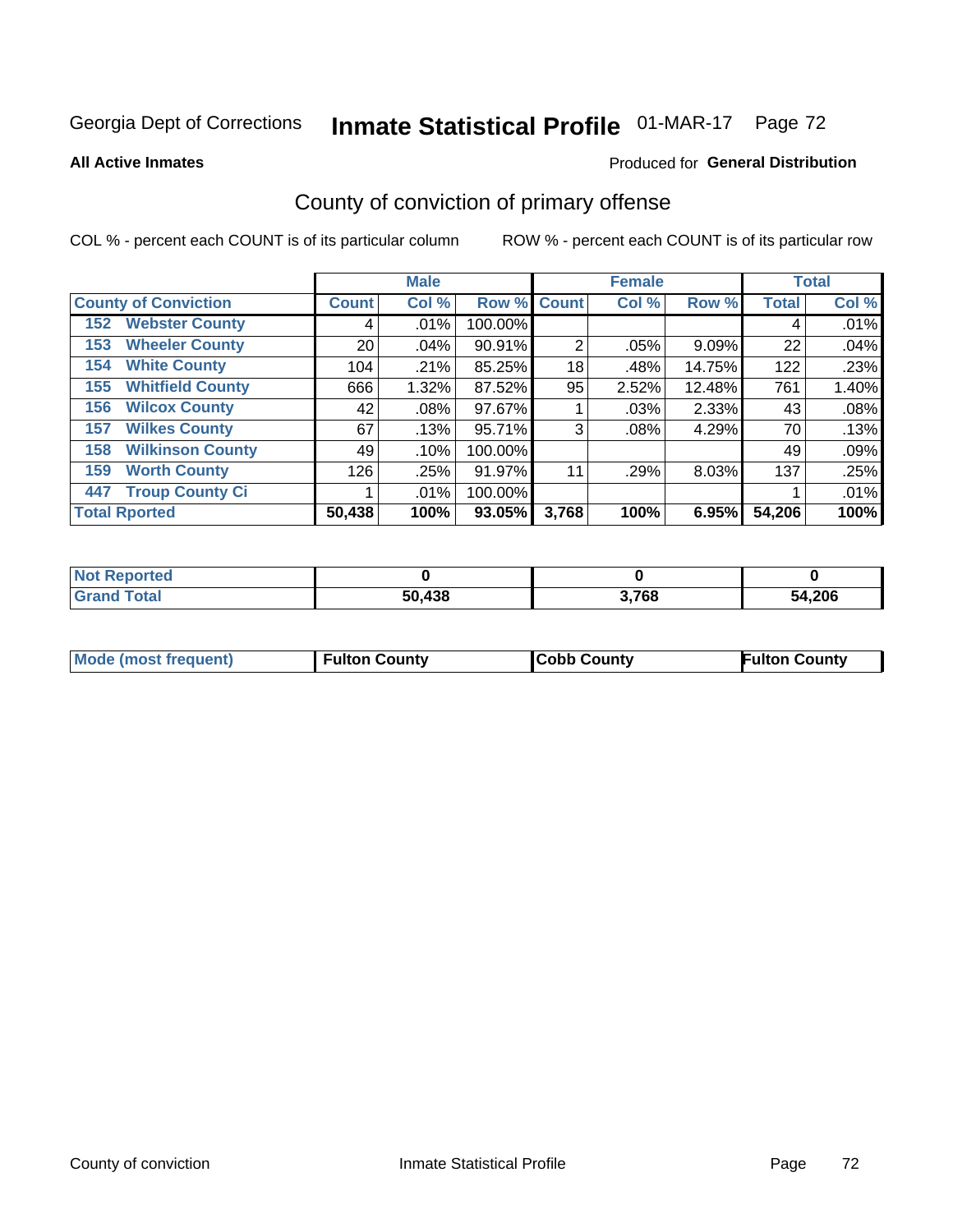Georgia Dept of Corrections **Inmate Statistical Profile** 01-MAR-17

**All Active Inmates**

Produced for **General Distribution**

## County of conviction of primary offense

COL % - percent each COUNT is of its particular column

ROW % - percent each COUNT is of its particular row

| | Male | | | Female | | | Total | |
|---|---|---|---|---|---|---|---|---|
| County of Conviction | Count | Col % | Row % | Count | Col % | Row % | Total | Col % |
| 152 Webster County | 4 | .01% | 100.00% | | | | 4 | .01% |
| 153 Wheeler County | 20 | .04% | 90.91% | 2 | .05% | 9.09% | 22 | .04% |
| 154 White County | 104 | .21% | 85.25% | 18 | .48% | 14.75% | 122 | .23% |
| 155 Whitfield County | 666 | 1.32% | 87.52% | 95 | 2.52% | 12.48% | 761 | 1.40% |
| 156 Wilcox County | 42 | .08% | 97.67% | 1 | .03% | 2.33% | 43 | .08% |
| 157 Wilkes County | 67 | .13% | 95.71% | 3 | .08% | 4.29% | 70 | .13% |
| 158 Wilkinson County | 49 | .10% | 100.00% | | | | 49 | .09% |
| 159 Worth County | 126 | .25% | 91.97% | 11 | .29% | 8.03% | 137 | .25% |
| 447 Troup County Ci | 1 | .01% | 100.00% | | | | 1 | .01% |
| **Total Rported** | **50,438** | **100%** | **93.05%** | **3,768** | **100%** | **6.95%** | **54,206** | **100%** |

| | Male | Female | Total |
|---|---|---|---|
| Not Reported | 0 | 0 | 0 |
| Grand Total | 50,438 | 3,768 | 54,206 |

| | Male | Female | Total |
|---|---|---|---|
| Mode (most frequent) | Fulton County | Cobb County | Fulton County |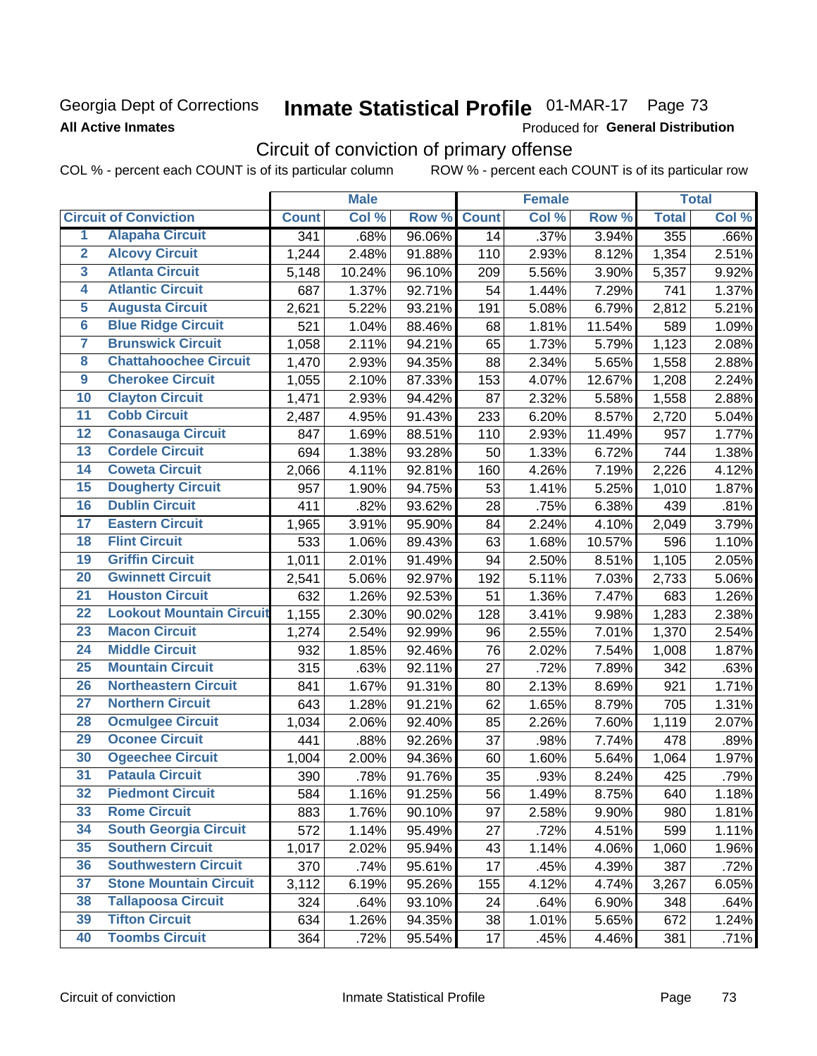Georgia Dept of Corrections
**All Active Inmates**

# Inmate Statistical Profile 01-MAR-17

Produced for **General Distribution**

## Circuit of conviction of primary offense

COL % - percent each COUNT is of its particular column ROW % - percent each COUNT is of its particular row

| | Circuit of Conviction | Male | | | Female | | | Total | |
|---|---|---|---|---|---|---|---|---|---|
| | | Count | Col % | Row % | Count | Col % | Row % | Total | Col % |
| 1 | Alapaha Circuit | 341 | .68% | 96.06% | 14 | .37% | 3.94% | 355 | .66% |
| 2 | Alcovy Circuit | 1,244 | 2.48% | 91.88% | 110 | 2.93% | 8.12% | 1,354 | 2.51% |
| 3 | Atlanta Circuit | 5,148 | 10.24% | 96.10% | 209 | 5.56% | 3.90% | 5,357 | 9.92% |
| 4 | Atlantic Circuit | 687 | 1.37% | 92.71% | 54 | 1.44% | 7.29% | 741 | 1.37% |
| 5 | Augusta Circuit | 2,621 | 5.22% | 93.21% | 191 | 5.08% | 6.79% | 2,812 | 5.21% |
| 6 | Blue Ridge Circuit | 521 | 1.04% | 88.46% | 68 | 1.81% | 11.54% | 589 | 1.09% |
| 7 | Brunswick Circuit | 1,058 | 2.11% | 94.21% | 65 | 1.73% | 5.79% | 1,123 | 2.08% |
| 8 | Chattahoochee Circuit | 1,470 | 2.93% | 94.35% | 88 | 2.34% | 5.65% | 1,558 | 2.88% |
| 9 | Cherokee Circuit | 1,055 | 2.10% | 87.33% | 153 | 4.07% | 12.67% | 1,208 | 2.24% |
| 10 | Clayton Circuit | 1,471 | 2.93% | 94.42% | 87 | 2.32% | 5.58% | 1,558 | 2.88% |
| 11 | Cobb Circuit | 2,487 | 4.95% | 91.43% | 233 | 6.20% | 8.57% | 2,720 | 5.04% |
| 12 | Conasauga Circuit | 847 | 1.69% | 88.51% | 110 | 2.93% | 11.49% | 957 | 1.77% |
| 13 | Cordele Circuit | 694 | 1.38% | 93.28% | 50 | 1.33% | 6.72% | 744 | 1.38% |
| 14 | Coweta Circuit | 2,066 | 4.11% | 92.81% | 160 | 4.26% | 7.19% | 2,226 | 4.12% |
| 15 | Dougherty Circuit | 957 | 1.90% | 94.75% | 53 | 1.41% | 5.25% | 1,010 | 1.87% |
| 16 | Dublin Circuit | 411 | .82% | 93.62% | 28 | .75% | 6.38% | 439 | .81% |
| 17 | Eastern Circuit | 1,965 | 3.91% | 95.90% | 84 | 2.24% | 4.10% | 2,049 | 3.79% |
| 18 | Flint Circuit | 533 | 1.06% | 89.43% | 63 | 1.68% | 10.57% | 596 | 1.10% |
| 19 | Griffin Circuit | 1,011 | 2.01% | 91.49% | 94 | 2.50% | 8.51% | 1,105 | 2.05% |
| 20 | Gwinnett Circuit | 2,541 | 5.06% | 92.97% | 192 | 5.11% | 7.03% | 2,733 | 5.06% |
| 21 | Houston Circuit | 632 | 1.26% | 92.53% | 51 | 1.36% | 7.47% | 683 | 1.26% |
| 22 | Lookout Mountain Circuit | 1,155 | 2.30% | 90.02% | 128 | 3.41% | 9.98% | 1,283 | 2.38% |
| 23 | Macon Circuit | 1,274 | 2.54% | 92.99% | 96 | 2.55% | 7.01% | 1,370 | 2.54% |
| 24 | Middle Circuit | 932 | 1.85% | 92.46% | 76 | 2.02% | 7.54% | 1,008 | 1.87% |
| 25 | Mountain Circuit | 315 | .63% | 92.11% | 27 | .72% | 7.89% | 342 | .63% |
| 26 | Northeastern Circuit | 841 | 1.67% | 91.31% | 80 | 2.13% | 8.69% | 921 | 1.71% |
| 27 | Northern Circuit | 643 | 1.28% | 91.21% | 62 | 1.65% | 8.79% | 705 | 1.31% |
| 28 | Ocmulgee Circuit | 1,034 | 2.06% | 92.40% | 85 | 2.26% | 7.60% | 1,119 | 2.07% |
| 29 | Oconee Circuit | 441 | .88% | 92.26% | 37 | .98% | 7.74% | 478 | .89% |
| 30 | Ogeechee Circuit | 1,004 | 2.00% | 94.36% | 60 | 1.60% | 5.64% | 1,064 | 1.97% |
| 31 | Pataula Circuit | 390 | .78% | 91.76% | 35 | .93% | 8.24% | 425 | .79% |
| 32 | Piedmont Circuit | 584 | 1.16% | 91.25% | 56 | 1.49% | 8.75% | 640 | 1.18% |
| 33 | Rome Circuit | 883 | 1.76% | 90.10% | 97 | 2.58% | 9.90% | 980 | 1.81% |
| 34 | South Georgia Circuit | 572 | 1.14% | 95.49% | 27 | .72% | 4.51% | 599 | 1.11% |
| 35 | Southern Circuit | 1,017 | 2.02% | 95.94% | 43 | 1.14% | 4.06% | 1,060 | 1.96% |
| 36 | Southwestern Circuit | 370 | .74% | 95.61% | 17 | .45% | 4.39% | 387 | .72% |
| 37 | Stone Mountain Circuit | 3,112 | 6.19% | 95.26% | 155 | 4.12% | 4.74% | 3,267 | 6.05% |
| 38 | Tallapoosa Circuit | 324 | .64% | 93.10% | 24 | .64% | 6.90% | 348 | .64% |
| 39 | Tifton Circuit | 634 | 1.26% | 94.35% | 38 | 1.01% | 5.65% | 672 | 1.24% |
| 40 | Toombs Circuit | 364 | .72% | 95.54% | 17 | .45% | 4.46% | 381 | .71% |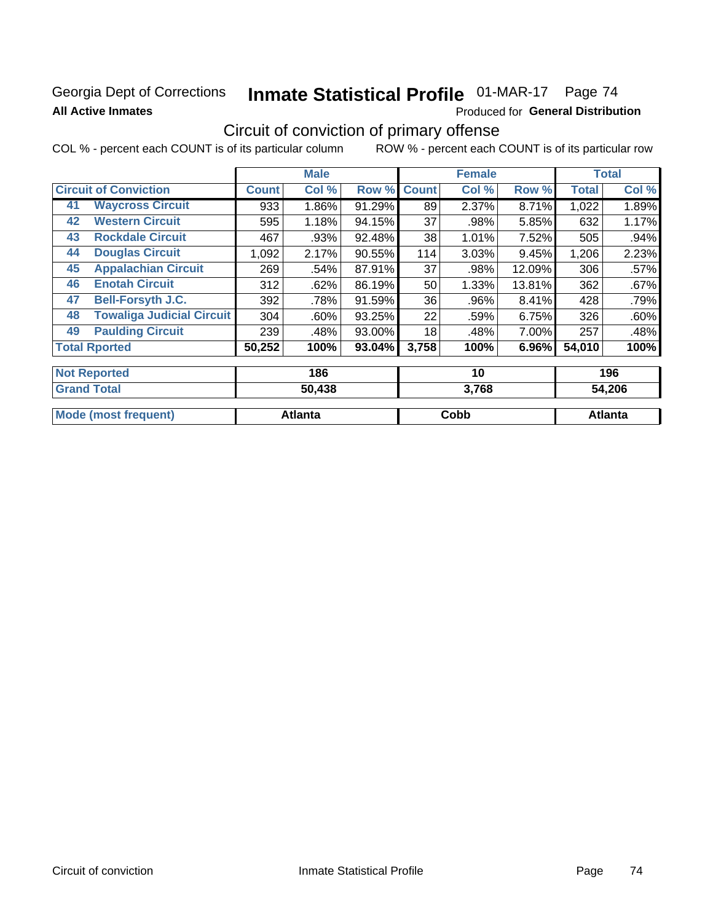Georgia Dept of Corrections **Inmate Statistical Profile** 01-MAR-17 Page 74

**All Active Inmates**

Produced for **General Distribution**

## Circuit of conviction of primary offense

COL % - percent each COUNT is of its particular column     ROW % - percent each COUNT is of its particular row

| Circuit of Conviction | | Male | | | Female | | | Total | |
|---|---|---|---|---|---|---|---|---|---|
| | | Count | Col % | Row % | Count | Col % | Row % | Total | Col % |
| 41 | Waycross Circuit | 933 | 1.86% | 91.29% | 89 | 2.37% | 8.71% | 1,022 | 1.89% |
| 42 | Western Circuit | 595 | 1.18% | 94.15% | 37 | .98% | 5.85% | 632 | 1.17% |
| 43 | Rockdale Circuit | 467 | .93% | 92.48% | 38 | 1.01% | 7.52% | 505 | .94% |
| 44 | Douglas Circuit | 1,092 | 2.17% | 90.55% | 114 | 3.03% | 9.45% | 1,206 | 2.23% |
| 45 | Appalachian Circuit | 269 | .54% | 87.91% | 37 | .98% | 12.09% | 306 | .57% |
| 46 | Enotah Circuit | 312 | .62% | 86.19% | 50 | 1.33% | 13.81% | 362 | .67% |
| 47 | Bell-Forsyth J.C. | 392 | .78% | 91.59% | 36 | .96% | 8.41% | 428 | .79% |
| 48 | Towaliga Judicial Circuit | 304 | .60% | 93.25% | 22 | .59% | 6.75% | 326 | .60% |
| 49 | Paulding Circuit | 239 | .48% | 93.00% | 18 | .48% | 7.00% | 257 | .48% |
| **Total Rported** | | **50,252** | **100%** | **93.04%** | **3,758** | **100%** | **6.96%** | **54,010** | **100%** |
| **Not Reported** | | **186** | | | **10** | | | **196** | |
| **Grand Total** | | **50,438** | | | **3,768** | | | **54,206** | |
| **Mode (most frequent)** | | **Atlanta** | | | **Cobb** | | | **Atlanta** | |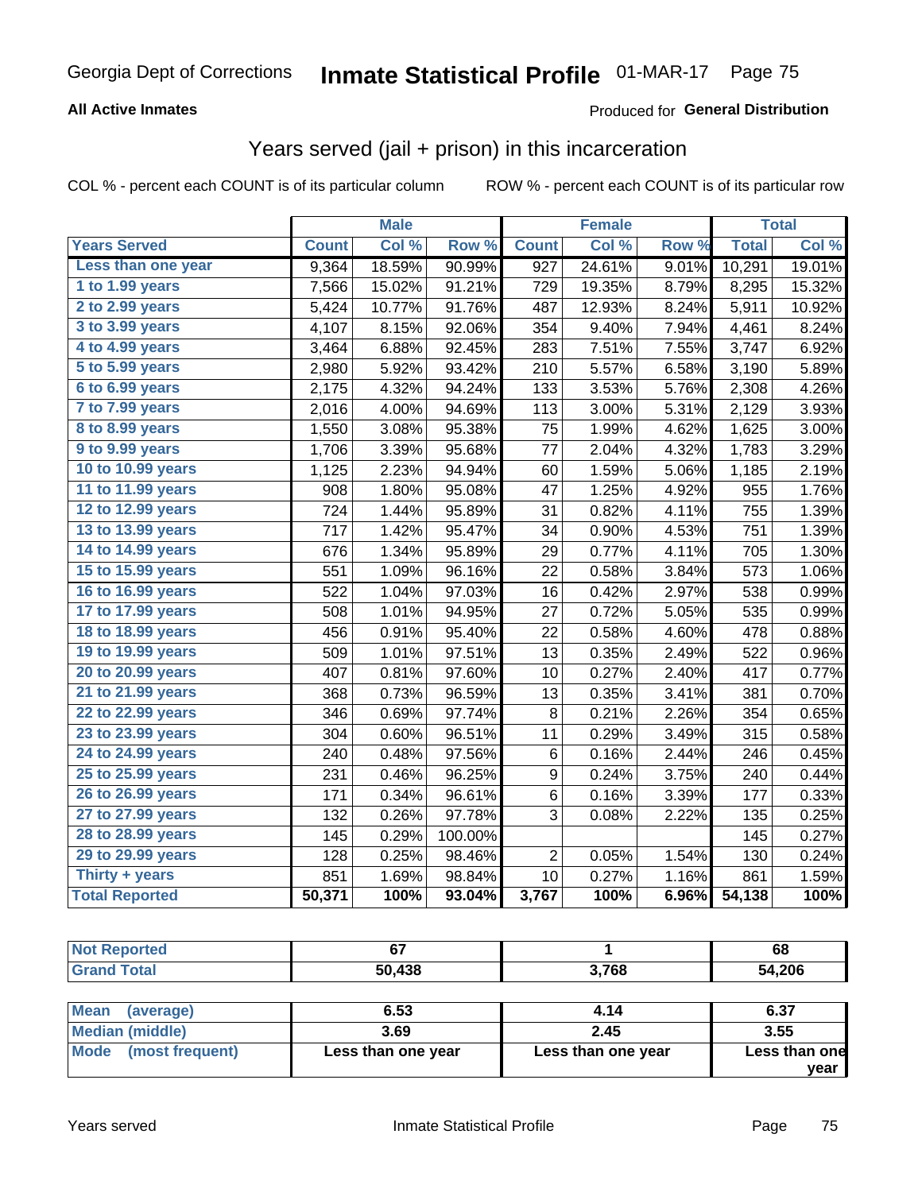Georgia Dept of Corrections **Inactive Statistical Profile** 01-MAR-17

**All Active Inmates**

Produced for **General Distribution**

## Years served (jail + prison) in this incarceration

COL % - percent each COUNT is of its particular column

ROW % - percent each COUNT is of its particular row

| | Male | | | Female | | | Total | |
|---|---|---|---|---|---|---|---|---|
| **Years Served** | **Count** | **Col %** | **Row %** | **Count** | **Col %** | **Row %** | **Total** | **Col %** |
| Less than one year | 9,364 | 18.59% | 90.99% | 927 | 24.61% | 9.01% | 10,291 | 19.01% |
| 1 to 1.99 years | 7,566 | 15.02% | 91.21% | 729 | 19.35% | 8.79% | 8,295 | 15.32% |
| 2 to 2.99 years | 5,424 | 10.77% | 91.76% | 487 | 12.93% | 8.24% | 5,911 | 10.92% |
| 3 to 3.99 years | 4,107 | 8.15% | 92.06% | 354 | 9.40% | 7.94% | 4,461 | 8.24% |
| 4 to 4.99 years | 3,464 | 6.88% | 92.45% | 283 | 7.51% | 7.55% | 3,747 | 6.92% |
| 5 to 5.99 years | 2,980 | 5.92% | 93.42% | 210 | 5.57% | 6.58% | 3,190 | 5.89% |
| 6 to 6.99 years | 2,175 | 4.32% | 94.24% | 133 | 3.53% | 5.76% | 2,308 | 4.26% |
| 7 to 7.99 years | 2,016 | 4.00% | 94.69% | 113 | 3.00% | 5.31% | 2,129 | 3.93% |
| 8 to 8.99 years | 1,550 | 3.08% | 95.38% | 75 | 1.99% | 4.62% | 1,625 | 3.00% |
| 9 to 9.99 years | 1,706 | 3.39% | 95.68% | 77 | 2.04% | 4.32% | 1,783 | 3.29% |
| 10 to 10.99 years | 1,125 | 2.23% | 94.94% | 60 | 1.59% | 5.06% | 1,185 | 2.19% |
| 11 to 11.99 years | 908 | 1.80% | 95.08% | 47 | 1.25% | 4.92% | 955 | 1.76% |
| 12 to 12.99 years | 724 | 1.44% | 95.89% | 31 | 0.82% | 4.11% | 755 | 1.39% |
| 13 to 13.99 years | 717 | 1.42% | 95.47% | 34 | 0.90% | 4.53% | 751 | 1.39% |
| 14 to 14.99 years | 676 | 1.34% | 95.89% | 29 | 0.77% | 4.11% | 705 | 1.30% |
| 15 to 15.99 years | 551 | 1.09% | 96.16% | 22 | 0.58% | 3.84% | 573 | 1.06% |
| 16 to 16.99 years | 522 | 1.04% | 97.03% | 16 | 0.42% | 2.97% | 538 | 0.99% |
| 17 to 17.99 years | 508 | 1.01% | 94.95% | 27 | 0.72% | 5.05% | 535 | 0.99% |
| 18 to 18.99 years | 456 | 0.91% | 95.40% | 22 | 0.58% | 4.60% | 478 | 0.88% |
| 19 to 19.99 years | 509 | 1.01% | 97.51% | 13 | 0.35% | 2.49% | 522 | 0.96% |
| 20 to 20.99 years | 407 | 0.81% | 97.60% | 10 | 0.27% | 2.40% | 417 | 0.77% |
| 21 to 21.99 years | 368 | 0.73% | 96.59% | 13 | 0.35% | 3.41% | 381 | 0.70% |
| 22 to 22.99 years | 346 | 0.69% | 97.74% | 8 | 0.21% | 2.26% | 354 | 0.65% |
| 23 to 23.99 years | 304 | 0.60% | 96.51% | 11 | 0.29% | 3.49% | 315 | 0.58% |
| 24 to 24.99 years | 240 | 0.48% | 97.56% | 6 | 0.16% | 2.44% | 246 | 0.45% |
| 25 to 25.99 years | 231 | 0.46% | 96.25% | 9 | 0.24% | 3.75% | 240 | 0.44% |
| 26 to 26.99 years | 171 | 0.34% | 96.61% | 6 | 0.16% | 3.39% | 177 | 0.33% |
| 27 to 27.99 years | 132 | 0.26% | 97.78% | 3 | 0.08% | 2.22% | 135 | 0.25% |
| 28 to 28.99 years | 145 | 0.29% | 100.00% | | | | 145 | 0.27% |
| 29 to 29.99 years | 128 | 0.25% | 98.46% | 2 | 0.05% | 1.54% | 130 | 0.24% |
| Thirty + years | 851 | 1.69% | 98.84% | 10 | 0.27% | 1.16% | 861 | 1.59% |
| **Total Reported** | **50,371** | **100%** | **93.04%** | **3,767** | **100%** | **6.96%** | **54,138** | **100%** |

| | Male | Female | Total |
|---|---|---|---|
| Not Reported | 67 | 1 | 68 |
| Grand Total | 50,438 | 3,768 | 54,206 |

| | Male | Female | Total |
|---|---|---|---|
| Mean (average) | 6.53 | 4.14 | 6.37 |
| Median (middle) | 3.69 | 2.45 | 3.55 |
| Mode (most frequent) | Less than one year | Less than one year | Less than one year |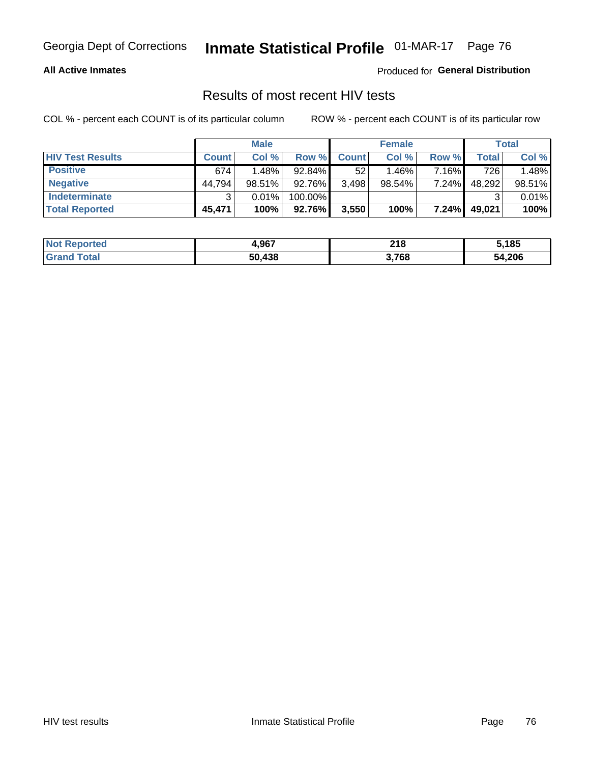Georgia Dept of Corrections **Inmate Statistical Profile** 01-MAR-17

**All Active Inmates**

Produced for **General Distribution**

## Results of most recent HIV tests

COL % - percent each COUNT is of its particular column ROW % - percent each COUNT is of its particular row

| | Male | | | Female | | | Total | |
|---|---|---|---|---|---|---|---|---|
| **HIV Test Results** | **Count** | **Col %** | **Row %** | **Count** | **Col %** | **Row %** | **Total** | **Col %** |
| **Positive** | 674 | 1.48% | 92.84% | 52 | 1.46% | 7.16% | 726 | 1.48% |
| **Negative** | 44,794 | 98.51% | 92.76% | 3,498 | 98.54% | 7.24% | 48,292 | 98.51% |
| **Indeterminate** | 3 | 0.01% | 100.00% | | | | 3 | 0.01% |
| **Total Reported** | **45,471** | **100%** | **92.76%** | **3,550** | **100%** | **7.24%** | **49,021** | **100%** |

| | Male | Female | Total |
|---|---|---|---|
| **Not Reported** | **4,967** | **218** | **5,185** |
| **Grand Total** | **50,438** | **3,768** | **54,206** |

HIV test results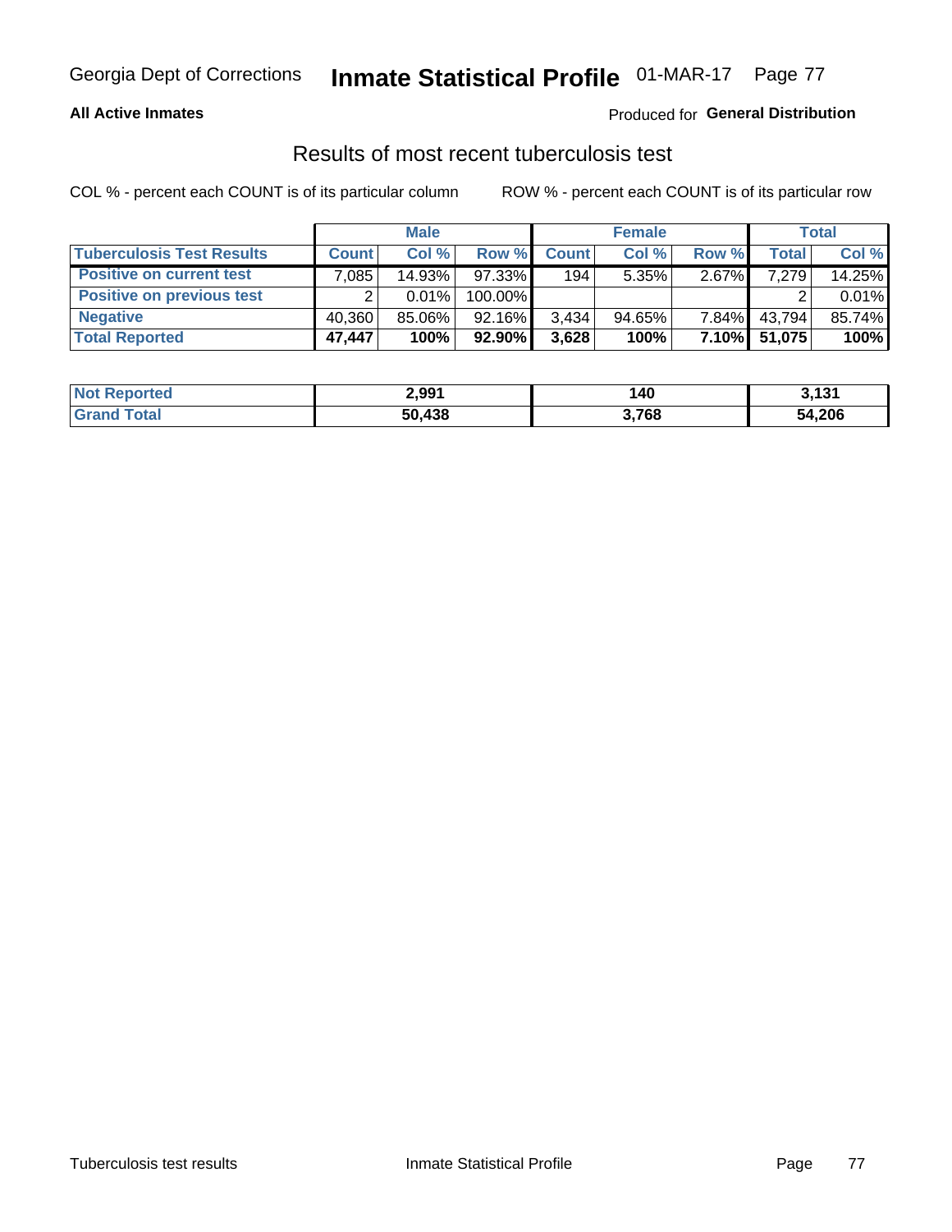**All Active Inmates**

Produced for **General Distribution**

## Results of most recent tuberculosis test

COL % - percent each COUNT is of its particular column

ROW % - percent each COUNT is of its particular row

| | Male | | | Female | | | Total | |
|---|---|---|---|---|---|---|---|---|
| **Tuberculosis Test Results** | **Count** | **Col %** | **Row %** | **Count** | **Col %** | **Row %** | **Total** | **Col %** |
| **Positive on current test** | 7,085 | 14.93% | 97.33% | 194 | 5.35% | 2.67% | 7,279 | 14.25% |
| **Positive on previous test** | 2 | 0.01% | 100.00% | | | | 2 | 0.01% |
| **Negative** | 40,360 | 85.06% | 92.16% | 3,434 | 94.65% | 7.84% | 43,794 | 85.74% |
| **Total Reported** | **47,447** | **100%** | **92.90%** | **3,628** | **100%** | **7.10%** | **51,075** | **100%** |

| | Male | Female | Total |
|---|---|---|---|
| **Not Reported** | **2,991** | **140** | **3,131** |
| **Grand Total** | **50,438** | **3,768** | **54,206** |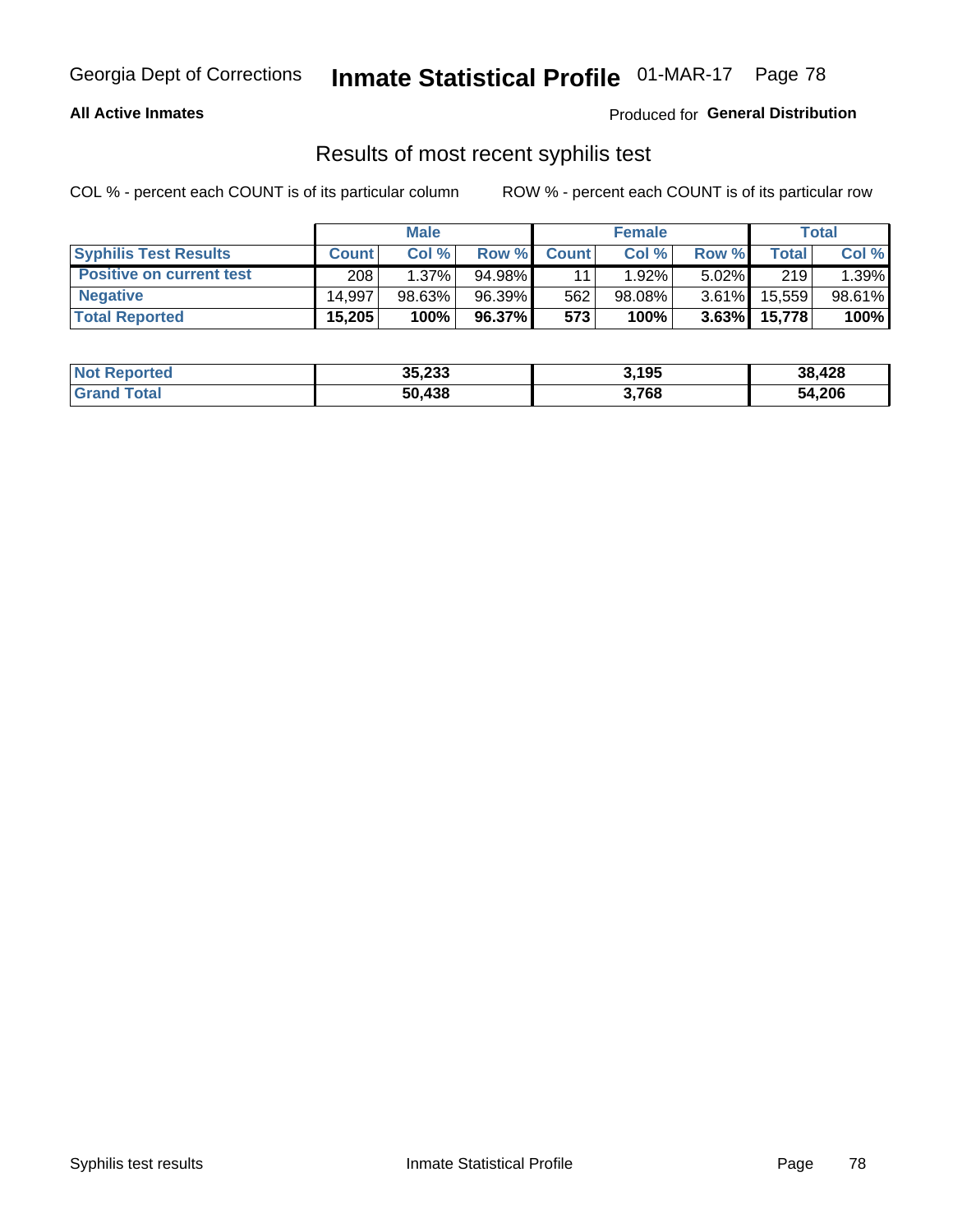Georgia Dept of Corrections **Inmate Statistical Profile** 01-MAR-17

**All Active Inmates**

Produced for **General Distribution**

## Results of most recent syphilis test

COL % - percent each COUNT is of its particular column

ROW % - percent each COUNT is of its particular row

| | Male | | | Female | | | Total | |
|---|---|---|---|---|---|---|---|---|
| **Syphilis Test Results** | **Count** | **Col %** | **Row %** | **Count** | **Col %** | **Row %** | **Total** | **Col %** |
| **Positive on current test** | 208 | 1.37% | 94.98% | 11 | 1.92% | 5.02% | 219 | 1.39% |
| **Negative** | 14,997 | 98.63% | 96.39% | 562 | 98.08% | 3.61% | 15,559 | 98.61% |
| **Total Reported** | **15,205** | **100%** | **96.37%** | **573** | **100%** | **3.63%** | **15,778** | **100%** |

| | Male | Female | Total |
|---|---|---|---|
| **Not Reported** | **35,233** | **3,195** | **38,428** |
| **Grand Total** | **50,438** | **3,768** | **54,206** |

Syphilis test results Inmate Statistical Profile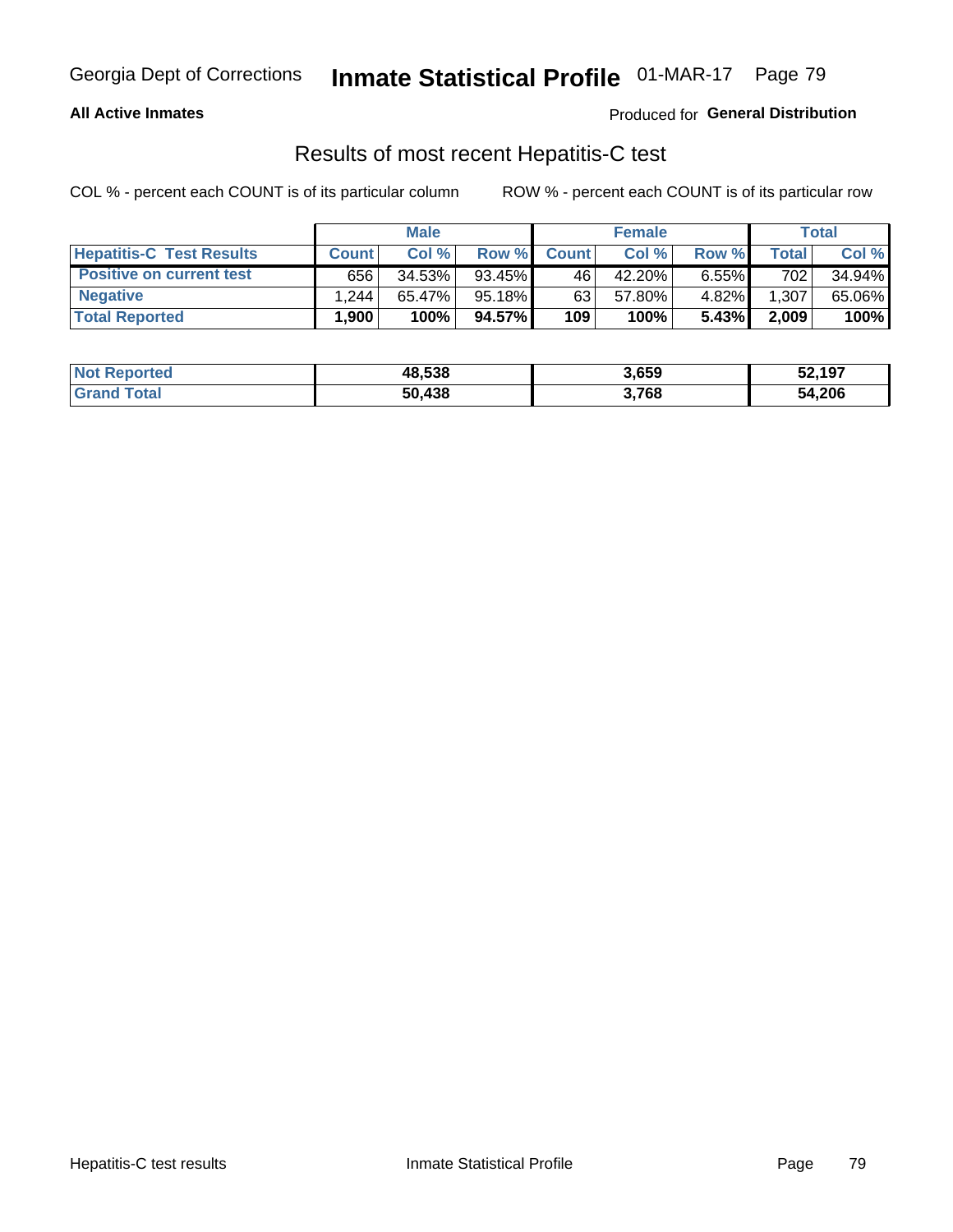Georgia Dept of Corrections **Inmate Statistical Profile** 01-MAR-17

**All Active Inmates**

Produced for **General Distribution**

## Results of most recent Hepatitis-C test

COL % - percent each COUNT is of its particular column

ROW % - percent each COUNT is of its particular row

| | Male | | | Female | | | Total | |
|---|---|---|---|---|---|---|---|---|
| **Hepatitis-C Test Results** | **Count** | **Col %** | **Row %** | **Count** | **Col %** | **Row %** | **Total** | **Col %** |
| **Positive on current test** | 656 | 34.53% | 93.45% | 46 | 42.20% | 6.55% | 702 | 34.94% |
| **Negative** | 1,244 | 65.47% | 95.18% | 63 | 57.80% | 4.82% | 1,307 | 65.06% |
| **Total Reported** | **1,900** | **100%** | **94.57%** | **109** | **100%** | **5.43%** | **2,009** | **100%** |

| | Male | Female | Total |
|---|---|---|---|
| **Not Reported** | **48,538** | **3,659** | **52,197** |
| **Grand Total** | **50,438** | **3,768** | **54,206** |

Hepatitis-C test results